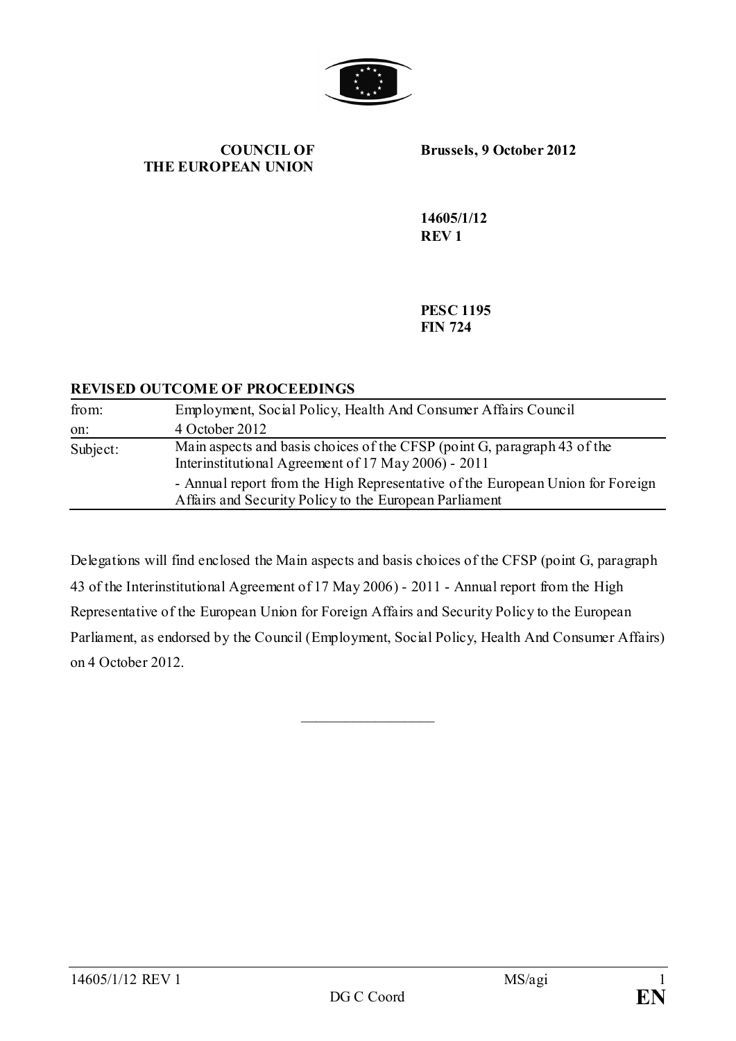**COUNCIL OF THE EUROPEAN UNION**

**Brussels, 9 October 2012**

**14605/1/12**
**REV 1**

**PESC 1195**
**FIN 724**

**REVISED OUTCOME OF PROCEEDINGS**

| | |
|---|---|
| from: | Employment, Social Policy, Health And Consumer Affairs Council |
| on: | 4 October 2012 |
| Subject: | Main aspects and basis choices of the CFSP (point G, paragraph 43 of the Interinstitutional Agreement of 17 May 2006) - 2011<br>- Annual report from the High Representative of the European Union for Foreign Affairs and Security Policy to the European Parliament |

Delegations will find enclosed the Main aspects and basis choices of the CFSP (point G, paragraph 43 of the Interinstitutional Agreement of 17 May 2006) - 2011 - Annual report from the High Representative of the European Union for Foreign Affairs and Security Policy to the European Parliament, as endorsed by the Council (Employment, Social Policy, Health And Consumer Affairs) on 4 October 2012.

\_\_\_\_\_\_\_\_\_\_\_\_\_\_\_\_\_\_\_\_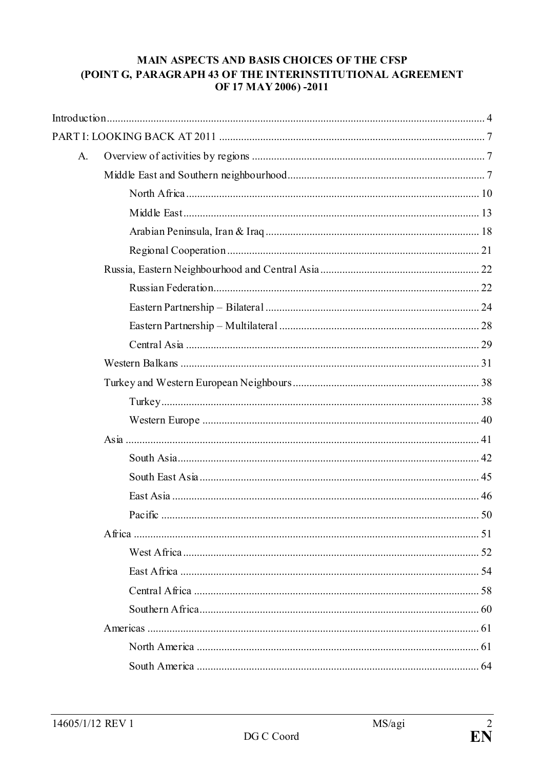**MAIN ASPECTS AND BASIS CHOICES OF THE CFSP (POINT G, PARAGRAPH 43 OF THE INTERINSTITUTIONAL AGREEMENT OF 17 MAY 2006) -2011**

Introduction ..... 4

PART I: LOOKING BACK AT 2011 ..... 7

- A. Overview of activities by regions ..... 7
  - Middle East and Southern neighbourhood ..... 7
    - North Africa ..... 10
    - Middle East ..... 13
    - Arabian Peninsula, Iran & Iraq ..... 18
    - Regional Cooperation ..... 21
  - Russia, Eastern Neighbourhood and Central Asia ..... 22
    - Russian Federation ..... 22
    - Eastern Partnership – Bilateral ..... 24
    - Eastern Partnership – Multilateral ..... 28
    - Central Asia ..... 29
  - Western Balkans ..... 31
  - Turkey and Western European Neighbours ..... 38
    - Turkey ..... 38
    - Western Europe ..... 40
  - Asia ..... 41
    - South Asia ..... 42
    - South East Asia ..... 45
    - East Asia ..... 46
    - Pacific ..... 50
  - Africa ..... 51
    - West Africa ..... 52
    - East Africa ..... 54
    - Central Africa ..... 58
    - Southern Africa ..... 60
  - Americas ..... 61
    - North America ..... 61
    - South America ..... 64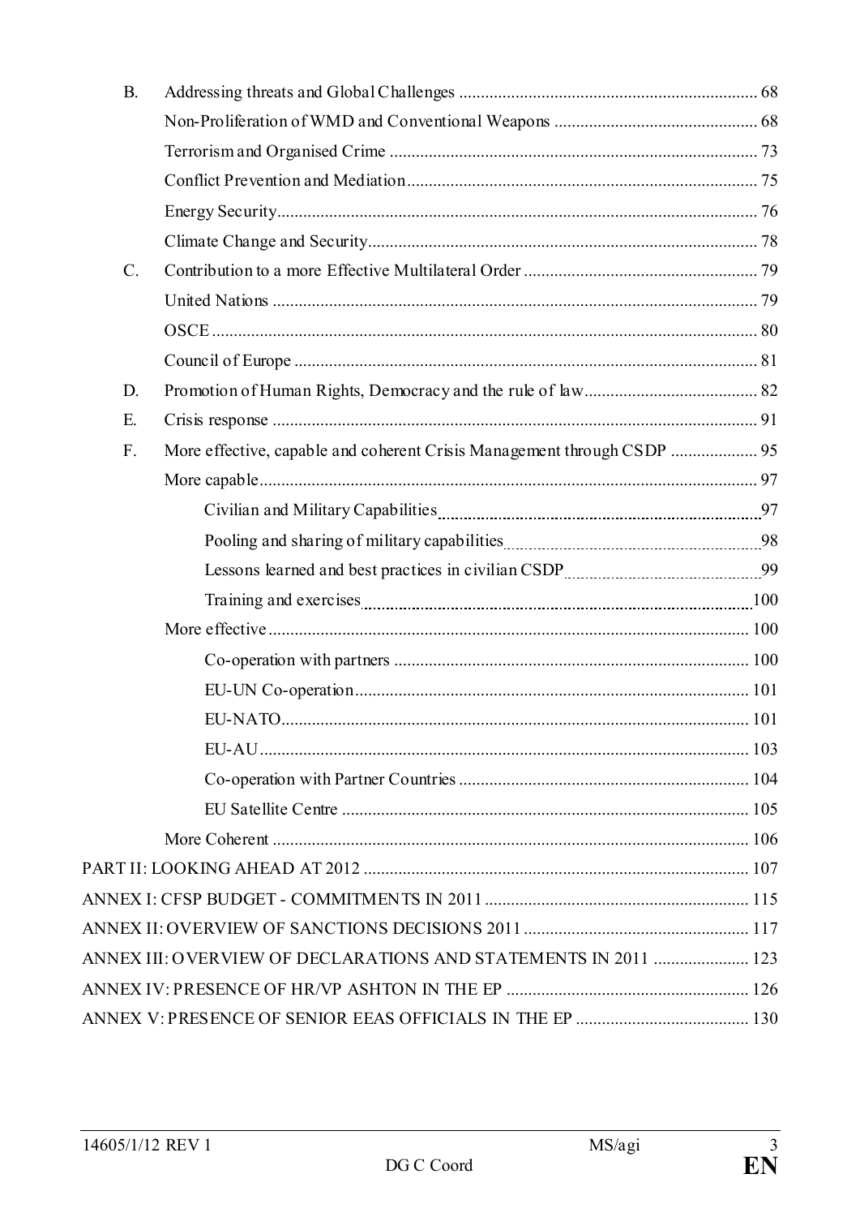- B. Addressing threats and Global Challenges ..... 68
  - Non-Proliferation of WMD and Conventional Weapons ..... 68
  - Terrorism and Organised Crime ..... 73
  - Conflict Prevention and Mediation ..... 75
  - Energy Security ..... 76
  - Climate Change and Security ..... 78
- C. Contribution to a more Effective Multilateral Order ..... 79
  - United Nations ..... 79
  - OSCE ..... 80
  - Council of Europe ..... 81
- D. Promotion of Human Rights, Democracy and the rule of law ..... 82
- E. Crisis response ..... 91
- F. More effective, capable and coherent Crisis Management through CSDP ..... 95
  - More capable ..... 97
    - Civilian and Military Capabilities ..... 97
    - Pooling and sharing of military capabilities ..... 98
    - Lessons learned and best practices in civilian CSDP ..... 99
    - Training and exercises ..... 100
  - More effective ..... 100
    - Co-operation with partners ..... 100
    - EU-UN Co-operation ..... 101
    - EU-NATO ..... 101
    - EU-AU ..... 103
    - Co-operation with Partner Countries ..... 104
    - EU Satellite Centre ..... 105
  - More Coherent ..... 106

PART II: LOOKING AHEAD AT 2012 ..... 107

ANNEX I: CFSP BUDGET - COMMITMENTS IN 2011 ..... 115

ANNEX II: OVERVIEW OF SANCTIONS DECISIONS 2011 ..... 117

ANNEX III: OVERVIEW OF DECLARATIONS AND STATEMENTS IN 2011 ..... 123

ANNEX IV: PRESENCE OF HR/VP ASHTON IN THE EP ..... 126

ANNEX V: PRESENCE OF SENIOR EEAS OFFICIALS IN THE EP ..... 130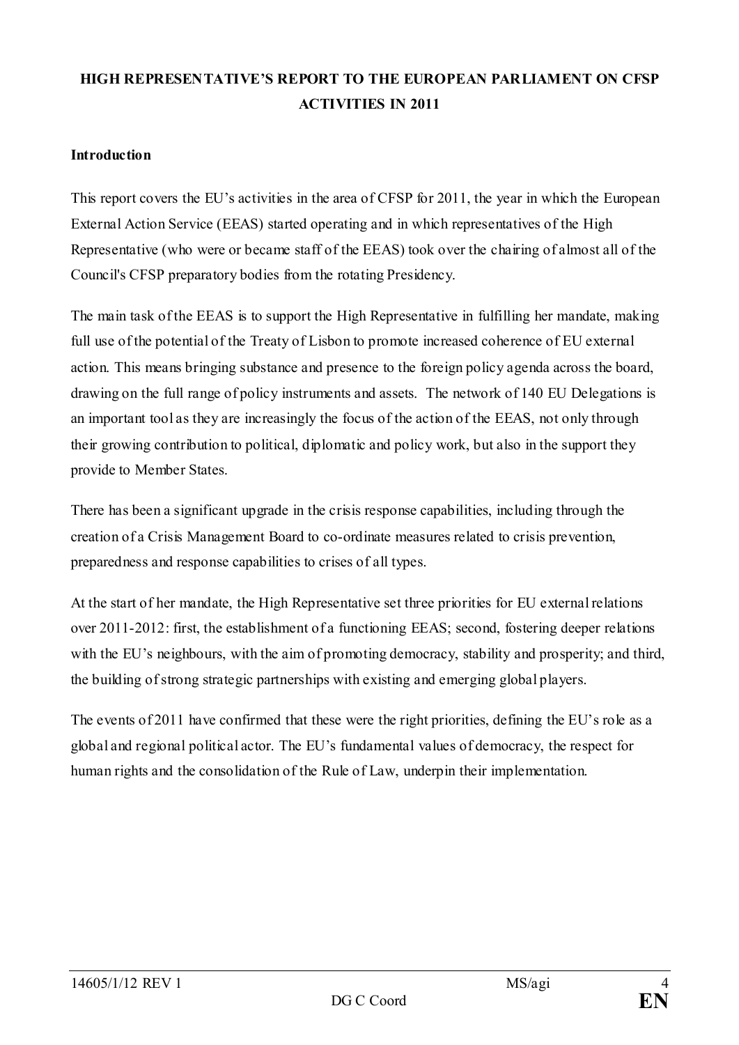# HIGH REPRESENTATIVE'S REPORT TO THE EUROPEAN PARLIAMENT ON CFSP ACTIVITIES IN 2011

## Introduction

This report covers the EU's activities in the area of CFSP for 2011, the year in which the European External Action Service (EEAS) started operating and in which representatives of the High Representative (who were or became staff of the EEAS) took over the chairing of almost all of the Council's CFSP preparatory bodies from the rotating Presidency.

The main task of the EEAS is to support the High Representative in fulfilling her mandate, making full use of the potential of the Treaty of Lisbon to promote increased coherence of EU external action. This means bringing substance and presence to the foreign policy agenda across the board, drawing on the full range of policy instruments and assets. The network of 140 EU Delegations is an important tool as they are increasingly the focus of the action of the EEAS, not only through their growing contribution to political, diplomatic and policy work, but also in the support they provide to Member States.

There has been a significant upgrade in the crisis response capabilities, including through the creation of a Crisis Management Board to co-ordinate measures related to crisis prevention, preparedness and response capabilities to crises of all types.

At the start of her mandate, the High Representative set three priorities for EU external relations over 2011-2012: first, the establishment of a functioning EEAS; second, fostering deeper relations with the EU's neighbours, with the aim of promoting democracy, stability and prosperity; and third, the building of strong strategic partnerships with existing and emerging global players.

The events of 2011 have confirmed that these were the right priorities, defining the EU's role as a global and regional political actor. The EU's fundamental values of democracy, the respect for human rights and the consolidation of the Rule of Law, underpin their implementation.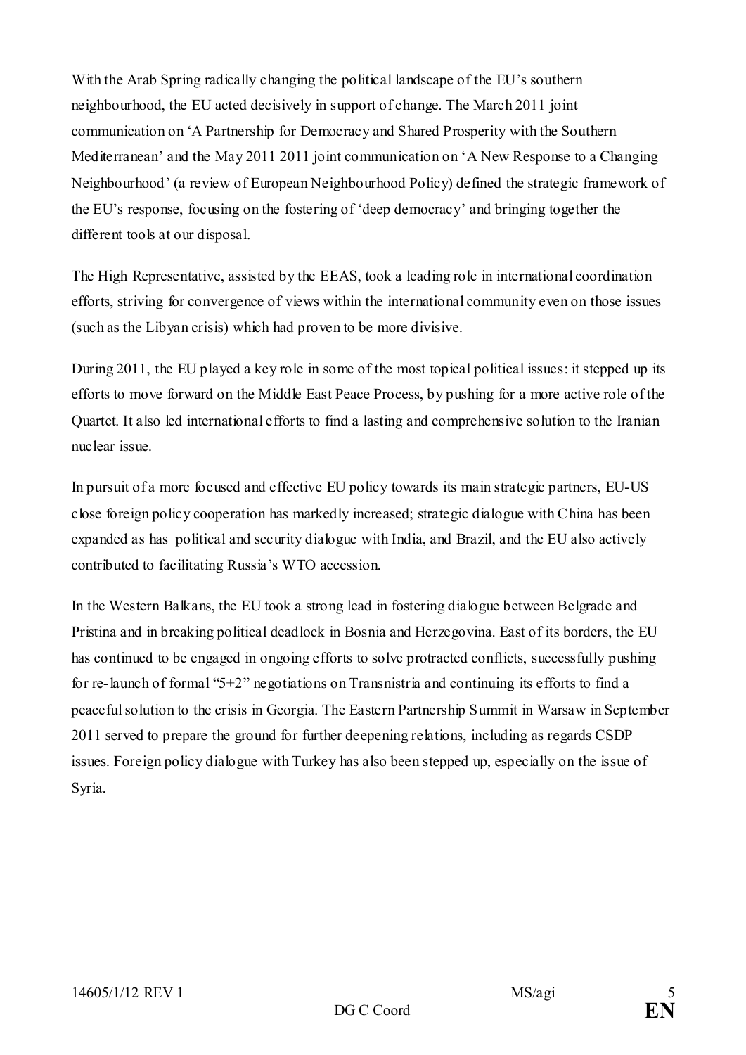With the Arab Spring radically changing the political landscape of the EU's southern neighbourhood, the EU acted decisively in support of change. The March 2011 joint communication on 'A Partnership for Democracy and Shared Prosperity with the Southern Mediterranean' and the May 2011 2011 joint communication on 'A New Response to a Changing Neighbourhood' (a review of European Neighbourhood Policy) defined the strategic framework of the EU's response, focusing on the fostering of 'deep democracy' and bringing together the different tools at our disposal.

The High Representative, assisted by the EEAS, took a leading role in international coordination efforts, striving for convergence of views within the international community even on those issues (such as the Libyan crisis) which had proven to be more divisive.

During 2011, the EU played a key role in some of the most topical political issues: it stepped up its efforts to move forward on the Middle East Peace Process, by pushing for a more active role of the Quartet. It also led international efforts to find a lasting and comprehensive solution to the Iranian nuclear issue.

In pursuit of a more focused and effective EU policy towards its main strategic partners, EU-US close foreign policy cooperation has markedly increased; strategic dialogue with China has been expanded as has political and security dialogue with India, and Brazil, and the EU also actively contributed to facilitating Russia's WTO accession.

In the Western Balkans, the EU took a strong lead in fostering dialogue between Belgrade and Pristina and in breaking political deadlock in Bosnia and Herzegovina. East of its borders, the EU has continued to be engaged in ongoing efforts to solve protracted conflicts, successfully pushing for re-launch of formal "5+2" negotiations on Transnistria and continuing its efforts to find a peaceful solution to the crisis in Georgia. The Eastern Partnership Summit in Warsaw in September 2011 served to prepare the ground for further deepening relations, including as regards CSDP issues. Foreign policy dialogue with Turkey has also been stepped up, especially on the issue of Syria.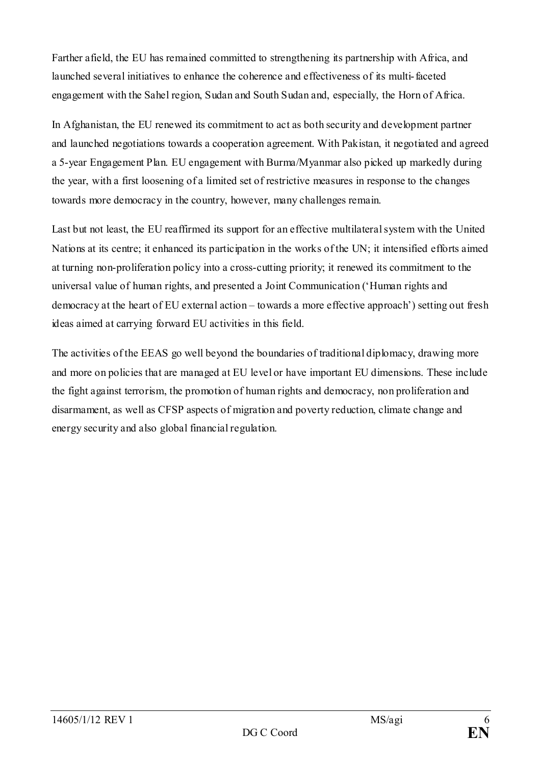Farther afield, the EU has remained committed to strengthening its partnership with Africa, and launched several initiatives to enhance the coherence and effectiveness of its multi-faceted engagement with the Sahel region, Sudan and South Sudan and, especially, the Horn of Africa.

In Afghanistan, the EU renewed its commitment to act as both security and development partner and launched negotiations towards a cooperation agreement. With Pakistan, it negotiated and agreed a 5-year Engagement Plan. EU engagement with Burma/Myanmar also picked up markedly during the year, with a first loosening of a limited set of restrictive measures in response to the changes towards more democracy in the country, however, many challenges remain.

Last but not least, the EU reaffirmed its support for an effective multilateral system with the United Nations at its centre; it enhanced its participation in the works of the UN; it intensified efforts aimed at turning non-proliferation policy into a cross-cutting priority; it renewed its commitment to the universal value of human rights, and presented a Joint Communication ('Human rights and democracy at the heart of EU external action – towards a more effective approach') setting out fresh ideas aimed at carrying forward EU activities in this field.

The activities of the EEAS go well beyond the boundaries of traditional diplomacy, drawing more and more on policies that are managed at EU level or have important EU dimensions. These include the fight against terrorism, the promotion of human rights and democracy, non proliferation and disarmament, as well as CFSP aspects of migration and poverty reduction, climate change and energy security and also global financial regulation.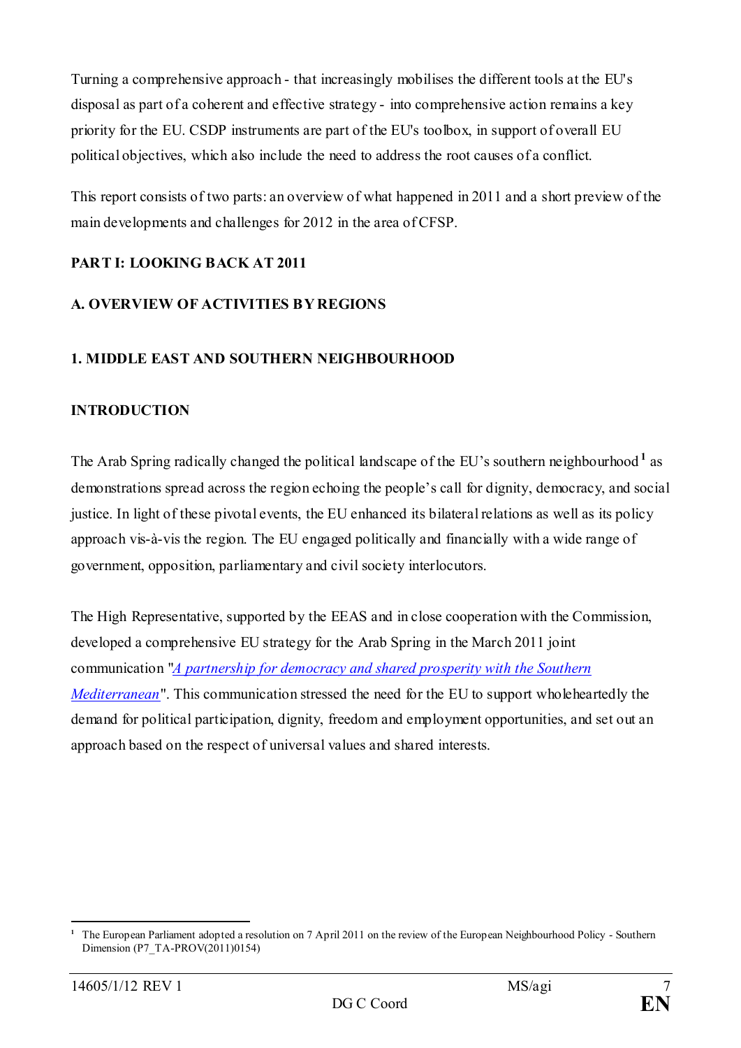Turning a comprehensive approach - that increasingly mobilises the different tools at the EU's disposal as part of a coherent and effective strategy - into comprehensive action remains a key priority for the EU. CSDP instruments are part of the EU's toolbox, in support of overall EU political objectives, which also include the need to address the root causes of a conflict.

This report consists of two parts: an overview of what happened in 2011 and a short preview of the main developments and challenges for 2012 in the area of CFSP.

## PART I: LOOKING BACK AT 2011

### A. OVERVIEW OF ACTIVITIES BY REGIONS

#### 1. MIDDLE EAST AND SOUTHERN NEIGHBOURHOOD

#### INTRODUCTION

The Arab Spring radically changed the political landscape of the EU's southern neighbourhood[1] as demonstrations spread across the region echoing the people's call for dignity, democracy, and social justice. In light of these pivotal events, the EU enhanced its bilateral relations as well as its policy approach vis-à-vis the region. The EU engaged politically and financially with a wide range of government, opposition, parliamentary and civil society interlocutors.

The High Representative, supported by the EEAS and in close cooperation with the Commission, developed a comprehensive EU strategy for the Arab Spring in the March 2011 joint communication "*A partnership for democracy and shared prosperity with the Southern Mediterranean*". This communication stressed the need for the EU to support wholeheartedly the demand for political participation, dignity, freedom and employment opportunities, and set out an approach based on the respect of universal values and shared interests.

[1] The European Parliament adopted a resolution on 7 April 2011 on the review of the European Neighbourhood Policy - Southern Dimension (P7_TA-PROV(2011)0154)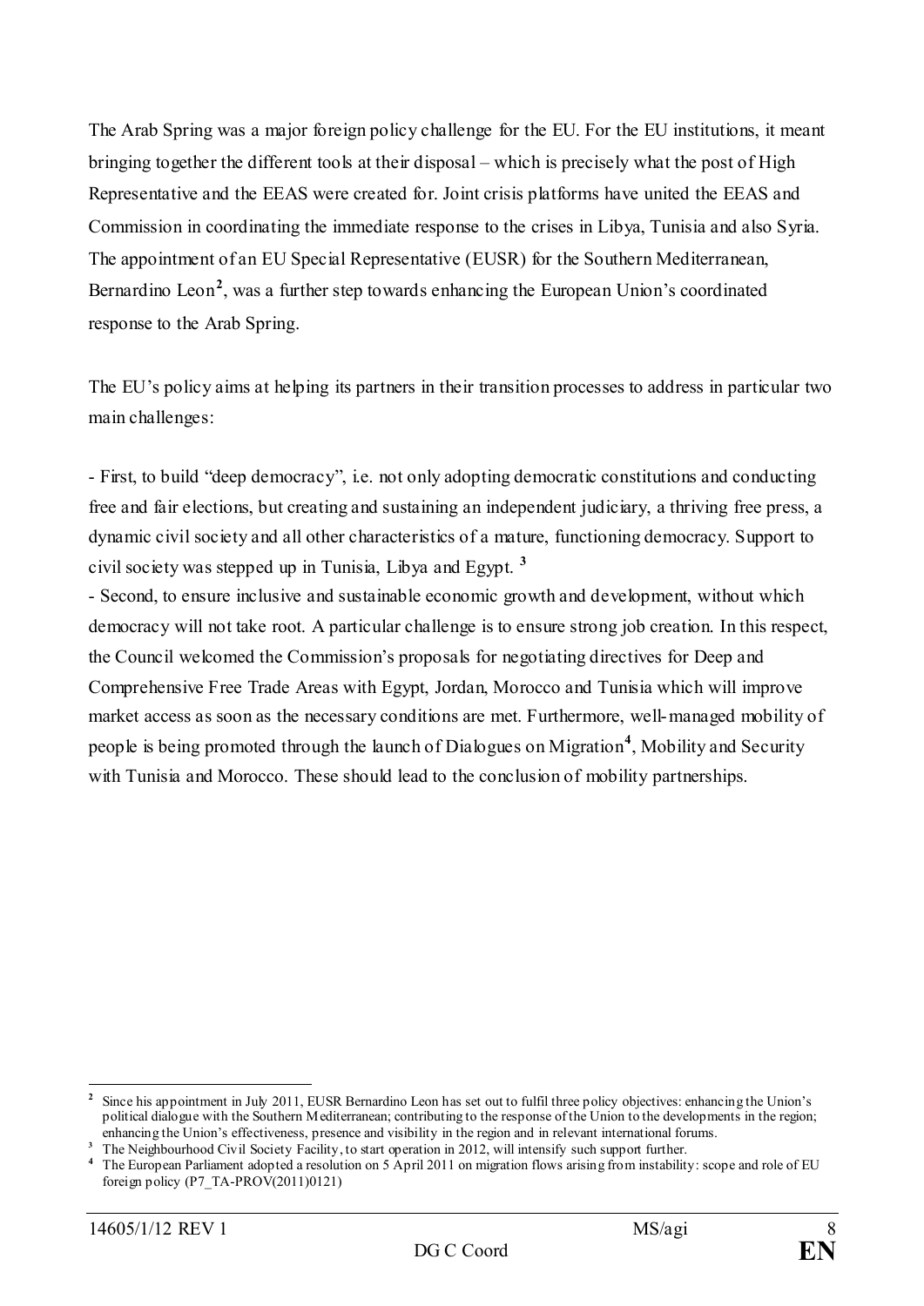The Arab Spring was a major foreign policy challenge for the EU. For the EU institutions, it meant bringing together the different tools at their disposal – which is precisely what the post of High Representative and the EEAS were created for. Joint crisis platforms have united the EEAS and Commission in coordinating the immediate response to the crises in Libya, Tunisia and also Syria. The appointment of an EU Special Representative (EUSR) for the Southern Mediterranean, Bernardino Leon[2], was a further step towards enhancing the European Union's coordinated response to the Arab Spring.

The EU's policy aims at helping its partners in their transition processes to address in particular two main challenges:

- First, to build "deep democracy", i.e. not only adopting democratic constitutions and conducting free and fair elections, but creating and sustaining an independent judiciary, a thriving free press, a dynamic civil society and all other characteristics of a mature, functioning democracy. Support to civil society was stepped up in Tunisia, Libya and Egypt. [3]
- Second, to ensure inclusive and sustainable economic growth and development, without which democracy will not take root. A particular challenge is to ensure strong job creation. In this respect, the Council welcomed the Commission's proposals for negotiating directives for Deep and Comprehensive Free Trade Areas with Egypt, Jordan, Morocco and Tunisia which will improve market access as soon as the necessary conditions are met. Furthermore, well-managed mobility of people is being promoted through the launch of Dialogues on Migration[4], Mobility and Security with Tunisia and Morocco. These should lead to the conclusion of mobility partnerships.

---

[2] Since his appointment in July 2011, EUSR Bernardino Leon has set out to fulfil three policy objectives: enhancing the Union's political dialogue with the Southern Mediterranean; contributing to the response of the Union to the developments in the region; enhancing the Union's effectiveness, presence and visibility in the region and in relevant international forums.

[3] The Neighbourhood Civil Society Facility, to start operation in 2012, will intensify such support further.

[4] The European Parliament adopted a resolution on 5 April 2011 on migration flows arising from instability: scope and role of EU foreign policy (P7_TA-PROV(2011)0121)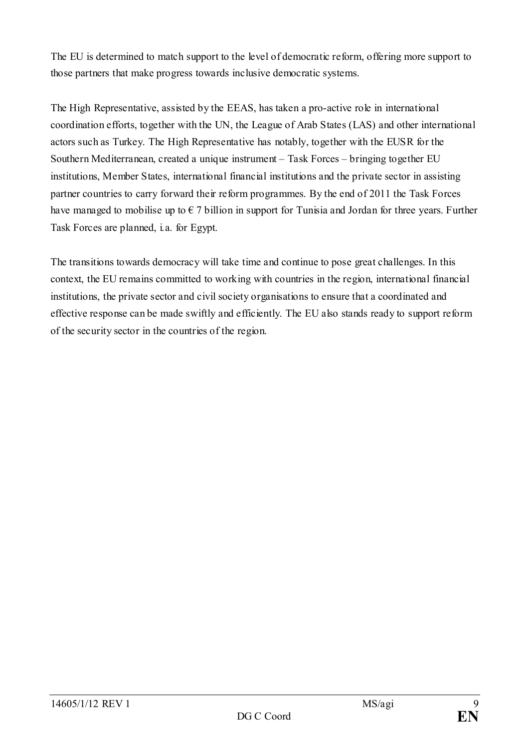The EU is determined to match support to the level of democratic reform, offering more support to those partners that make progress towards inclusive democratic systems.

The High Representative, assisted by the EEAS, has taken a pro-active role in international coordination efforts, together with the UN, the League of Arab States (LAS) and other international actors such as Turkey. The High Representative has notably, together with the EUSR for the Southern Mediterranean, created a unique instrument – Task Forces – bringing together EU institutions, Member States, international financial institutions and the private sector in assisting partner countries to carry forward their reform programmes. By the end of 2011 the Task Forces have managed to mobilise up to € 7 billion in support for Tunisia and Jordan for three years. Further Task Forces are planned, i.a. for Egypt.

The transitions towards democracy will take time and continue to pose great challenges. In this context, the EU remains committed to working with countries in the region, international financial institutions, the private sector and civil society organisations to ensure that a coordinated and effective response can be made swiftly and efficiently. The EU also stands ready to support reform of the security sector in the countries of the region.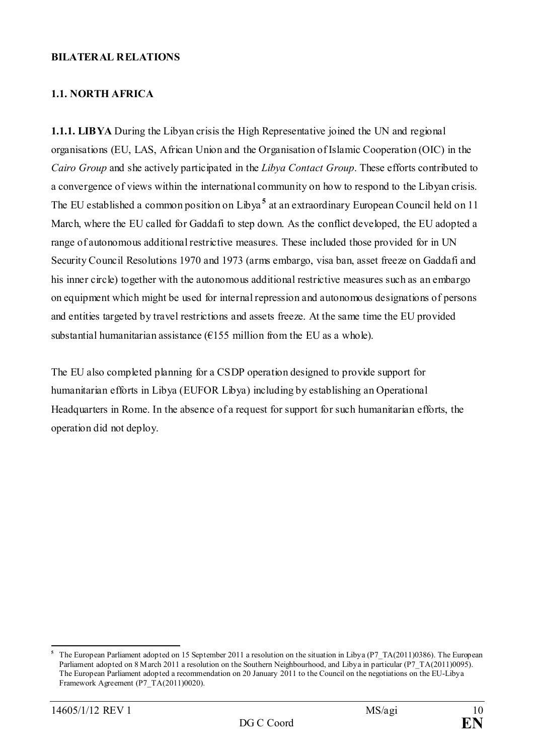**BILATERAL RELATIONS**

**1.1. NORTH AFRICA**

**1.1.1. LIBYA** During the Libyan crisis the High Representative joined the UN and regional organisations (EU, LAS, African Union and the Organisation of Islamic Cooperation (OIC) in the *Cairo Group* and she actively participated in the *Libya Contact Group*. These efforts contributed to a convergence of views within the international community on how to respond to the Libyan crisis. The EU established a common position on Libya[5] at an extraordinary European Council held on 11 March, where the EU called for Gaddafi to step down. As the conflict developed, the EU adopted a range of autonomous additional restrictive measures. These included those provided for in UN Security Council Resolutions 1970 and 1973 (arms embargo, visa ban, asset freeze on Gaddafi and his inner circle) together with the autonomous additional restrictive measures such as an embargo on equipment which might be used for internal repression and autonomous designations of persons and entities targeted by travel restrictions and assets freeze. At the same time the EU provided substantial humanitarian assistance (€155 million from the EU as a whole).

The EU also completed planning for a CSDP operation designed to provide support for humanitarian efforts in Libya (EUFOR Libya) including by establishing an Operational Headquarters in Rome. In the absence of a request for support for such humanitarian efforts, the operation did not deploy.

---

[5] The European Parliament adopted on 15 September 2011 a resolution on the situation in Libya (P7_TA(2011)0386). The European Parliament adopted on 8 March 2011 a resolution on the Southern Neighbourhood, and Libya in particular (P7_TA(2011)0095). The European Parliament adopted a recommendation on 20 January 2011 to the Council on the negotiations on the EU-Libya Framework Agreement (P7_TA(2011)0020).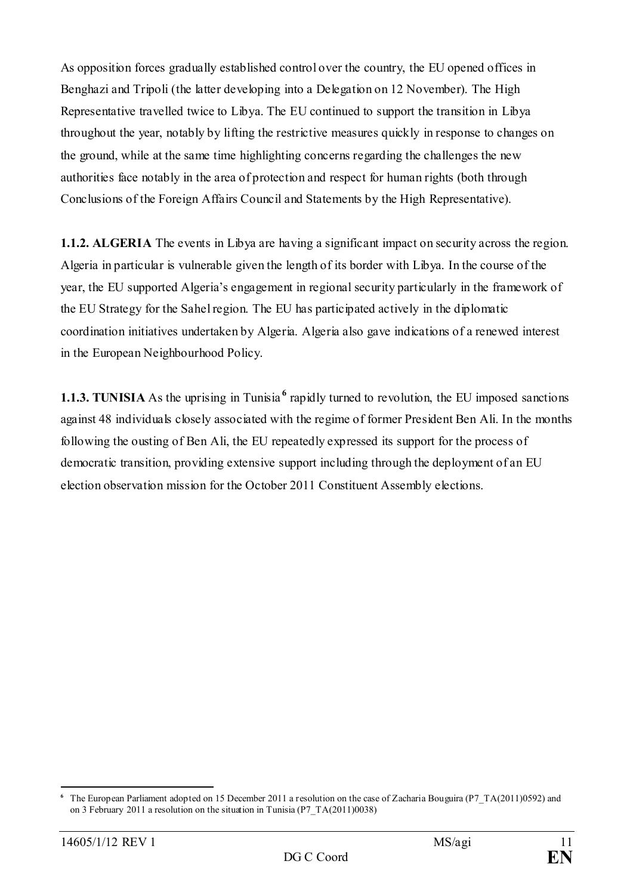As opposition forces gradually established control over the country, the EU opened offices in Benghazi and Tripoli (the latter developing into a Delegation on 12 November). The High Representative travelled twice to Libya. The EU continued to support the transition in Libya throughout the year, notably by lifting the restrictive measures quickly in response to changes on the ground, while at the same time highlighting concerns regarding the challenges the new authorities face notably in the area of protection and respect for human rights (both through Conclusions of the Foreign Affairs Council and Statements by the High Representative).

**1.1.2. ALGERIA** The events in Libya are having a significant impact on security across the region. Algeria in particular is vulnerable given the length of its border with Libya. In the course of the year, the EU supported Algeria's engagement in regional security particularly in the framework of the EU Strategy for the Sahel region. The EU has participated actively in the diplomatic coordination initiatives undertaken by Algeria. Algeria also gave indications of a renewed interest in the European Neighbourhood Policy.

**1.1.3. TUNISIA** As the uprising in Tunisia[6] rapidly turned to revolution, the EU imposed sanctions against 48 individuals closely associated with the regime of former President Ben Ali. In the months following the ousting of Ben Ali, the EU repeatedly expressed its support for the process of democratic transition, providing extensive support including through the deployment of an EU election observation mission for the October 2011 Constituent Assembly elections.

[6] The European Parliament adopted on 15 December 2011 a resolution on the case of Zacharia Bouguira (P7_TA(2011)0592) and on 3 February 2011 a resolution on the situation in Tunisia (P7_TA(2011)0038)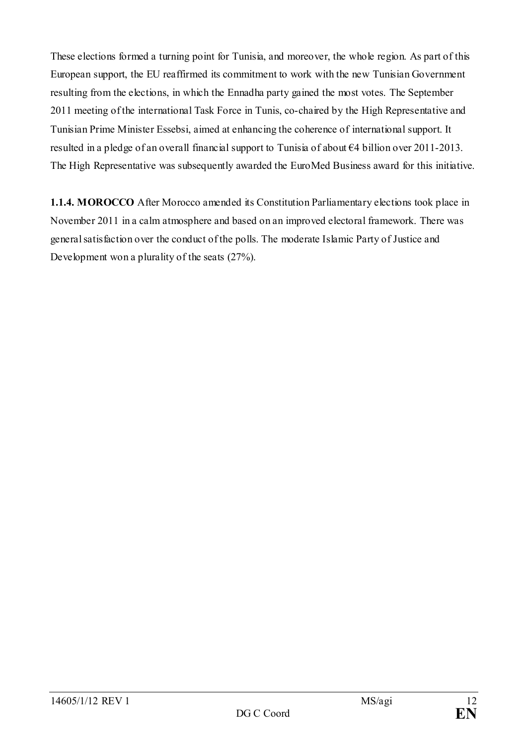These elections formed a turning point for Tunisia, and moreover, the whole region. As part of this European support, the EU reaffirmed its commitment to work with the new Tunisian Government resulting from the elections, in which the Ennadha party gained the most votes. The September 2011 meeting of the international Task Force in Tunis, co-chaired by the High Representative and Tunisian Prime Minister Essebsi, aimed at enhancing the coherence of international support. It resulted in a pledge of an overall financial support to Tunisia of about €4 billion over 2011-2013. The High Representative was subsequently awarded the EuroMed Business award for this initiative.

**1.1.4. MOROCCO** After Morocco amended its Constitution Parliamentary elections took place in November 2011 in a calm atmosphere and based on an improved electoral framework. There was general satisfaction over the conduct of the polls. The moderate Islamic Party of Justice and Development won a plurality of the seats (27%).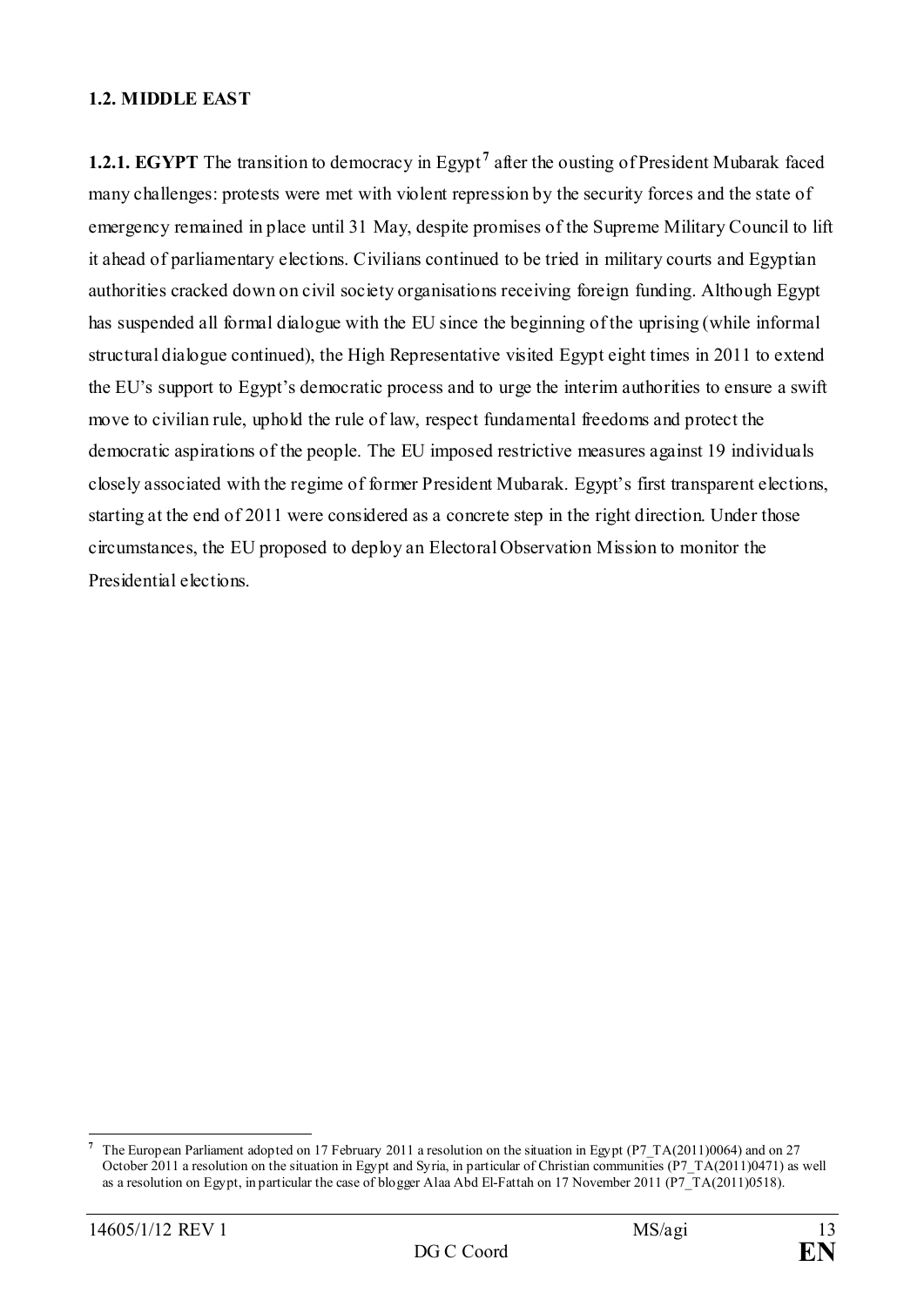### 1.2. MIDDLE EAST

**1.2.1. EGYPT** The transition to democracy in Egypt[7] after the ousting of President Mubarak faced many challenges: protests were met with violent repression by the security forces and the state of emergency remained in place until 31 May, despite promises of the Supreme Military Council to lift it ahead of parliamentary elections. Civilians continued to be tried in military courts and Egyptian authorities cracked down on civil society organisations receiving foreign funding. Although Egypt has suspended all formal dialogue with the EU since the beginning of the uprising (while informal structural dialogue continued), the High Representative visited Egypt eight times in 2011 to extend the EU's support to Egypt's democratic process and to urge the interim authorities to ensure a swift move to civilian rule, uphold the rule of law, respect fundamental freedoms and protect the democratic aspirations of the people. The EU imposed restrictive measures against 19 individuals closely associated with the regime of former President Mubarak. Egypt's first transparent elections, starting at the end of 2011 were considered as a concrete step in the right direction. Under those circumstances, the EU proposed to deploy an Electoral Observation Mission to monitor the Presidential elections.

---

[7] The European Parliament adopted on 17 February 2011 a resolution on the situation in Egypt (P7_TA(2011)0064) and on 27 October 2011 a resolution on the situation in Egypt and Syria, in particular of Christian communities (P7_TA(2011)0471) as well as a resolution on Egypt, in particular the case of blogger Alaa Abd El-Fattah on 17 November 2011 (P7_TA(2011)0518).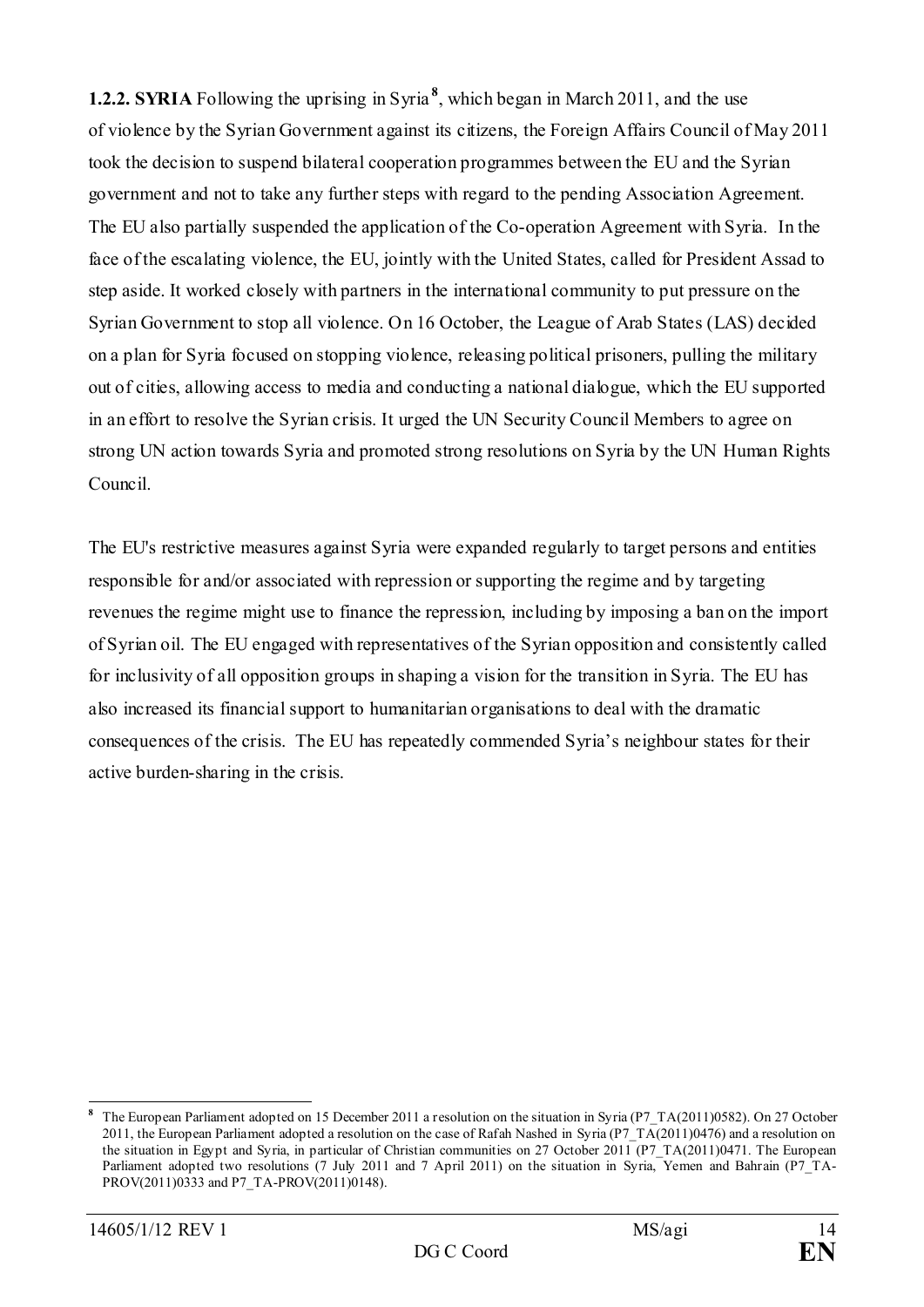**1.2.2. SYRIA** Following the uprising in Syria[8], which began in March 2011, and the use of violence by the Syrian Government against its citizens, the Foreign Affairs Council of May 2011 took the decision to suspend bilateral cooperation programmes between the EU and the Syrian government and not to take any further steps with regard to the pending Association Agreement. The EU also partially suspended the application of the Co-operation Agreement with Syria. In the face of the escalating violence, the EU, jointly with the United States, called for President Assad to step aside. It worked closely with partners in the international community to put pressure on the Syrian Government to stop all violence. On 16 October, the League of Arab States (LAS) decided on a plan for Syria focused on stopping violence, releasing political prisoners, pulling the military out of cities, allowing access to media and conducting a national dialogue, which the EU supported in an effort to resolve the Syrian crisis. It urged the UN Security Council Members to agree on strong UN action towards Syria and promoted strong resolutions on Syria by the UN Human Rights Council.

The EU's restrictive measures against Syria were expanded regularly to target persons and entities responsible for and/or associated with repression or supporting the regime and by targeting revenues the regime might use to finance the repression, including by imposing a ban on the import of Syrian oil. The EU engaged with representatives of the Syrian opposition and consistently called for inclusivity of all opposition groups in shaping a vision for the transition in Syria. The EU has also increased its financial support to humanitarian organisations to deal with the dramatic consequences of the crisis. The EU has repeatedly commended Syria's neighbour states for their active burden-sharing in the crisis.

---

[8] The European Parliament adopted on 15 December 2011 a resolution on the situation in Syria (P7_TA(2011)0582). On 27 October 2011, the European Parliament adopted a resolution on the case of Rafah Nashed in Syria (P7_TA(2011)0476) and a resolution on the situation in Egypt and Syria, in particular of Christian communities on 27 October 2011 (P7_TA(2011)0471. The European Parliament adopted two resolutions (7 July 2011 and 7 April 2011) on the situation in Syria, Yemen and Bahrain (P7_TA-PROV(2011)0333 and P7_TA-PROV(2011)0148).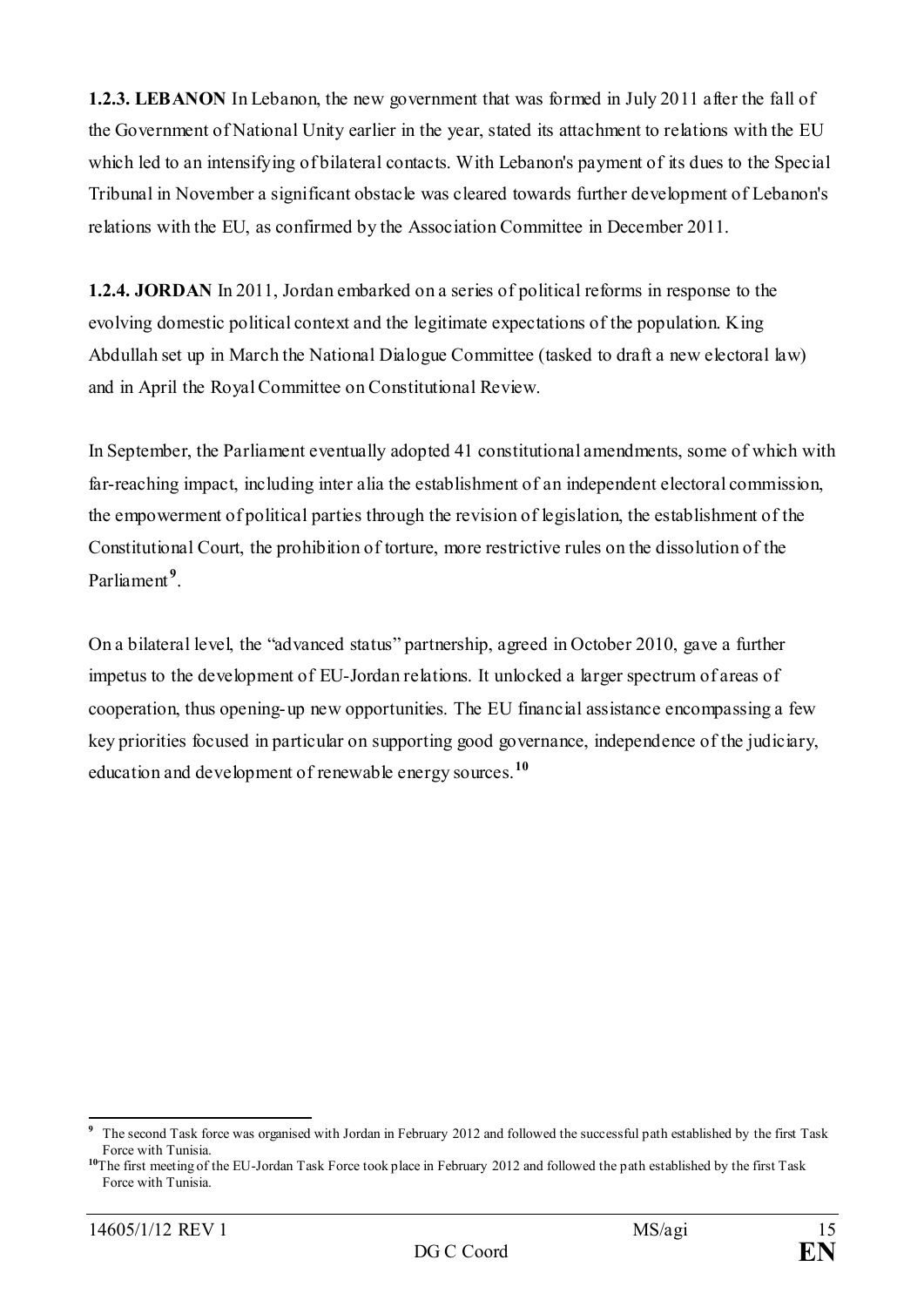**1.2.3. LEBANON** In Lebanon, the new government that was formed in July 2011 after the fall of the Government of National Unity earlier in the year, stated its attachment to relations with the EU which led to an intensifying of bilateral contacts. With Lebanon's payment of its dues to the Special Tribunal in November a significant obstacle was cleared towards further development of Lebanon's relations with the EU, as confirmed by the Association Committee in December 2011.

**1.2.4. JORDAN** In 2011, Jordan embarked on a series of political reforms in response to the evolving domestic political context and the legitimate expectations of the population. King Abdullah set up in March the National Dialogue Committee (tasked to draft a new electoral law) and in April the Royal Committee on Constitutional Review.

In September, the Parliament eventually adopted 41 constitutional amendments, some of which with far-reaching impact, including inter alia the establishment of an independent electoral commission, the empowerment of political parties through the revision of legislation, the establishment of the Constitutional Court, the prohibition of torture, more restrictive rules on the dissolution of the Parliament[9].

On a bilateral level, the "advanced status" partnership, agreed in October 2010, gave a further impetus to the development of EU-Jordan relations. It unlocked a larger spectrum of areas of cooperation, thus opening-up new opportunities. The EU financial assistance encompassing a few key priorities focused in particular on supporting good governance, independence of the judiciary, education and development of renewable energy sources.[10]

---

[9] The second Task force was organised with Jordan in February 2012 and followed the successful path established by the first Task Force with Tunisia.

[10] The first meeting of the EU-Jordan Task Force took place in February 2012 and followed the path established by the first Task Force with Tunisia.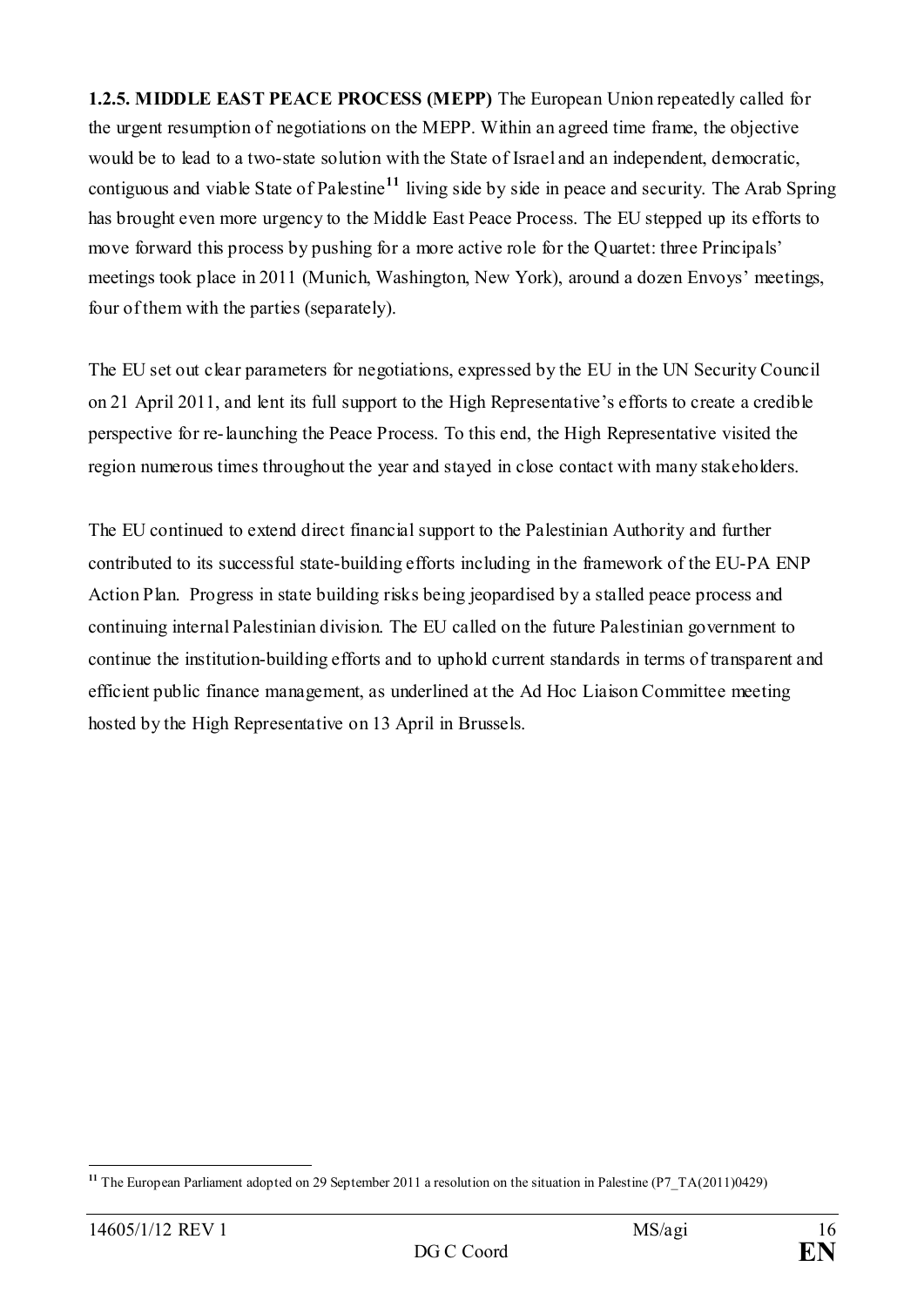**1.2.5. MIDDLE EAST PEACE PROCESS (MEPP)** The European Union repeatedly called for the urgent resumption of negotiations on the MEPP. Within an agreed time frame, the objective would be to lead to a two-state solution with the State of Israel and an independent, democratic, contiguous and viable State of Palestine[11] living side by side in peace and security. The Arab Spring has brought even more urgency to the Middle East Peace Process. The EU stepped up its efforts to move forward this process by pushing for a more active role for the Quartet: three Principals' meetings took place in 2011 (Munich, Washington, New York), around a dozen Envoys' meetings, four of them with the parties (separately).

The EU set out clear parameters for negotiations, expressed by the EU in the UN Security Council on 21 April 2011, and lent its full support to the High Representative's efforts to create a credible perspective for re-launching the Peace Process. To this end, the High Representative visited the region numerous times throughout the year and stayed in close contact with many stakeholders.

The EU continued to extend direct financial support to the Palestinian Authority and further contributed to its successful state-building efforts including in the framework of the EU-PA ENP Action Plan. Progress in state building risks being jeopardised by a stalled peace process and continuing internal Palestinian division. The EU called on the future Palestinian government to continue the institution-building efforts and to uphold current standards in terms of transparent and efficient public finance management, as underlined at the Ad Hoc Liaison Committee meeting hosted by the High Representative on 13 April in Brussels.

[11] The European Parliament adopted on 29 September 2011 a resolution on the situation in Palestine (P7_TA(2011)0429)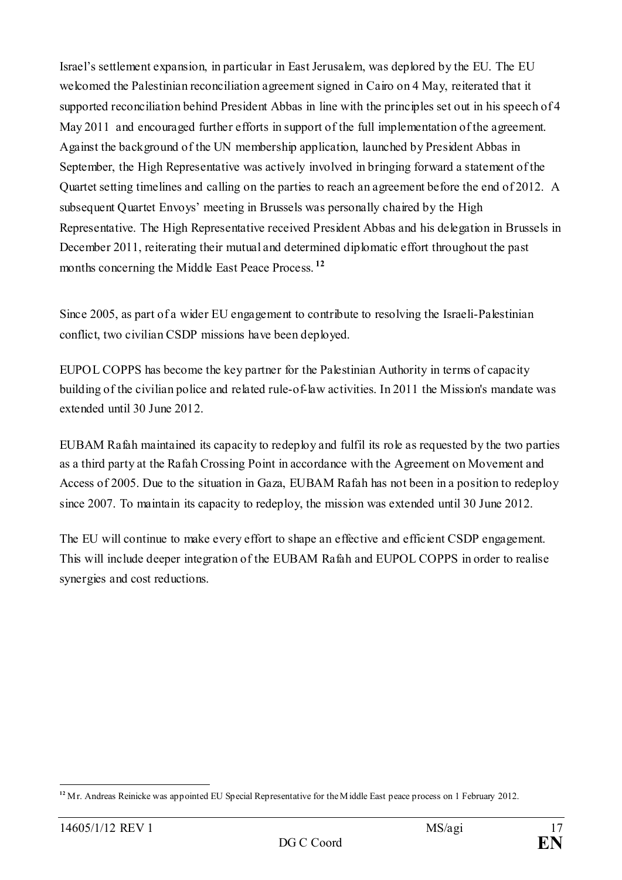Israel's settlement expansion, in particular in East Jerusalem, was deplored by the EU. The EU welcomed the Palestinian reconciliation agreement signed in Cairo on 4 May, reiterated that it supported reconciliation behind President Abbas in line with the principles set out in his speech of 4 May 2011 and encouraged further efforts in support of the full implementation of the agreement. Against the background of the UN membership application, launched by President Abbas in September, the High Representative was actively involved in bringing forward a statement of the Quartet setting timelines and calling on the parties to reach an agreement before the end of 2012. A subsequent Quartet Envoys' meeting in Brussels was personally chaired by the High Representative. The High Representative received President Abbas and his delegation in Brussels in December 2011, reiterating their mutual and determined diplomatic effort throughout the past months concerning the Middle East Peace Process.[12]

Since 2005, as part of a wider EU engagement to contribute to resolving the Israeli-Palestinian conflict, two civilian CSDP missions have been deployed.

EUPOL COPPS has become the key partner for the Palestinian Authority in terms of capacity building of the civilian police and related rule-of-law activities. In 2011 the Mission's mandate was extended until 30 June 2012.

EUBAM Rafah maintained its capacity to redeploy and fulfil its role as requested by the two parties as a third party at the Rafah Crossing Point in accordance with the Agreement on Movement and Access of 2005. Due to the situation in Gaza, EUBAM Rafah has not been in a position to redeploy since 2007. To maintain its capacity to redeploy, the mission was extended until 30 June 2012.

The EU will continue to make every effort to shape an effective and efficient CSDP engagement. This will include deeper integration of the EUBAM Rafah and EUPOL COPPS in order to realise synergies and cost reductions.

[12] Mr. Andreas Reinicke was appointed EU Special Representative for the Middle East peace process on 1 February 2012.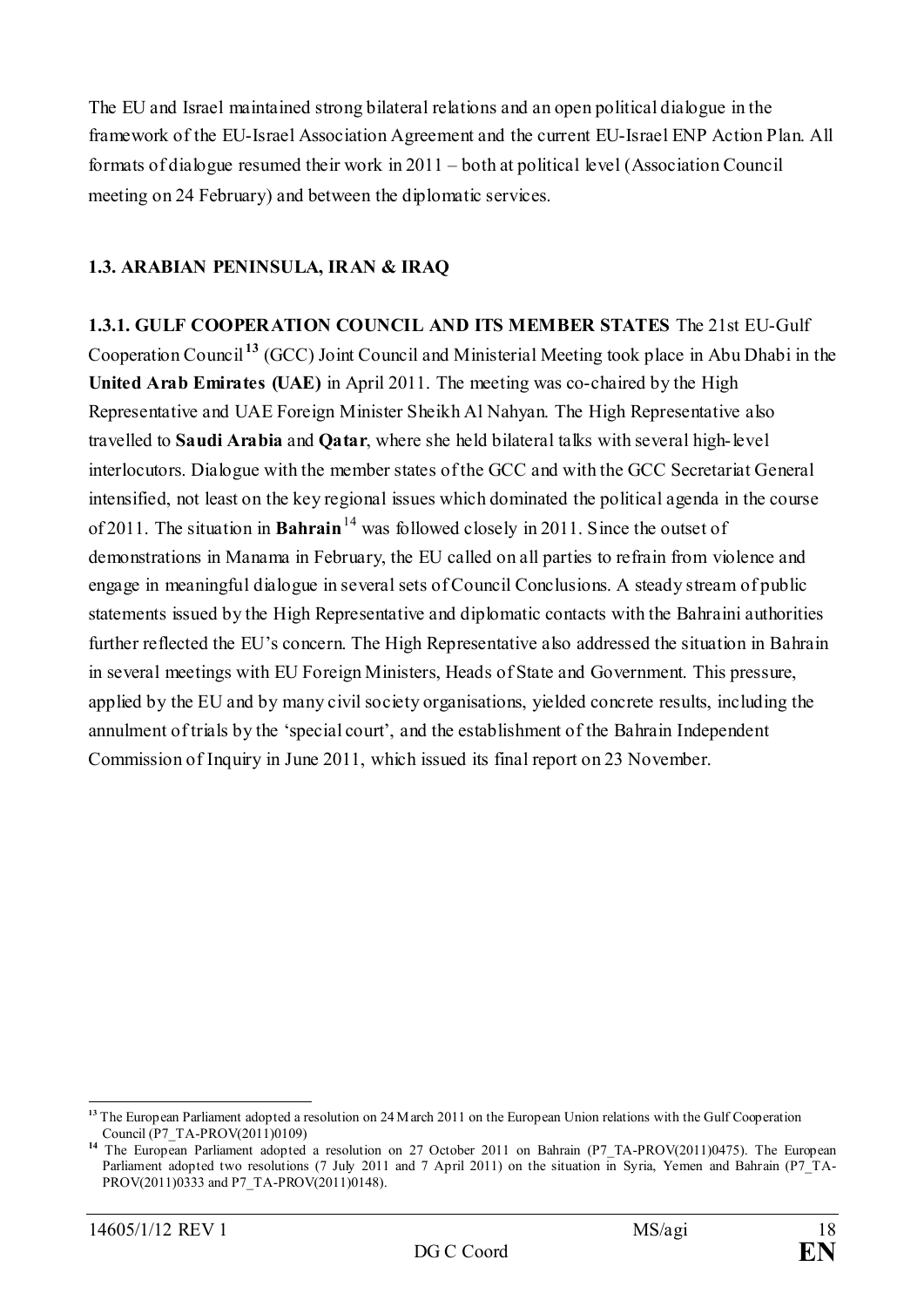The EU and Israel maintained strong bilateral relations and an open political dialogue in the framework of the EU-Israel Association Agreement and the current EU-Israel ENP Action Plan. All formats of dialogue resumed their work in 2011 – both at political level (Association Council meeting on 24 February) and between the diplomatic services.

### 1.3. ARABIAN PENINSULA, IRAN & IRAQ

**1.3.1. GULF COOPERATION COUNCIL AND ITS MEMBER STATES** The 21st EU-Gulf Cooperation Council[13] (GCC) Joint Council and Ministerial Meeting took place in Abu Dhabi in the **United Arab Emirates (UAE)** in April 2011. The meeting was co-chaired by the High Representative and UAE Foreign Minister Sheikh Al Nahyan. The High Representative also travelled to **Saudi Arabia** and **Qatar**, where she held bilateral talks with several high-level interlocutors. Dialogue with the member states of the GCC and with the GCC Secretariat General intensified, not least on the key regional issues which dominated the political agenda in the course of 2011. The situation in **Bahrain**[14] was followed closely in 2011. Since the outset of demonstrations in Manama in February, the EU called on all parties to refrain from violence and engage in meaningful dialogue in several sets of Council Conclusions. A steady stream of public statements issued by the High Representative and diplomatic contacts with the Bahraini authorities further reflected the EU's concern. The High Representative also addressed the situation in Bahrain in several meetings with EU Foreign Ministers, Heads of State and Government. This pressure, applied by the EU and by many civil society organisations, yielded concrete results, including the annulment of trials by the 'special court', and the establishment of the Bahrain Independent Commission of Inquiry in June 2011, which issued its final report on 23 November.

---

[13] The European Parliament adopted a resolution on 24 March 2011 on the European Union relations with the Gulf Cooperation Council (P7_TA-PROV(2011)0109)

[14] The European Parliament adopted a resolution on 27 October 2011 on Bahrain (P7_TA-PROV(2011)0475). The European Parliament adopted two resolutions (7 July 2011 and 7 April 2011) on the situation in Syria, Yemen and Bahrain (P7_TA-PROV(2011)0333 and P7_TA-PROV(2011)0148).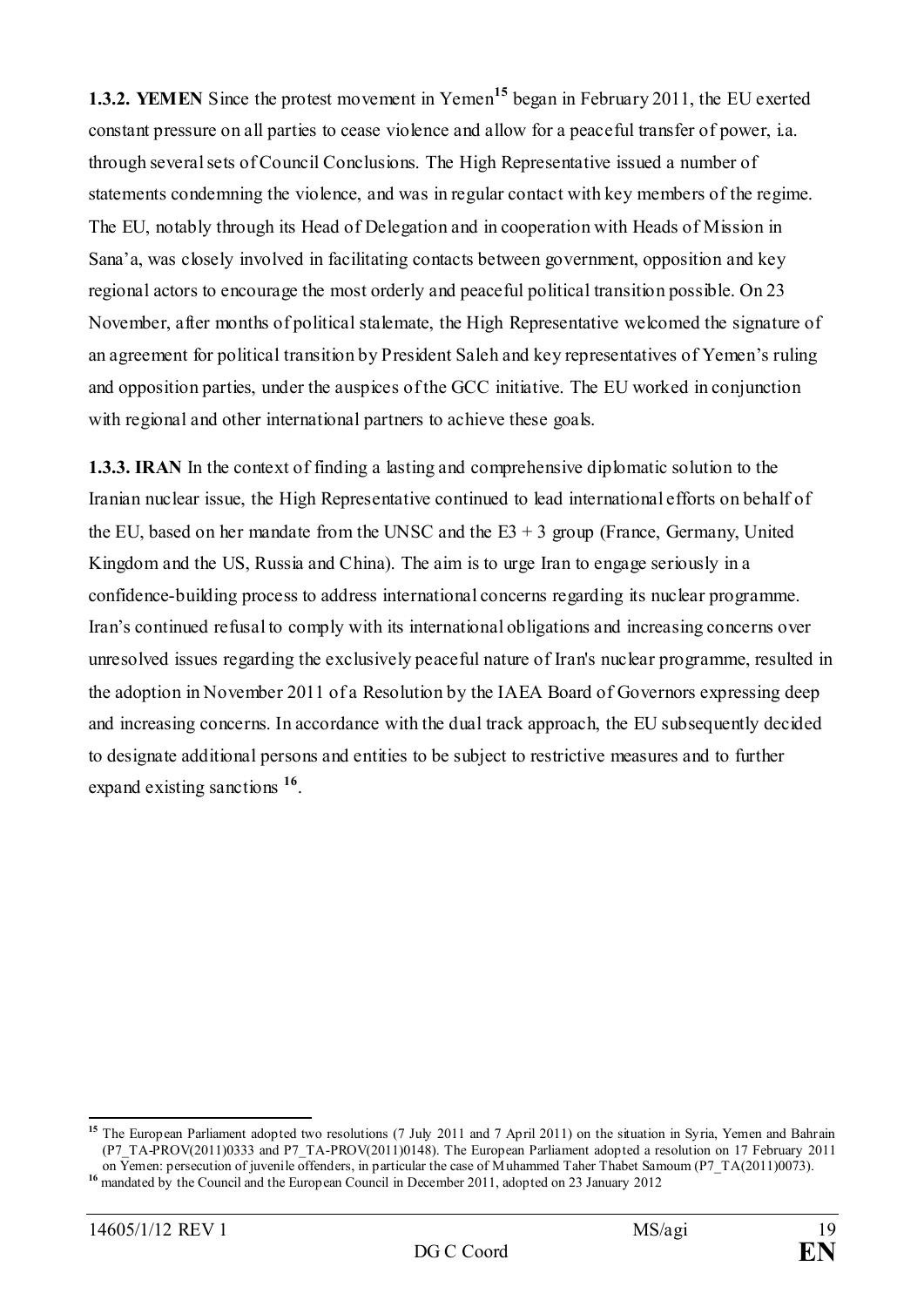**1.3.2. YEMEN** Since the protest movement in Yemen[15] began in February 2011, the EU exerted constant pressure on all parties to cease violence and allow for a peaceful transfer of power, i.a. through several sets of Council Conclusions. The High Representative issued a number of statements condemning the violence, and was in regular contact with key members of the regime. The EU, notably through its Head of Delegation and in cooperation with Heads of Mission in Sana'a, was closely involved in facilitating contacts between government, opposition and key regional actors to encourage the most orderly and peaceful political transition possible. On 23 November, after months of political stalemate, the High Representative welcomed the signature of an agreement for political transition by President Saleh and key representatives of Yemen's ruling and opposition parties, under the auspices of the GCC initiative. The EU worked in conjunction with regional and other international partners to achieve these goals.

**1.3.3. IRAN** In the context of finding a lasting and comprehensive diplomatic solution to the Iranian nuclear issue, the High Representative continued to lead international efforts on behalf of the EU, based on her mandate from the UNSC and the E3 + 3 group (France, Germany, United Kingdom and the US, Russia and China). The aim is to urge Iran to engage seriously in a confidence-building process to address international concerns regarding its nuclear programme. Iran's continued refusal to comply with its international obligations and increasing concerns over unresolved issues regarding the exclusively peaceful nature of Iran's nuclear programme, resulted in the adoption in November 2011 of a Resolution by the IAEA Board of Governors expressing deep and increasing concerns. In accordance with the dual track approach, the EU subsequently decided to designate additional persons and entities to be subject to restrictive measures and to further expand existing sanctions [16].

---

[15] The European Parliament adopted two resolutions (7 July 2011 and 7 April 2011) on the situation in Syria, Yemen and Bahrain (P7_TA-PROV(2011)0333 and P7_TA-PROV(2011)0148). The European Parliament adopted a resolution on 17 February 2011 on Yemen: persecution of juvenile offenders, in particular the case of Muhammed Taher Thabet Samoum (P7_TA(2011)0073).

[16] mandated by the Council and the European Council in December 2011, adopted on 23 January 2012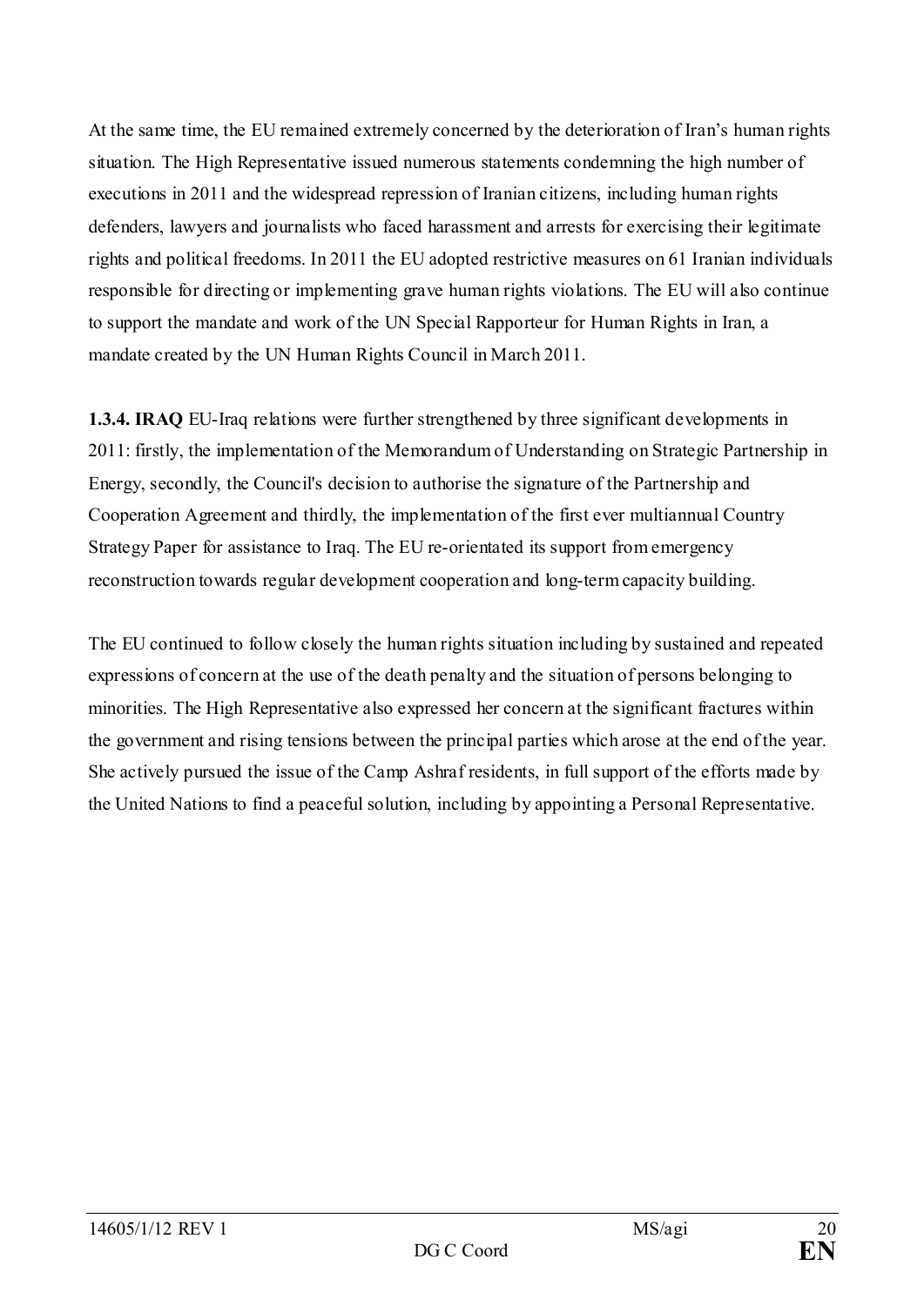At the same time, the EU remained extremely concerned by the deterioration of Iran's human rights situation. The High Representative issued numerous statements condemning the high number of executions in 2011 and the widespread repression of Iranian citizens, including human rights defenders, lawyers and journalists who faced harassment and arrests for exercising their legitimate rights and political freedoms. In 2011 the EU adopted restrictive measures on 61 Iranian individuals responsible for directing or implementing grave human rights violations. The EU will also continue to support the mandate and work of the UN Special Rapporteur for Human Rights in Iran, a mandate created by the UN Human Rights Council in March 2011.

**1.3.4. IRAQ** EU-Iraq relations were further strengthened by three significant developments in 2011: firstly, the implementation of the Memorandum of Understanding on Strategic Partnership in Energy, secondly, the Council's decision to authorise the signature of the Partnership and Cooperation Agreement and thirdly, the implementation of the first ever multiannual Country Strategy Paper for assistance to Iraq. The EU re-orientated its support from emergency reconstruction towards regular development cooperation and long-term capacity building.

The EU continued to follow closely the human rights situation including by sustained and repeated expressions of concern at the use of the death penalty and the situation of persons belonging to minorities. The High Representative also expressed her concern at the significant fractures within the government and rising tensions between the principal parties which arose at the end of the year. She actively pursued the issue of the Camp Ashraf residents, in full support of the efforts made by the United Nations to find a peaceful solution, including by appointing a Personal Representative.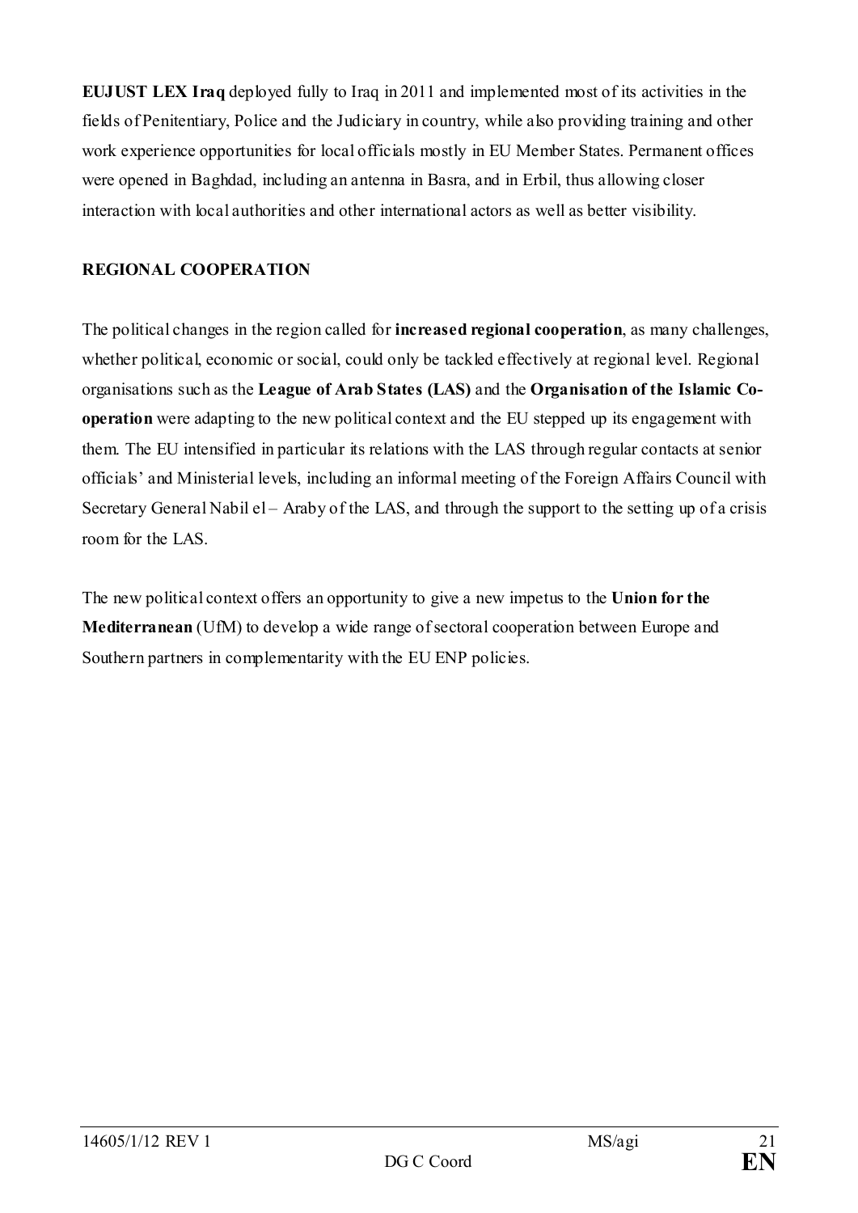**EUJUST LEX Iraq** deployed fully to Iraq in 2011 and implemented most of its activities in the fields of Penitentiary, Police and the Judiciary in country, while also providing training and other work experience opportunities for local officials mostly in EU Member States. Permanent offices were opened in Baghdad, including an antenna in Basra, and in Erbil, thus allowing closer interaction with local authorities and other international actors as well as better visibility.

**REGIONAL COOPERATION**

The political changes in the region called for **increased regional cooperation**, as many challenges, whether political, economic or social, could only be tackled effectively at regional level. Regional organisations such as the **League of Arab States (LAS)** and the **Organisation of the Islamic Co-operation** were adapting to the new political context and the EU stepped up its engagement with them. The EU intensified in particular its relations with the LAS through regular contacts at senior officials' and Ministerial levels, including an informal meeting of the Foreign Affairs Council with Secretary General Nabil el – Araby of the LAS, and through the support to the setting up of a crisis room for the LAS.

The new political context offers an opportunity to give a new impetus to the **Union for the Mediterranean** (UfM) to develop a wide range of sectoral cooperation between Europe and Southern partners in complementarity with the EU ENP policies.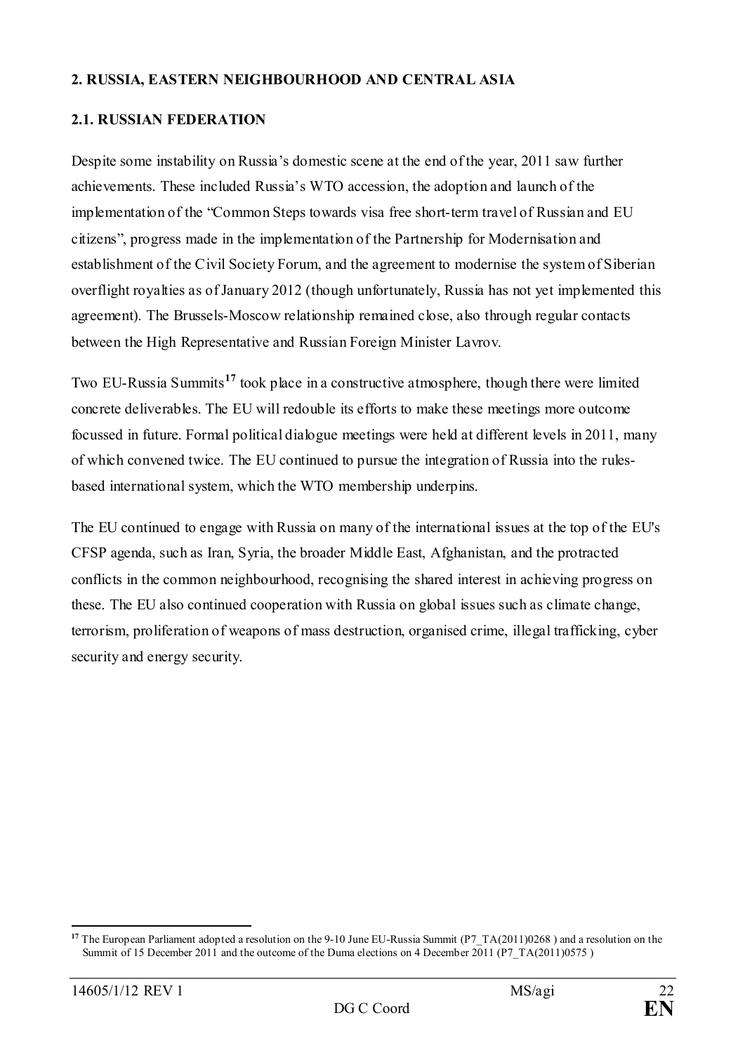## 2. RUSSIA, EASTERN NEIGHBOURHOOD AND CENTRAL ASIA

### 2.1. RUSSIAN FEDERATION

Despite some instability on Russia's domestic scene at the end of the year, 2011 saw further achievements. These included Russia's WTO accession, the adoption and launch of the implementation of the "Common Steps towards visa free short-term travel of Russian and EU citizens", progress made in the implementation of the Partnership for Modernisation and establishment of the Civil Society Forum, and the agreement to modernise the system of Siberian overflight royalties as of January 2012 (though unfortunately, Russia has not yet implemented this agreement). The Brussels-Moscow relationship remained close, also through regular contacts between the High Representative and Russian Foreign Minister Lavrov.

Two EU-Russia Summits[17] took place in a constructive atmosphere, though there were limited concrete deliverables. The EU will redouble its efforts to make these meetings more outcome focussed in future. Formal political dialogue meetings were held at different levels in 2011, many of which convened twice. The EU continued to pursue the integration of Russia into the rules-based international system, which the WTO membership underpins.

The EU continued to engage with Russia on many of the international issues at the top of the EU's CFSP agenda, such as Iran, Syria, the broader Middle East, Afghanistan, and the protracted conflicts in the common neighbourhood, recognising the shared interest in achieving progress on these. The EU also continued cooperation with Russia on global issues such as climate change, terrorism, proliferation of weapons of mass destruction, organised crime, illegal trafficking, cyber security and energy security.

[17] The European Parliament adopted a resolution on the 9-10 June EU-Russia Summit (P7_TA(2011)0268 ) and a resolution on the Summit of 15 December 2011 and the outcome of the Duma elections on 4 December 2011 (P7_TA(2011)0575 )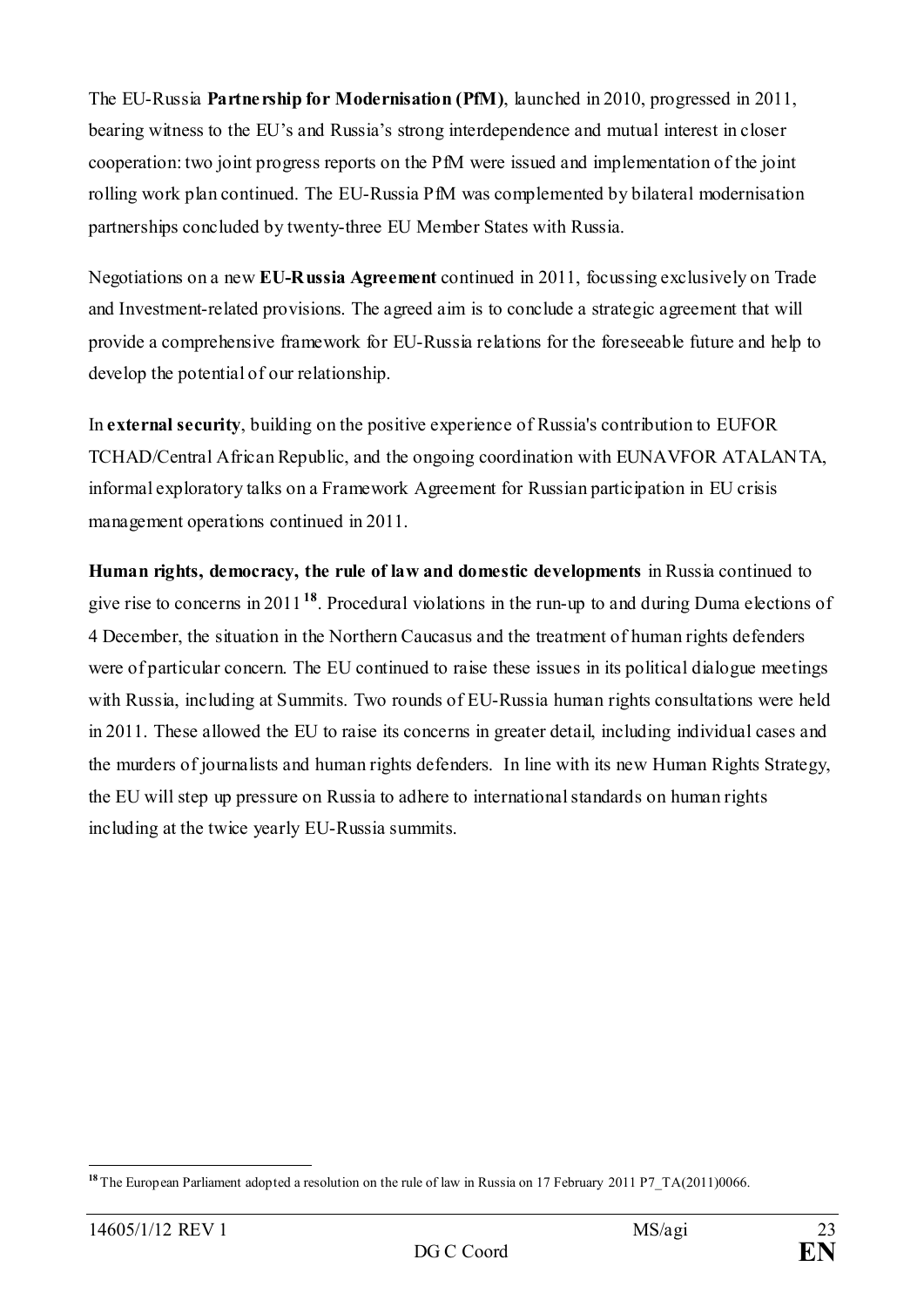The EU-Russia **Partnership for Modernisation (PfM)**, launched in 2010, progressed in 2011, bearing witness to the EU's and Russia's strong interdependence and mutual interest in closer cooperation: two joint progress reports on the PfM were issued and implementation of the joint rolling work plan continued. The EU-Russia PfM was complemented by bilateral modernisation partnerships concluded by twenty-three EU Member States with Russia.

Negotiations on a new **EU-Russia Agreement** continued in 2011, focussing exclusively on Trade and Investment-related provisions. The agreed aim is to conclude a strategic agreement that will provide a comprehensive framework for EU-Russia relations for the foreseeable future and help to develop the potential of our relationship.

In **external security**, building on the positive experience of Russia's contribution to EUFOR TCHAD/Central African Republic, and the ongoing coordination with EUNAVFOR ATALANTA, informal exploratory talks on a Framework Agreement for Russian participation in EU crisis management operations continued in 2011.

**Human rights, democracy, the rule of law and domestic developments** in Russia continued to give rise to concerns in 2011[18]. Procedural violations in the run-up to and during Duma elections of 4 December, the situation in the Northern Caucasus and the treatment of human rights defenders were of particular concern. The EU continued to raise these issues in its political dialogue meetings with Russia, including at Summits. Two rounds of EU-Russia human rights consultations were held in 2011. These allowed the EU to raise its concerns in greater detail, including individual cases and the murders of journalists and human rights defenders. In line with its new Human Rights Strategy, the EU will step up pressure on Russia to adhere to international standards on human rights including at the twice yearly EU-Russia summits.

[18] The European Parliament adopted a resolution on the rule of law in Russia on 17 February 2011 P7_TA(2011)0066.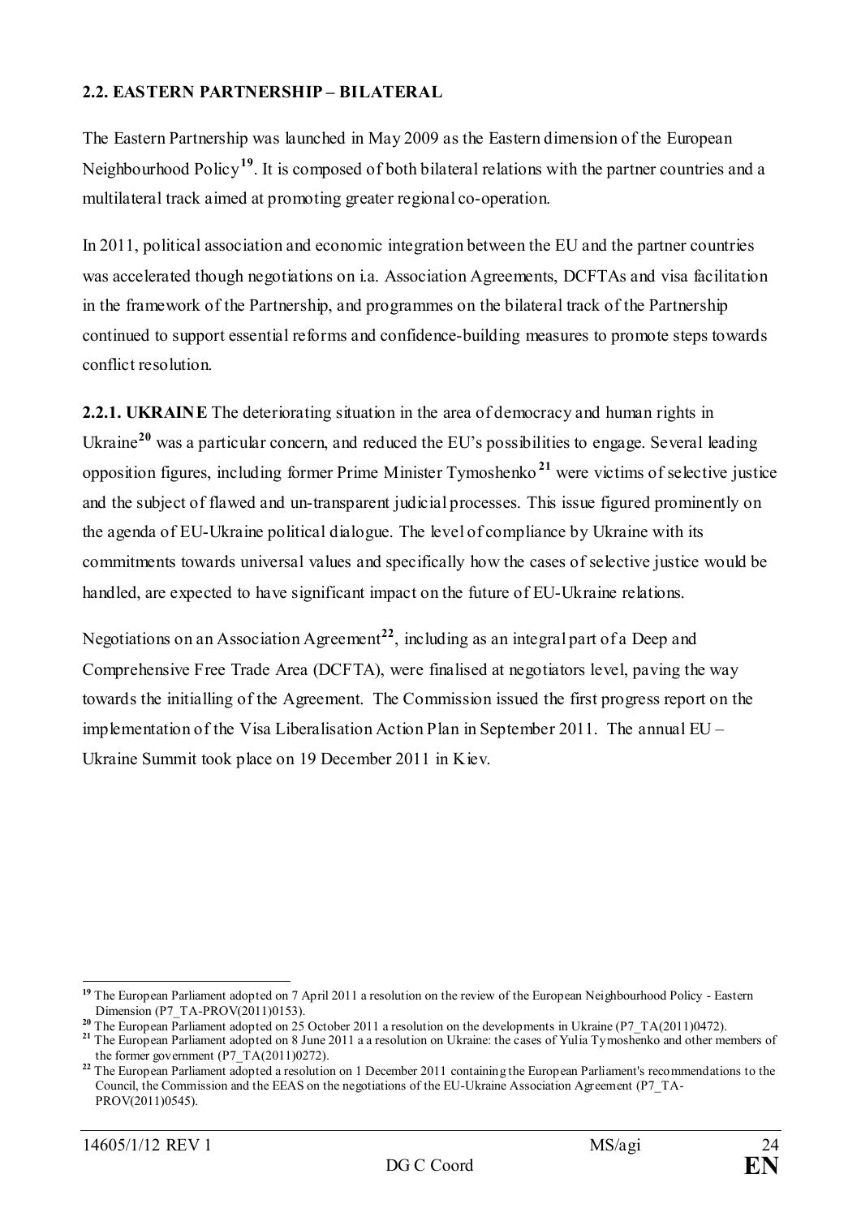## 2.2. EASTERN PARTNERSHIP – BILATERAL

The Eastern Partnership was launched in May 2009 as the Eastern dimension of the European Neighbourhood Policy[19]. It is composed of both bilateral relations with the partner countries and a multilateral track aimed at promoting greater regional co-operation.

In 2011, political association and economic integration between the EU and the partner countries was accelerated though negotiations on i.a. Association Agreements, DCFTAs and visa facilitation in the framework of the Partnership, and programmes on the bilateral track of the Partnership continued to support essential reforms and confidence-building measures to promote steps towards conflict resolution.

**2.2.1. UKRAINE** The deteriorating situation in the area of democracy and human rights in Ukraine[20] was a particular concern, and reduced the EU's possibilities to engage. Several leading opposition figures, including former Prime Minister Tymoshenko[21] were victims of selective justice and the subject of flawed and un-transparent judicial processes. This issue figured prominently on the agenda of EU-Ukraine political dialogue. The level of compliance by Ukraine with its commitments towards universal values and specifically how the cases of selective justice would be handled, are expected to have significant impact on the future of EU-Ukraine relations.

Negotiations on an Association Agreement[22], including as an integral part of a Deep and Comprehensive Free Trade Area (DCFTA), were finalised at negotiators level, paving the way towards the initialling of the Agreement. The Commission issued the first progress report on the implementation of the Visa Liberalisation Action Plan in September 2011. The annual EU – Ukraine Summit took place on 19 December 2011 in Kiev.

---

[19] The European Parliament adopted on 7 April 2011 a resolution on the review of the European Neighbourhood Policy - Eastern Dimension (P7_TA-PROV(2011)0153).

[20] The European Parliament adopted on 25 October 2011 a resolution on the developments in Ukraine (P7_TA(2011)0472).

[21] The European Parliament adopted on 8 June 2011 a a resolution on Ukraine: the cases of Yulia Tymoshenko and other members of the former government (P7_TA(2011)0272).

[22] The European Parliament adopted a resolution on 1 December 2011 containing the European Parliament's recommendations to the Council, the Commission and the EEAS on the negotiations of the EU-Ukraine Association Agreement (P7_TA-PROV(2011)0545).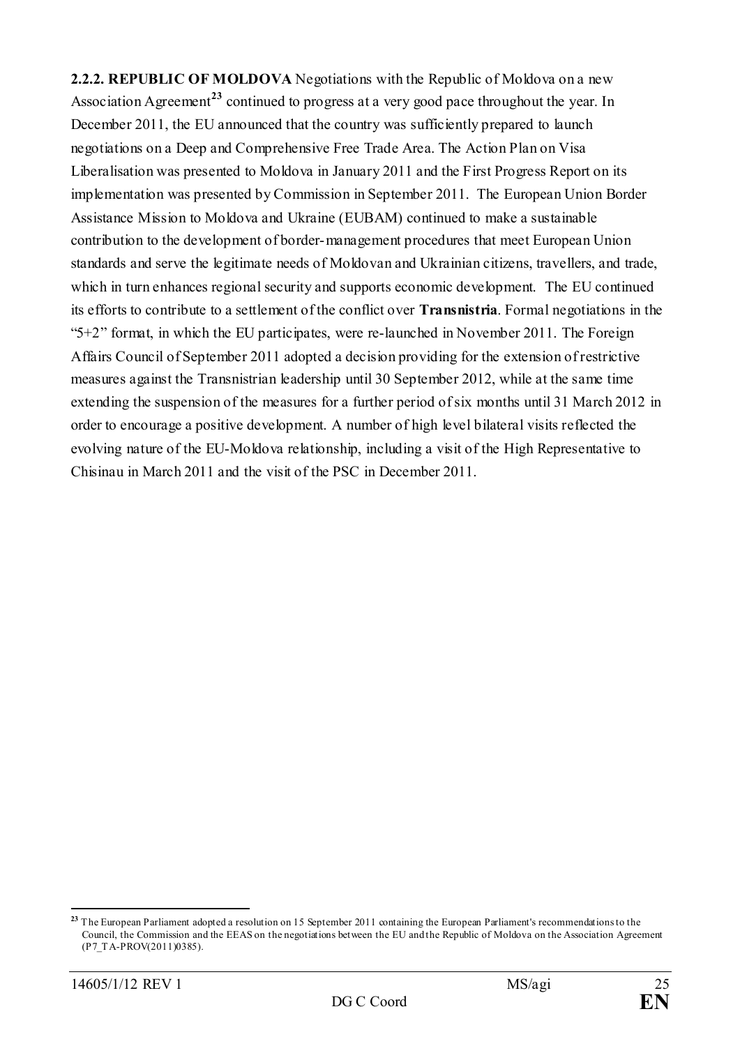**2.2.2. REPUBLIC OF MOLDOVA** Negotiations with the Republic of Moldova on a new Association Agreement[23] continued to progress at a very good pace throughout the year. In December 2011, the EU announced that the country was sufficiently prepared to launch negotiations on a Deep and Comprehensive Free Trade Area. The Action Plan on Visa Liberalisation was presented to Moldova in January 2011 and the First Progress Report on its implementation was presented by Commission in September 2011. The European Union Border Assistance Mission to Moldova and Ukraine (EUBAM) continued to make a sustainable contribution to the development of border-management procedures that meet European Union standards and serve the legitimate needs of Moldovan and Ukrainian citizens, travellers, and trade, which in turn enhances regional security and supports economic development. The EU continued its efforts to contribute to a settlement of the conflict over **Transnistria**. Formal negotiations in the "5+2" format, in which the EU participates, were re-launched in November 2011. The Foreign Affairs Council of September 2011 adopted a decision providing for the extension of restrictive measures against the Transnistrian leadership until 30 September 2012, while at the same time extending the suspension of the measures for a further period of six months until 31 March 2012 in order to encourage a positive development. A number of high level bilateral visits reflected the evolving nature of the EU-Moldova relationship, including a visit of the High Representative to Chisinau in March 2011 and the visit of the PSC in December 2011.

[23] The European Parliament adopted a resolution on 15 September 2011 containing the European Parliament's recommendations to the Council, the Commission and the EEAS on the negotiations between the EU and the Republic of Moldova on the Association Agreement (P7_TA-PROV(2011)0385).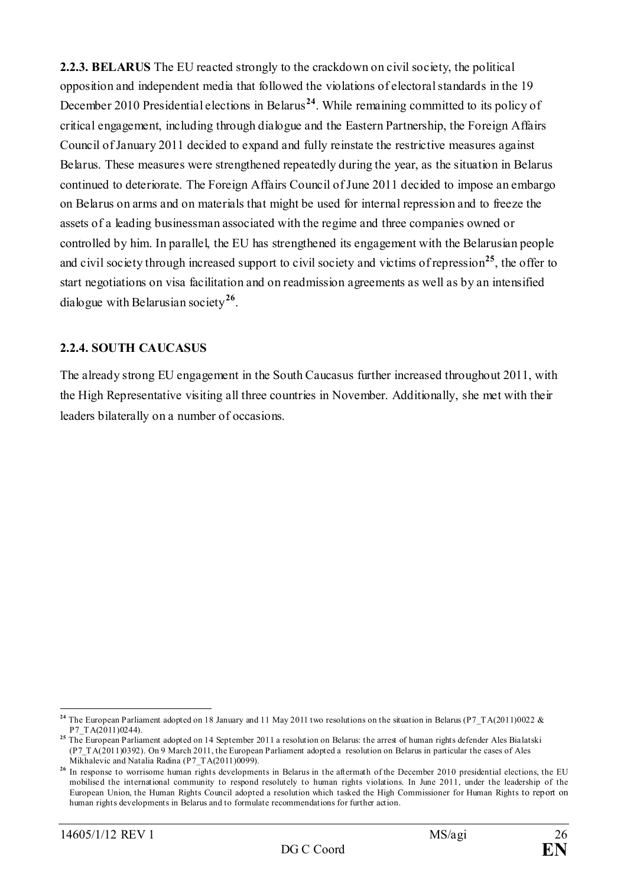**2.2.3. BELARUS** The EU reacted strongly to the crackdown on civil society, the political opposition and independent media that followed the violations of electoral standards in the 19 December 2010 Presidential elections in Belarus[24]. While remaining committed to its policy of critical engagement, including through dialogue and the Eastern Partnership, the Foreign Affairs Council of January 2011 decided to expand and fully reinstate the restrictive measures against Belarus. These measures were strengthened repeatedly during the year, as the situation in Belarus continued to deteriorate. The Foreign Affairs Council of June 2011 decided to impose an embargo on Belarus on arms and on materials that might be used for internal repression and to freeze the assets of a leading businessman associated with the regime and three companies owned or controlled by him. In parallel, the EU has strengthened its engagement with the Belarusian people and civil society through increased support to civil society and victims of repression[25], the offer to start negotiations on visa facilitation and on readmission agreements as well as by an intensified dialogue with Belarusian society[26].

**2.2.4. SOUTH CAUCASUS**

The already strong EU engagement in the South Caucasus further increased throughout 2011, with the High Representative visiting all three countries in November. Additionally, she met with their leaders bilaterally on a number of occasions.

---

[24] The European Parliament adopted on 18 January and 11 May 2011 two resolutions on the situation in Belarus (P7_TA(2011)0022 & P7_TA(2011)0244).

[25] The European Parliament adopted on 14 September 2011 a resolution on Belarus: the arrest of human rights defender Ales Bialatski (P7_TA(2011)0392). On 9 March 2011, the European Parliament adopted a resolution on Belarus in particular the cases of Ales Mikhalevic and Natalia Radina (P7_TA(2011)0099).

[26] In response to worrisome human rights developments in Belarus in the aftermath of the December 2010 presidential elections, the EU mobilised the international community to respond resolutely to human rights violations. In June 2011, under the leadership of the European Union, the Human Rights Council adopted a resolution which tasked the High Commissioner for Human Rights to report on human rights developments in Belarus and to formulate recommendations for further action.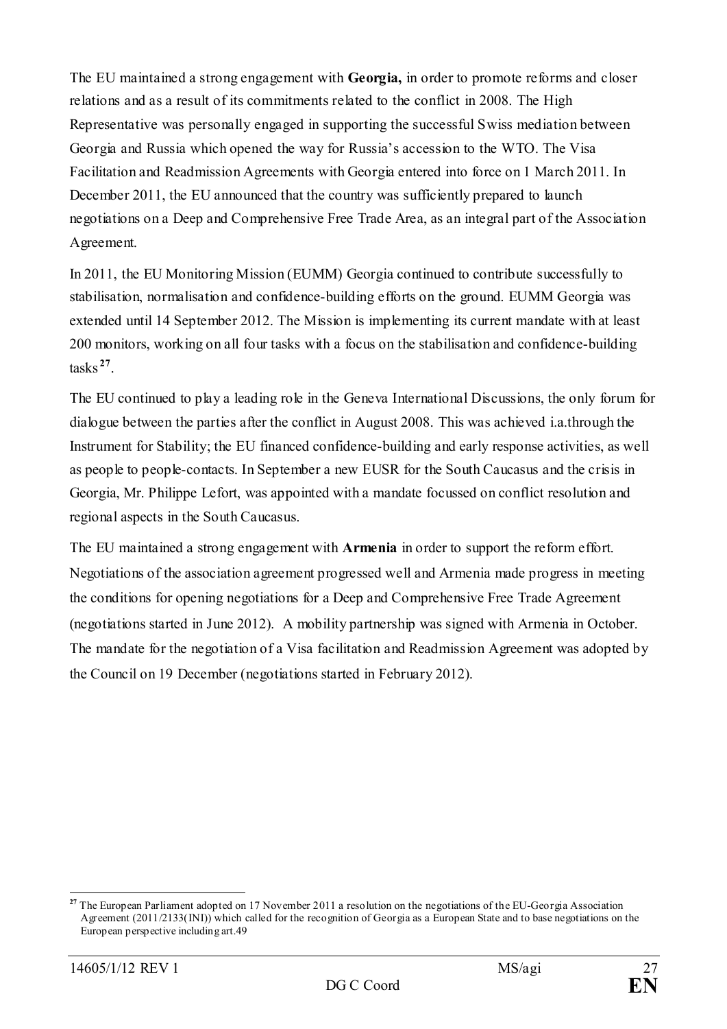The EU maintained a strong engagement with **Georgia,** in order to promote reforms and closer relations and as a result of its commitments related to the conflict in 2008. The High Representative was personally engaged in supporting the successful Swiss mediation between Georgia and Russia which opened the way for Russia's accession to the WTO. The Visa Facilitation and Readmission Agreements with Georgia entered into force on 1 March 2011. In December 2011, the EU announced that the country was sufficiently prepared to launch negotiations on a Deep and Comprehensive Free Trade Area, as an integral part of the Association Agreement.

In 2011, the EU Monitoring Mission (EUMM) Georgia continued to contribute successfully to stabilisation, normalisation and confidence-building efforts on the ground. EUMM Georgia was extended until 14 September 2012. The Mission is implementing its current mandate with at least 200 monitors, working on all four tasks with a focus on the stabilisation and confidence-building tasks[27].

The EU continued to play a leading role in the Geneva International Discussions, the only forum for dialogue between the parties after the conflict in August 2008. This was achieved i.a.through the Instrument for Stability; the EU financed confidence-building and early response activities, as well as people to people-contacts. In September a new EUSR for the South Caucasus and the crisis in Georgia, Mr. Philippe Lefort, was appointed with a mandate focussed on conflict resolution and regional aspects in the South Caucasus.

The EU maintained a strong engagement with **Armenia** in order to support the reform effort. Negotiations of the association agreement progressed well and Armenia made progress in meeting the conditions for opening negotiations for a Deep and Comprehensive Free Trade Agreement (negotiations started in June 2012). A mobility partnership was signed with Armenia in October. The mandate for the negotiation of a Visa facilitation and Readmission Agreement was adopted by the Council on 19 December (negotiations started in February 2012).

[27] The European Parliament adopted on 17 November 2011 a resolution on the negotiations of the EU-Georgia Association Agreement (2011/2133(INI)) which called for the recognition of Georgia as a European State and to base negotiations on the European perspective including art.49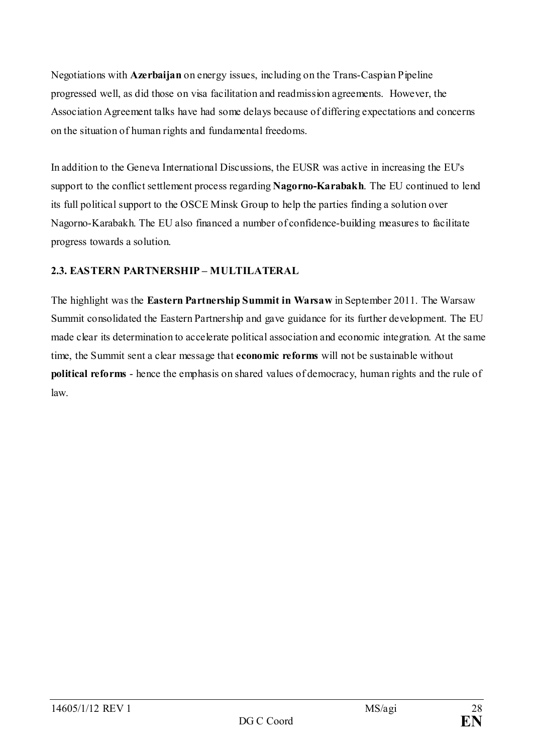Negotiations with **Azerbaijan** on energy issues, including on the Trans-Caspian Pipeline progressed well, as did those on visa facilitation and readmission agreements. However, the Association Agreement talks have had some delays because of differing expectations and concerns on the situation of human rights and fundamental freedoms.

In addition to the Geneva International Discussions, the EUSR was active in increasing the EU's support to the conflict settlement process regarding **Nagorno-Karabakh**. The EU continued to lend its full political support to the OSCE Minsk Group to help the parties finding a solution over Nagorno-Karabakh. The EU also financed a number of confidence-building measures to facilitate progress towards a solution.

### 2.3. EASTERN PARTNERSHIP – MULTILATERAL

The highlight was the **Eastern Partnership Summit in Warsaw** in September 2011. The Warsaw Summit consolidated the Eastern Partnership and gave guidance for its further development. The EU made clear its determination to accelerate political association and economic integration. At the same time, the Summit sent a clear message that **economic reforms** will not be sustainable without **political reforms** - hence the emphasis on shared values of democracy, human rights and the rule of law.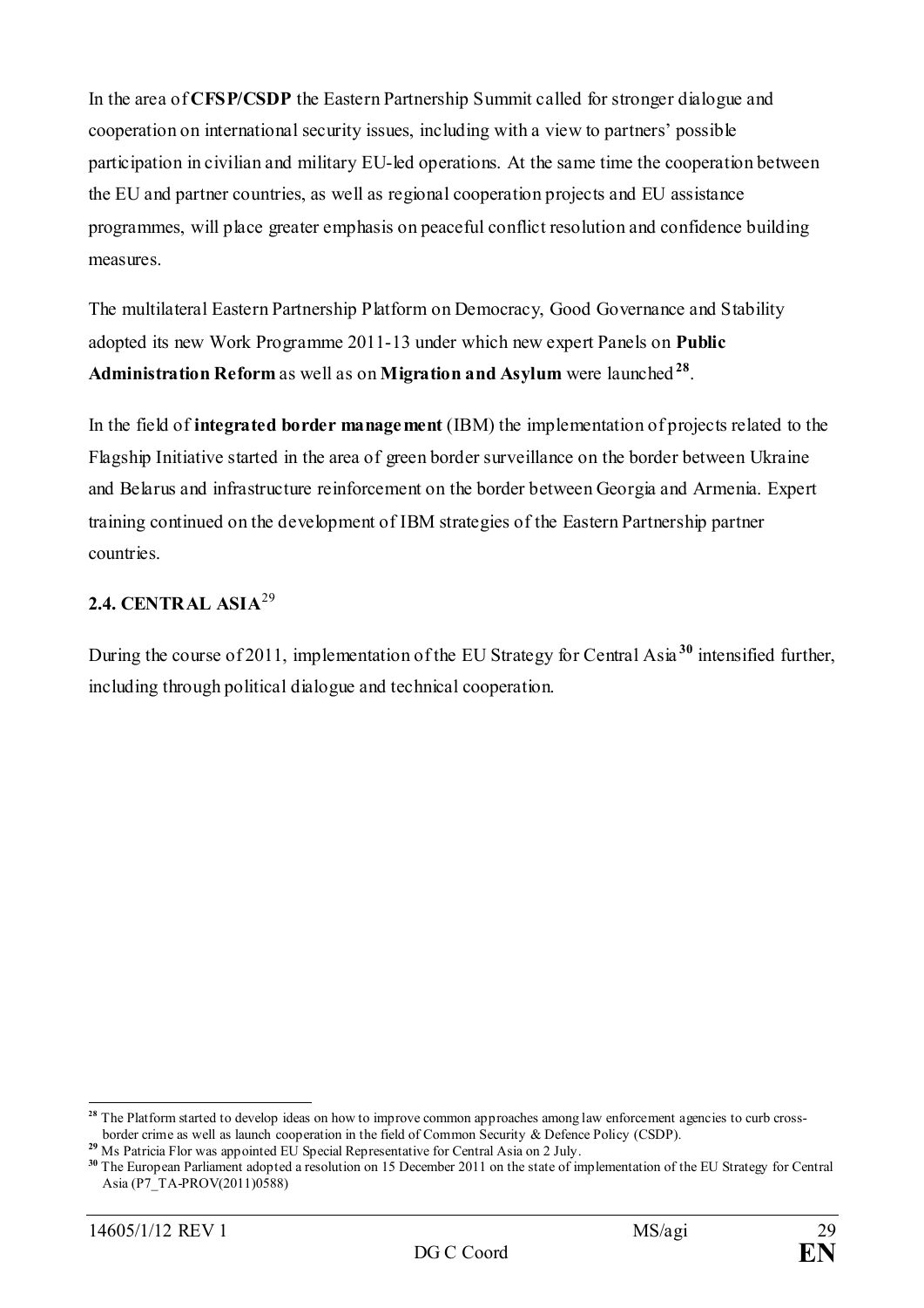In the area of **CFSP/CSDP** the Eastern Partnership Summit called for stronger dialogue and cooperation on international security issues, including with a view to partners' possible participation in civilian and military EU-led operations. At the same time the cooperation between the EU and partner countries, as well as regional cooperation projects and EU assistance programmes, will place greater emphasis on peaceful conflict resolution and confidence building measures.

The multilateral Eastern Partnership Platform on Democracy, Good Governance and Stability adopted its new Work Programme 2011-13 under which new expert Panels on **Public Administration Reform** as well as on **Migration and Asylum** were launched[28].

In the field of **integrated border management** (IBM) the implementation of projects related to the Flagship Initiative started in the area of green border surveillance on the border between Ukraine and Belarus and infrastructure reinforcement on the border between Georgia and Armenia. Expert training continued on the development of IBM strategies of the Eastern Partnership partner countries.

### 2.4. CENTRAL ASIA[29]

During the course of 2011, implementation of the EU Strategy for Central Asia[30] intensified further, including through political dialogue and technical cooperation.

---

[28] The Platform started to develop ideas on how to improve common approaches among law enforcement agencies to curb cross-border crime as well as launch cooperation in the field of Common Security & Defence Policy (CSDP).

[29] Ms Patricia Flor was appointed EU Special Representative for Central Asia on 2 July.

[30] The European Parliament adopted a resolution on 15 December 2011 on the state of implementation of the EU Strategy for Central Asia (P7_TA-PROV(2011)0588)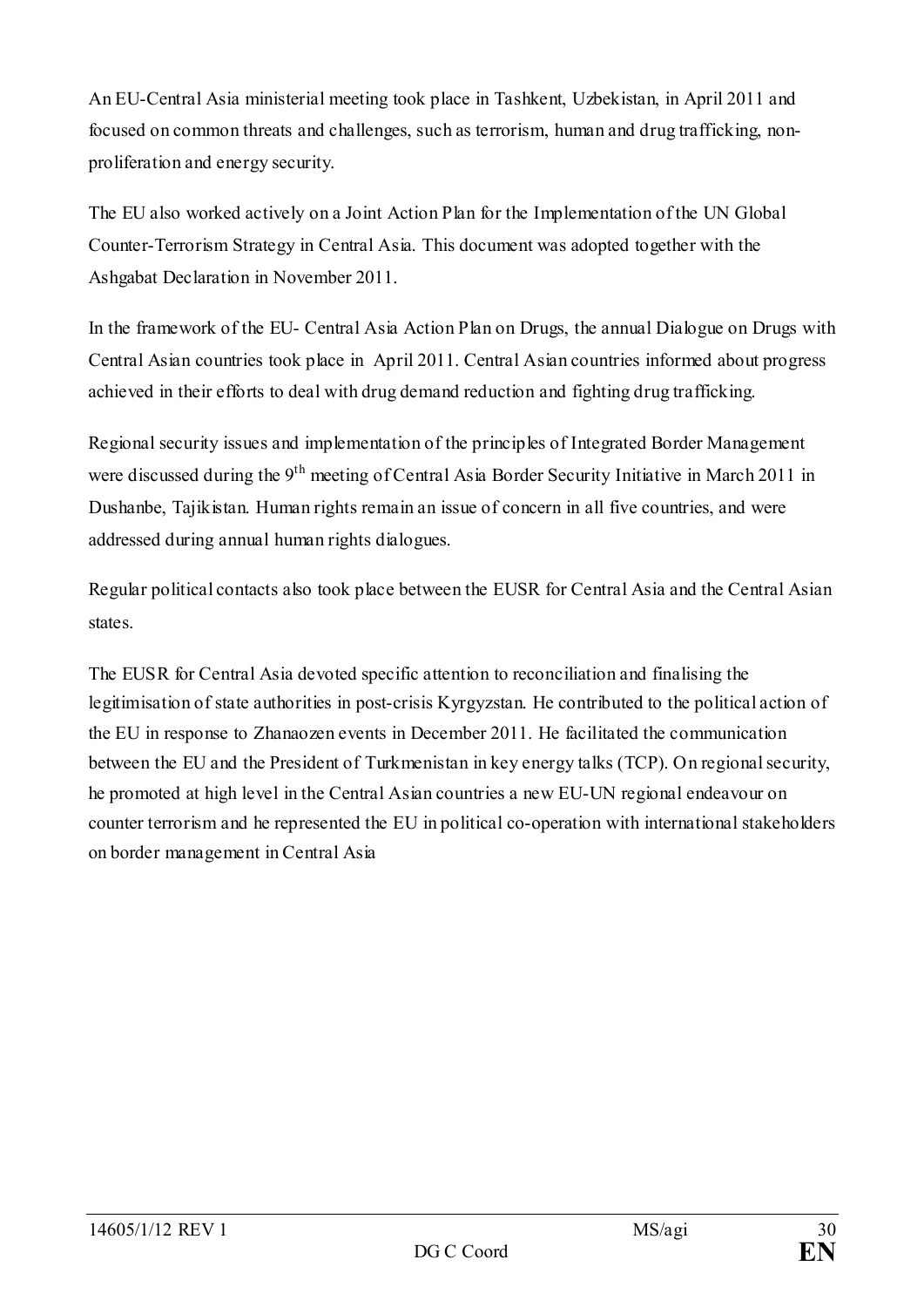An EU-Central Asia ministerial meeting took place in Tashkent, Uzbekistan, in April 2011 and focused on common threats and challenges, such as terrorism, human and drug trafficking, non-proliferation and energy security.

The EU also worked actively on a Joint Action Plan for the Implementation of the UN Global Counter-Terrorism Strategy in Central Asia. This document was adopted together with the Ashgabat Declaration in November 2011.

In the framework of the EU- Central Asia Action Plan on Drugs, the annual Dialogue on Drugs with Central Asian countries took place in April 2011. Central Asian countries informed about progress achieved in their efforts to deal with drug demand reduction and fighting drug trafficking.

Regional security issues and implementation of the principles of Integrated Border Management were discussed during the 9th meeting of Central Asia Border Security Initiative in March 2011 in Dushanbe, Tajikistan. Human rights remain an issue of concern in all five countries, and were addressed during annual human rights dialogues.

Regular political contacts also took place between the EUSR for Central Asia and the Central Asian states.

The EUSR for Central Asia devoted specific attention to reconciliation and finalising the legitimisation of state authorities in post-crisis Kyrgyzstan. He contributed to the political action of the EU in response to Zhanaozen events in December 2011. He facilitated the communication between the EU and the President of Turkmenistan in key energy talks (TCP). On regional security, he promoted at high level in the Central Asian countries a new EU-UN regional endeavour on counter terrorism and he represented the EU in political co-operation with international stakeholders on border management in Central Asia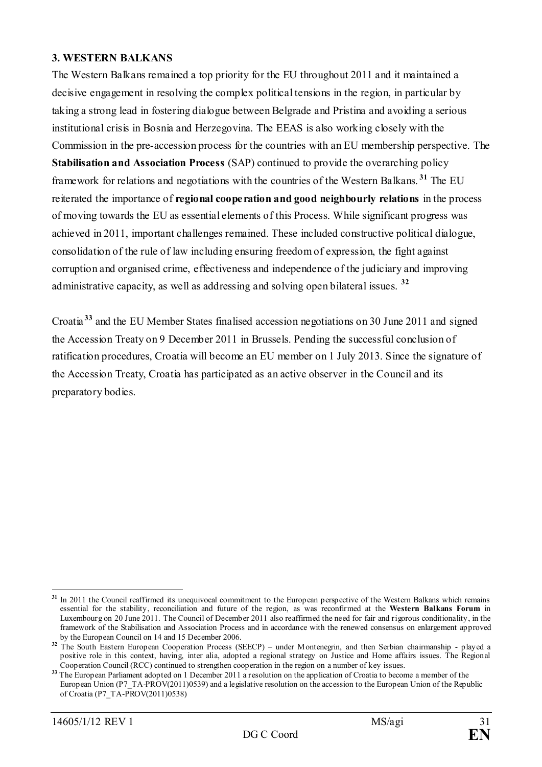## 3. WESTERN BALKANS

The Western Balkans remained a top priority for the EU throughout 2011 and it maintained a decisive engagement in resolving the complex political tensions in the region, in particular by taking a strong lead in fostering dialogue between Belgrade and Pristina and avoiding a serious institutional crisis in Bosnia and Herzegovina. The EEAS is also working closely with the Commission in the pre-accession process for the countries with an EU membership perspective. The **Stabilisation and Association Process** (SAP) continued to provide the overarching policy framework for relations and negotiations with the countries of the Western Balkans.[31] The EU reiterated the importance of **regional cooperation and good neighbourly relations** in the process of moving towards the EU as essential elements of this Process. While significant progress was achieved in 2011, important challenges remained. These included constructive political dialogue, consolidation of the rule of law including ensuring freedom of expression, the fight against corruption and organised crime, effectiveness and independence of the judiciary and improving administrative capacity, as well as addressing and solving open bilateral issues.[32]

Croatia[33] and the EU Member States finalised accession negotiations on 30 June 2011 and signed the Accession Treaty on 9 December 2011 in Brussels. Pending the successful conclusion of ratification procedures, Croatia will become an EU member on 1 July 2013. Since the signature of the Accession Treaty, Croatia has participated as an active observer in the Council and its preparatory bodies.

---

[31] In 2011 the Council reaffirmed its unequivocal commitment to the European perspective of the Western Balkans which remains essential for the stability, reconciliation and future of the region, as was reconfirmed at the **Western Balkans Forum** in Luxembourg on 20 June 2011. The Council of December 2011 also reaffirmed the need for fair and rigorous conditionality, in the framework of the Stabilisation and Association Process and in accordance with the renewed consensus on enlargement approved by the European Council on 14 and 15 December 2006.

[32] The South Eastern European Cooperation Process (SEECP) – under Montenegrin, and then Serbian chairmanship - played a positive role in this context, having, inter alia, adopted a regional strategy on Justice and Home affairs issues. The Regional Cooperation Council (RCC) continued to strengthen cooperation in the region on a number of key issues.

[33] The European Parliament adopted on 1 December 2011 a resolution on the application of Croatia to become a member of the European Union (P7_TA-PROV(2011)0539) and a legislative resolution on the accession to the European Union of the Republic of Croatia (P7_TA-PROV(2011)0538)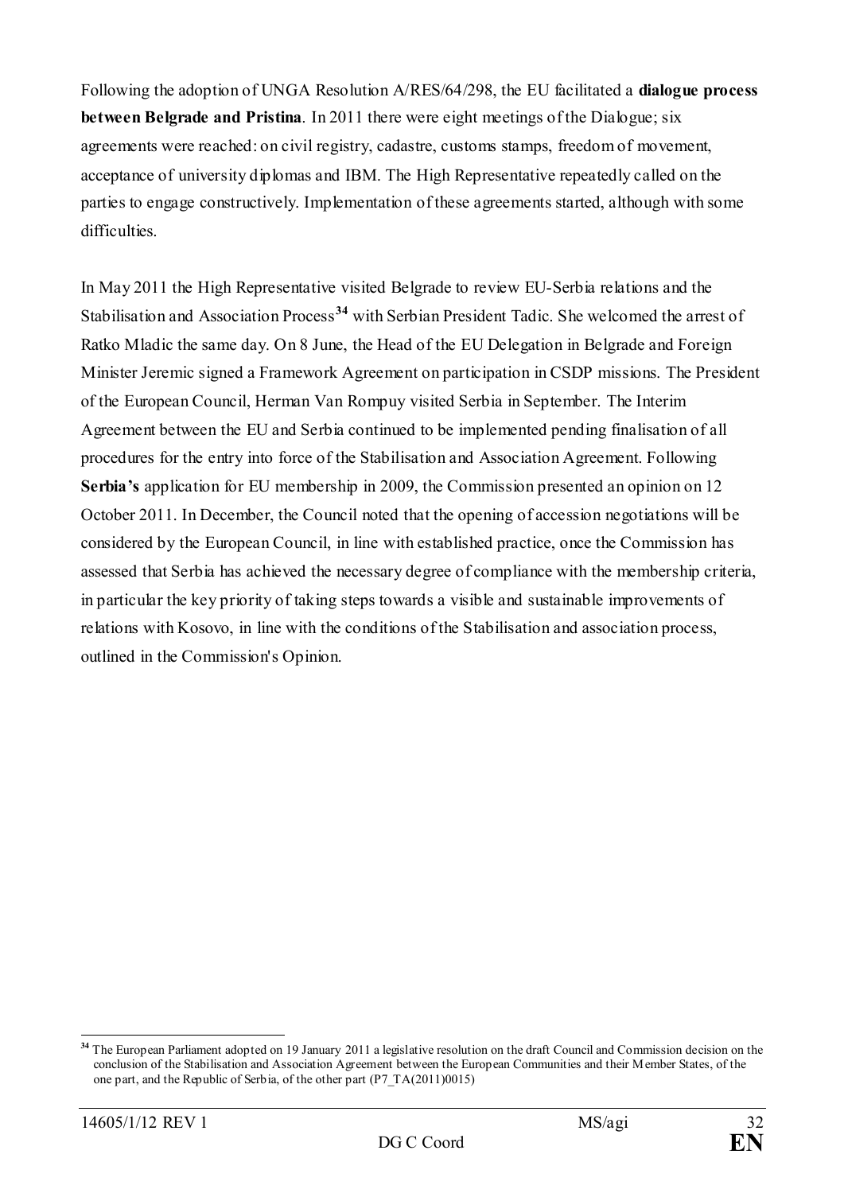Following the adoption of UNGA Resolution A/RES/64/298, the EU facilitated a **dialogue process between Belgrade and Pristina**. In 2011 there were eight meetings of the Dialogue; six agreements were reached: on civil registry, cadastre, customs stamps, freedom of movement, acceptance of university diplomas and IBM. The High Representative repeatedly called on the parties to engage constructively. Implementation of these agreements started, although with some difficulties.

In May 2011 the High Representative visited Belgrade to review EU-Serbia relations and the Stabilisation and Association Process[34] with Serbian President Tadic. She welcomed the arrest of Ratko Mladic the same day. On 8 June, the Head of the EU Delegation in Belgrade and Foreign Minister Jeremic signed a Framework Agreement on participation in CSDP missions. The President of the European Council, Herman Van Rompuy visited Serbia in September. The Interim Agreement between the EU and Serbia continued to be implemented pending finalisation of all procedures for the entry into force of the Stabilisation and Association Agreement. Following **Serbia's** application for EU membership in 2009, the Commission presented an opinion on 12 October 2011. In December, the Council noted that the opening of accession negotiations will be considered by the European Council, in line with established practice, once the Commission has assessed that Serbia has achieved the necessary degree of compliance with the membership criteria, in particular the key priority of taking steps towards a visible and sustainable improvements of relations with Kosovo, in line with the conditions of the Stabilisation and association process, outlined in the Commission's Opinion.

[34] The European Parliament adopted on 19 January 2011 a legislative resolution on the draft Council and Commission decision on the conclusion of the Stabilisation and Association Agreement between the European Communities and their Member States, of the one part, and the Republic of Serbia, of the other part (P7_TA(2011)0015)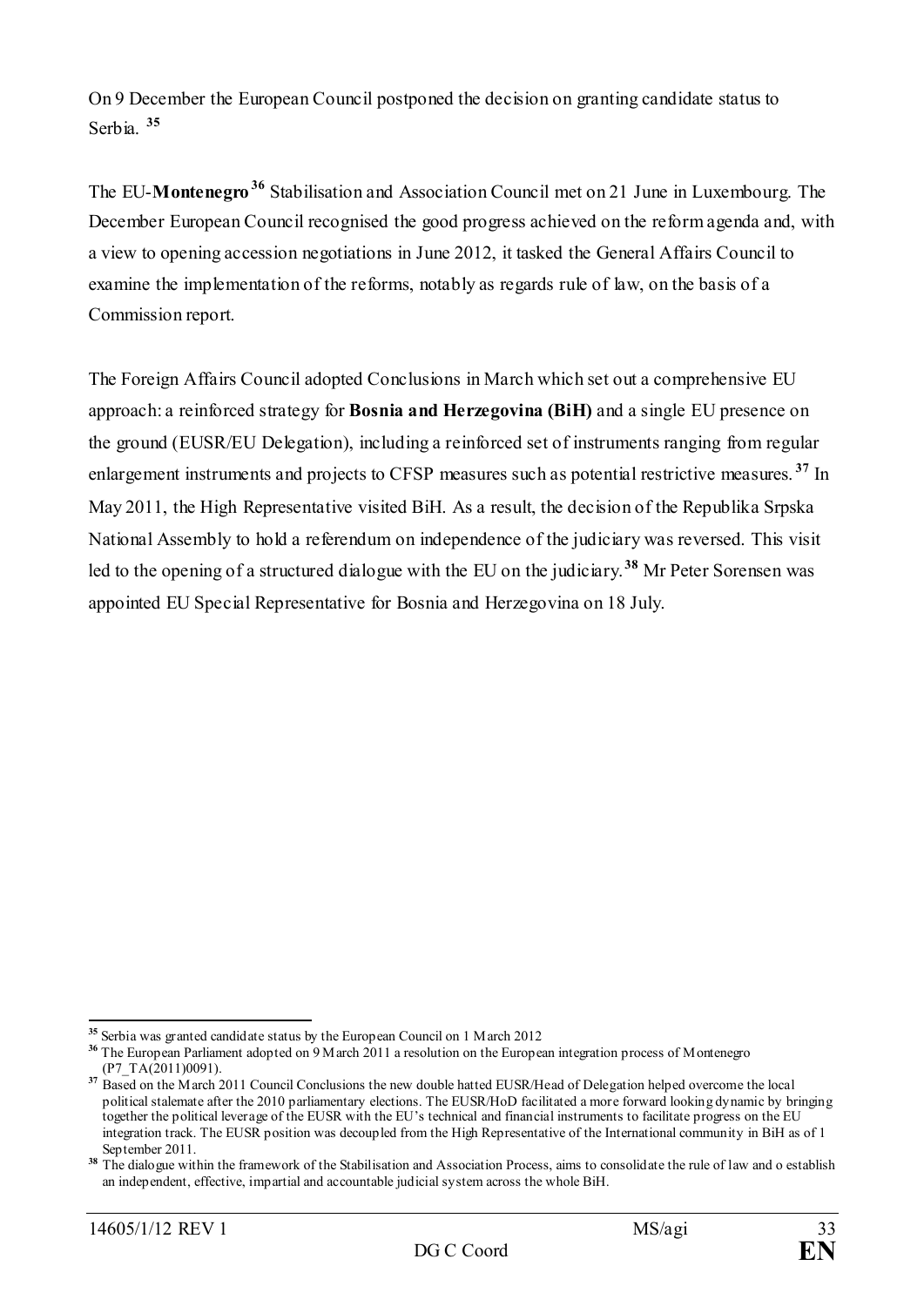On 9 December the European Council postponed the decision on granting candidate status to Serbia. [35]

The EU-**Montenegro**[36] Stabilisation and Association Council met on 21 June in Luxembourg. The December European Council recognised the good progress achieved on the reform agenda and, with a view to opening accession negotiations in June 2012, it tasked the General Affairs Council to examine the implementation of the reforms, notably as regards rule of law, on the basis of a Commission report.

The Foreign Affairs Council adopted Conclusions in March which set out a comprehensive EU approach: a reinforced strategy for **Bosnia and Herzegovina (BiH)** and a single EU presence on the ground (EUSR/EU Delegation), including a reinforced set of instruments ranging from regular enlargement instruments and projects to CFSP measures such as potential restrictive measures.[37] In May 2011, the High Representative visited BiH. As a result, the decision of the Republika Srpska National Assembly to hold a referendum on independence of the judiciary was reversed. This visit led to the opening of a structured dialogue with the EU on the judiciary.[38] Mr Peter Sorensen was appointed EU Special Representative for Bosnia and Herzegovina on 18 July.

---

[35] Serbia was granted candidate status by the European Council on 1 March 2012

[36] The European Parliament adopted on 9 March 2011 a resolution on the European integration process of Montenegro (P7_TA(2011)0091).

[37] Based on the March 2011 Council Conclusions the new double hatted EUSR/Head of Delegation helped overcome the local political stalemate after the 2010 parliamentary elections. The EUSR/HoD facilitated a more forward looking dynamic by bringing together the political leverage of the EUSR with the EU's technical and financial instruments to facilitate progress on the EU integration track. The EUSR position was decoupled from the High Representative of the International community in BiH as of 1 September 2011.

[38] The dialogue within the framework of the Stabilisation and Association Process, aims to consolidate the rule of law and o establish an independent, effective, impartial and accountable judicial system across the whole BiH.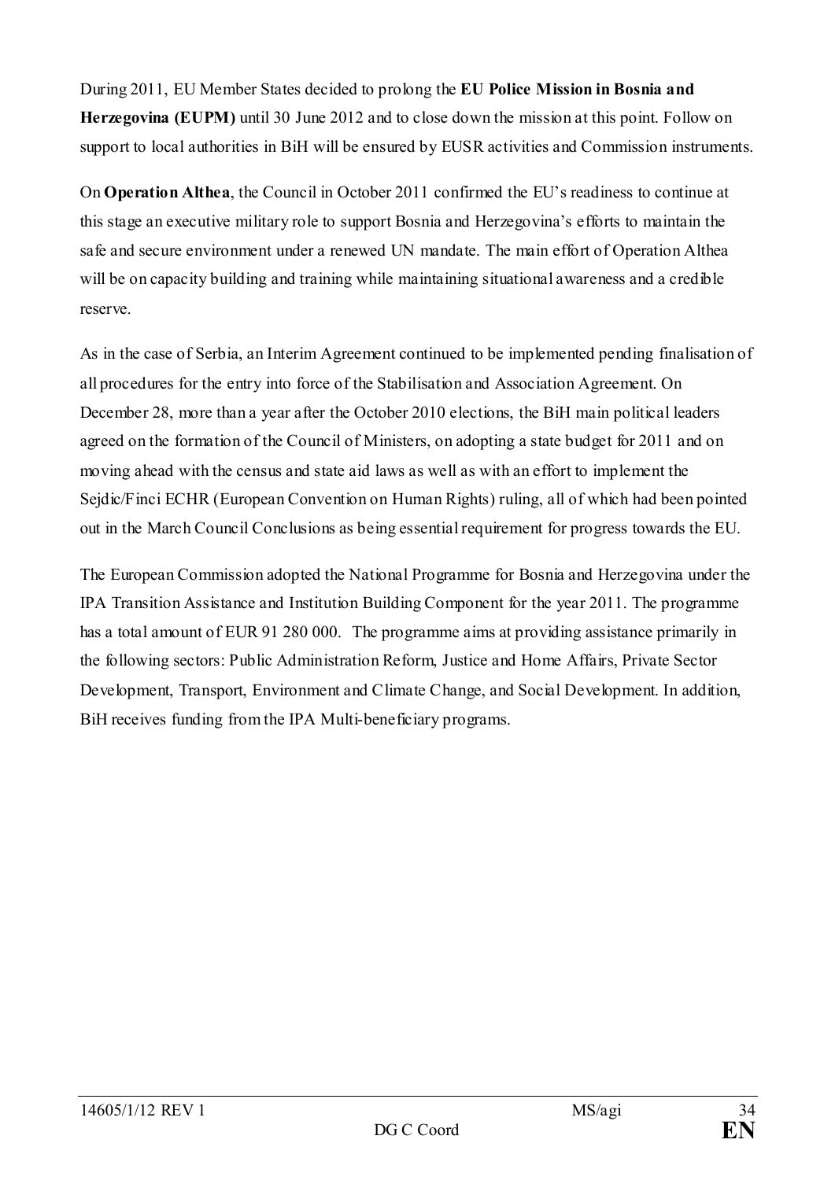During 2011, EU Member States decided to prolong the **EU Police Mission in Bosnia and Herzegovina (EUPM)** until 30 June 2012 and to close down the mission at this point. Follow on support to local authorities in BiH will be ensured by EUSR activities and Commission instruments.

On **Operation Althea**, the Council in October 2011 confirmed the EU's readiness to continue at this stage an executive military role to support Bosnia and Herzegovina's efforts to maintain the safe and secure environment under a renewed UN mandate. The main effort of Operation Althea will be on capacity building and training while maintaining situational awareness and a credible reserve.

As in the case of Serbia, an Interim Agreement continued to be implemented pending finalisation of all procedures for the entry into force of the Stabilisation and Association Agreement. On December 28, more than a year after the October 2010 elections, the BiH main political leaders agreed on the formation of the Council of Ministers, on adopting a state budget for 2011 and on moving ahead with the census and state aid laws as well as with an effort to implement the Sejdic/Finci ECHR (European Convention on Human Rights) ruling, all of which had been pointed out in the March Council Conclusions as being essential requirement for progress towards the EU.

The European Commission adopted the National Programme for Bosnia and Herzegovina under the IPA Transition Assistance and Institution Building Component for the year 2011. The programme has a total amount of EUR 91 280 000. The programme aims at providing assistance primarily in the following sectors: Public Administration Reform, Justice and Home Affairs, Private Sector Development, Transport, Environment and Climate Change, and Social Development. In addition, BiH receives funding from the IPA Multi-beneficiary programs.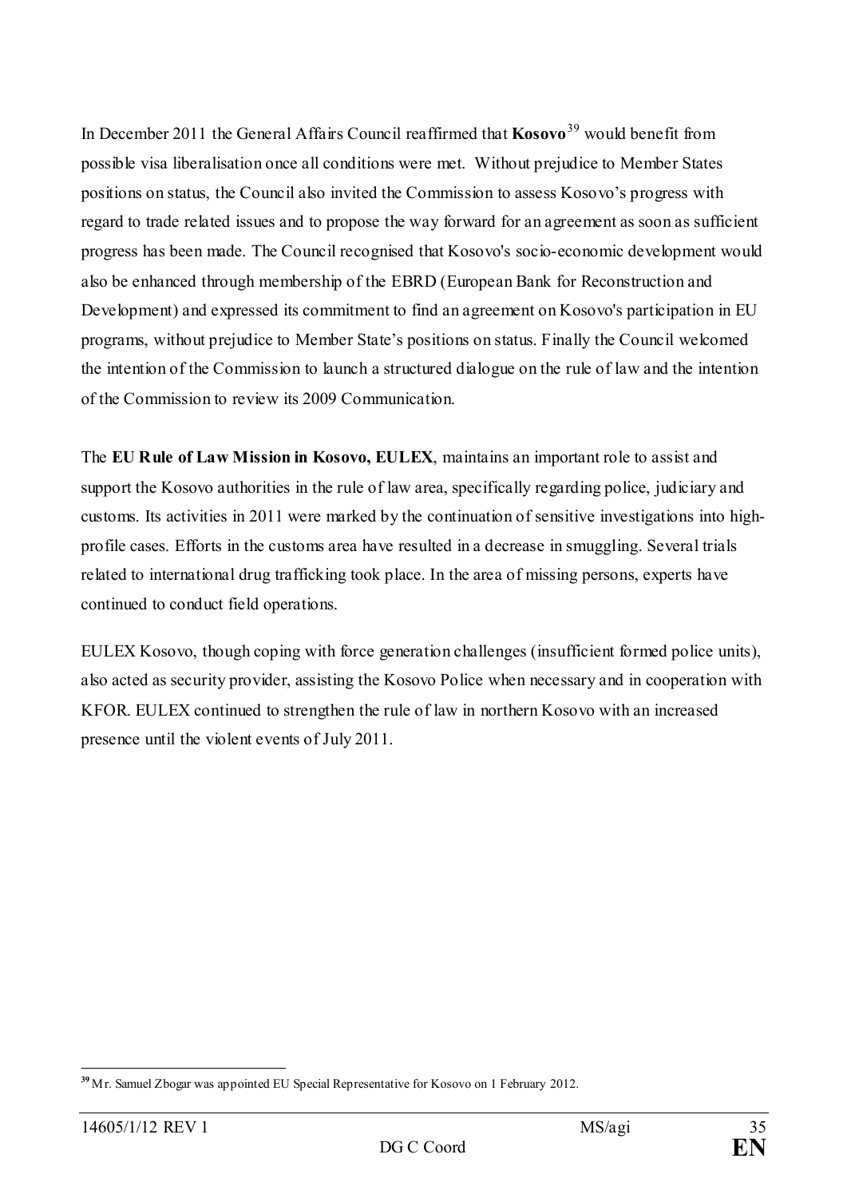In December 2011 the General Affairs Council reaffirmed that **Kosovo**[39] would benefit from possible visa liberalisation once all conditions were met. Without prejudice to Member States positions on status, the Council also invited the Commission to assess Kosovo's progress with regard to trade related issues and to propose the way forward for an agreement as soon as sufficient progress has been made. The Council recognised that Kosovo's socio-economic development would also be enhanced through membership of the EBRD (European Bank for Reconstruction and Development) and expressed its commitment to find an agreement on Kosovo's participation in EU programs, without prejudice to Member State's positions on status. Finally the Council welcomed the intention of the Commission to launch a structured dialogue on the rule of law and the intention of the Commission to review its 2009 Communication.

The **EU Rule of Law Mission in Kosovo, EULEX**, maintains an important role to assist and support the Kosovo authorities in the rule of law area, specifically regarding police, judiciary and customs. Its activities in 2011 were marked by the continuation of sensitive investigations into high-profile cases. Efforts in the customs area have resulted in a decrease in smuggling. Several trials related to international drug trafficking took place. In the area of missing persons, experts have continued to conduct field operations.

EULEX Kosovo, though coping with force generation challenges (insufficient formed police units), also acted as security provider, assisting the Kosovo Police when necessary and in cooperation with KFOR. EULEX continued to strengthen the rule of law in northern Kosovo with an increased presence until the violent events of July 2011.

[39] Mr. Samuel Zbogar was appointed EU Special Representative for Kosovo on 1 February 2012.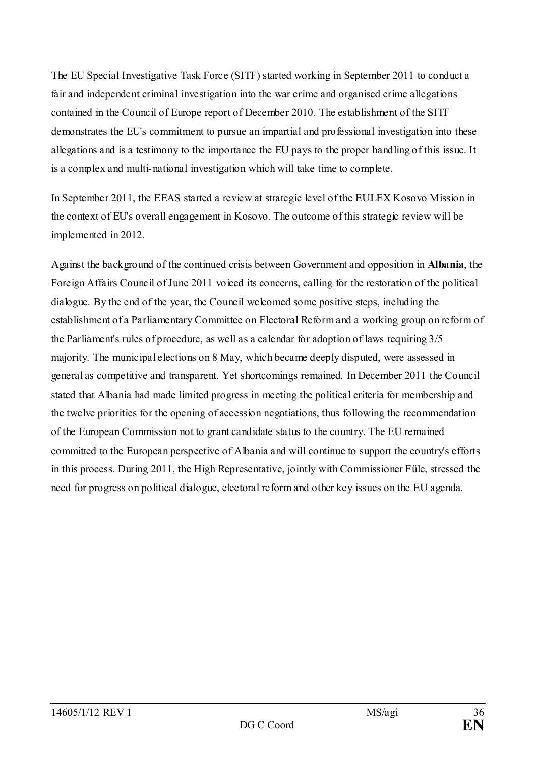The EU Special Investigative Task Force (SITF) started working in September 2011 to conduct a fair and independent criminal investigation into the war crime and organised crime allegations contained in the Council of Europe report of December 2010. The establishment of the SITF demonstrates the EU's commitment to pursue an impartial and professional investigation into these allegations and is a testimony to the importance the EU pays to the proper handling of this issue. It is a complex and multi-national investigation which will take time to complete.

In September 2011, the EEAS started a review at strategic level of the EULEX Kosovo Mission in the context of EU's overall engagement in Kosovo. The outcome of this strategic review will be implemented in 2012.

Against the background of the continued crisis between Government and opposition in **Albania**, the Foreign Affairs Council of June 2011 voiced its concerns, calling for the restoration of the political dialogue. By the end of the year, the Council welcomed some positive steps, including the establishment of a Parliamentary Committee on Electoral Reform and a working group on reform of the Parliament's rules of procedure, as well as a calendar for adoption of laws requiring 3/5 majority. The municipal elections on 8 May, which became deeply disputed, were assessed in general as competitive and transparent. Yet shortcomings remained. In December 2011 the Council stated that Albania had made limited progress in meeting the political criteria for membership and the twelve priorities for the opening of accession negotiations, thus following the recommendation of the European Commission not to grant candidate status to the country. The EU remained committed to the European perspective of Albania and will continue to support the country's efforts in this process. During 2011, the High Representative, jointly with Commissioner Füle, stressed the need for progress on political dialogue, electoral reform and other key issues on the EU agenda.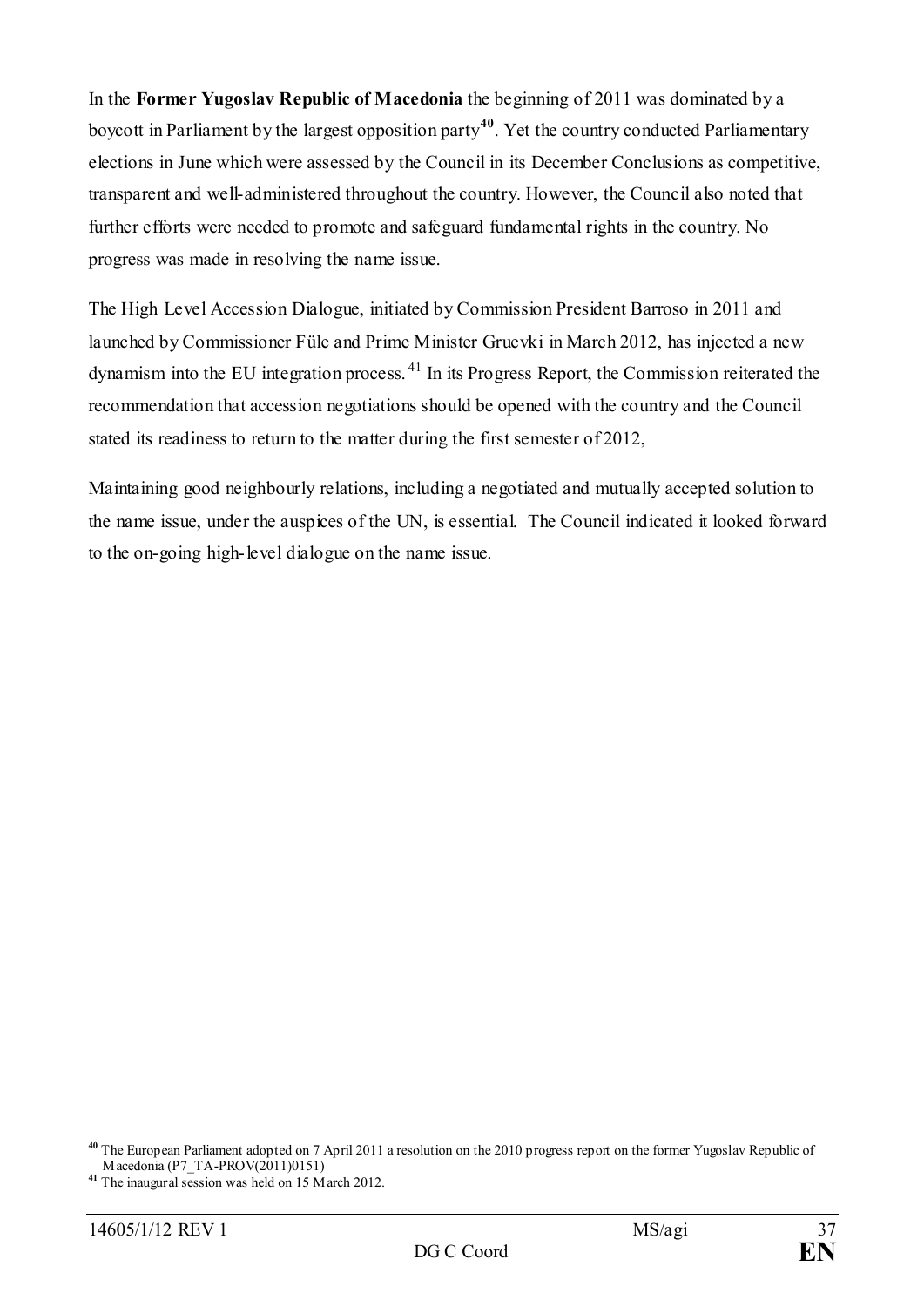In the **Former Yugoslav Republic of Macedonia** the beginning of 2011 was dominated by a boycott in Parliament by the largest opposition party[40]. Yet the country conducted Parliamentary elections in June which were assessed by the Council in its December Conclusions as competitive, transparent and well-administered throughout the country. However, the Council also noted that further efforts were needed to promote and safeguard fundamental rights in the country. No progress was made in resolving the name issue.

The High Level Accession Dialogue, initiated by Commission President Barroso in 2011 and launched by Commissioner Füle and Prime Minister Gruevki in March 2012, has injected a new dynamism into the EU integration process.[41] In its Progress Report, the Commission reiterated the recommendation that accession negotiations should be opened with the country and the Council stated its readiness to return to the matter during the first semester of 2012,

Maintaining good neighbourly relations, including a negotiated and mutually accepted solution to the name issue, under the auspices of the UN, is essential. The Council indicated it looked forward to the on-going high-level dialogue on the name issue.

---

[40] The European Parliament adopted on 7 April 2011 a resolution on the 2010 progress report on the former Yugoslav Republic of Macedonia (P7_TA-PROV(2011)0151)

[41] The inaugural session was held on 15 March 2012.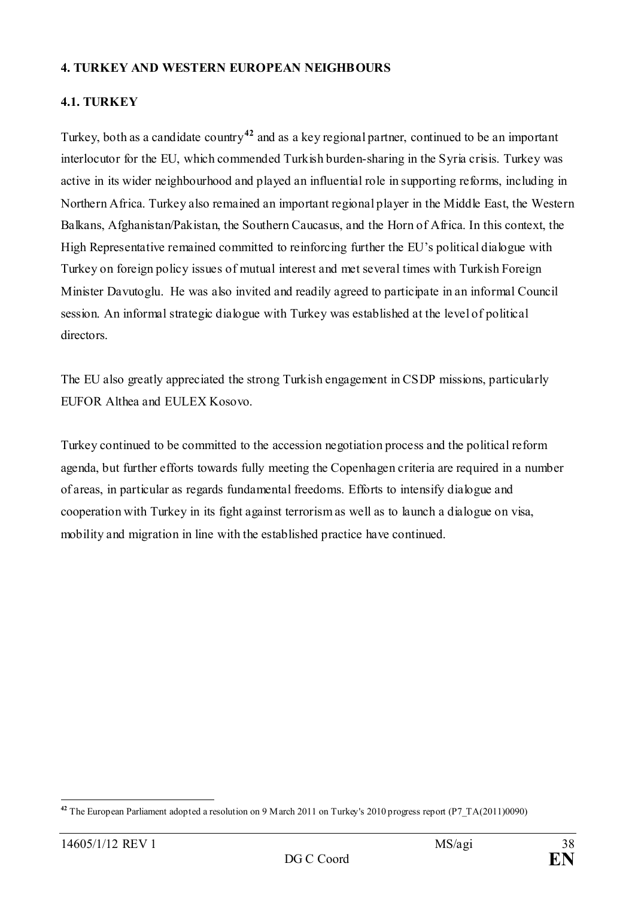## 4. TURKEY AND WESTERN EUROPEAN NEIGHBOURS

### 4.1. TURKEY

Turkey, both as a candidate country[42] and as a key regional partner, continued to be an important interlocutor for the EU, which commended Turkish burden-sharing in the Syria crisis. Turkey was active in its wider neighbourhood and played an influential role in supporting reforms, including in Northern Africa. Turkey also remained an important regional player in the Middle East, the Western Balkans, Afghanistan/Pakistan, the Southern Caucasus, and the Horn of Africa. In this context, the High Representative remained committed to reinforcing further the EU's political dialogue with Turkey on foreign policy issues of mutual interest and met several times with Turkish Foreign Minister Davutoglu. He was also invited and readily agreed to participate in an informal Council session. An informal strategic dialogue with Turkey was established at the level of political directors.

The EU also greatly appreciated the strong Turkish engagement in CSDP missions, particularly EUFOR Althea and EULEX Kosovo.

Turkey continued to be committed to the accession negotiation process and the political reform agenda, but further efforts towards fully meeting the Copenhagen criteria are required in a number of areas, in particular as regards fundamental freedoms. Efforts to intensify dialogue and cooperation with Turkey in its fight against terrorism as well as to launch a dialogue on visa, mobility and migration in line with the established practice have continued.

---

[42] The European Parliament adopted a resolution on 9 March 2011 on Turkey's 2010 progress report (P7_TA(2011)0090)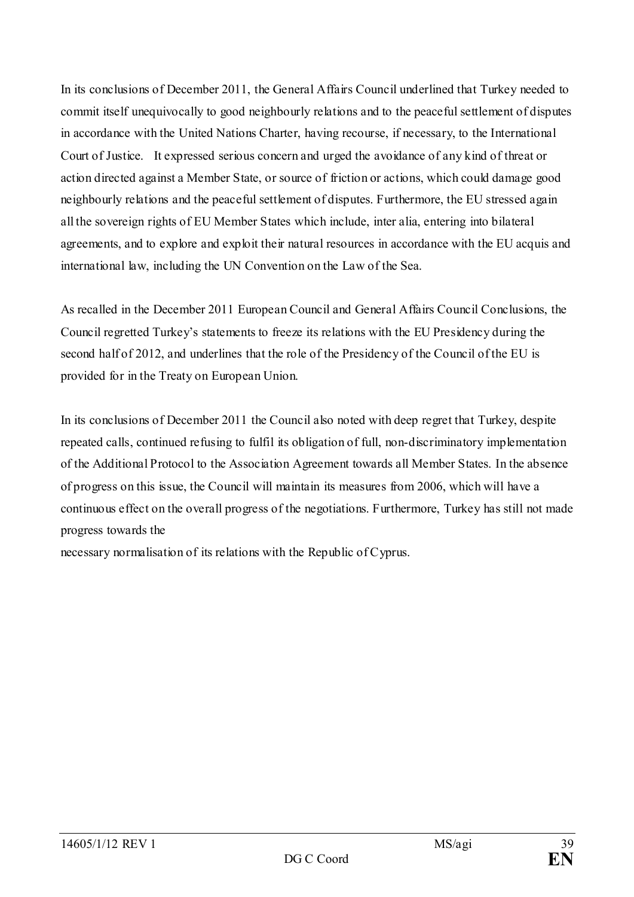In its conclusions of December 2011, the General Affairs Council underlined that Turkey needed to commit itself unequivocally to good neighbourly relations and to the peaceful settlement of disputes in accordance with the United Nations Charter, having recourse, if necessary, to the International Court of Justice. It expressed serious concern and urged the avoidance of any kind of threat or action directed against a Member State, or source of friction or actions, which could damage good neighbourly relations and the peaceful settlement of disputes. Furthermore, the EU stressed again all the sovereign rights of EU Member States which include, inter alia, entering into bilateral agreements, and to explore and exploit their natural resources in accordance with the EU acquis and international law, including the UN Convention on the Law of the Sea.

As recalled in the December 2011 European Council and General Affairs Council Conclusions, the Council regretted Turkey's statements to freeze its relations with the EU Presidency during the second half of 2012, and underlines that the role of the Presidency of the Council of the EU is provided for in the Treaty on European Union.

In its conclusions of December 2011 the Council also noted with deep regret that Turkey, despite repeated calls, continued refusing to fulfil its obligation of full, non-discriminatory implementation of the Additional Protocol to the Association Agreement towards all Member States. In the absence of progress on this issue, the Council will maintain its measures from 2006, which will have a continuous effect on the overall progress of the negotiations. Furthermore, Turkey has still not made progress towards the necessary normalisation of its relations with the Republic of Cyprus.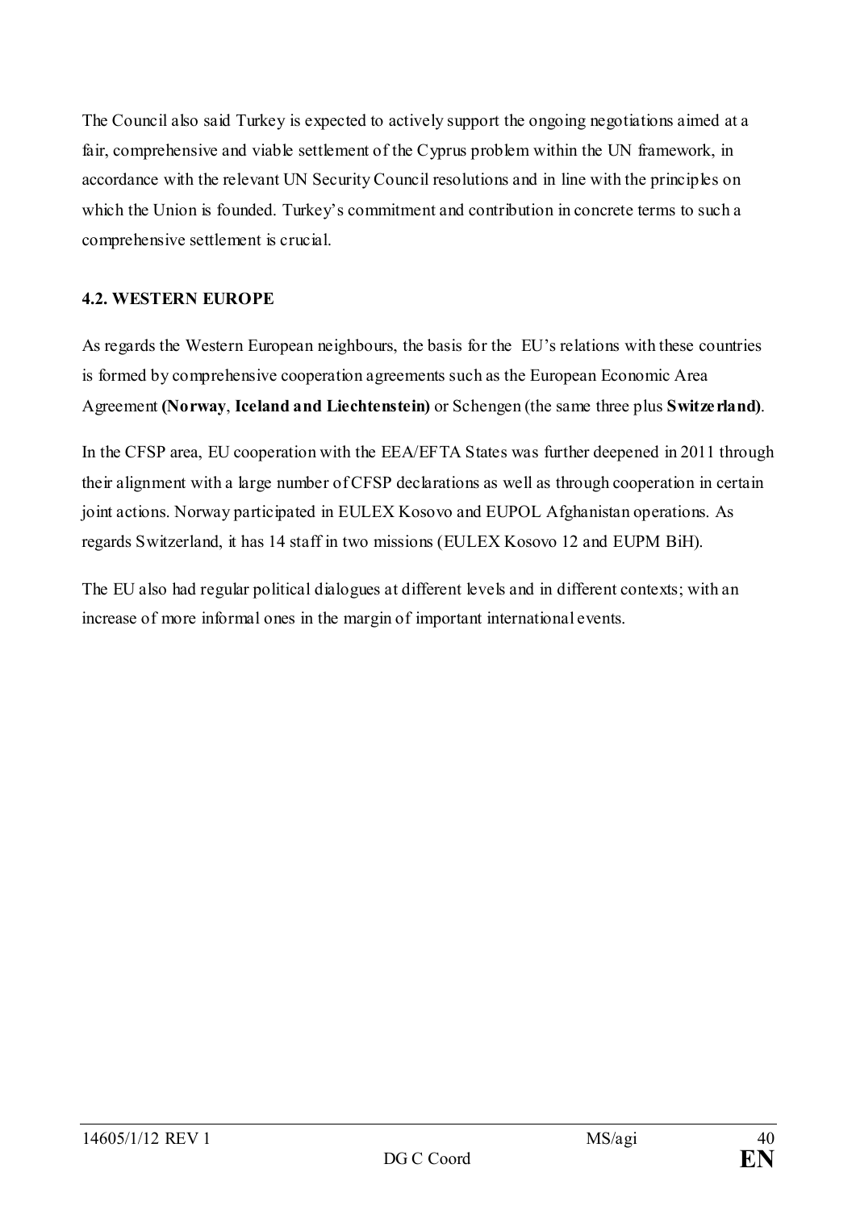The Council also said Turkey is expected to actively support the ongoing negotiations aimed at a fair, comprehensive and viable settlement of the Cyprus problem within the UN framework, in accordance with the relevant UN Security Council resolutions and in line with the principles on which the Union is founded. Turkey's commitment and contribution in concrete terms to such a comprehensive settlement is crucial.

### 4.2. WESTERN EUROPE

As regards the Western European neighbours, the basis for the EU's relations with these countries is formed by comprehensive cooperation agreements such as the European Economic Area Agreement **(Norway**, **Iceland and Liechtenstein)** or Schengen (the same three plus **Switzerland)**.

In the CFSP area, EU cooperation with the EEA/EFTA States was further deepened in 2011 through their alignment with a large number of CFSP declarations as well as through cooperation in certain joint actions. Norway participated in EULEX Kosovo and EUPOL Afghanistan operations. As regards Switzerland, it has 14 staff in two missions (EULEX Kosovo 12 and EUPM BiH).

The EU also had regular political dialogues at different levels and in different contexts; with an increase of more informal ones in the margin of important international events.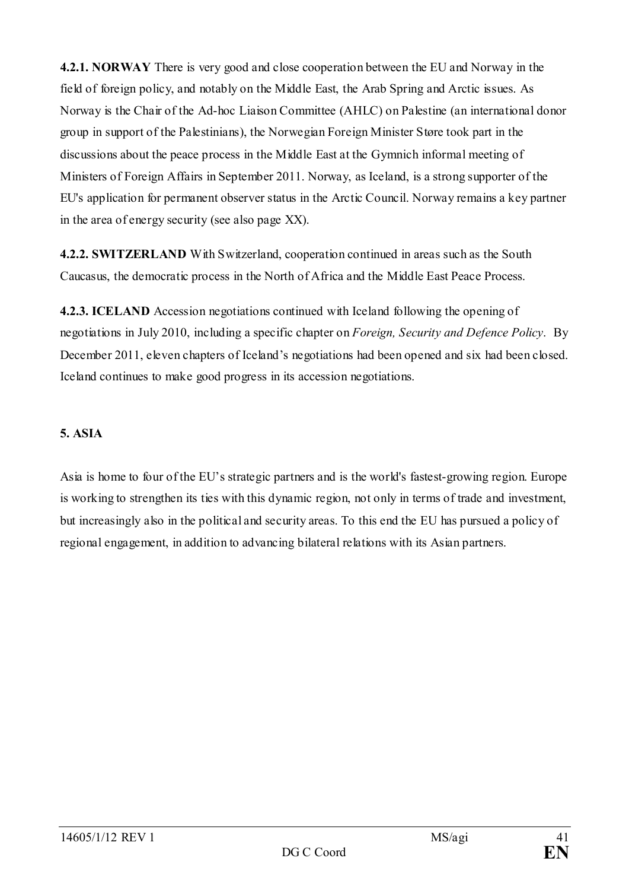**4.2.1. NORWAY** There is very good and close cooperation between the EU and Norway in the field of foreign policy, and notably on the Middle East, the Arab Spring and Arctic issues. As Norway is the Chair of the Ad-hoc Liaison Committee (AHLC) on Palestine (an international donor group in support of the Palestinians), the Norwegian Foreign Minister Støre took part in the discussions about the peace process in the Middle East at the Gymnich informal meeting of Ministers of Foreign Affairs in September 2011. Norway, as Iceland, is a strong supporter of the EU's application for permanent observer status in the Arctic Council. Norway remains a key partner in the area of energy security (see also page XX).

**4.2.2. SWITZERLAND** With Switzerland, cooperation continued in areas such as the South Caucasus, the democratic process in the North of Africa and the Middle East Peace Process.

**4.2.3. ICELAND** Accession negotiations continued with Iceland following the opening of negotiations in July 2010, including a specific chapter on *Foreign, Security and Defence Policy*. By December 2011, eleven chapters of Iceland's negotiations had been opened and six had been closed. Iceland continues to make good progress in its accession negotiations.

## 5. ASIA

Asia is home to four of the EU's strategic partners and is the world's fastest-growing region. Europe is working to strengthen its ties with this dynamic region, not only in terms of trade and investment, but increasingly also in the political and security areas. To this end the EU has pursued a policy of regional engagement, in addition to advancing bilateral relations with its Asian partners.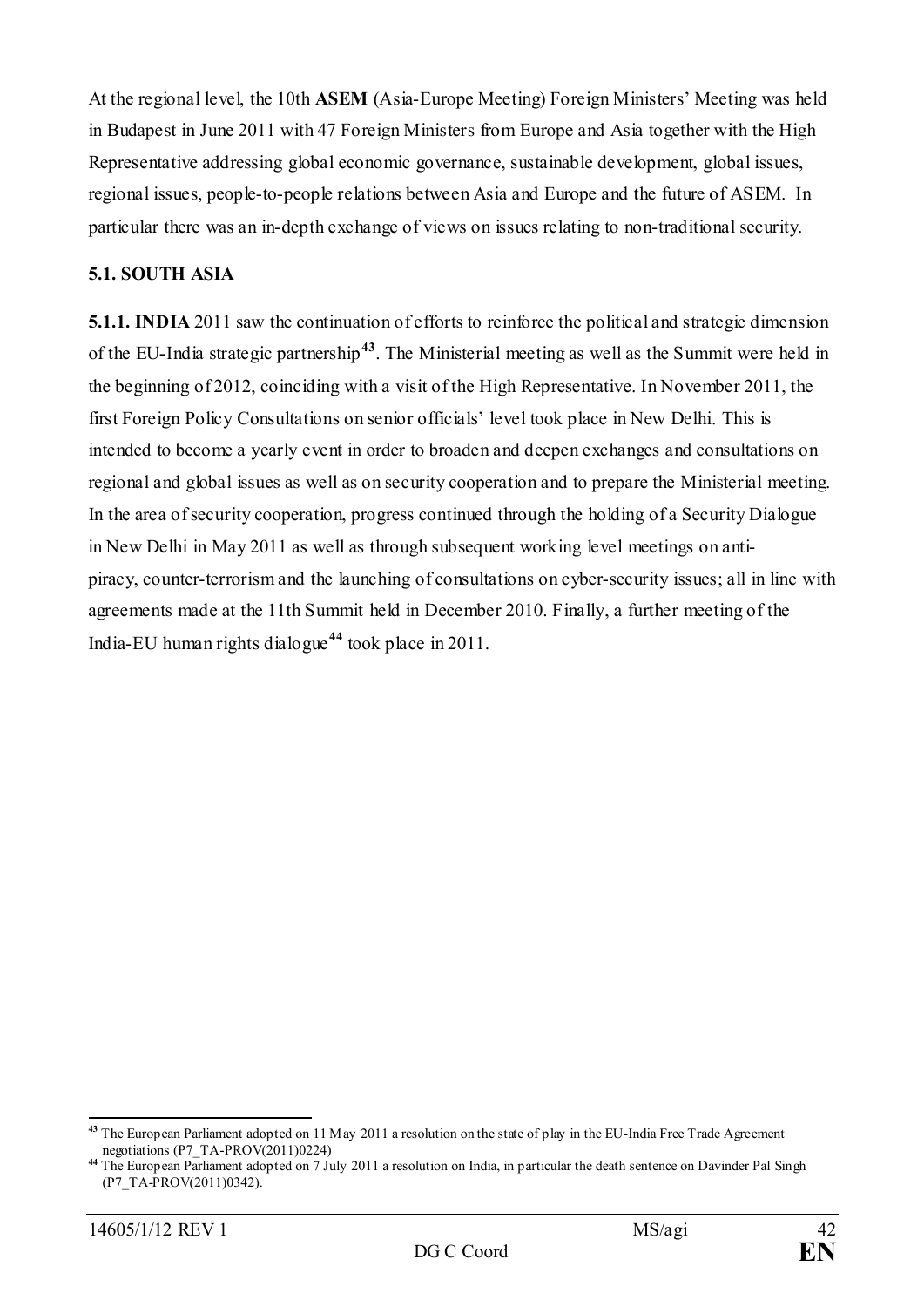At the regional level, the 10th **ASEM** (Asia-Europe Meeting) Foreign Ministers' Meeting was held in Budapest in June 2011 with 47 Foreign Ministers from Europe and Asia together with the High Representative addressing global economic governance, sustainable development, global issues, regional issues, people-to-people relations between Asia and Europe and the future of ASEM. In particular there was an in-depth exchange of views on issues relating to non-traditional security.

## 5.1. SOUTH ASIA

**5.1.1. INDIA** 2011 saw the continuation of efforts to reinforce the political and strategic dimension of the EU-India strategic partnership[43]. The Ministerial meeting as well as the Summit were held in the beginning of 2012, coinciding with a visit of the High Representative. In November 2011, the first Foreign Policy Consultations on senior officials' level took place in New Delhi. This is intended to become a yearly event in order to broaden and deepen exchanges and consultations on regional and global issues as well as on security cooperation and to prepare the Ministerial meeting. In the area of security cooperation, progress continued through the holding of a Security Dialogue in New Delhi in May 2011 as well as through subsequent working level meetings on anti-piracy, counter-terrorism and the launching of consultations on cyber-security issues; all in line with agreements made at the 11th Summit held in December 2010. Finally, a further meeting of the India-EU human rights dialogue[44] took place in 2011.

---

[43] The European Parliament adopted on 11 May 2011 a resolution on the state of play in the EU-India Free Trade Agreement negotiations (P7_TA-PROV(2011)0224)

[44] The European Parliament adopted on 7 July 2011 a resolution on India, in particular the death sentence on Davinder Pal Singh (P7_TA-PROV(2011)0342).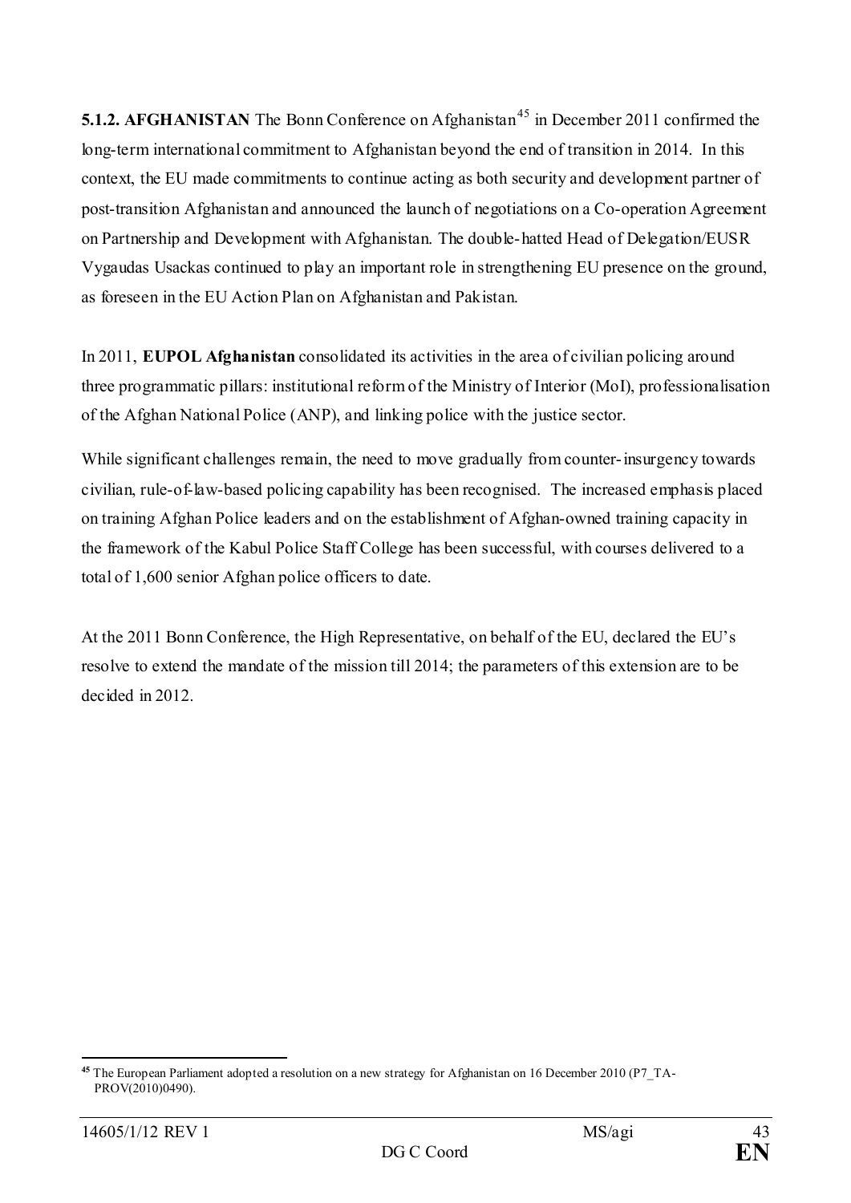**5.1.2. AFGHANISTAN** The Bonn Conference on Afghanistan[45] in December 2011 confirmed the long-term international commitment to Afghanistan beyond the end of transition in 2014. In this context, the EU made commitments to continue acting as both security and development partner of post-transition Afghanistan and announced the launch of negotiations on a Co-operation Agreement on Partnership and Development with Afghanistan. The double-hatted Head of Delegation/EUSR Vygaudas Usackas continued to play an important role in strengthening EU presence on the ground, as foreseen in the EU Action Plan on Afghanistan and Pakistan.

In 2011, **EUPOL Afghanistan** consolidated its activities in the area of civilian policing around three programmatic pillars: institutional reform of the Ministry of Interior (MoI), professionalisation of the Afghan National Police (ANP), and linking police with the justice sector.

While significant challenges remain, the need to move gradually from counter-insurgency towards civilian, rule-of-law-based policing capability has been recognised. The increased emphasis placed on training Afghan Police leaders and on the establishment of Afghan-owned training capacity in the framework of the Kabul Police Staff College has been successful, with courses delivered to a total of 1,600 senior Afghan police officers to date.

At the 2011 Bonn Conference, the High Representative, on behalf of the EU, declared the EU's resolve to extend the mandate of the mission till 2014; the parameters of this extension are to be decided in 2012.

---

[45] The European Parliament adopted a resolution on a new strategy for Afghanistan on 16 December 2010 (P7_TA-PROV(2010)0490).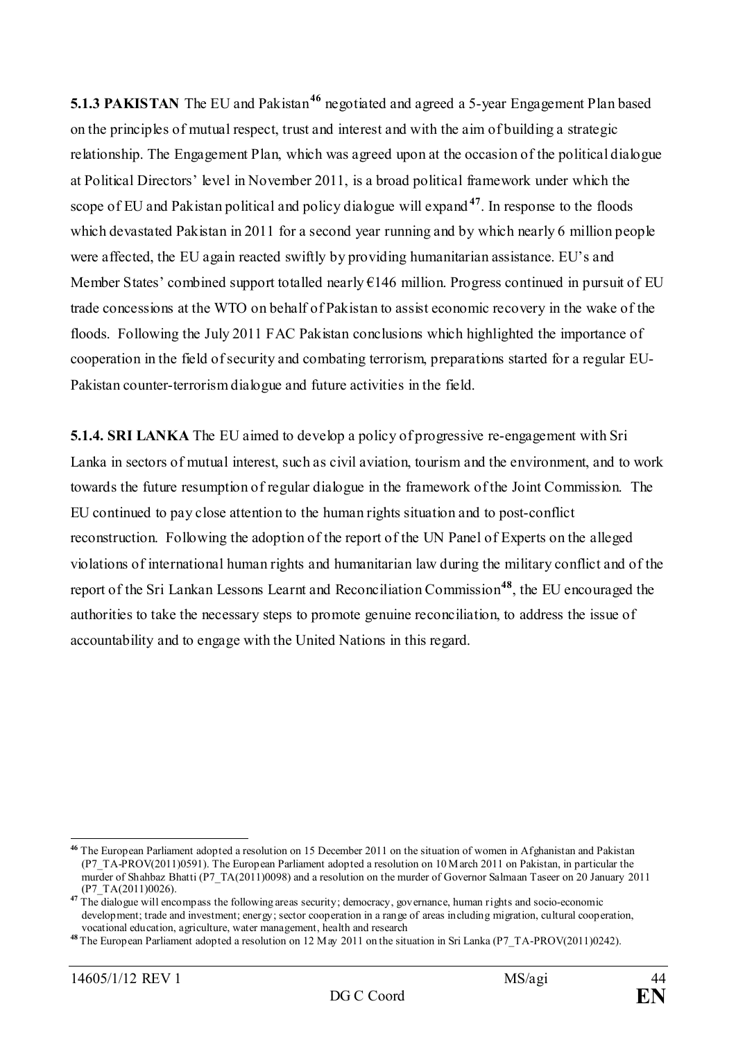**5.1.3 PAKISTAN** The EU and Pakistan[46] negotiated and agreed a 5-year Engagement Plan based on the principles of mutual respect, trust and interest and with the aim of building a strategic relationship. The Engagement Plan, which was agreed upon at the occasion of the political dialogue at Political Directors' level in November 2011, is a broad political framework under which the scope of EU and Pakistan political and policy dialogue will expand[47]. In response to the floods which devastated Pakistan in 2011 for a second year running and by which nearly 6 million people were affected, the EU again reacted swiftly by providing humanitarian assistance. EU's and Member States' combined support totalled nearly €146 million. Progress continued in pursuit of EU trade concessions at the WTO on behalf of Pakistan to assist economic recovery in the wake of the floods. Following the July 2011 FAC Pakistan conclusions which highlighted the importance of cooperation in the field of security and combating terrorism, preparations started for a regular EU-Pakistan counter-terrorism dialogue and future activities in the field.

**5.1.4. SRI LANKA** The EU aimed to develop a policy of progressive re-engagement with Sri Lanka in sectors of mutual interest, such as civil aviation, tourism and the environment, and to work towards the future resumption of regular dialogue in the framework of the Joint Commission. The EU continued to pay close attention to the human rights situation and to post-conflict reconstruction. Following the adoption of the report of the UN Panel of Experts on the alleged violations of international human rights and humanitarian law during the military conflict and of the report of the Sri Lankan Lessons Learnt and Reconciliation Commission[48], the EU encouraged the authorities to take the necessary steps to promote genuine reconciliation, to address the issue of accountability and to engage with the United Nations in this regard.

---

[46] The European Parliament adopted a resolution on 15 December 2011 on the situation of women in Afghanistan and Pakistan (P7_TA-PROV(2011)0591). The European Parliament adopted a resolution on 10 March 2011 on Pakistan, in particular the murder of Shahbaz Bhatti (P7_TA(2011)0098) and a resolution on the murder of Governor Salmaan Taseer on 20 January 2011 (P7_TA(2011)0026).

[47] The dialogue will encompass the following areas security; democracy, governance, human rights and socio-economic development; trade and investment; energy; sector cooperation in a range of areas including migration, cultural cooperation, vocational education, agriculture, water management, health and research

[48] The European Parliament adopted a resolution on 12 May 2011 on the situation in Sri Lanka (P7_TA-PROV(2011)0242).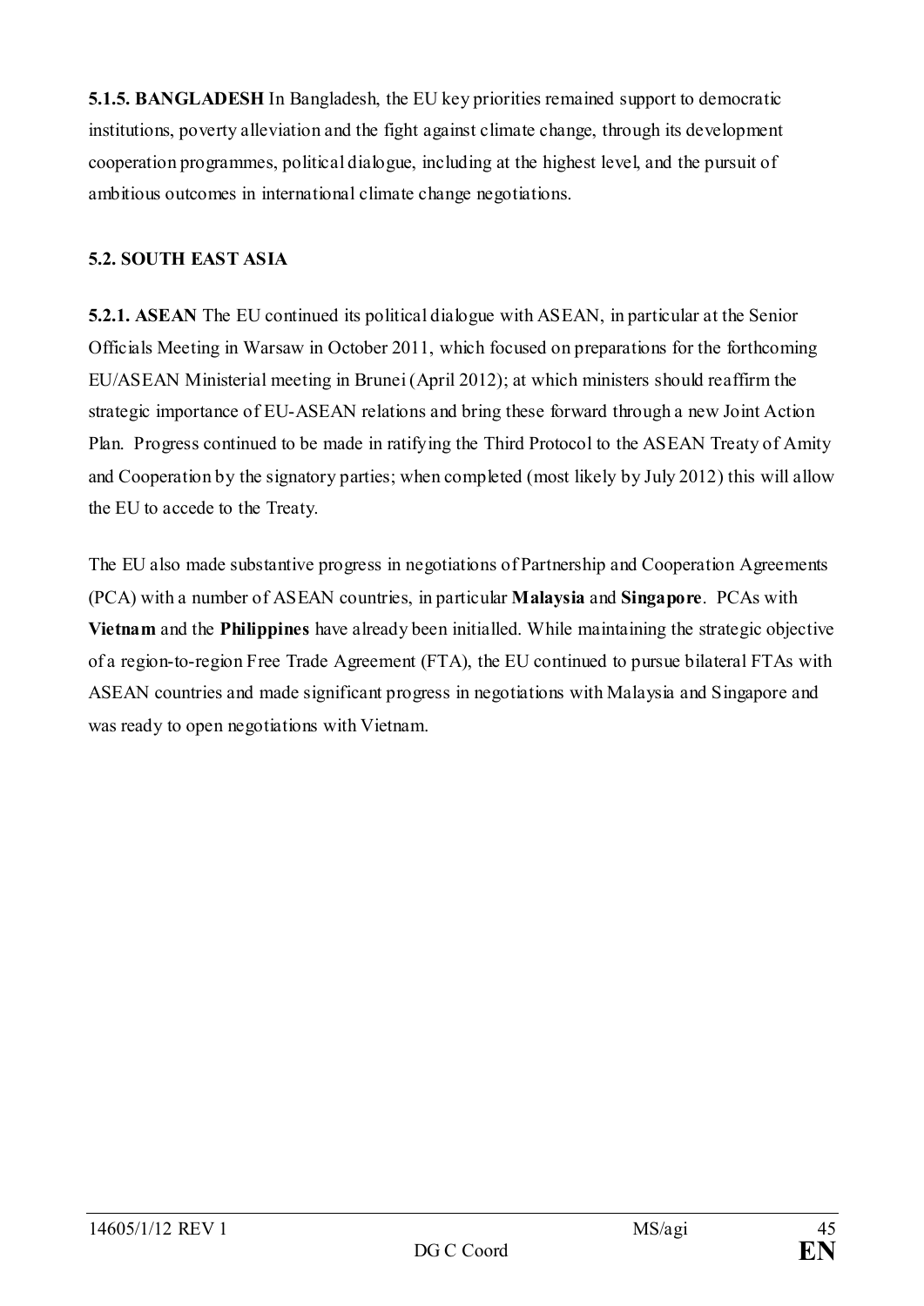**5.1.5. BANGLADESH** In Bangladesh, the EU key priorities remained support to democratic institutions, poverty alleviation and the fight against climate change, through its development cooperation programmes, political dialogue, including at the highest level, and the pursuit of ambitious outcomes in international climate change negotiations.

## 5.2. SOUTH EAST ASIA

**5.2.1. ASEAN** The EU continued its political dialogue with ASEAN, in particular at the Senior Officials Meeting in Warsaw in October 2011, which focused on preparations for the forthcoming EU/ASEAN Ministerial meeting in Brunei (April 2012); at which ministers should reaffirm the strategic importance of EU-ASEAN relations and bring these forward through a new Joint Action Plan. Progress continued to be made in ratifying the Third Protocol to the ASEAN Treaty of Amity and Cooperation by the signatory parties; when completed (most likely by July 2012) this will allow the EU to accede to the Treaty.

The EU also made substantive progress in negotiations of Partnership and Cooperation Agreements (PCA) with a number of ASEAN countries, in particular **Malaysia** and **Singapore**. PCAs with **Vietnam** and the **Philippines** have already been initialled. While maintaining the strategic objective of a region-to-region Free Trade Agreement (FTA), the EU continued to pursue bilateral FTAs with ASEAN countries and made significant progress in negotiations with Malaysia and Singapore and was ready to open negotiations with Vietnam.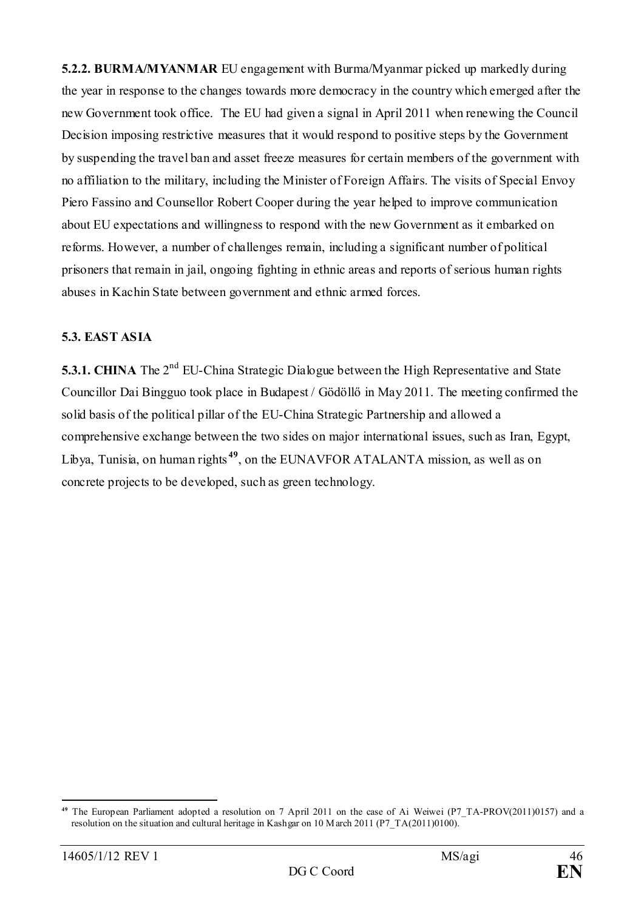**5.2.2. BURMA/MYANMAR** EU engagement with Burma/Myanmar picked up markedly during the year in response to the changes towards more democracy in the country which emerged after the new Government took office. The EU had given a signal in April 2011 when renewing the Council Decision imposing restrictive measures that it would respond to positive steps by the Government by suspending the travel ban and asset freeze measures for certain members of the government with no affiliation to the military, including the Minister of Foreign Affairs. The visits of Special Envoy Piero Fassino and Counsellor Robert Cooper during the year helped to improve communication about EU expectations and willingness to respond with the new Government as it embarked on reforms. However, a number of challenges remain, including a significant number of political prisoners that remain in jail, ongoing fighting in ethnic areas and reports of serious human rights abuses in Kachin State between government and ethnic armed forces.

### 5.3. EAST ASIA

**5.3.1. CHINA** The 2nd EU-China Strategic Dialogue between the High Representative and State Councillor Dai Bingguo took place in Budapest / Gödöllő in May 2011. The meeting confirmed the solid basis of the political pillar of the EU-China Strategic Partnership and allowed a comprehensive exchange between the two sides on major international issues, such as Iran, Egypt, Libya, Tunisia, on human rights[49], on the EUNAVFOR ATALANTA mission, as well as on concrete projects to be developed, such as green technology.

[49] The European Parliament adopted a resolution on 7 April 2011 on the case of Ai Weiwei (P7_TA-PROV(2011)0157) and a resolution on the situation and cultural heritage in Kashgar on 10 March 2011 (P7_TA(2011)0100).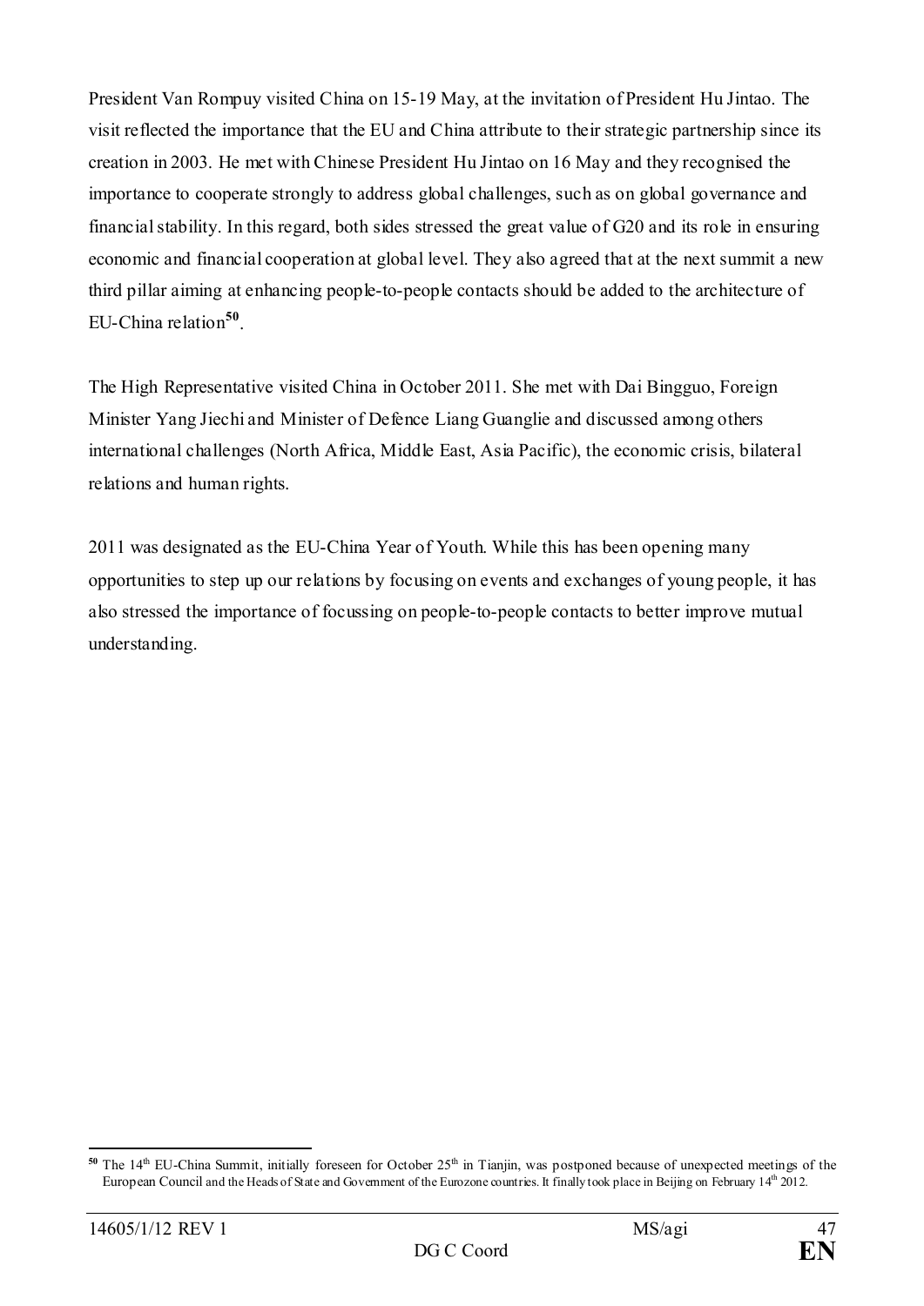President Van Rompuy visited China on 15-19 May, at the invitation of President Hu Jintao. The visit reflected the importance that the EU and China attribute to their strategic partnership since its creation in 2003. He met with Chinese President Hu Jintao on 16 May and they recognised the importance to cooperate strongly to address global challenges, such as on global governance and financial stability. In this regard, both sides stressed the great value of G20 and its role in ensuring economic and financial cooperation at global level. They also agreed that at the next summit a new third pillar aiming at enhancing people-to-people contacts should be added to the architecture of EU-China relation[50].

The High Representative visited China in October 2011. She met with Dai Bingguo, Foreign Minister Yang Jiechi and Minister of Defence Liang Guanglie and discussed among others international challenges (North Africa, Middle East, Asia Pacific), the economic crisis, bilateral relations and human rights.

2011 was designated as the EU-China Year of Youth. While this has been opening many opportunities to step up our relations by focusing on events and exchanges of young people, it has also stressed the importance of focussing on people-to-people contacts to better improve mutual understanding.

---

[50] The 14th EU-China Summit, initially foreseen for October 25th in Tianjin, was postponed because of unexpected meetings of the European Council and the Heads of State and Government of the Eurozone countries. It finally took place in Beijing on February 14th 2012.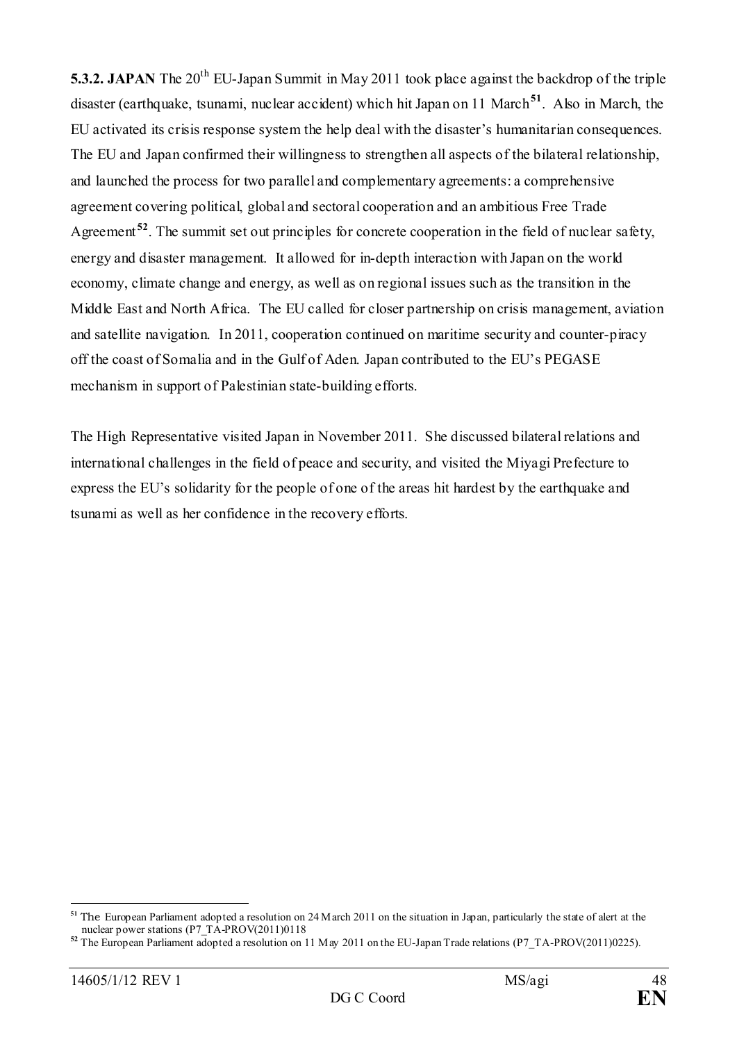**5.3.2. JAPAN** The 20th EU-Japan Summit in May 2011 took place against the backdrop of the triple disaster (earthquake, tsunami, nuclear accident) which hit Japan on 11 March[51]. Also in March, the EU activated its crisis response system the help deal with the disaster's humanitarian consequences. The EU and Japan confirmed their willingness to strengthen all aspects of the bilateral relationship, and launched the process for two parallel and complementary agreements: a comprehensive agreement covering political, global and sectoral cooperation and an ambitious Free Trade Agreement[52]. The summit set out principles for concrete cooperation in the field of nuclear safety, energy and disaster management. It allowed for in-depth interaction with Japan on the world economy, climate change and energy, as well as on regional issues such as the transition in the Middle East and North Africa. The EU called for closer partnership on crisis management, aviation and satellite navigation. In 2011, cooperation continued on maritime security and counter-piracy off the coast of Somalia and in the Gulf of Aden. Japan contributed to the EU's PEGASE mechanism in support of Palestinian state-building efforts.

The High Representative visited Japan in November 2011. She discussed bilateral relations and international challenges in the field of peace and security, and visited the Miyagi Prefecture to express the EU's solidarity for the people of one of the areas hit hardest by the earthquake and tsunami as well as her confidence in the recovery efforts.

---

[51] The European Parliament adopted a resolution on 24 March 2011 on the situation in Japan, particularly the state of alert at the nuclear power stations (P7_TA-PROV(2011)0118

[52] The European Parliament adopted a resolution on 11 May 2011 on the EU-Japan Trade relations (P7_TA-PROV(2011)0225).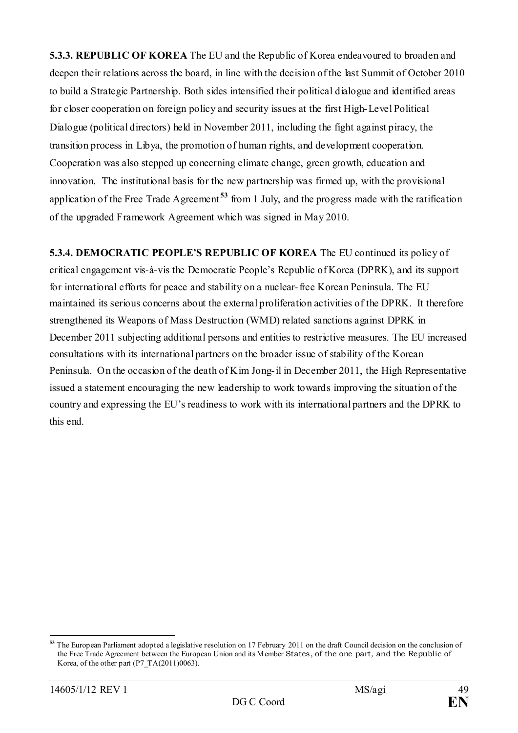**5.3.3. REPUBLIC OF KOREA** The EU and the Republic of Korea endeavoured to broaden and deepen their relations across the board, in line with the decision of the last Summit of October 2010 to build a Strategic Partnership. Both sides intensified their political dialogue and identified areas for closer cooperation on foreign policy and security issues at the first High-Level Political Dialogue (political directors) held in November 2011, including the fight against piracy, the transition process in Libya, the promotion of human rights, and development cooperation. Cooperation was also stepped up concerning climate change, green growth, education and innovation. The institutional basis for the new partnership was firmed up, with the provisional application of the Free Trade Agreement[53] from 1 July, and the progress made with the ratification of the upgraded Framework Agreement which was signed in May 2010.

**5.3.4. DEMOCRATIC PEOPLE'S REPUBLIC OF KOREA** The EU continued its policy of critical engagement vis-à-vis the Democratic People's Republic of Korea (DPRK), and its support for international efforts for peace and stability on a nuclear-free Korean Peninsula. The EU maintained its serious concerns about the external proliferation activities of the DPRK. It therefore strengthened its Weapons of Mass Destruction (WMD) related sanctions against DPRK in December 2011 subjecting additional persons and entities to restrictive measures. The EU increased consultations with its international partners on the broader issue of stability of the Korean Peninsula. On the occasion of the death of Kim Jong-il in December 2011, the High Representative issued a statement encouraging the new leadership to work towards improving the situation of the country and expressing the EU's readiness to work with its international partners and the DPRK to this end.

---

[53] The European Parliament adopted a legislative resolution on 17 February 2011 on the draft Council decision on the conclusion of the Free Trade Agreement between the European Union and its Member States, of the one part, and the Republic of Korea, of the other part (P7_TA(2011)0063).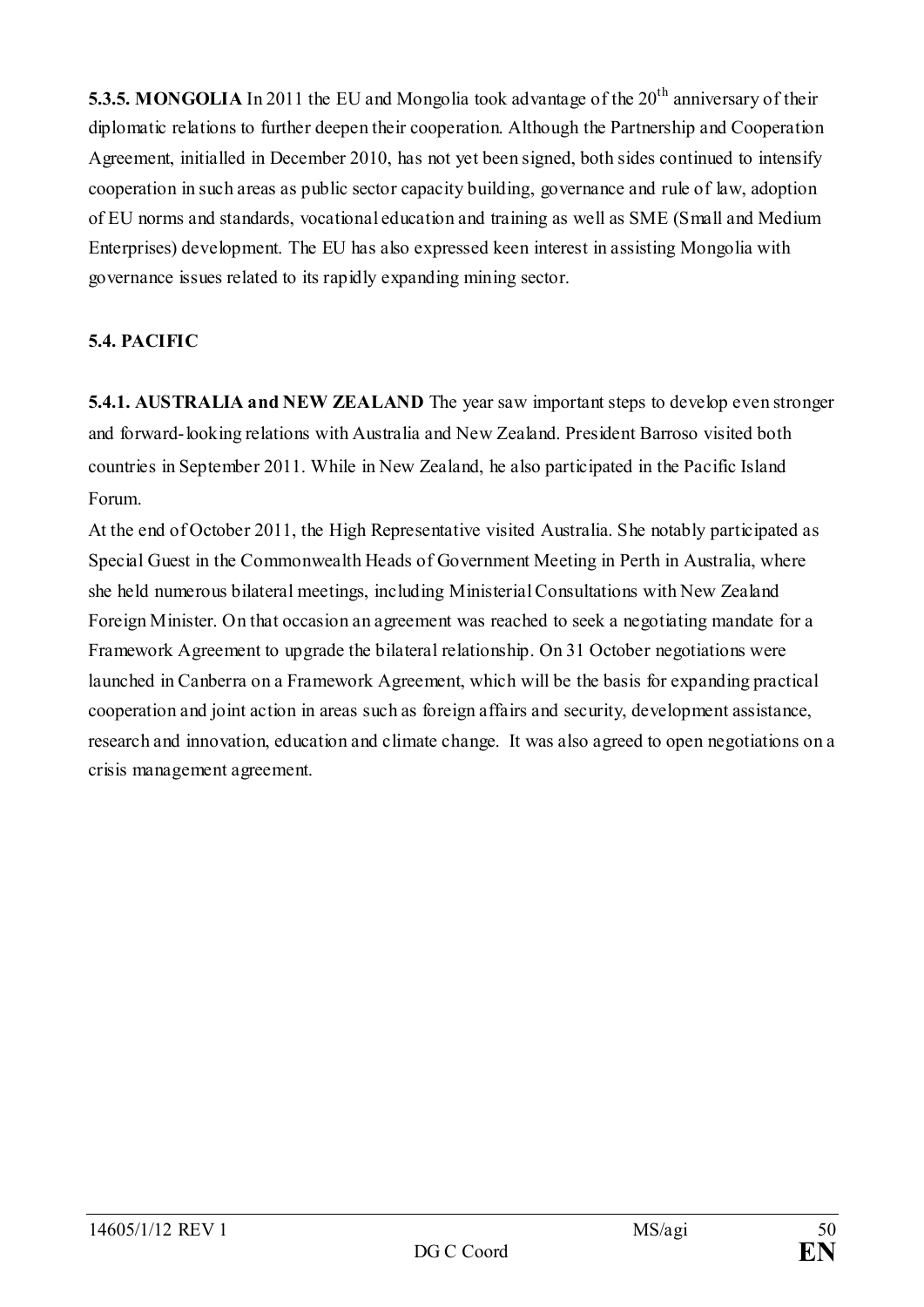**5.3.5. MONGOLIA** In 2011 the EU and Mongolia took advantage of the 20th anniversary of their diplomatic relations to further deepen their cooperation. Although the Partnership and Cooperation Agreement, initialled in December 2010, has not yet been signed, both sides continued to intensify cooperation in such areas as public sector capacity building, governance and rule of law, adoption of EU norms and standards, vocational education and training as well as SME (Small and Medium Enterprises) development. The EU has also expressed keen interest in assisting Mongolia with governance issues related to its rapidly expanding mining sector.

**5.4. PACIFIC**

**5.4.1. AUSTRALIA and NEW ZEALAND** The year saw important steps to develop even stronger and forward-looking relations with Australia and New Zealand. President Barroso visited both countries in September 2011. While in New Zealand, he also participated in the Pacific Island Forum.

At the end of October 2011, the High Representative visited Australia. She notably participated as Special Guest in the Commonwealth Heads of Government Meeting in Perth in Australia, where she held numerous bilateral meetings, including Ministerial Consultations with New Zealand Foreign Minister. On that occasion an agreement was reached to seek a negotiating mandate for a Framework Agreement to upgrade the bilateral relationship. On 31 October negotiations were launched in Canberra on a Framework Agreement, which will be the basis for expanding practical cooperation and joint action in areas such as foreign affairs and security, development assistance, research and innovation, education and climate change. It was also agreed to open negotiations on a crisis management agreement.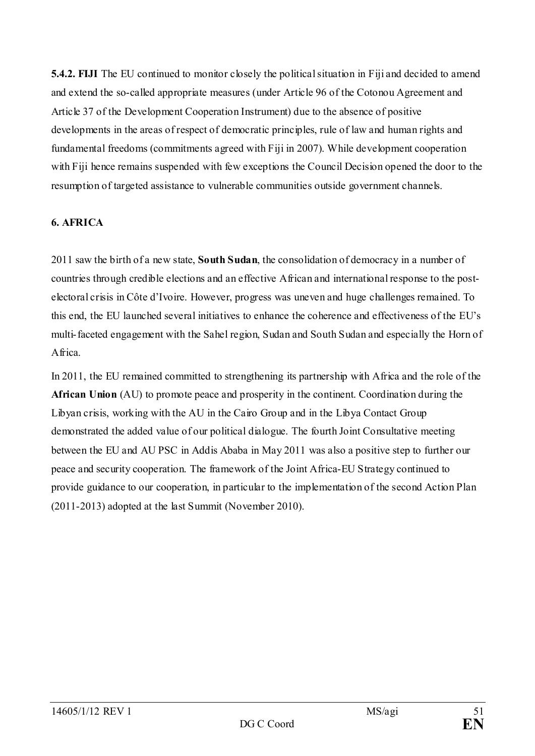**5.4.2. FIJI** The EU continued to monitor closely the political situation in Fiji and decided to amend and extend the so-called appropriate measures (under Article 96 of the Cotonou Agreement and Article 37 of the Development Cooperation Instrument) due to the absence of positive developments in the areas of respect of democratic principles, rule of law and human rights and fundamental freedoms (commitments agreed with Fiji in 2007). While development cooperation with Fiji hence remains suspended with few exceptions the Council Decision opened the door to the resumption of targeted assistance to vulnerable communities outside government channels.

## 6. AFRICA

2011 saw the birth of a new state, **South Sudan**, the consolidation of democracy in a number of countries through credible elections and an effective African and international response to the post-electoral crisis in Côte d'Ivoire. However, progress was uneven and huge challenges remained. To this end, the EU launched several initiatives to enhance the coherence and effectiveness of the EU's multi-faceted engagement with the Sahel region, Sudan and South Sudan and especially the Horn of Africa.

In 2011, the EU remained committed to strengthening its partnership with Africa and the role of the **African Union** (AU) to promote peace and prosperity in the continent. Coordination during the Libyan crisis, working with the AU in the Cairo Group and in the Libya Contact Group demonstrated the added value of our political dialogue. The fourth Joint Consultative meeting between the EU and AU PSC in Addis Ababa in May 2011 was also a positive step to further our peace and security cooperation. The framework of the Joint Africa-EU Strategy continued to provide guidance to our cooperation, in particular to the implementation of the second Action Plan (2011-2013) adopted at the last Summit (November 2010).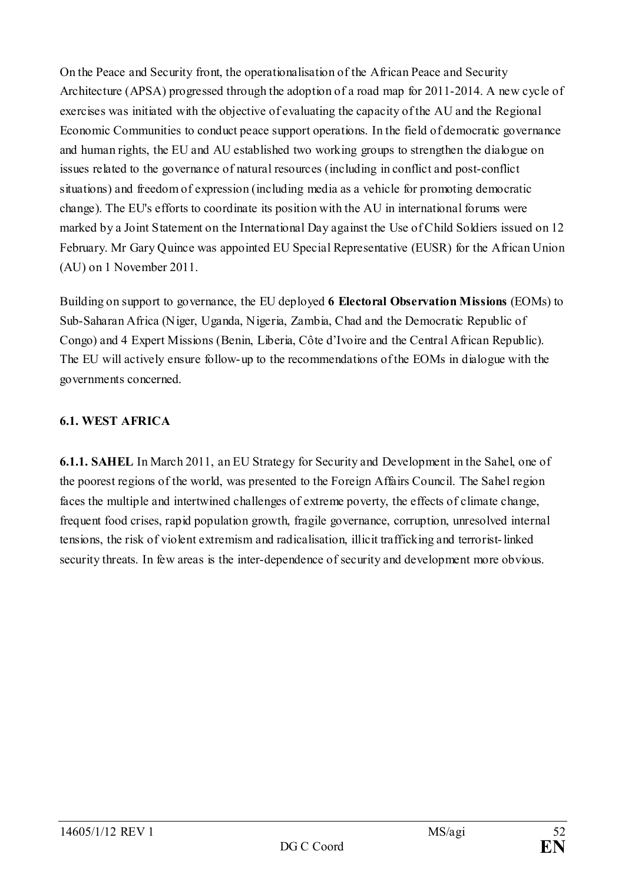On the Peace and Security front, the operationalisation of the African Peace and Security Architecture (APSA) progressed through the adoption of a road map for 2011-2014. A new cycle of exercises was initiated with the objective of evaluating the capacity of the AU and the Regional Economic Communities to conduct peace support operations. In the field of democratic governance and human rights, the EU and AU established two working groups to strengthen the dialogue on issues related to the governance of natural resources (including in conflict and post-conflict situations) and freedom of expression (including media as a vehicle for promoting democratic change). The EU's efforts to coordinate its position with the AU in international forums were marked by a Joint Statement on the International Day against the Use of Child Soldiers issued on 12 February. Mr Gary Quince was appointed EU Special Representative (EUSR) for the African Union (AU) on 1 November 2011.

Building on support to governance, the EU deployed **6 Electoral Observation Missions** (EOMs) to Sub-Saharan Africa (Niger, Uganda, Nigeria, Zambia, Chad and the Democratic Republic of Congo) and 4 Expert Missions (Benin, Liberia, Côte d'Ivoire and the Central African Republic). The EU will actively ensure follow-up to the recommendations of the EOMs in dialogue with the governments concerned.

## 6.1. WEST AFRICA

**6.1.1. SAHEL** In March 2011, an EU Strategy for Security and Development in the Sahel, one of the poorest regions of the world, was presented to the Foreign Affairs Council. The Sahel region faces the multiple and intertwined challenges of extreme poverty, the effects of climate change, frequent food crises, rapid population growth, fragile governance, corruption, unresolved internal tensions, the risk of violent extremism and radicalisation, illicit trafficking and terrorist-linked security threats. In few areas is the inter-dependence of security and development more obvious.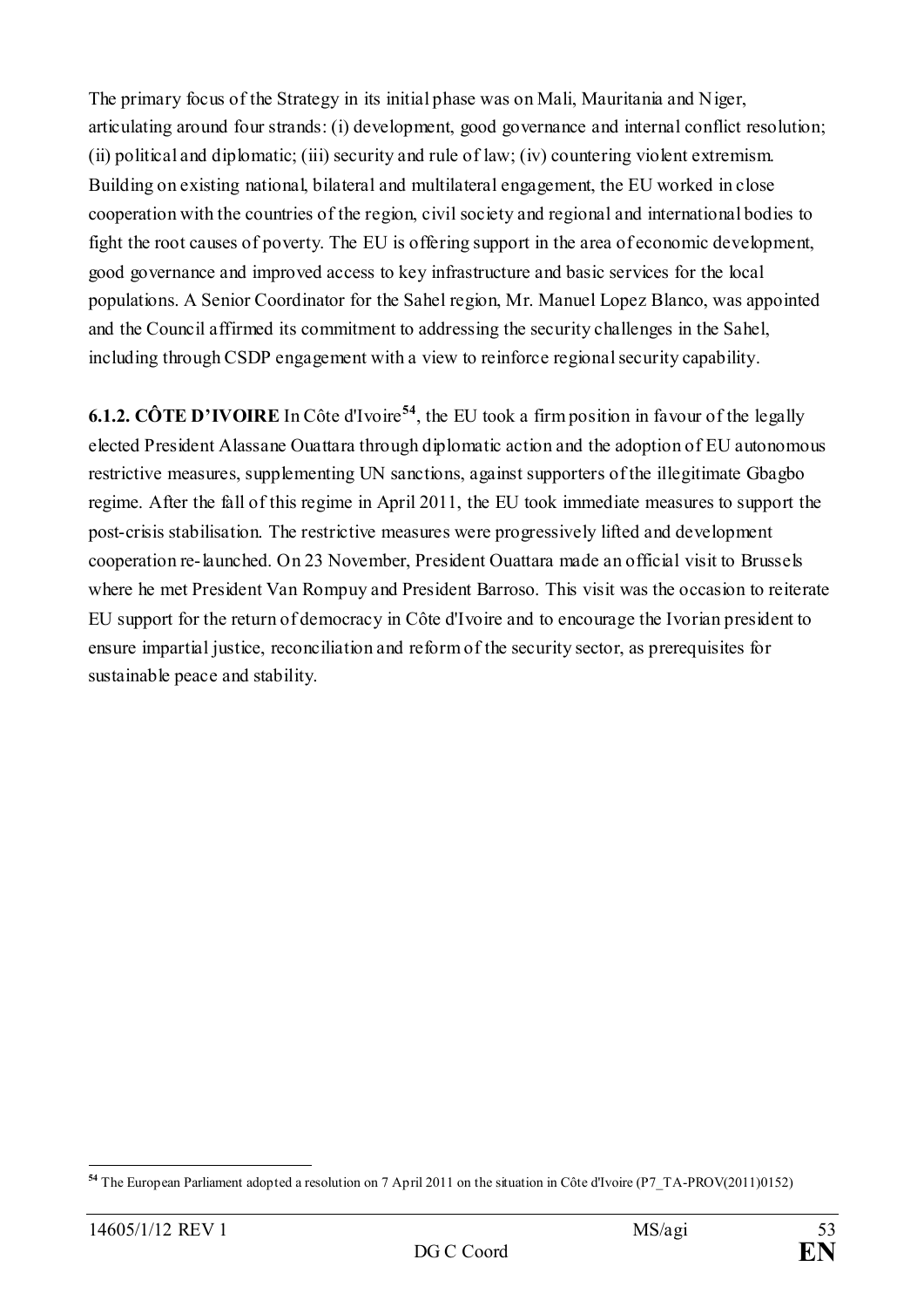The primary focus of the Strategy in its initial phase was on Mali, Mauritania and Niger, articulating around four strands: (i) development, good governance and internal conflict resolution; (ii) political and diplomatic; (iii) security and rule of law; (iv) countering violent extremism. Building on existing national, bilateral and multilateral engagement, the EU worked in close cooperation with the countries of the region, civil society and regional and international bodies to fight the root causes of poverty. The EU is offering support in the area of economic development, good governance and improved access to key infrastructure and basic services for the local populations. A Senior Coordinator for the Sahel region, Mr. Manuel Lopez Blanco, was appointed and the Council affirmed its commitment to addressing the security challenges in the Sahel, including through CSDP engagement with a view to reinforce regional security capability.

**6.1.2. CÔTE D'IVOIRE** In Côte d'Ivoire[54], the EU took a firm position in favour of the legally elected President Alassane Ouattara through diplomatic action and the adoption of EU autonomous restrictive measures, supplementing UN sanctions, against supporters of the illegitimate Gbagbo regime. After the fall of this regime in April 2011, the EU took immediate measures to support the post-crisis stabilisation. The restrictive measures were progressively lifted and development cooperation re-launched. On 23 November, President Ouattara made an official visit to Brussels where he met President Van Rompuy and President Barroso. This visit was the occasion to reiterate EU support for the return of democracy in Côte d'Ivoire and to encourage the Ivorian president to ensure impartial justice, reconciliation and reform of the security sector, as prerequisites for sustainable peace and stability.

[54] The European Parliament adopted a resolution on 7 April 2011 on the situation in Côte d'Ivoire (P7_TA-PROV(2011)0152)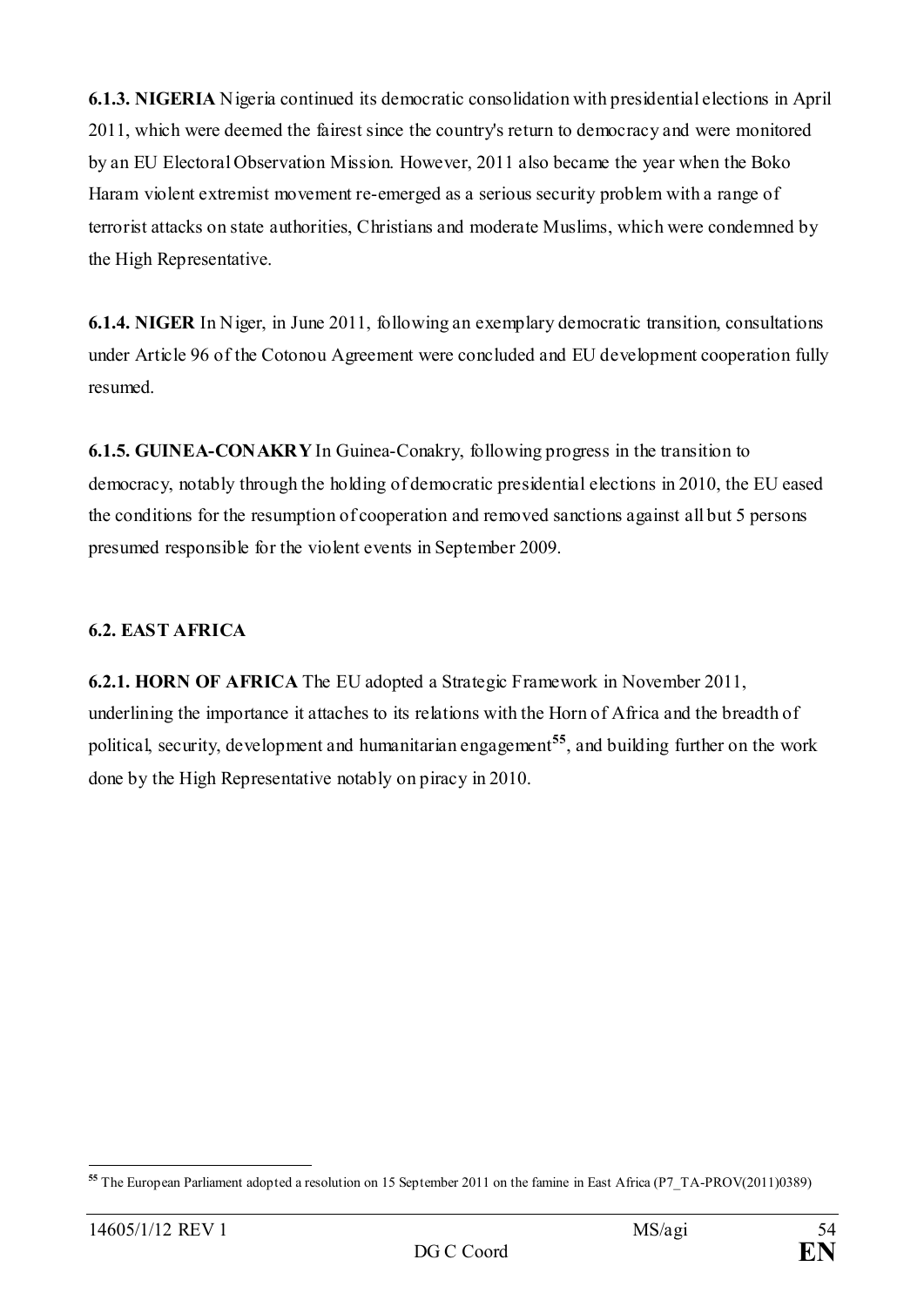**6.1.3. NIGERIA** Nigeria continued its democratic consolidation with presidential elections in April 2011, which were deemed the fairest since the country's return to democracy and were monitored by an EU Electoral Observation Mission. However, 2011 also became the year when the Boko Haram violent extremist movement re-emerged as a serious security problem with a range of terrorist attacks on state authorities, Christians and moderate Muslims, which were condemned by the High Representative.

**6.1.4. NIGER** In Niger, in June 2011, following an exemplary democratic transition, consultations under Article 96 of the Cotonou Agreement were concluded and EU development cooperation fully resumed.

**6.1.5. GUINEA-CONAKRY** In Guinea-Conakry, following progress in the transition to democracy, notably through the holding of democratic presidential elections in 2010, the EU eased the conditions for the resumption of cooperation and removed sanctions against all but 5 persons presumed responsible for the violent events in September 2009.

## 6.2. EAST AFRICA

**6.2.1. HORN OF AFRICA** The EU adopted a Strategic Framework in November 2011, underlining the importance it attaches to its relations with the Horn of Africa and the breadth of political, security, development and humanitarian engagement[55], and building further on the work done by the High Representative notably on piracy in 2010.

---

[55] The European Parliament adopted a resolution on 15 September 2011 on the famine in East Africa (P7_TA-PROV(2011)0389)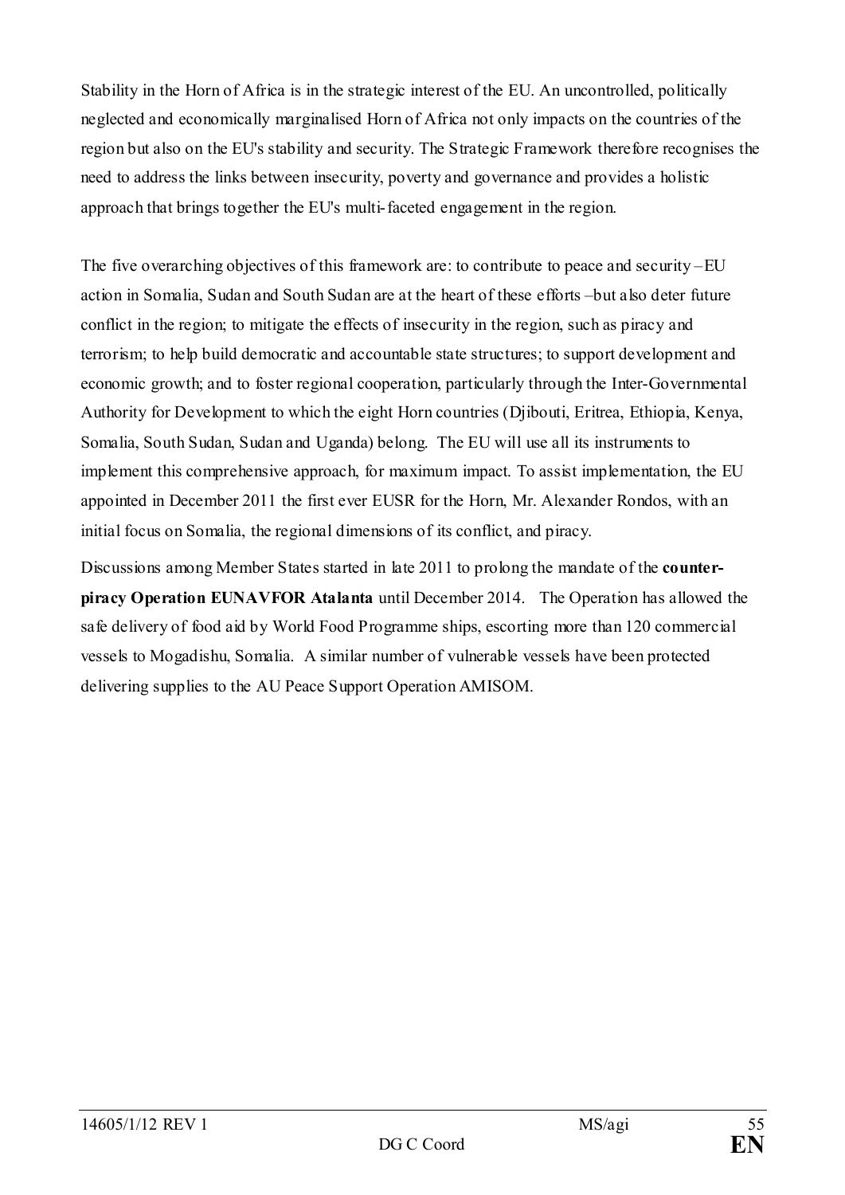Stability in the Horn of Africa is in the strategic interest of the EU. An uncontrolled, politically neglected and economically marginalised Horn of Africa not only impacts on the countries of the region but also on the EU's stability and security. The Strategic Framework therefore recognises the need to address the links between insecurity, poverty and governance and provides a holistic approach that brings together the EU's multi-faceted engagement in the region.

The five overarching objectives of this framework are: to contribute to peace and security – EU action in Somalia, Sudan and South Sudan are at the heart of these efforts – but also deter future conflict in the region; to mitigate the effects of insecurity in the region, such as piracy and terrorism; to help build democratic and accountable state structures; to support development and economic growth; and to foster regional cooperation, particularly through the Inter-Governmental Authority for Development to which the eight Horn countries (Djibouti, Eritrea, Ethiopia, Kenya, Somalia, South Sudan, Sudan and Uganda) belong. The EU will use all its instruments to implement this comprehensive approach, for maximum impact. To assist implementation, the EU appointed in December 2011 the first ever EUSR for the Horn, Mr. Alexander Rondos, with an initial focus on Somalia, the regional dimensions of its conflict, and piracy.

Discussions among Member States started in late 2011 to prolong the mandate of the **counter-piracy Operation EUNAVFOR Atalanta** until December 2014. The Operation has allowed the safe delivery of food aid by World Food Programme ships, escorting more than 120 commercial vessels to Mogadishu, Somalia. A similar number of vulnerable vessels have been protected delivering supplies to the AU Peace Support Operation AMISOM.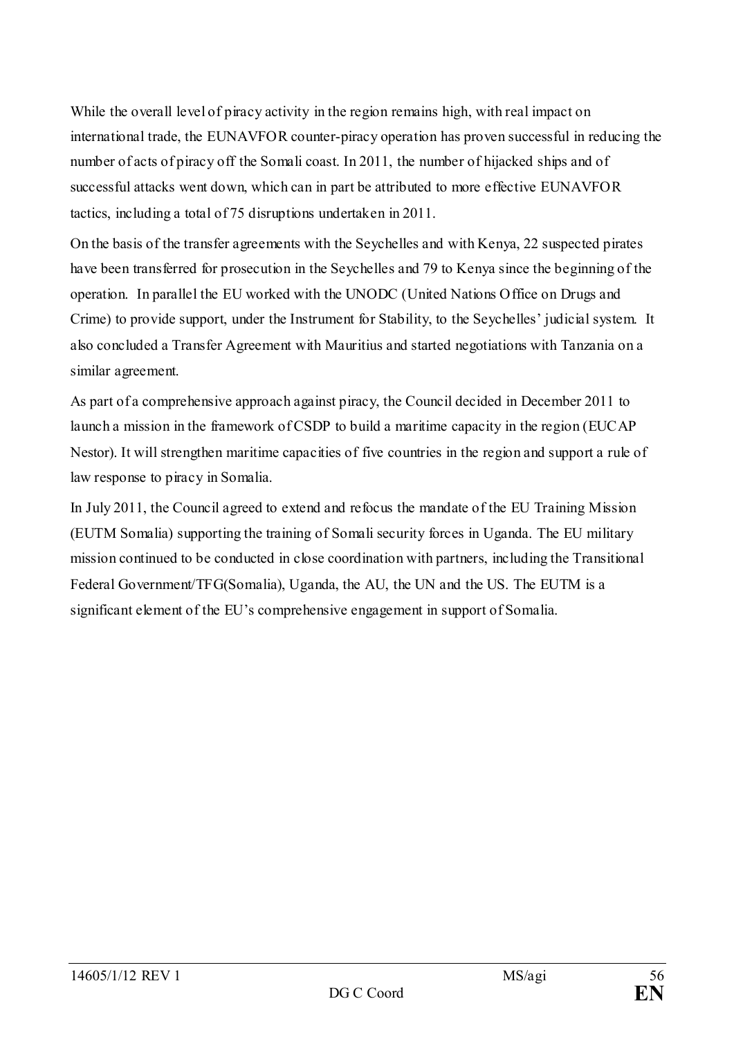While the overall level of piracy activity in the region remains high, with real impact on international trade, the EUNAVFOR counter-piracy operation has proven successful in reducing the number of acts of piracy off the Somali coast. In 2011, the number of hijacked ships and of successful attacks went down, which can in part be attributed to more effective EUNAVFOR tactics, including a total of 75 disruptions undertaken in 2011.

On the basis of the transfer agreements with the Seychelles and with Kenya, 22 suspected pirates have been transferred for prosecution in the Seychelles and 79 to Kenya since the beginning of the operation. In parallel the EU worked with the UNODC (United Nations Office on Drugs and Crime) to provide support, under the Instrument for Stability, to the Seychelles' judicial system. It also concluded a Transfer Agreement with Mauritius and started negotiations with Tanzania on a similar agreement.

As part of a comprehensive approach against piracy, the Council decided in December 2011 to launch a mission in the framework of CSDP to build a maritime capacity in the region (EUCAP Nestor). It will strengthen maritime capacities of five countries in the region and support a rule of law response to piracy in Somalia.

In July 2011, the Council agreed to extend and refocus the mandate of the EU Training Mission (EUTM Somalia) supporting the training of Somali security forces in Uganda. The EU military mission continued to be conducted in close coordination with partners, including the Transitional Federal Government/TFG(Somalia), Uganda, the AU, the UN and the US. The EUTM is a significant element of the EU's comprehensive engagement in support of Somalia.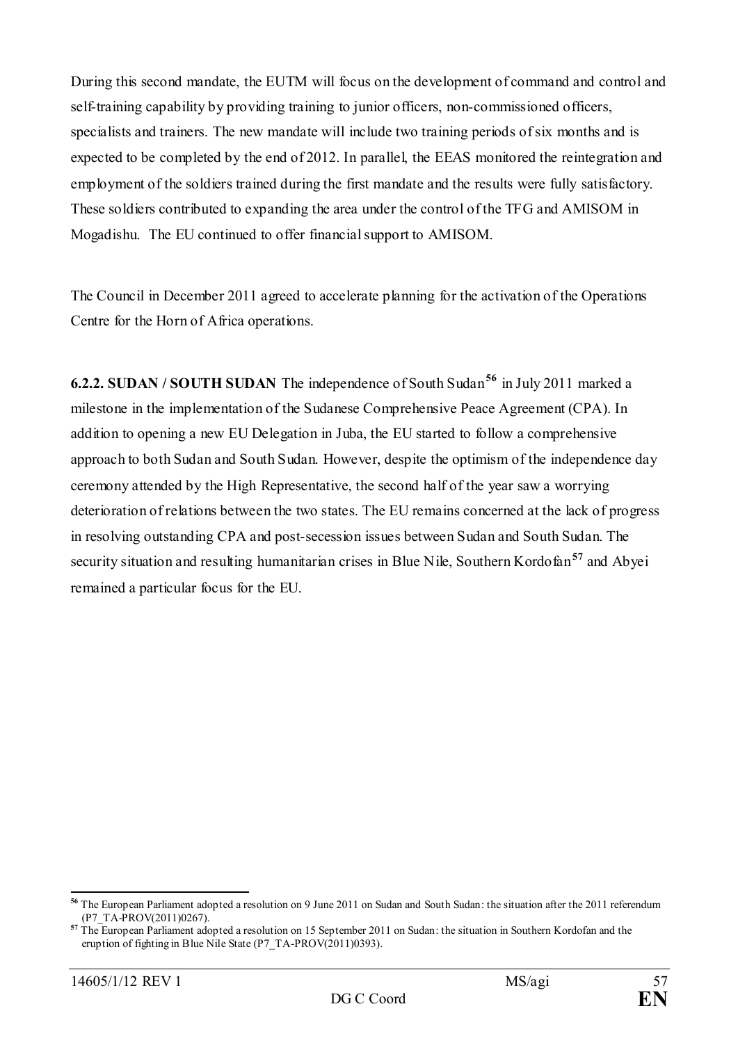During this second mandate, the EUTM will focus on the development of command and control and self-training capability by providing training to junior officers, non-commissioned officers, specialists and trainers. The new mandate will include two training periods of six months and is expected to be completed by the end of 2012. In parallel, the EEAS monitored the reintegration and employment of the soldiers trained during the first mandate and the results were fully satisfactory. These soldiers contributed to expanding the area under the control of the TFG and AMISOM in Mogadishu. The EU continued to offer financial support to AMISOM.

The Council in December 2011 agreed to accelerate planning for the activation of the Operations Centre for the Horn of Africa operations.

**6.2.2. SUDAN / SOUTH SUDAN** The independence of South Sudan[56] in July 2011 marked a milestone in the implementation of the Sudanese Comprehensive Peace Agreement (CPA). In addition to opening a new EU Delegation in Juba, the EU started to follow a comprehensive approach to both Sudan and South Sudan. However, despite the optimism of the independence day ceremony attended by the High Representative, the second half of the year saw a worrying deterioration of relations between the two states. The EU remains concerned at the lack of progress in resolving outstanding CPA and post-secession issues between Sudan and South Sudan. The security situation and resulting humanitarian crises in Blue Nile, Southern Kordofan[57] and Abyei remained a particular focus for the EU.

---

[56] The European Parliament adopted a resolution on 9 June 2011 on Sudan and South Sudan: the situation after the 2011 referendum (P7_TA-PROV(2011)0267).

[57] The European Parliament adopted a resolution on 15 September 2011 on Sudan: the situation in Southern Kordofan and the eruption of fighting in Blue Nile State (P7_TA-PROV(2011)0393).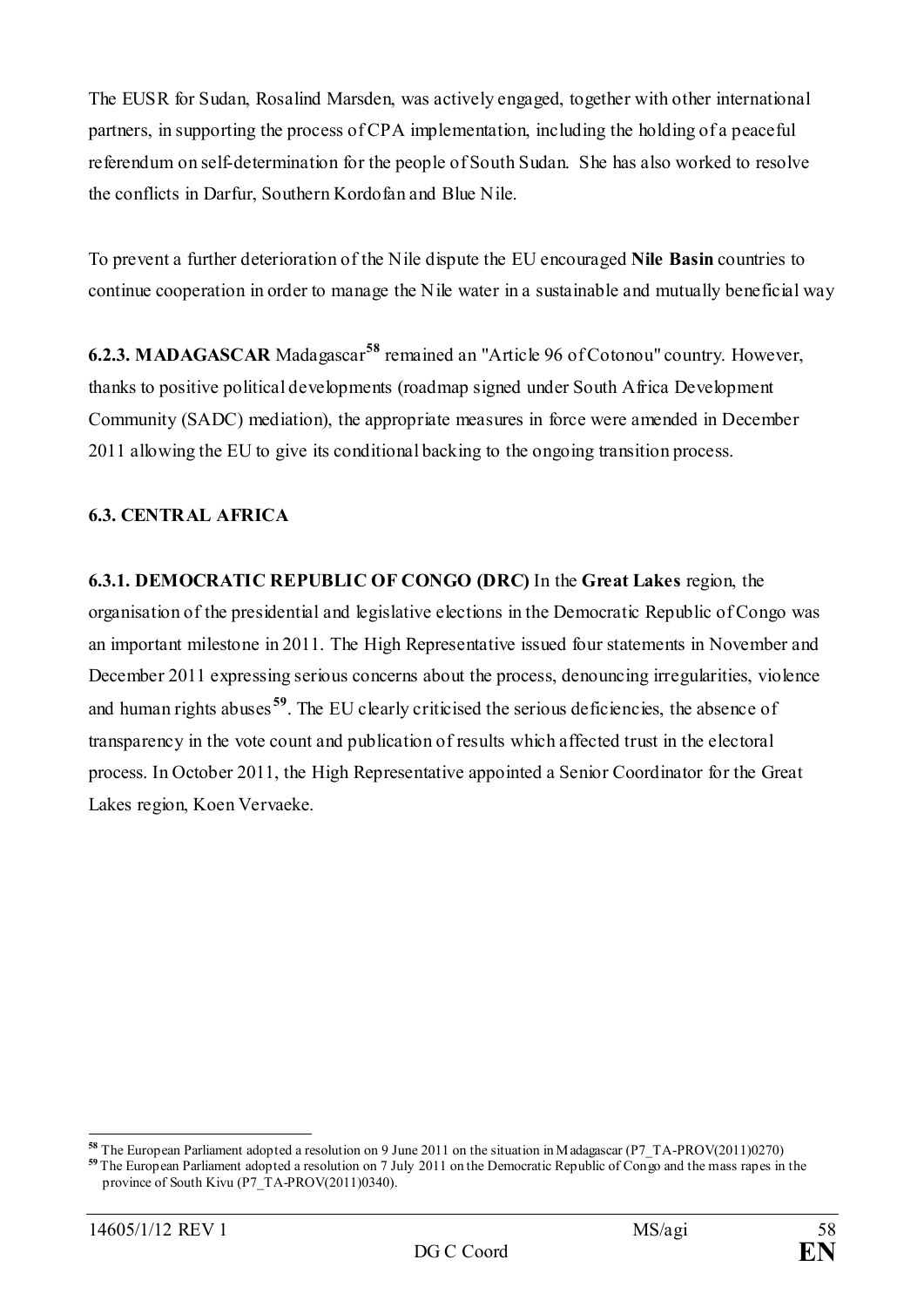The EUSR for Sudan, Rosalind Marsden, was actively engaged, together with other international partners, in supporting the process of CPA implementation, including the holding of a peaceful referendum on self-determination for the people of South Sudan. She has also worked to resolve the conflicts in Darfur, Southern Kordofan and Blue Nile.

To prevent a further deterioration of the Nile dispute the EU encouraged **Nile Basin** countries to continue cooperation in order to manage the Nile water in a sustainable and mutually beneficial way

**6.2.3. MADAGASCAR** Madagascar[58] remained an "Article 96 of Cotonou" country. However, thanks to positive political developments (roadmap signed under South Africa Development Community (SADC) mediation), the appropriate measures in force were amended in December 2011 allowing the EU to give its conditional backing to the ongoing transition process.

### 6.3. CENTRAL AFRICA

**6.3.1. DEMOCRATIC REPUBLIC OF CONGO (DRC)** In the **Great Lakes** region, the organisation of the presidential and legislative elections in the Democratic Republic of Congo was an important milestone in 2011. The High Representative issued four statements in November and December 2011 expressing serious concerns about the process, denouncing irregularities, violence and human rights abuses[59]. The EU clearly criticised the serious deficiencies, the absence of transparency in the vote count and publication of results which affected trust in the electoral process. In October 2011, the High Representative appointed a Senior Coordinator for the Great Lakes region, Koen Vervaeke.

---

[58] The European Parliament adopted a resolution on 9 June 2011 on the situation in Madagascar (P7_TA-PROV(2011)0270)

[59] The European Parliament adopted a resolution on 7 July 2011 on the Democratic Republic of Congo and the mass rapes in the province of South Kivu (P7_TA-PROV(2011)0340).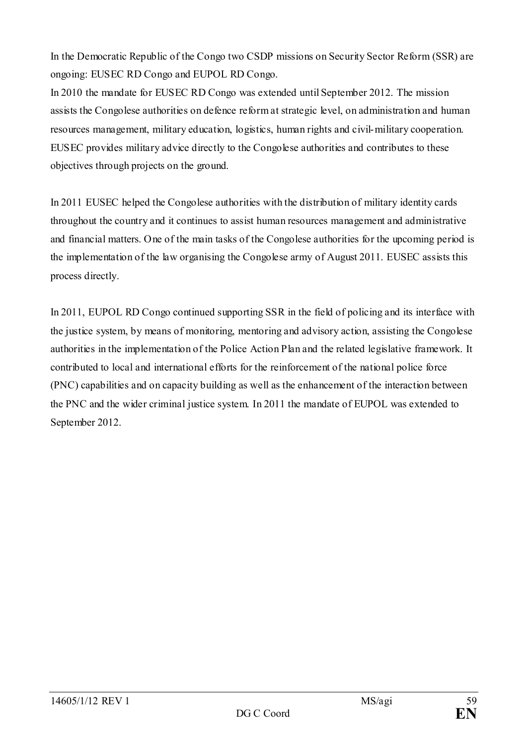In the Democratic Republic of the Congo two CSDP missions on Security Sector Reform (SSR) are ongoing: EUSEC RD Congo and EUPOL RD Congo.

In 2010 the mandate for EUSEC RD Congo was extended until September 2012. The mission assists the Congolese authorities on defence reform at strategic level, on administration and human resources management, military education, logistics, human rights and civil-military cooperation. EUSEC provides military advice directly to the Congolese authorities and contributes to these objectives through projects on the ground.

In 2011 EUSEC helped the Congolese authorities with the distribution of military identity cards throughout the country and it continues to assist human resources management and administrative and financial matters. One of the main tasks of the Congolese authorities for the upcoming period is the implementation of the law organising the Congolese army of August 2011. EUSEC assists this process directly.

In 2011, EUPOL RD Congo continued supporting SSR in the field of policing and its interface with the justice system, by means of monitoring, mentoring and advisory action, assisting the Congolese authorities in the implementation of the Police Action Plan and the related legislative framework. It contributed to local and international efforts for the reinforcement of the national police force (PNC) capabilities and on capacity building as well as the enhancement of the interaction between the PNC and the wider criminal justice system. In 2011 the mandate of EUPOL was extended to September 2012.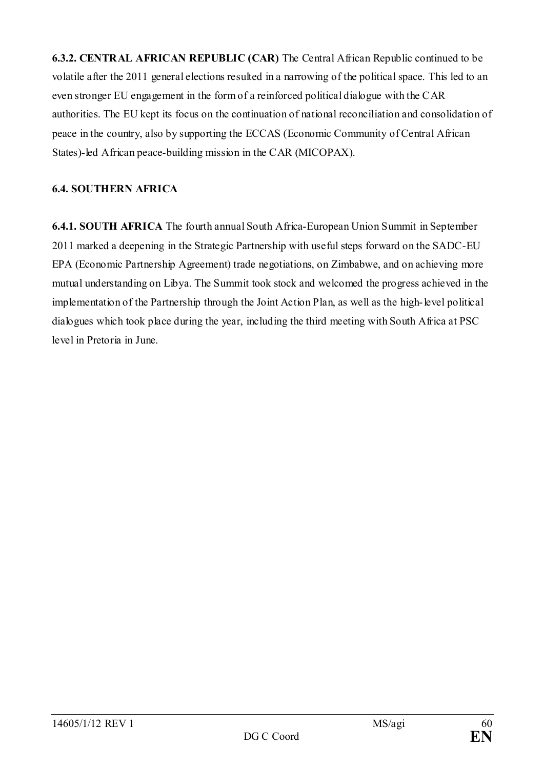**6.3.2. CENTRAL AFRICAN REPUBLIC (CAR)** The Central African Republic continued to be volatile after the 2011 general elections resulted in a narrowing of the political space. This led to an even stronger EU engagement in the form of a reinforced political dialogue with the CAR authorities. The EU kept its focus on the continuation of national reconciliation and consolidation of peace in the country, also by supporting the ECCAS (Economic Community of Central African States)-led African peace-building mission in the CAR (MICOPAX).

### 6.4. SOUTHERN AFRICA

**6.4.1. SOUTH AFRICA** The fourth annual South Africa-European Union Summit in September 2011 marked a deepening in the Strategic Partnership with useful steps forward on the SADC-EU EPA (Economic Partnership Agreement) trade negotiations, on Zimbabwe, and on achieving more mutual understanding on Libya. The Summit took stock and welcomed the progress achieved in the implementation of the Partnership through the Joint Action Plan, as well as the high-level political dialogues which took place during the year, including the third meeting with South Africa at PSC level in Pretoria in June.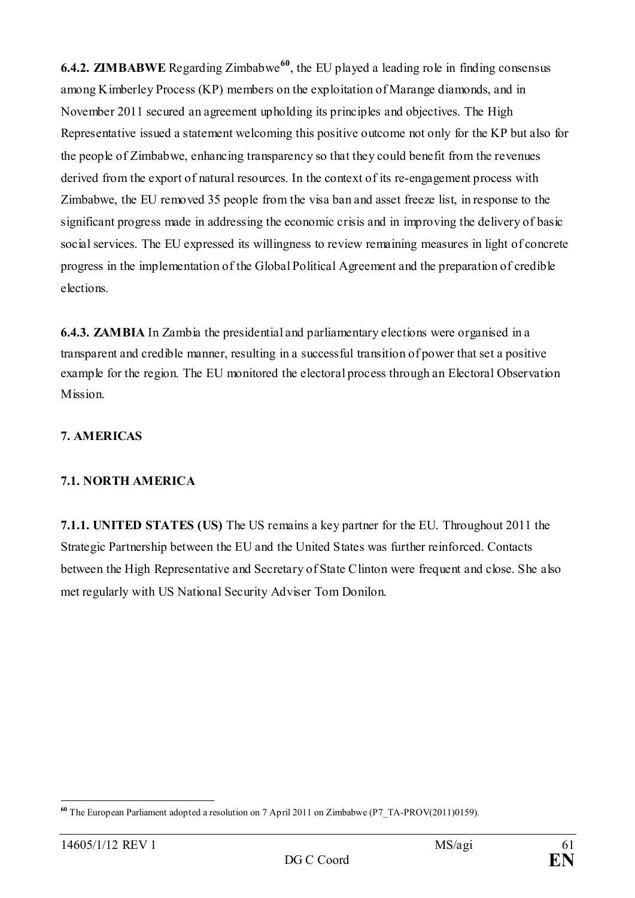**6.4.2. ZIMBABWE** Regarding Zimbabwe[60], the EU played a leading role in finding consensus among Kimberley Process (KP) members on the exploitation of Marange diamonds, and in November 2011 secured an agreement upholding its principles and objectives. The High Representative issued a statement welcoming this positive outcome not only for the KP but also for the people of Zimbabwe, enhancing transparency so that they could benefit from the revenues derived from the export of natural resources. In the context of its re-engagement process with Zimbabwe, the EU removed 35 people from the visa ban and asset freeze list, in response to the significant progress made in addressing the economic crisis and in improving the delivery of basic social services. The EU expressed its willingness to review remaining measures in light of concrete progress in the implementation of the Global Political Agreement and the preparation of credible elections.

**6.4.3. ZAMBIA** In Zambia the presidential and parliamentary elections were organised in a transparent and credible manner, resulting in a successful transition of power that set a positive example for the region. The EU monitored the electoral process through an Electoral Observation Mission.

## 7. AMERICAS

### 7.1. NORTH AMERICA

**7.1.1. UNITED STATES (US)** The US remains a key partner for the EU. Throughout 2011 the Strategic Partnership between the EU and the United States was further reinforced. Contacts between the High Representative and Secretary of State Clinton were frequent and close. She also met regularly with US National Security Adviser Tom Donilon.

---

[60] The European Parliament adopted a resolution on 7 April 2011 on Zimbabwe (P7_TA-PROV(2011)0159).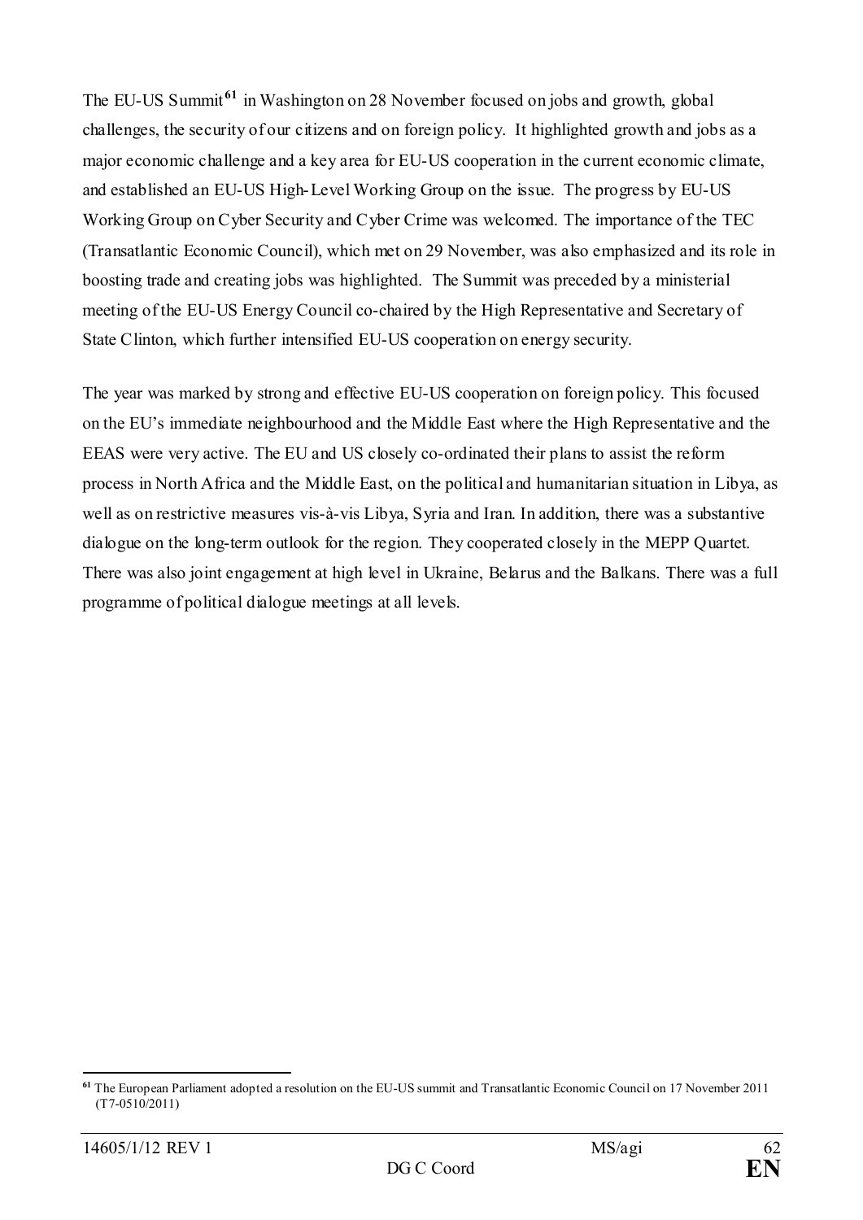The EU-US Summit[61] in Washington on 28 November focused on jobs and growth, global challenges, the security of our citizens and on foreign policy. It highlighted growth and jobs as a major economic challenge and a key area for EU-US cooperation in the current economic climate, and established an EU-US High-Level Working Group on the issue. The progress by EU-US Working Group on Cyber Security and Cyber Crime was welcomed. The importance of the TEC (Transatlantic Economic Council), which met on 29 November, was also emphasized and its role in boosting trade and creating jobs was highlighted. The Summit was preceded by a ministerial meeting of the EU-US Energy Council co-chaired by the High Representative and Secretary of State Clinton, which further intensified EU-US cooperation on energy security.

The year was marked by strong and effective EU-US cooperation on foreign policy. This focused on the EU's immediate neighbourhood and the Middle East where the High Representative and the EEAS were very active. The EU and US closely co-ordinated their plans to assist the reform process in North Africa and the Middle East, on the political and humanitarian situation in Libya, as well as on restrictive measures vis-à-vis Libya, Syria and Iran. In addition, there was a substantive dialogue on the long-term outlook for the region. They cooperated closely in the MEPP Quartet. There was also joint engagement at high level in Ukraine, Belarus and the Balkans. There was a full programme of political dialogue meetings at all levels.

[61] The European Parliament adopted a resolution on the EU-US summit and Transatlantic Economic Council on 17 November 2011 (T7-0510/2011)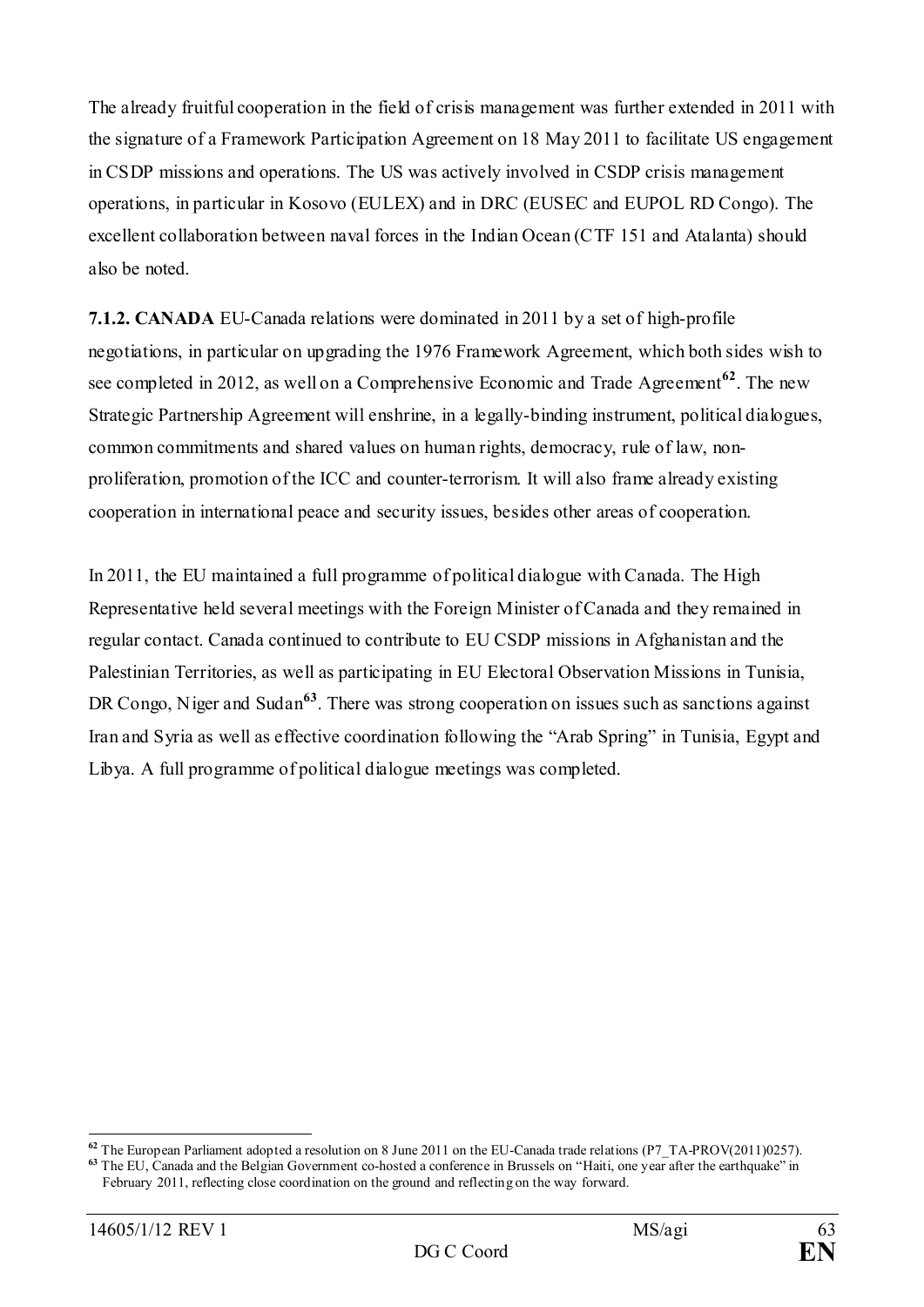The already fruitful cooperation in the field of crisis management was further extended in 2011 with the signature of a Framework Participation Agreement on 18 May 2011 to facilitate US engagement in CSDP missions and operations. The US was actively involved in CSDP crisis management operations, in particular in Kosovo (EULEX) and in DRC (EUSEC and EUPOL RD Congo). The excellent collaboration between naval forces in the Indian Ocean (CTF 151 and Atalanta) should also be noted.

**7.1.2. CANADA** EU-Canada relations were dominated in 2011 by a set of high-profile negotiations, in particular on upgrading the 1976 Framework Agreement, which both sides wish to see completed in 2012, as well on a Comprehensive Economic and Trade Agreement[62]. The new Strategic Partnership Agreement will enshrine, in a legally-binding instrument, political dialogues, common commitments and shared values on human rights, democracy, rule of law, non-proliferation, promotion of the ICC and counter-terrorism. It will also frame already existing cooperation in international peace and security issues, besides other areas of cooperation.

In 2011, the EU maintained a full programme of political dialogue with Canada. The High Representative held several meetings with the Foreign Minister of Canada and they remained in regular contact. Canada continued to contribute to EU CSDP missions in Afghanistan and the Palestinian Territories, as well as participating in EU Electoral Observation Missions in Tunisia, DR Congo, Niger and Sudan[63]. There was strong cooperation on issues such as sanctions against Iran and Syria as well as effective coordination following the "Arab Spring" in Tunisia, Egypt and Libya. A full programme of political dialogue meetings was completed.

---

[62] The European Parliament adopted a resolution on 8 June 2011 on the EU-Canada trade relations (P7_TA-PROV(2011)0257).

[63] The EU, Canada and the Belgian Government co-hosted a conference in Brussels on "Haiti, one year after the earthquake" in February 2011, reflecting close coordination on the ground and reflecting on the way forward.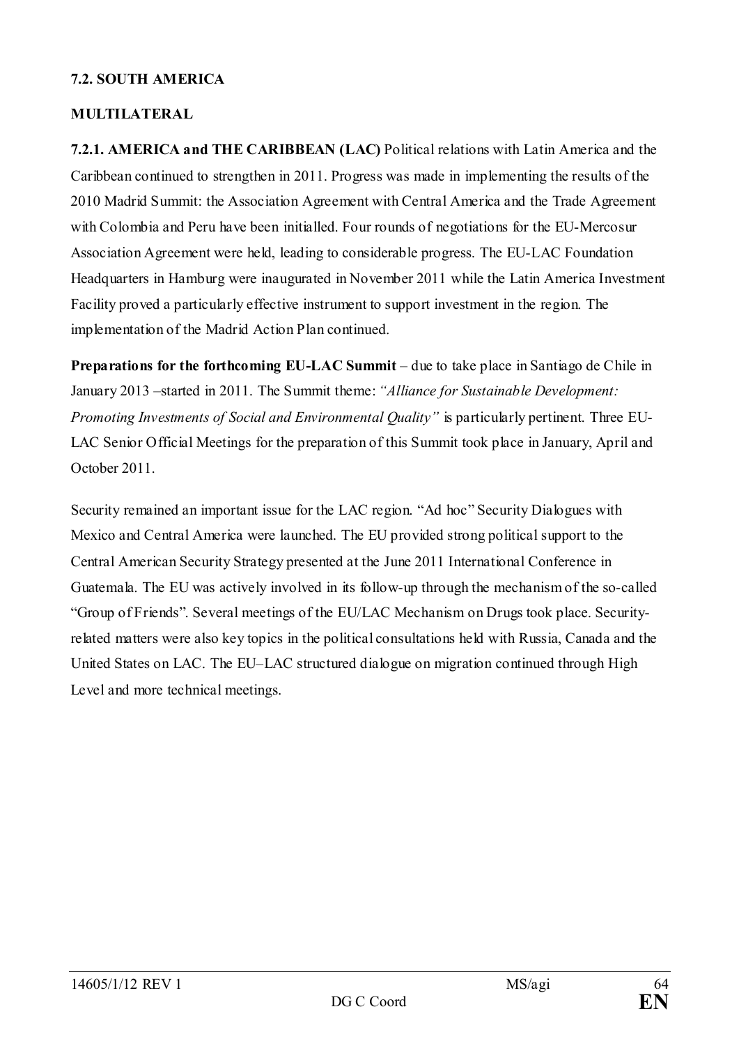**7.2. SOUTH AMERICA**

**MULTILATERAL**

**7.2.1. AMERICA and THE CARIBBEAN (LAC)** Political relations with Latin America and the Caribbean continued to strengthen in 2011. Progress was made in implementing the results of the 2010 Madrid Summit: the Association Agreement with Central America and the Trade Agreement with Colombia and Peru have been initialled. Four rounds of negotiations for the EU-Mercosur Association Agreement were held, leading to considerable progress. The EU-LAC Foundation Headquarters in Hamburg were inaugurated in November 2011 while the Latin America Investment Facility proved a particularly effective instrument to support investment in the region. The implementation of the Madrid Action Plan continued.

**Preparations for the forthcoming EU-LAC Summit** – due to take place in Santiago de Chile in January 2013 –started in 2011. The Summit theme: *"Alliance for Sustainable Development: Promoting Investments of Social and Environmental Quality"* is particularly pertinent. Three EU-LAC Senior Official Meetings for the preparation of this Summit took place in January, April and October 2011.

Security remained an important issue for the LAC region. "Ad hoc" Security Dialogues with Mexico and Central America were launched. The EU provided strong political support to the Central American Security Strategy presented at the June 2011 International Conference in Guatemala. The EU was actively involved in its follow-up through the mechanism of the so-called "Group of Friends". Several meetings of the EU/LAC Mechanism on Drugs took place. Security-related matters were also key topics in the political consultations held with Russia, Canada and the United States on LAC. The EU–LAC structured dialogue on migration continued through High Level and more technical meetings.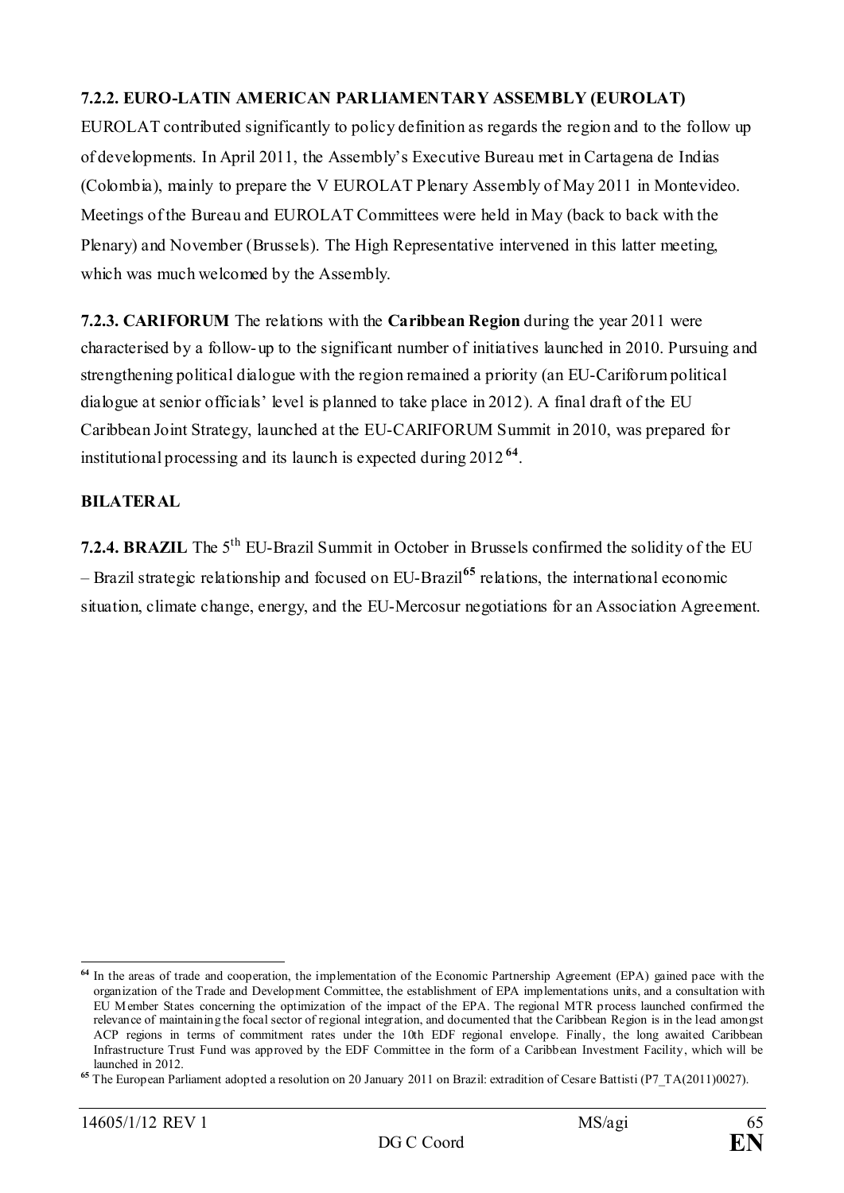**7.2.2. EURO-LATIN AMERICAN PARLIAMENTARY ASSEMBLY (EUROLAT)**

EUROLAT contributed significantly to policy definition as regards the region and to the follow up of developments. In April 2011, the Assembly's Executive Bureau met in Cartagena de Indias (Colombia), mainly to prepare the V EUROLAT Plenary Assembly of May 2011 in Montevideo. Meetings of the Bureau and EUROLAT Committees were held in May (back to back with the Plenary) and November (Brussels). The High Representative intervened in this latter meeting, which was much welcomed by the Assembly.

**7.2.3. CARIFORUM** The relations with the **Caribbean Region** during the year 2011 were characterised by a follow-up to the significant number of initiatives launched in 2010. Pursuing and strengthening political dialogue with the region remained a priority (an EU-Cariforum political dialogue at senior officials' level is planned to take place in 2012). A final draft of the EU Caribbean Joint Strategy, launched at the EU-CARIFORUM Summit in 2010, was prepared for institutional processing and its launch is expected during 2012 [64].

**BILATERAL**

**7.2.4. BRAZIL** The 5th EU-Brazil Summit in October in Brussels confirmed the solidity of the EU – Brazil strategic relationship and focused on EU-Brazil[65] relations, the international economic situation, climate change, energy, and the EU-Mercosur negotiations for an Association Agreement.

---

[64] In the areas of trade and cooperation, the implementation of the Economic Partnership Agreement (EPA) gained pace with the organization of the Trade and Development Committee, the establishment of EPA implementations units, and a consultation with EU Member States concerning the optimization of the impact of the EPA. The regional MTR process launched confirmed the relevance of maintaining the focal sector of regional integration, and documented that the Caribbean Region is in the lead amongst ACP regions in terms of commitment rates under the 10th EDF regional envelope. Finally, the long awaited Caribbean Infrastructure Trust Fund was approved by the EDF Committee in the form of a Caribbean Investment Facility, which will be launched in 2012.

[65] The European Parliament adopted a resolution on 20 January 2011 on Brazil: extradition of Cesare Battisti (P7_TA(2011)0027).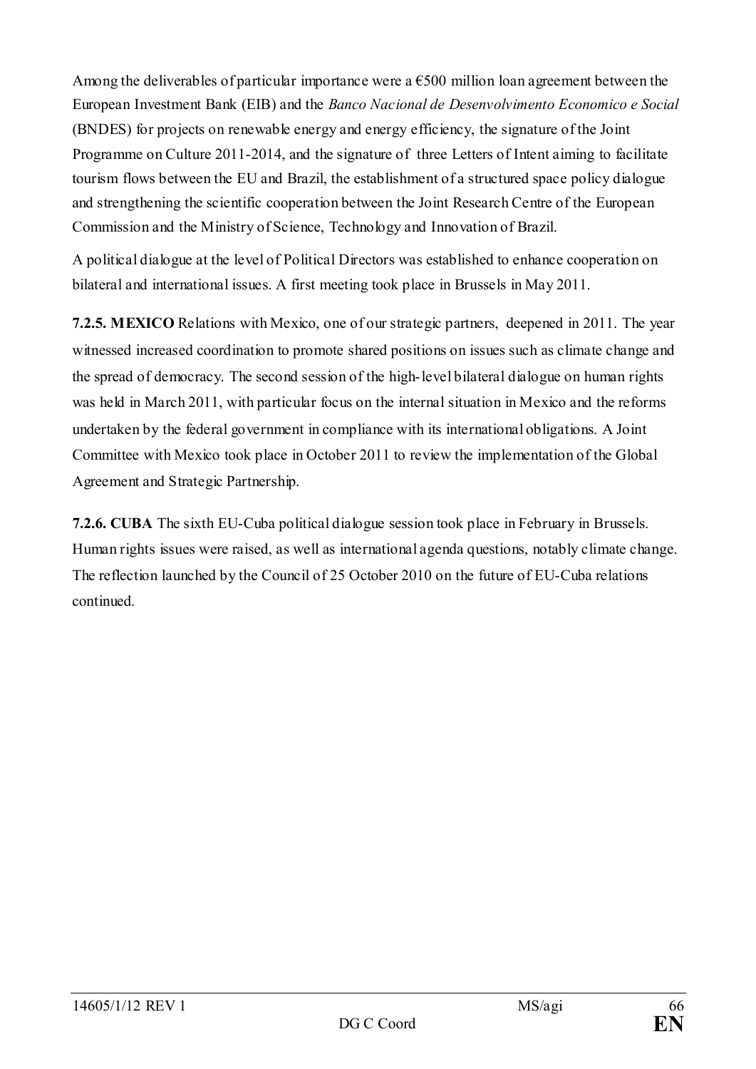Among the deliverables of particular importance were a €500 million loan agreement between the European Investment Bank (EIB) and the *Banco Nacional de Desenvolvimento Economico e Social* (BNDES) for projects on renewable energy and energy efficiency, the signature of the Joint Programme on Culture 2011-2014, and the signature of three Letters of Intent aiming to facilitate tourism flows between the EU and Brazil, the establishment of a structured space policy dialogue and strengthening the scientific cooperation between the Joint Research Centre of the European Commission and the Ministry of Science, Technology and Innovation of Brazil.

A political dialogue at the level of Political Directors was established to enhance cooperation on bilateral and international issues. A first meeting took place in Brussels in May 2011.

**7.2.5. MEXICO** Relations with Mexico, one of our strategic partners, deepened in 2011. The year witnessed increased coordination to promote shared positions on issues such as climate change and the spread of democracy. The second session of the high-level bilateral dialogue on human rights was held in March 2011, with particular focus on the internal situation in Mexico and the reforms undertaken by the federal government in compliance with its international obligations. A Joint Committee with Mexico took place in October 2011 to review the implementation of the Global Agreement and Strategic Partnership.

**7.2.6. CUBA** The sixth EU-Cuba political dialogue session took place in February in Brussels. Human rights issues were raised, as well as international agenda questions, notably climate change. The reflection launched by the Council of 25 October 2010 on the future of EU-Cuba relations continued.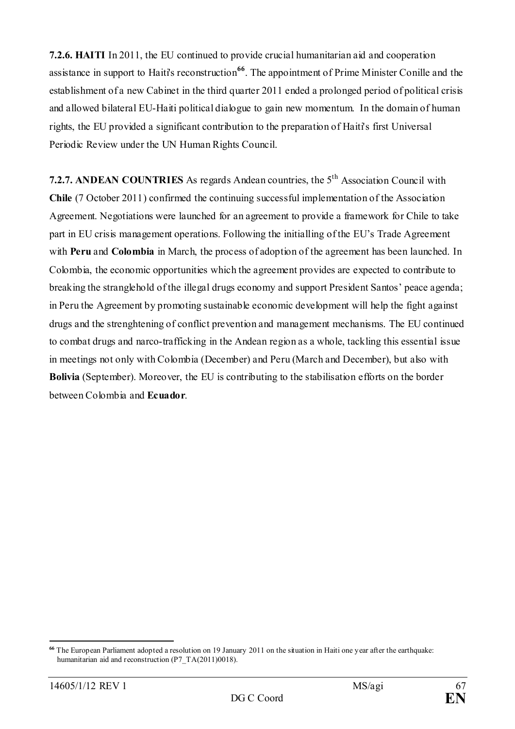**7.2.6. HAITI** In 2011, the EU continued to provide crucial humanitarian aid and cooperation assistance in support to Haiti's reconstruction[66]. The appointment of Prime Minister Conille and the establishment of a new Cabinet in the third quarter 2011 ended a prolonged period of political crisis and allowed bilateral EU-Haiti political dialogue to gain new momentum. In the domain of human rights, the EU provided a significant contribution to the preparation of Haiti's first Universal Periodic Review under the UN Human Rights Council.

**7.2.7. ANDEAN COUNTRIES** As regards Andean countries, the 5th Association Council with **Chile** (7 October 2011) confirmed the continuing successful implementation of the Association Agreement. Negotiations were launched for an agreement to provide a framework for Chile to take part in EU crisis management operations. Following the initialling of the EU's Trade Agreement with **Peru** and **Colombia** in March, the process of adoption of the agreement has been launched. In Colombia, the economic opportunities which the agreement provides are expected to contribute to breaking the stranglehold of the illegal drugs economy and support President Santos' peace agenda; in Peru the Agreement by promoting sustainable economic development will help the fight against drugs and the strenghtening of conflict prevention and management mechanisms. The EU continued to combat drugs and narco-trafficking in the Andean region as a whole, tackling this essential issue in meetings not only with Colombia (December) and Peru (March and December), but also with **Bolivia** (September). Moreover, the EU is contributing to the stabilisation efforts on the border between Colombia and **Ecuador**.

---

[66] The European Parliament adopted a resolution on 19 January 2011 on the situation in Haiti one year after the earthquake: humanitarian aid and reconstruction (P7_TA(2011)0018).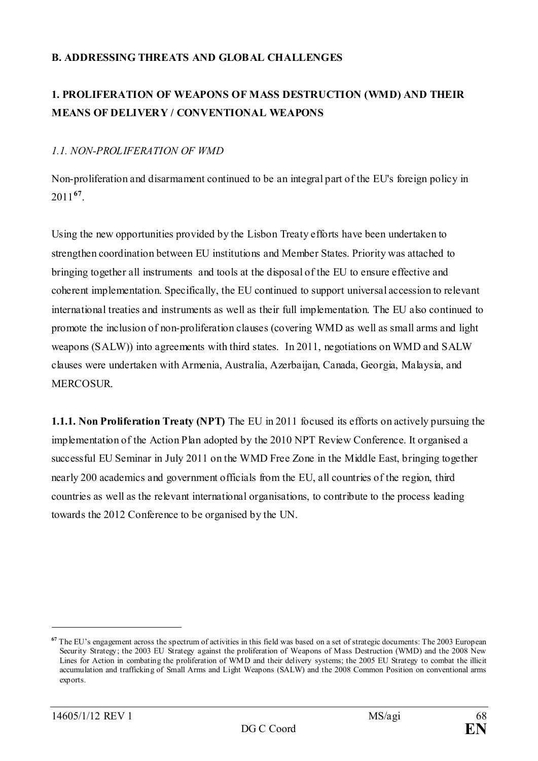**B. ADDRESSING THREATS AND GLOBAL CHALLENGES**

**1. PROLIFERATION OF WEAPONS OF MASS DESTRUCTION (WMD) AND THEIR MEANS OF DELIVERY / CONVENTIONAL WEAPONS**

*1.1. NON-PROLIFERATION OF WMD*

Non-proliferation and disarmament continued to be an integral part of the EU's foreign policy in 2011[67].

Using the new opportunities provided by the Lisbon Treaty efforts have been undertaken to strengthen coordination between EU institutions and Member States. Priority was attached to bringing together all instruments and tools at the disposal of the EU to ensure effective and coherent implementation. Specifically, the EU continued to support universal accession to relevant international treaties and instruments as well as their full implementation. The EU also continued to promote the inclusion of non-proliferation clauses (covering WMD as well as small arms and light weapons (SALW)) into agreements with third states. In 2011, negotiations on WMD and SALW clauses were undertaken with Armenia, Australia, Azerbaijan, Canada, Georgia, Malaysia, and MERCOSUR.

**1.1.1. Non Proliferation Treaty (NPT)** The EU in 2011 focused its efforts on actively pursuing the implementation of the Action Plan adopted by the 2010 NPT Review Conference. It organised a successful EU Seminar in July 2011 on the WMD Free Zone in the Middle East, bringing together nearly 200 academics and government officials from the EU, all countries of the region, third countries as well as the relevant international organisations, to contribute to the process leading towards the 2012 Conference to be organised by the UN.

---

[67] The EU's engagement across the spectrum of activities in this field was based on a set of strategic documents: The 2003 European Security Strategy; the 2003 EU Strategy against the proliferation of Weapons of Mass Destruction (WMD) and the 2008 New Lines for Action in combating the proliferation of WMD and their delivery systems; the 2005 EU Strategy to combat the illicit accumulation and trafficking of Small Arms and Light Weapons (SALW) and the 2008 Common Position on conventional arms exports.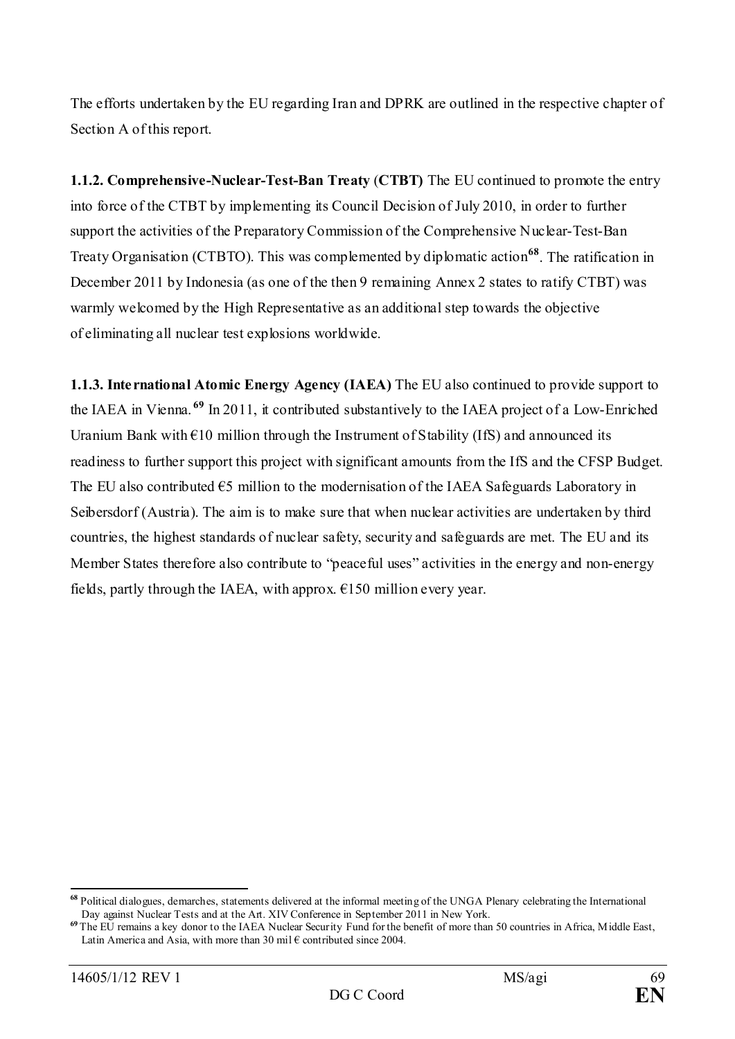The efforts undertaken by the EU regarding Iran and DPRK are outlined in the respective chapter of Section A of this report.

**1.1.2. Comprehensive-Nuclear-Test-Ban Treaty (CTBT)** The EU continued to promote the entry into force of the CTBT by implementing its Council Decision of July 2010, in order to further support the activities of the Preparatory Commission of the Comprehensive Nuclear-Test-Ban Treaty Organisation (CTBTO). This was complemented by diplomatic action[68]. The ratification in December 2011 by Indonesia (as one of the then 9 remaining Annex 2 states to ratify CTBT) was warmly welcomed by the High Representative as an additional step towards the objective of eliminating all nuclear test explosions worldwide.

**1.1.3. International Atomic Energy Agency (IAEA)** The EU also continued to provide support to the IAEA in Vienna.[69] In 2011, it contributed substantively to the IAEA project of a Low-Enriched Uranium Bank with €10 million through the Instrument of Stability (IfS) and announced its readiness to further support this project with significant amounts from the IfS and the CFSP Budget. The EU also contributed €5 million to the modernisation of the IAEA Safeguards Laboratory in Seibersdorf (Austria). The aim is to make sure that when nuclear activities are undertaken by third countries, the highest standards of nuclear safety, security and safeguards are met. The EU and its Member States therefore also contribute to "peaceful uses" activities in the energy and non-energy fields, partly through the IAEA, with approx. €150 million every year.

[68] Political dialogues, demarches, statements delivered at the informal meeting of the UNGA Plenary celebrating the International Day against Nuclear Tests and at the Art. XIV Conference in September 2011 in New York.

[69] The EU remains a key donor to the IAEA Nuclear Security Fund for the benefit of more than 50 countries in Africa, Middle East, Latin America and Asia, with more than 30 mil € contributed since 2004.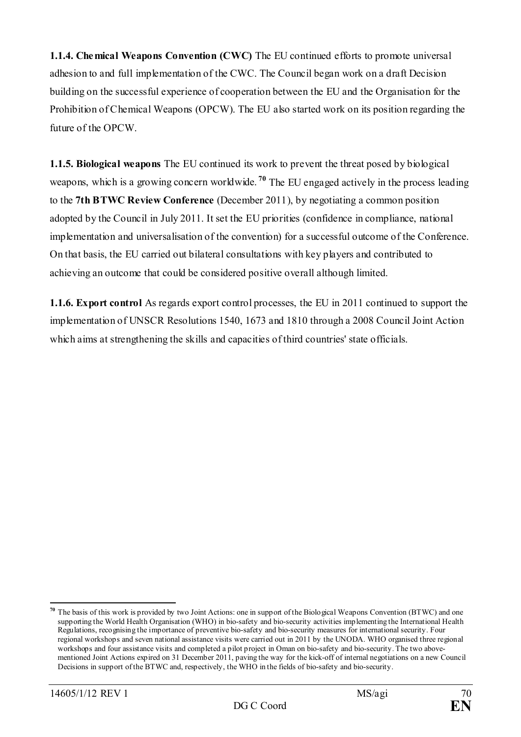**1.1.4. Chemical Weapons Convention (CWC)** The EU continued efforts to promote universal adhesion to and full implementation of the CWC. The Council began work on a draft Decision building on the successful experience of cooperation between the EU and the Organisation for the Prohibition of Chemical Weapons (OPCW). The EU also started work on its position regarding the future of the OPCW.

**1.1.5. Biological weapons** The EU continued its work to prevent the threat posed by biological weapons, which is a growing concern worldwide.[70] The EU engaged actively in the process leading to the **7th BTWC Review Conference** (December 2011), by negotiating a common position adopted by the Council in July 2011. It set the EU priorities (confidence in compliance, national implementation and universalisation of the convention) for a successful outcome of the Conference. On that basis, the EU carried out bilateral consultations with key players and contributed to achieving an outcome that could be considered positive overall although limited.

**1.1.6. Export control** As regards export control processes, the EU in 2011 continued to support the implementation of UNSCR Resolutions 1540, 1673 and 1810 through a 2008 Council Joint Action which aims at strengthening the skills and capacities of third countries' state officials.

---

[70] The basis of this work is provided by two Joint Actions: one in support of the Biological Weapons Convention (BTWC) and one supporting the World Health Organisation (WHO) in bio-safety and bio-security activities implementing the International Health Regulations, recognising the importance of preventive bio-safety and bio-security measures for international security. Four regional workshops and seven national assistance visits were carried out in 2011 by the UNODA. WHO organised three regional workshops and four assistance visits and completed a pilot project in Oman on bio-safety and bio-security. The two above-mentioned Joint Actions expired on 31 December 2011, paving the way for the kick-off of internal negotiations on a new Council Decisions in support of the BTWC and, respectively, the WHO in the fields of bio-safety and bio-security.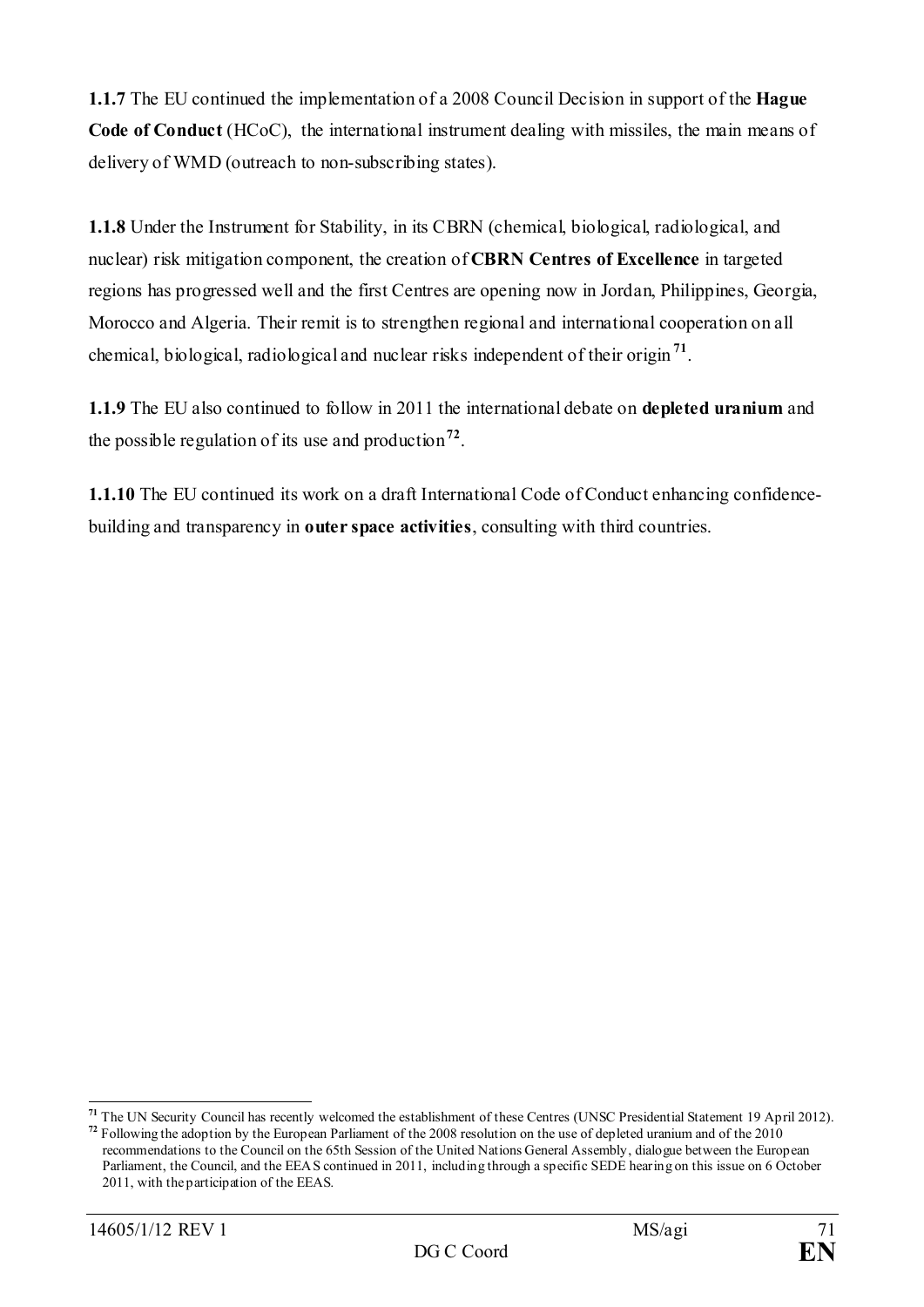**1.1.7** The EU continued the implementation of a 2008 Council Decision in support of the **Hague Code of Conduct** (HCoC), the international instrument dealing with missiles, the main means of delivery of WMD (outreach to non-subscribing states).

**1.1.8** Under the Instrument for Stability, in its CBRN (chemical, biological, radiological, and nuclear) risk mitigation component, the creation of **CBRN Centres of Excellence** in targeted regions has progressed well and the first Centres are opening now in Jordan, Philippines, Georgia, Morocco and Algeria. Their remit is to strengthen regional and international cooperation on all chemical, biological, radiological and nuclear risks independent of their origin[71].

**1.1.9** The EU also continued to follow in 2011 the international debate on **depleted uranium** and the possible regulation of its use and production[72].

**1.1.10** The EU continued its work on a draft International Code of Conduct enhancing confidence-building and transparency in **outer space activities**, consulting with third countries.

---

[71] The UN Security Council has recently welcomed the establishment of these Centres (UNSC Presidential Statement 19 April 2012).

[72] Following the adoption by the European Parliament of the 2008 resolution on the use of depleted uranium and of the 2010 recommendations to the Council on the 65th Session of the United Nations General Assembly, dialogue between the European Parliament, the Council, and the EEAS continued in 2011, including through a specific SEDE hearing on this issue on 6 October 2011, with the participation of the EEAS.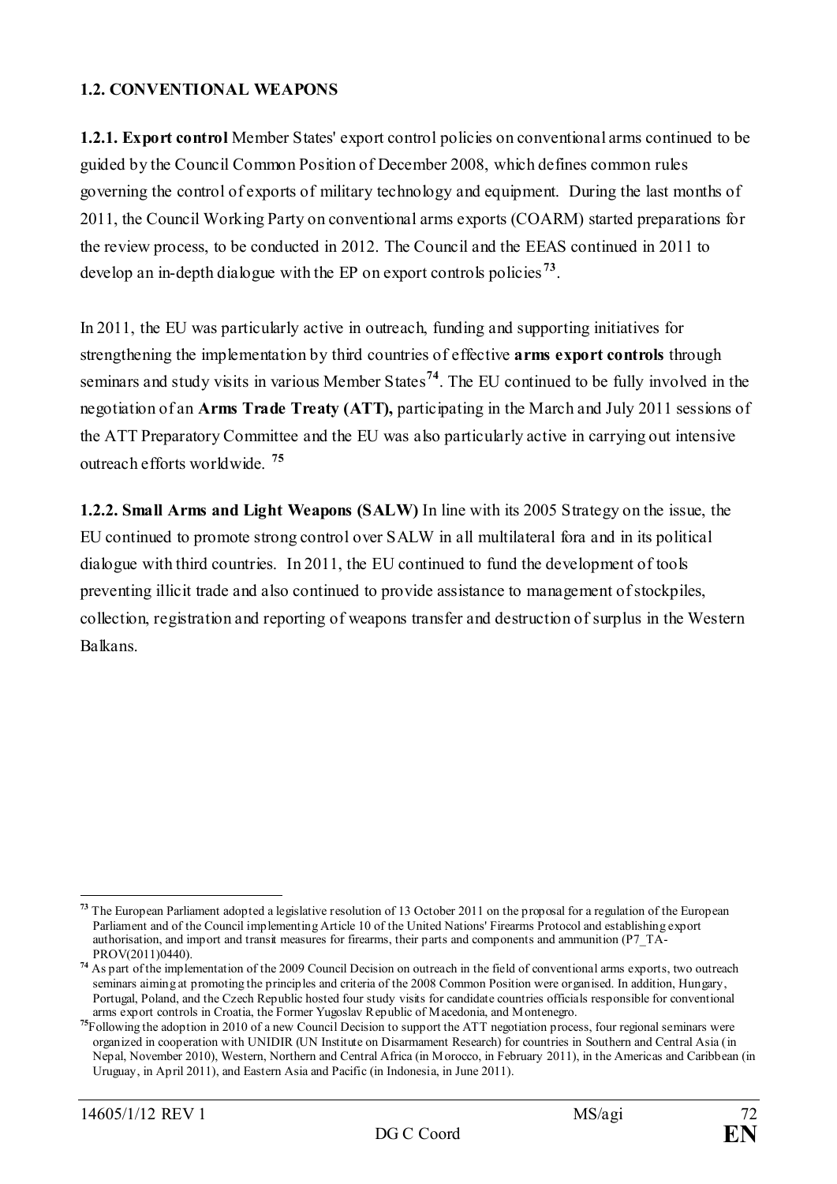## 1.2. CONVENTIONAL WEAPONS

**1.2.1. Export control** Member States' export control policies on conventional arms continued to be guided by the Council Common Position of December 2008, which defines common rules governing the control of exports of military technology and equipment. During the last months of 2011, the Council Working Party on conventional arms exports (COARM) started preparations for the review process, to be conducted in 2012. The Council and the EEAS continued in 2011 to develop an in-depth dialogue with the EP on export controls policies[73].

In 2011, the EU was particularly active in outreach, funding and supporting initiatives for strengthening the implementation by third countries of effective **arms export controls** through seminars and study visits in various Member States[74]. The EU continued to be fully involved in the negotiation of an **Arms Trade Treaty (ATT),** participating in the March and July 2011 sessions of the ATT Preparatory Committee and the EU was also particularly active in carrying out intensive outreach efforts worldwide. [75]

**1.2.2. Small Arms and Light Weapons (SALW)** In line with its 2005 Strategy on the issue, the EU continued to promote strong control over SALW in all multilateral fora and in its political dialogue with third countries. In 2011, the EU continued to fund the development of tools preventing illicit trade and also continued to provide assistance to management of stockpiles, collection, registration and reporting of weapons transfer and destruction of surplus in the Western Balkans.

---

[73] The European Parliament adopted a legislative resolution of 13 October 2011 on the proposal for a regulation of the European Parliament and of the Council implementing Article 10 of the United Nations' Firearms Protocol and establishing export authorisation, and import and transit measures for firearms, their parts and components and ammunition (P7_TA-PROV(2011)0440).

[74] As part of the implementation of the 2009 Council Decision on outreach in the field of conventional arms exports, two outreach seminars aiming at promoting the principles and criteria of the 2008 Common Position were organised. In addition, Hungary, Portugal, Poland, and the Czech Republic hosted four study visits for candidate countries officials responsible for conventional arms export controls in Croatia, the Former Yugoslav Republic of Macedonia, and Montenegro.

[75] Following the adoption in 2010 of a new Council Decision to support the ATT negotiation process, four regional seminars were organized in cooperation with UNIDIR (UN Institute on Disarmament Research) for countries in Southern and Central Asia (in Nepal, November 2010), Western, Northern and Central Africa (in Morocco, in February 2011), in the Americas and Caribbean (in Uruguay, in April 2011), and Eastern Asia and Pacific (in Indonesia, in June 2011).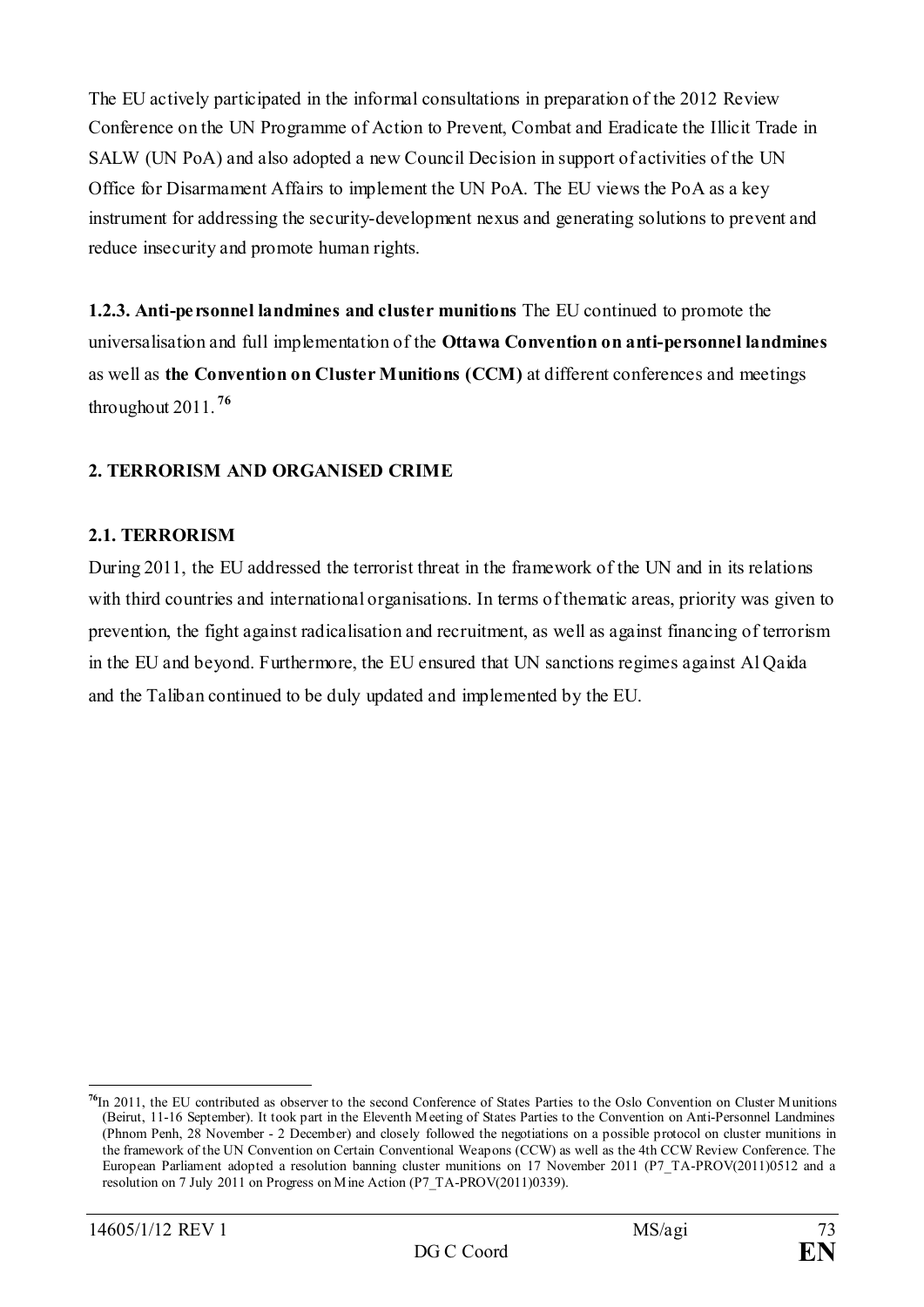The EU actively participated in the informal consultations in preparation of the 2012 Review Conference on the UN Programme of Action to Prevent, Combat and Eradicate the Illicit Trade in SALW (UN PoA) and also adopted a new Council Decision in support of activities of the UN Office for Disarmament Affairs to implement the UN PoA. The EU views the PoA as a key instrument for addressing the security-development nexus and generating solutions to prevent and reduce insecurity and promote human rights.

**1.2.3. Anti-personnel landmines and cluster munitions** The EU continued to promote the universalisation and full implementation of the **Ottawa Convention on anti-personnel landmines** as well as **the Convention on Cluster Munitions (CCM)** at different conferences and meetings throughout 2011.[76]

## 2. TERRORISM AND ORGANISED CRIME

### 2.1. TERRORISM

During 2011, the EU addressed the terrorist threat in the framework of the UN and in its relations with third countries and international organisations. In terms of thematic areas, priority was given to prevention, the fight against radicalisation and recruitment, as well as against financing of terrorism in the EU and beyond. Furthermore, the EU ensured that UN sanctions regimes against Al Qaida and the Taliban continued to be duly updated and implemented by the EU.

---

[76] In 2011, the EU contributed as observer to the second Conference of States Parties to the Oslo Convention on Cluster Munitions (Beirut, 11-16 September). It took part in the Eleventh Meeting of States Parties to the Convention on Anti-Personnel Landmines (Phnom Penh, 28 November - 2 December) and closely followed the negotiations on a possible protocol on cluster munitions in the framework of the UN Convention on Certain Conventional Weapons (CCW) as well as the 4th CCW Review Conference. The European Parliament adopted a resolution banning cluster munitions on 17 November 2011 (P7_TA-PROV(2011)0512 and a resolution on 7 July 2011 on Progress on Mine Action (P7_TA-PROV(2011)0339).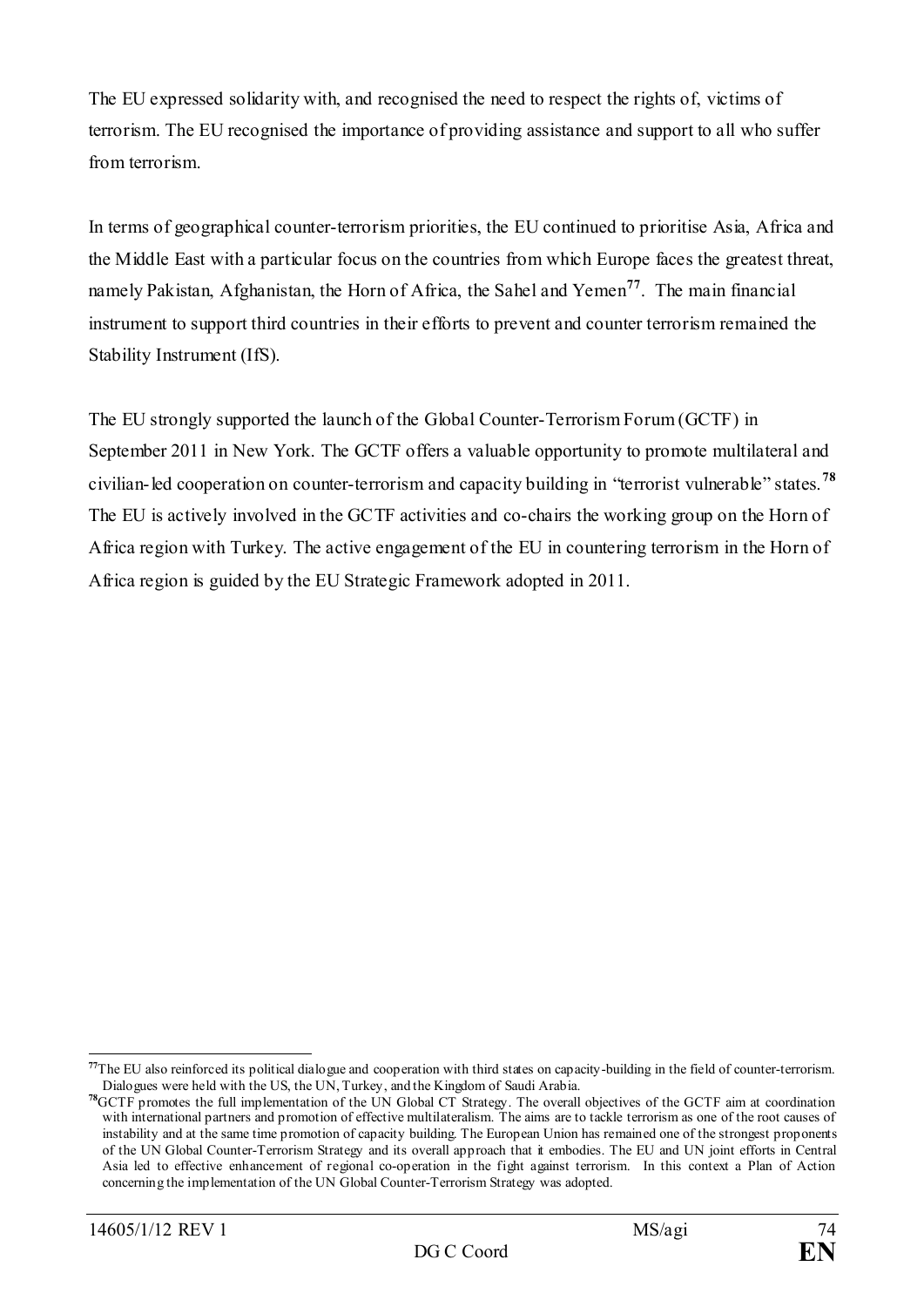The EU expressed solidarity with, and recognised the need to respect the rights of, victims of terrorism. The EU recognised the importance of providing assistance and support to all who suffer from terrorism.

In terms of geographical counter-terrorism priorities, the EU continued to prioritise Asia, Africa and the Middle East with a particular focus on the countries from which Europe faces the greatest threat, namely Pakistan, Afghanistan, the Horn of Africa, the Sahel and Yemen[77]. The main financial instrument to support third countries in their efforts to prevent and counter terrorism remained the Stability Instrument (IfS).

The EU strongly supported the launch of the Global Counter-Terrorism Forum (GCTF) in September 2011 in New York. The GCTF offers a valuable opportunity to promote multilateral and civilian-led cooperation on counter-terrorism and capacity building in "terrorist vulnerable" states.[78] The EU is actively involved in the GCTF activities and co-chairs the working group on the Horn of Africa region with Turkey. The active engagement of the EU in countering terrorism in the Horn of Africa region is guided by the EU Strategic Framework adopted in 2011.

---

[77] The EU also reinforced its political dialogue and cooperation with third states on capacity-building in the field of counter-terrorism. Dialogues were held with the US, the UN, Turkey, and the Kingdom of Saudi Arabia.

[78] GCTF promotes the full implementation of the UN Global CT Strategy. The overall objectives of the GCTF aim at coordination with international partners and promotion of effective multilateralism. The aims are to tackle terrorism as one of the root causes of instability and at the same time promotion of capacity building. The European Union has remained one of the strongest proponents of the UN Global Counter-Terrorism Strategy and its overall approach that it embodies. The EU and UN joint efforts in Central Asia led to effective enhancement of regional co-operation in the fight against terrorism. In this context a Plan of Action concerning the implementation of the UN Global Counter-Terrorism Strategy was adopted.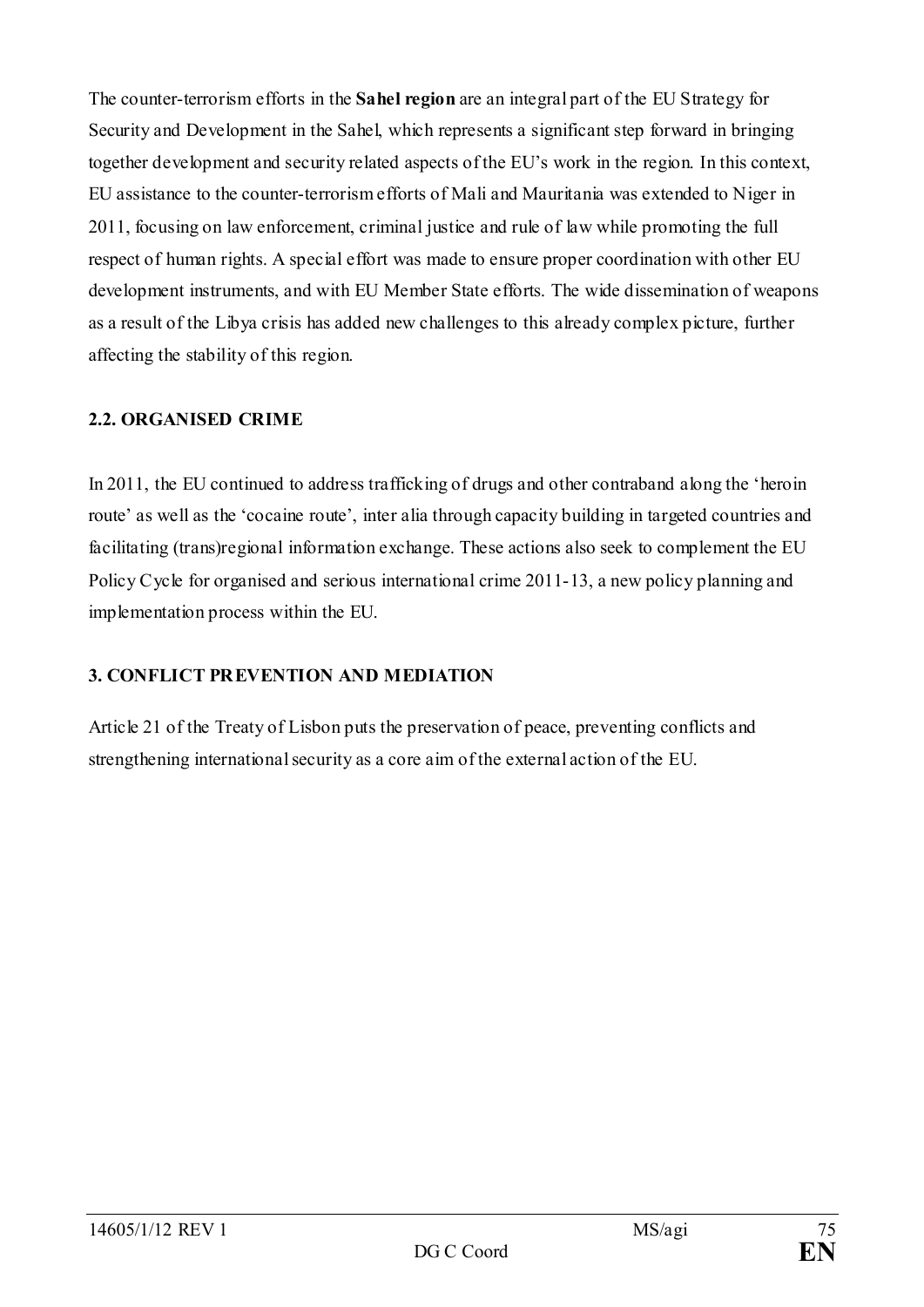The counter-terrorism efforts in the **Sahel region** are an integral part of the EU Strategy for Security and Development in the Sahel, which represents a significant step forward in bringing together development and security related aspects of the EU's work in the region. In this context, EU assistance to the counter-terrorism efforts of Mali and Mauritania was extended to Niger in 2011, focusing on law enforcement, criminal justice and rule of law while promoting the full respect of human rights. A special effort was made to ensure proper coordination with other EU development instruments, and with EU Member State efforts. The wide dissemination of weapons as a result of the Libya crisis has added new challenges to this already complex picture, further affecting the stability of this region.

### 2.2. ORGANISED CRIME

In 2011, the EU continued to address trafficking of drugs and other contraband along the 'heroin route' as well as the 'cocaine route', inter alia through capacity building in targeted countries and facilitating (trans)regional information exchange. These actions also seek to complement the EU Policy Cycle for organised and serious international crime 2011-13, a new policy planning and implementation process within the EU.

## 3. CONFLICT PREVENTION AND MEDIATION

Article 21 of the Treaty of Lisbon puts the preservation of peace, preventing conflicts and strengthening international security as a core aim of the external action of the EU.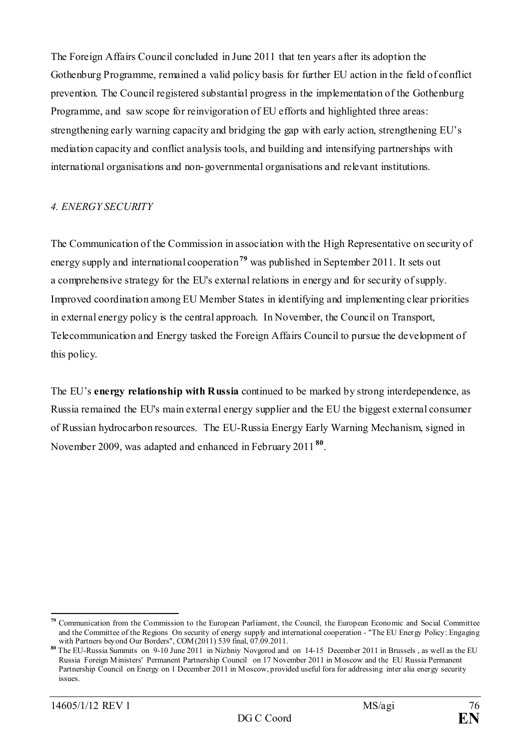The Foreign Affairs Council concluded in June 2011 that ten years after its adoption the Gothenburg Programme, remained a valid policy basis for further EU action in the field of conflict prevention. The Council registered substantial progress in the implementation of the Gothenburg Programme, and saw scope for reinvigoration of EU efforts and highlighted three areas: strengthening early warning capacity and bridging the gap with early action, strengthening EU's mediation capacity and conflict analysis tools, and building and intensifying partnerships with international organisations and non-governmental organisations and relevant institutions.

### *4. ENERGY SECURITY*

The Communication of the Commission in association with the High Representative on security of energy supply and international cooperation[79] was published in September 2011. It sets out a comprehensive strategy for the EU's external relations in energy and for security of supply. Improved coordination among EU Member States in identifying and implementing clear priorities in external energy policy is the central approach. In November, the Council on Transport, Telecommunication and Energy tasked the Foreign Affairs Council to pursue the development of this policy.

The EU's **energy relationship with Russia** continued to be marked by strong interdependence, as Russia remained the EU's main external energy supplier and the EU the biggest external consumer of Russian hydrocarbon resources. The EU-Russia Energy Early Warning Mechanism, signed in November 2009, was adapted and enhanced in February 2011[80].

---

[79] Communication from the Commission to the European Parliament, the Council, the European Economic and Social Committee and the Committee of the Regions On security of energy supply and international cooperation - "The EU Energy Policy: Engaging with Partners beyond Our Borders", COM(2011) 539 final, 07.09.2011.

[80] The EU-Russia Summits on 9-10 June 2011 in Nizhniy Novgorod and on 14-15 December 2011 in Brussels , as well as the EU Russia Foreign Ministers' Permanent Partnership Council on 17 November 2011 in Moscow and the EU Russia Permanent Partnership Council on Energy on 1 December 2011 in Moscow, provided useful fora for addressing inter alia energy security issues.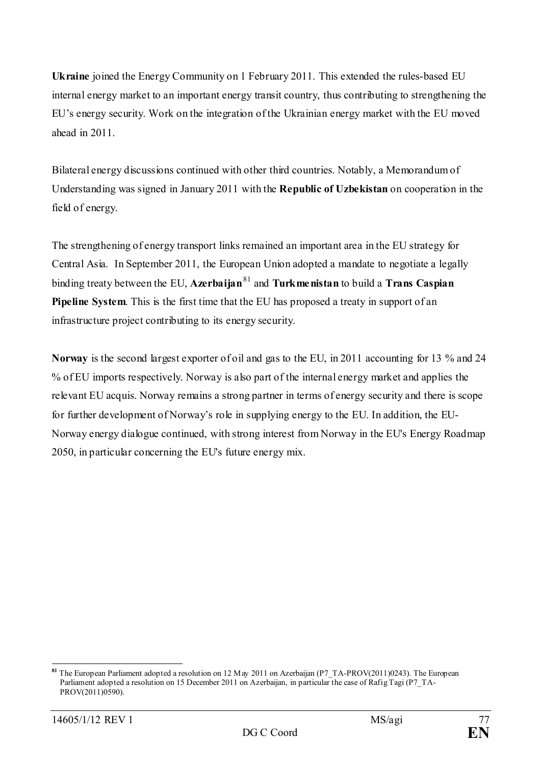**Ukraine** joined the Energy Community on 1 February 2011. This extended the rules-based EU internal energy market to an important energy transit country, thus contributing to strengthening the EU's energy security. Work on the integration of the Ukrainian energy market with the EU moved ahead in 2011.

Bilateral energy discussions continued with other third countries. Notably, a Memorandum of Understanding was signed in January 2011 with the **Republic of Uzbekistan** on cooperation in the field of energy.

The strengthening of energy transport links remained an important area in the EU strategy for Central Asia. In September 2011, the European Union adopted a mandate to negotiate a legally binding treaty between the EU, **Azerbaijan**[81] and **Turkmenistan** to build a **Trans Caspian Pipeline System**. This is the first time that the EU has proposed a treaty in support of an infrastructure project contributing to its energy security.

**Norway** is the second largest exporter of oil and gas to the EU, in 2011 accounting for 13 % and 24 % of EU imports respectively. Norway is also part of the internal energy market and applies the relevant EU acquis. Norway remains a strong partner in terms of energy security and there is scope for further development of Norway's role in supplying energy to the EU. In addition, the EU-Norway energy dialogue continued, with strong interest from Norway in the EU's Energy Roadmap 2050, in particular concerning the EU's future energy mix.

---

[81] The European Parliament adopted a resolution on 12 May 2011 on Azerbaijan (P7_TA-PROV(2011)0243). The European Parliament adopted a resolution on 15 December 2011 on Azerbaijan, in particular the case of Rafig Tagi (P7_TA-PROV(2011)0590).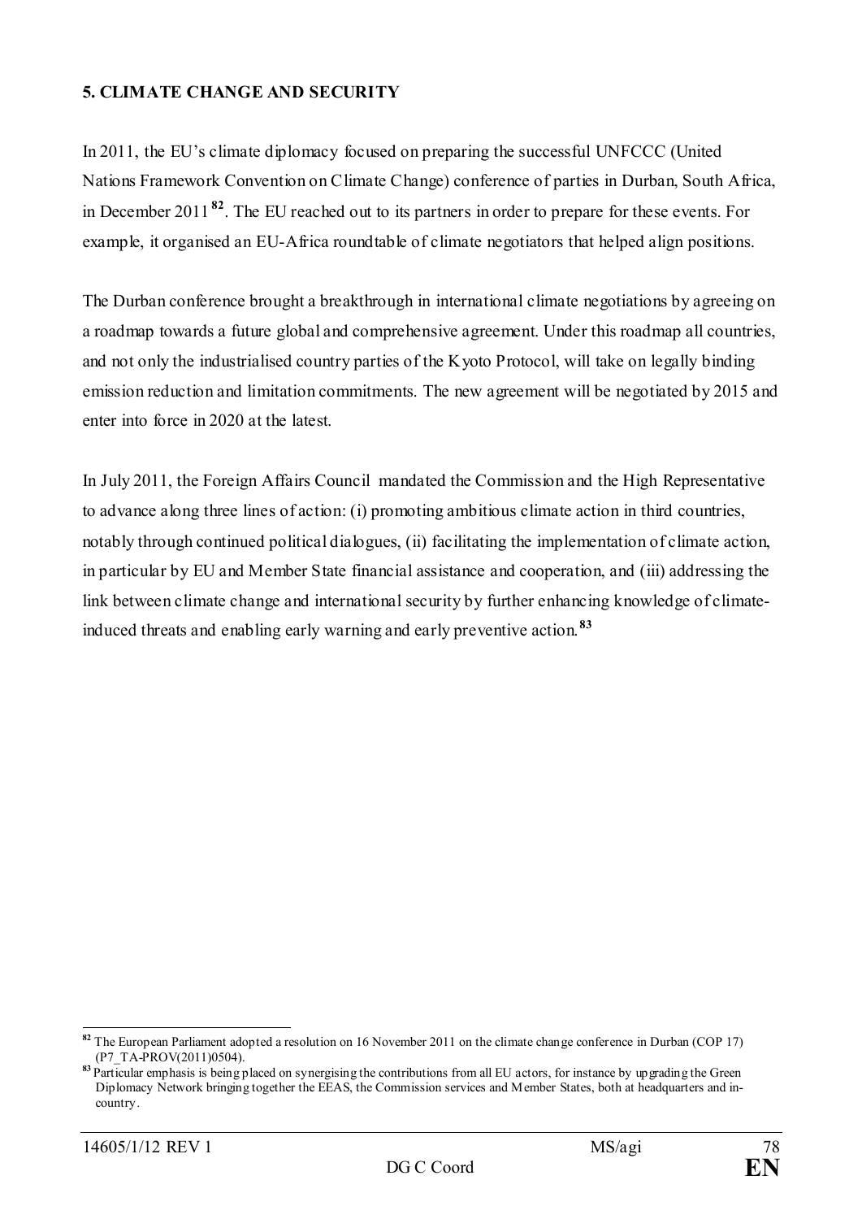**5. CLIMATE CHANGE AND SECURITY**

In 2011, the EU's climate diplomacy focused on preparing the successful UNFCCC (United Nations Framework Convention on Climate Change) conference of parties in Durban, South Africa, in December 2011[82]. The EU reached out to its partners in order to prepare for these events. For example, it organised an EU-Africa roundtable of climate negotiators that helped align positions.

The Durban conference brought a breakthrough in international climate negotiations by agreeing on a roadmap towards a future global and comprehensive agreement. Under this roadmap all countries, and not only the industrialised country parties of the Kyoto Protocol, will take on legally binding emission reduction and limitation commitments. The new agreement will be negotiated by 2015 and enter into force in 2020 at the latest.

In July 2011, the Foreign Affairs Council mandated the Commission and the High Representative to advance along three lines of action: (i) promoting ambitious climate action in third countries, notably through continued political dialogues, (ii) facilitating the implementation of climate action, in particular by EU and Member State financial assistance and cooperation, and (iii) addressing the link between climate change and international security by further enhancing knowledge of climate-induced threats and enabling early warning and early preventive action.[83]

[82] The European Parliament adopted a resolution on 16 November 2011 on the climate change conference in Durban (COP 17) (P7_TA-PROV(2011)0504).

[83] Particular emphasis is being placed on synergising the contributions from all EU actors, for instance by upgrading the Green Diplomacy Network bringing together the EEAS, the Commission services and Member States, both at headquarters and in-country.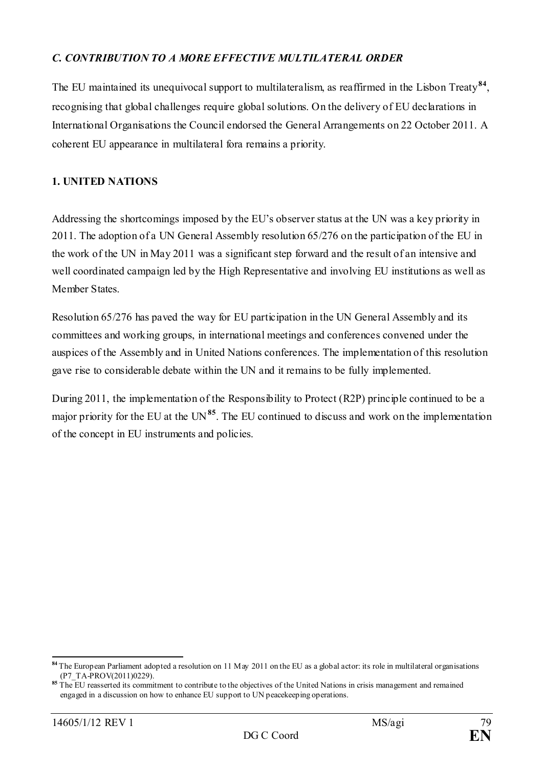### *C. CONTRIBUTION TO A MORE EFFECTIVE MULTILATERAL ORDER*

The EU maintained its unequivocal support to multilateralism, as reaffirmed in the Lisbon Treaty[84], recognising that global challenges require global solutions. On the delivery of EU declarations in International Organisations the Council endorsed the General Arrangements on 22 October 2011. A coherent EU appearance in multilateral fora remains a priority.

#### 1. UNITED NATIONS

Addressing the shortcomings imposed by the EU's observer status at the UN was a key priority in 2011. The adoption of a UN General Assembly resolution 65/276 on the participation of the EU in the work of the UN in May 2011 was a significant step forward and the result of an intensive and well coordinated campaign led by the High Representative and involving EU institutions as well as Member States.

Resolution 65/276 has paved the way for EU participation in the UN General Assembly and its committees and working groups, in international meetings and conferences convened under the auspices of the Assembly and in United Nations conferences. The implementation of this resolution gave rise to considerable debate within the UN and it remains to be fully implemented.

During 2011, the implementation of the Responsibility to Protect (R2P) principle continued to be a major priority for the EU at the UN[85]. The EU continued to discuss and work on the implementation of the concept in EU instruments and policies.

---

[84] The European Parliament adopted a resolution on 11 May 2011 on the EU as a global actor: its role in multilateral organisations (P7_TA-PROV(2011)0229).

[85] The EU reasserted its commitment to contribute to the objectives of the United Nations in crisis management and remained engaged in a discussion on how to enhance EU support to UN peacekeeping operations.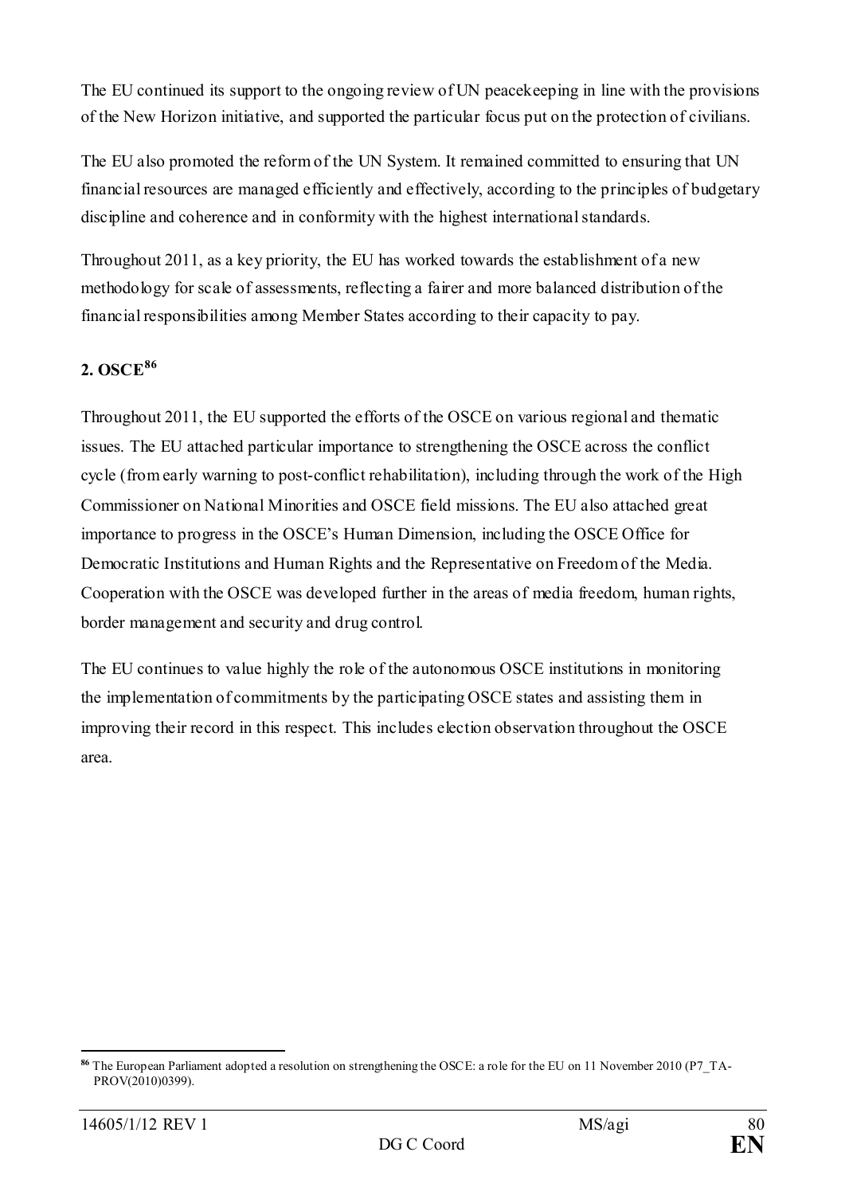The EU continued its support to the ongoing review of UN peacekeeping in line with the provisions of the New Horizon initiative, and supported the particular focus put on the protection of civilians.

The EU also promoted the reform of the UN System. It remained committed to ensuring that UN financial resources are managed efficiently and effectively, according to the principles of budgetary discipline and coherence and in conformity with the highest international standards.

Throughout 2011, as a key priority, the EU has worked towards the establishment of a new methodology for scale of assessments, reflecting a fairer and more balanced distribution of the financial responsibilities among Member States according to their capacity to pay.

**2. OSCE[86]**

Throughout 2011, the EU supported the efforts of the OSCE on various regional and thematic issues. The EU attached particular importance to strengthening the OSCE across the conflict cycle (from early warning to post-conflict rehabilitation), including through the work of the High Commissioner on National Minorities and OSCE field missions. The EU also attached great importance to progress in the OSCE's Human Dimension, including the OSCE Office for Democratic Institutions and Human Rights and the Representative on Freedom of the Media. Cooperation with the OSCE was developed further in the areas of media freedom, human rights, border management and security and drug control.

The EU continues to value highly the role of the autonomous OSCE institutions in monitoring the implementation of commitments by the participating OSCE states and assisting them in improving their record in this respect. This includes election observation throughout the OSCE area.

[86] The European Parliament adopted a resolution on strengthening the OSCE: a role for the EU on 11 November 2010 (P7_TA-PROV(2010)0399).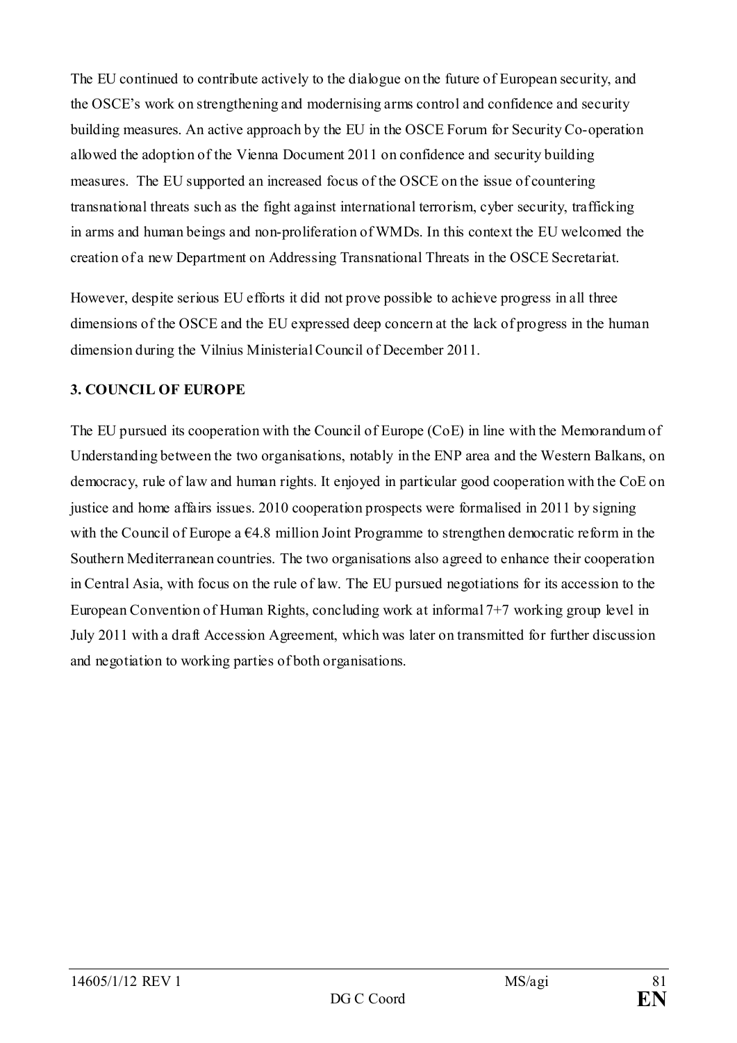The EU continued to contribute actively to the dialogue on the future of European security, and the OSCE's work on strengthening and modernising arms control and confidence and security building measures. An active approach by the EU in the OSCE Forum for Security Co-operation allowed the adoption of the Vienna Document 2011 on confidence and security building measures. The EU supported an increased focus of the OSCE on the issue of countering transnational threats such as the fight against international terrorism, cyber security, trafficking in arms and human beings and non-proliferation of WMDs. In this context the EU welcomed the creation of a new Department on Addressing Transnational Threats in the OSCE Secretariat.

However, despite serious EU efforts it did not prove possible to achieve progress in all three dimensions of the OSCE and the EU expressed deep concern at the lack of progress in the human dimension during the Vilnius Ministerial Council of December 2011.

**3. COUNCIL OF EUROPE**

The EU pursued its cooperation with the Council of Europe (CoE) in line with the Memorandum of Understanding between the two organisations, notably in the ENP area and the Western Balkans, on democracy, rule of law and human rights. It enjoyed in particular good cooperation with the CoE on justice and home affairs issues. 2010 cooperation prospects were formalised in 2011 by signing with the Council of Europe a €4.8 million Joint Programme to strengthen democratic reform in the Southern Mediterranean countries. The two organisations also agreed to enhance their cooperation in Central Asia, with focus on the rule of law. The EU pursued negotiations for its accession to the European Convention of Human Rights, concluding work at informal 7+7 working group level in July 2011 with a draft Accession Agreement, which was later on transmitted for further discussion and negotiation to working parties of both organisations.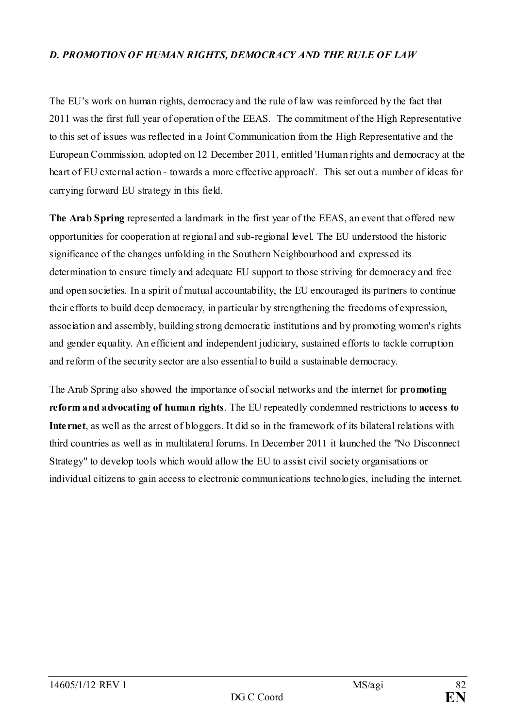### *D. PROMOTION OF HUMAN RIGHTS, DEMOCRACY AND THE RULE OF LAW*

The EU's work on human rights, democracy and the rule of law was reinforced by the fact that 2011 was the first full year of operation of the EEAS. The commitment of the High Representative to this set of issues was reflected in a Joint Communication from the High Representative and the European Commission, adopted on 12 December 2011, entitled 'Human rights and democracy at the heart of EU external action - towards a more effective approach'. This set out a number of ideas for carrying forward EU strategy in this field.

**The Arab Spring** represented a landmark in the first year of the EEAS, an event that offered new opportunities for cooperation at regional and sub-regional level. The EU understood the historic significance of the changes unfolding in the Southern Neighbourhood and expressed its determination to ensure timely and adequate EU support to those striving for democracy and free and open societies. In a spirit of mutual accountability, the EU encouraged its partners to continue their efforts to build deep democracy, in particular by strengthening the freedoms of expression, association and assembly, building strong democratic institutions and by promoting women's rights and gender equality. An efficient and independent judiciary, sustained efforts to tackle corruption and reform of the security sector are also essential to build a sustainable democracy.

The Arab Spring also showed the importance of social networks and the internet for **promoting reform and advocating of human rights**. The EU repeatedly condemned restrictions to **access to Internet**, as well as the arrest of bloggers. It did so in the framework of its bilateral relations with third countries as well as in multilateral forums. In December 2011 it launched the "No Disconnect Strategy" to develop tools which would allow the EU to assist civil society organisations or individual citizens to gain access to electronic communications technologies, including the internet.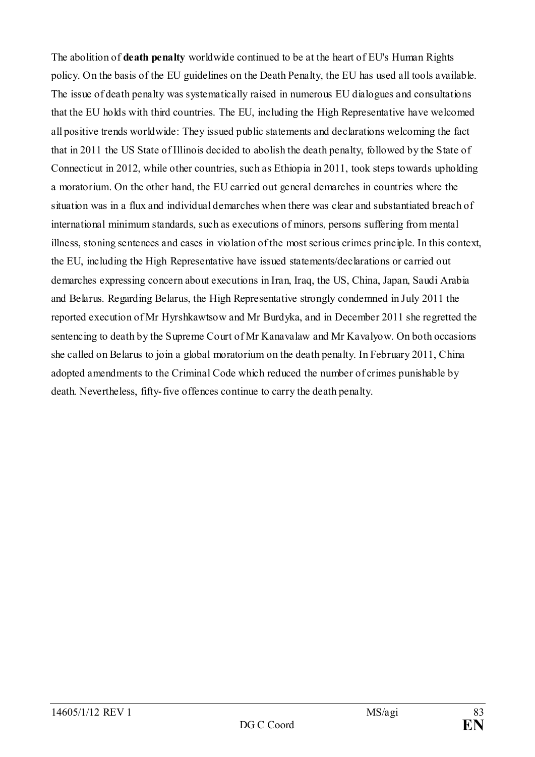The abolition of **death penalty** worldwide continued to be at the heart of EU's Human Rights policy. On the basis of the EU guidelines on the Death Penalty, the EU has used all tools available. The issue of death penalty was systematically raised in numerous EU dialogues and consultations that the EU holds with third countries. The EU, including the High Representative have welcomed all positive trends worldwide: They issued public statements and declarations welcoming the fact that in 2011 the US State of Illinois decided to abolish the death penalty, followed by the State of Connecticut in 2012, while other countries, such as Ethiopia in 2011, took steps towards upholding a moratorium. On the other hand, the EU carried out general demarches in countries where the situation was in a flux and individual demarches when there was clear and substantiated breach of international minimum standards, such as executions of minors, persons suffering from mental illness, stoning sentences and cases in violation of the most serious crimes principle. In this context, the EU, including the High Representative have issued statements/declarations or carried out demarches expressing concern about executions in Iran, Iraq, the US, China, Japan, Saudi Arabia and Belarus. Regarding Belarus, the High Representative strongly condemned in July 2011 the reported execution of Mr Hyrshkawtsow and Mr Burdyka, and in December 2011 she regretted the sentencing to death by the Supreme Court of Mr Kanavalaw and Mr Kavalyow. On both occasions she called on Belarus to join a global moratorium on the death penalty. In February 2011, China adopted amendments to the Criminal Code which reduced the number of crimes punishable by death. Nevertheless, fifty-five offences continue to carry the death penalty.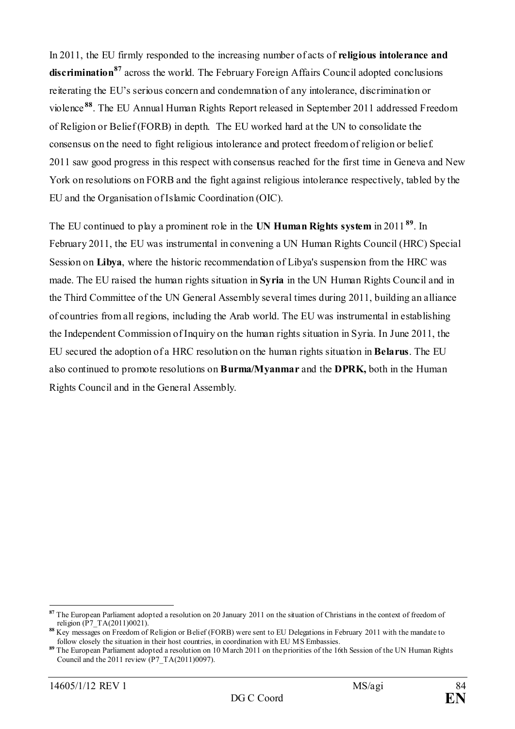In 2011, the EU firmly responded to the increasing number of acts of **religious intolerance and discrimination**[87] across the world. The February Foreign Affairs Council adopted conclusions reiterating the EU's serious concern and condemnation of any intolerance, discrimination or violence[88]. The EU Annual Human Rights Report released in September 2011 addressed Freedom of Religion or Belief (FORB) in depth. The EU worked hard at the UN to consolidate the consensus on the need to fight religious intolerance and protect freedom of religion or belief. 2011 saw good progress in this respect with consensus reached for the first time in Geneva and New York on resolutions on FORB and the fight against religious intolerance respectively, tabled by the EU and the Organisation of Islamic Coordination (OIC).

The EU continued to play a prominent role in the **UN Human Rights system** in 2011[89]. In February 2011, the EU was instrumental in convening a UN Human Rights Council (HRC) Special Session on **Libya**, where the historic recommendation of Libya's suspension from the HRC was made. The EU raised the human rights situation in **Syria** in the UN Human Rights Council and in the Third Committee of the UN General Assembly several times during 2011, building an alliance of countries from all regions, including the Arab world. The EU was instrumental in establishing the Independent Commission of Inquiry on the human rights situation in Syria. In June 2011, the EU secured the adoption of a HRC resolution on the human rights situation in **Belarus**. The EU also continued to promote resolutions on **Burma/Myanmar** and the **DPRK,** both in the Human Rights Council and in the General Assembly.

---

[87] The European Parliament adopted a resolution on 20 January 2011 on the situation of Christians in the context of freedom of religion (P7_TA(2011)0021).

[88] Key messages on Freedom of Religion or Belief (FORB) were sent to EU Delegations in February 2011 with the mandate to follow closely the situation in their host countries, in coordination with EU MS Embassies.

[89] The European Parliament adopted a resolution on 10 March 2011 on the priorities of the 16th Session of the UN Human Rights Council and the 2011 review (P7_TA(2011)0097).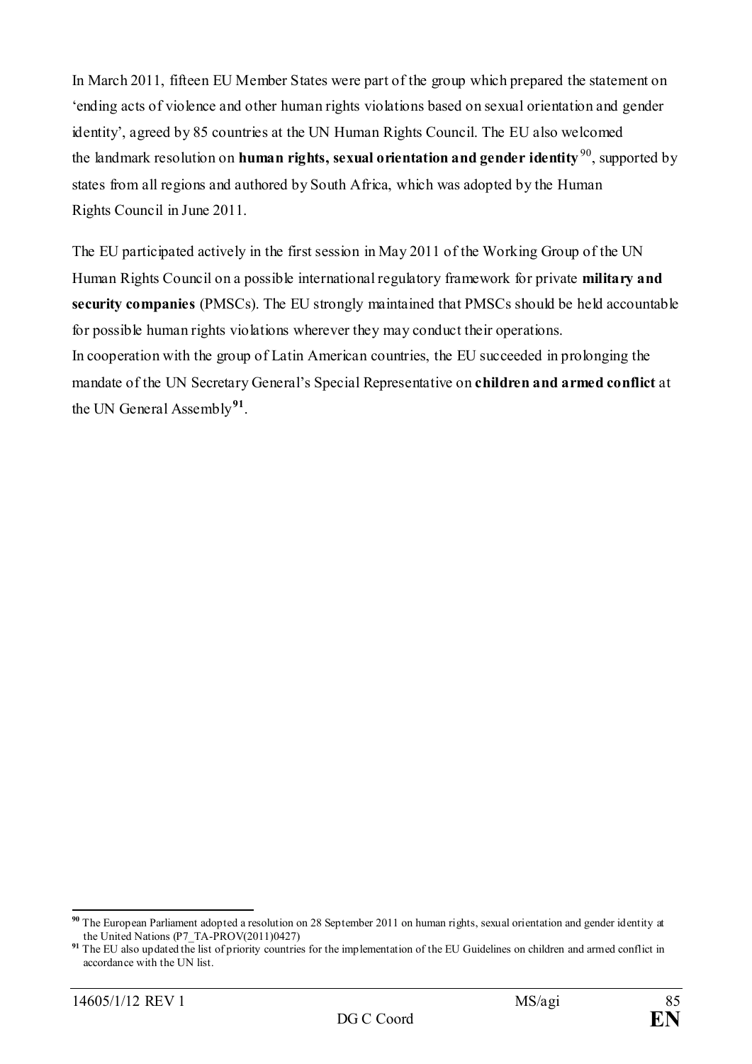In March 2011, fifteen EU Member States were part of the group which prepared the statement on 'ending acts of violence and other human rights violations based on sexual orientation and gender identity', agreed by 85 countries at the UN Human Rights Council. The EU also welcomed the landmark resolution on **human rights, sexual orientation and gender identity**[90], supported by states from all regions and authored by South Africa, which was adopted by the Human Rights Council in June 2011.

The EU participated actively in the first session in May 2011 of the Working Group of the UN Human Rights Council on a possible international regulatory framework for private **military and security companies** (PMSCs). The EU strongly maintained that PMSCs should be held accountable for possible human rights violations wherever they may conduct their operations.
In cooperation with the group of Latin American countries, the EU succeeded in prolonging the mandate of the UN Secretary General's Special Representative on **children and armed conflict** at the UN General Assembly[91].

---

[90] The European Parliament adopted a resolution on 28 September 2011 on human rights, sexual orientation and gender identity at the United Nations (P7_TA-PROV(2011)0427)

[91] The EU also updated the list of priority countries for the implementation of the EU Guidelines on children and armed conflict in accordance with the UN list.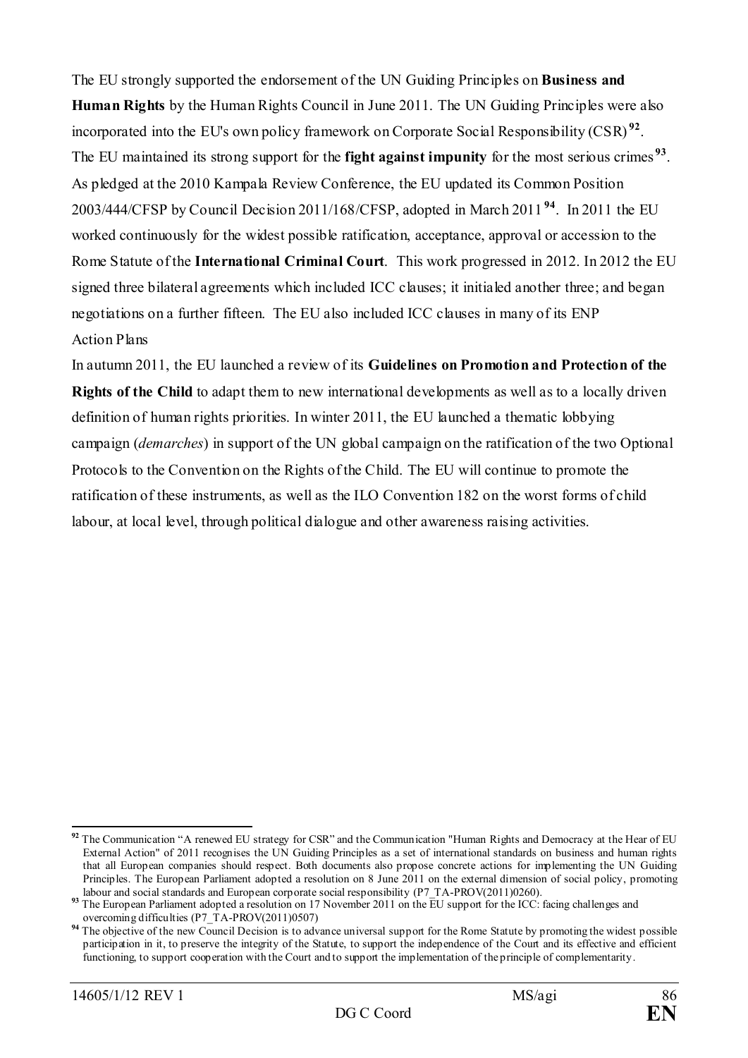The EU strongly supported the endorsement of the UN Guiding Principles on **Business and Human Rights** by the Human Rights Council in June 2011. The UN Guiding Principles were also incorporated into the EU's own policy framework on Corporate Social Responsibility (CSR)[92]. The EU maintained its strong support for the **fight against impunity** for the most serious crimes[93]. As pledged at the 2010 Kampala Review Conference, the EU updated its Common Position 2003/444/CFSP by Council Decision 2011/168/CFSP, adopted in March 2011[94]. In 2011 the EU worked continuously for the widest possible ratification, acceptance, approval or accession to the Rome Statute of the **International Criminal Court**. This work progressed in 2012. In 2012 the EU signed three bilateral agreements which included ICC clauses; it initialed another three; and began negotiations on a further fifteen. The EU also included ICC clauses in many of its ENP Action Plans

In autumn 2011, the EU launched a review of its **Guidelines on Promotion and Protection of the Rights of the Child** to adapt them to new international developments as well as to a locally driven definition of human rights priorities. In winter 2011, the EU launched a thematic lobbying campaign (*demarches*) in support of the UN global campaign on the ratification of the two Optional Protocols to the Convention on the Rights of the Child. The EU will continue to promote the ratification of these instruments, as well as the ILO Convention 182 on the worst forms of child labour, at local level, through political dialogue and other awareness raising activities.

---

[92] The Communication "A renewed EU strategy for CSR" and the Communication "Human Rights and Democracy at the Hear of EU External Action" of 2011 recognises the UN Guiding Principles as a set of international standards on business and human rights that all European companies should respect. Both documents also propose concrete actions for implementing the UN Guiding Principles. The European Parliament adopted a resolution on 8 June 2011 on the external dimension of social policy, promoting labour and social standards and European corporate social responsibility (P7_TA-PROV(2011)0260).

[93] The European Parliament adopted a resolution on 17 November 2011 on the EU support for the ICC: facing challenges and overcoming difficulties (P7_TA-PROV(2011)0507)

[94] The objective of the new Council Decision is to advance universal support for the Rome Statute by promoting the widest possible participation in it, to preserve the integrity of the Statute, to support the independence of the Court and its effective and efficient functioning, to support cooperation with the Court and to support the implementation of the principle of complementarity.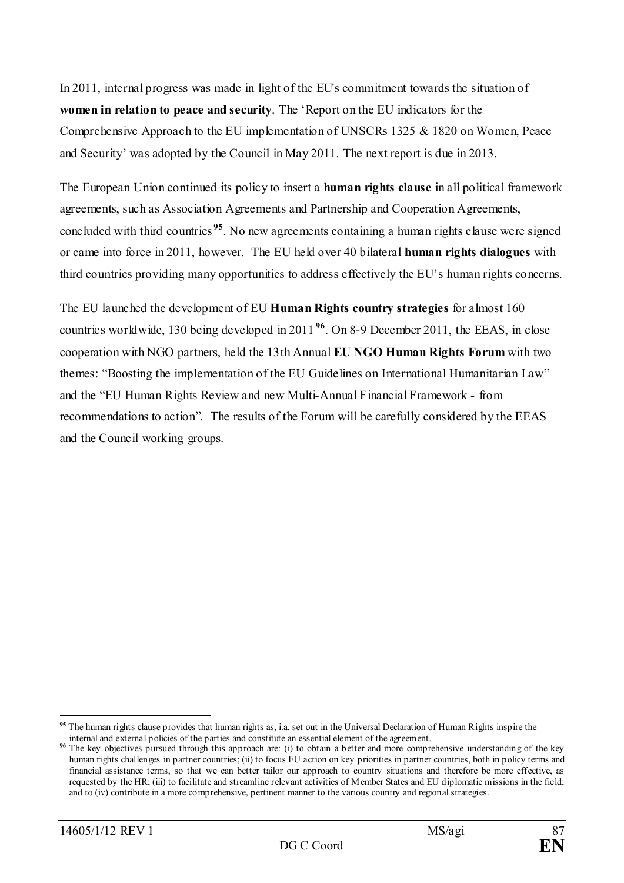In 2011, internal progress was made in light of the EU's commitment towards the situation of **women in relation to peace and security**. The 'Report on the EU indicators for the Comprehensive Approach to the EU implementation of UNSCRs 1325 & 1820 on Women, Peace and Security' was adopted by the Council in May 2011. The next report is due in 2013.

The European Union continued its policy to insert a **human rights clause** in all political framework agreements, such as Association Agreements and Partnership and Cooperation Agreements, concluded with third countries[95]. No new agreements containing a human rights clause were signed or came into force in 2011, however. The EU held over 40 bilateral **human rights dialogues** with third countries providing many opportunities to address effectively the EU's human rights concerns.

The EU launched the development of EU **Human Rights country strategies** for almost 160 countries worldwide, 130 being developed in 2011[96]. On 8-9 December 2011, the EEAS, in close cooperation with NGO partners, held the 13th Annual **EU NGO Human Rights Forum** with two themes: "Boosting the implementation of the EU Guidelines on International Humanitarian Law" and the "EU Human Rights Review and new Multi-Annual Financial Framework - from recommendations to action". The results of the Forum will be carefully considered by the EEAS and the Council working groups.

---

[95] The human rights clause provides that human rights as, i.a. set out in the Universal Declaration of Human Rights inspire the internal and external policies of the parties and constitute an essential element of the agreement.

[96] The key objectives pursued through this approach are: (i) to obtain a better and more comprehensive understanding of the key human rights challenges in partner countries; (ii) to focus EU action on key priorities in partner countries, both in policy terms and financial assistance terms, so that we can better tailor our approach to country situations and therefore be more effective, as requested by the HR; (iii) to facilitate and streamline relevant activities of Member States and EU diplomatic missions in the field; and to (iv) contribute in a more comprehensive, pertinent manner to the various country and regional strategies.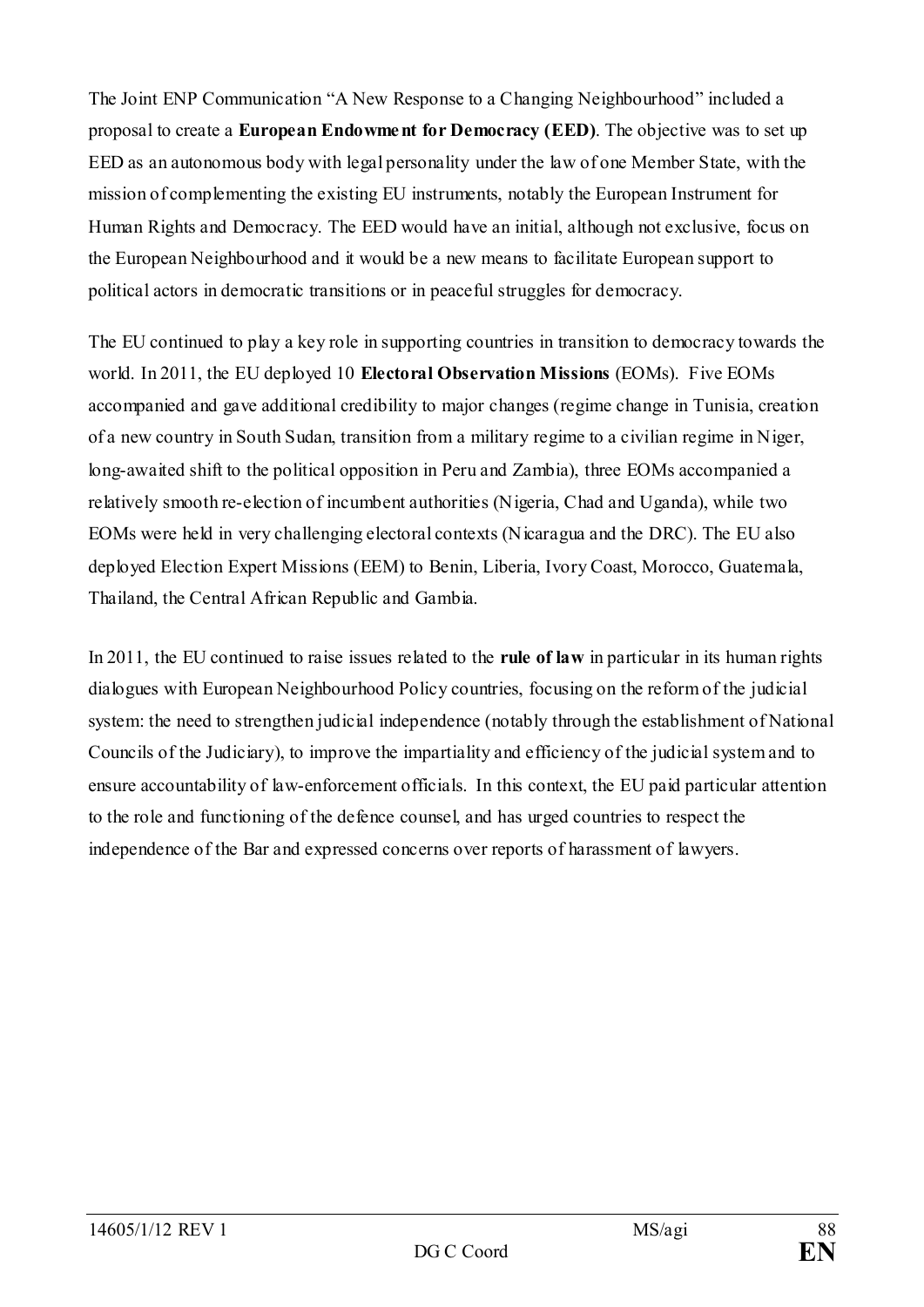The Joint ENP Communication “A New Response to a Changing Neighbourhood” included a proposal to create a **European Endowment for Democracy (EED)**. The objective was to set up EED as an autonomous body with legal personality under the law of one Member State, with the mission of complementing the existing EU instruments, notably the European Instrument for Human Rights and Democracy. The EED would have an initial, although not exclusive, focus on the European Neighbourhood and it would be a new means to facilitate European support to political actors in democratic transitions or in peaceful struggles for democracy.

The EU continued to play a key role in supporting countries in transition to democracy towards the world. In 2011, the EU deployed 10 **Electoral Observation Missions** (EOMs). Five EOMs accompanied and gave additional credibility to major changes (regime change in Tunisia, creation of a new country in South Sudan, transition from a military regime to a civilian regime in Niger, long-awaited shift to the political opposition in Peru and Zambia), three EOMs accompanied a relatively smooth re-election of incumbent authorities (Nigeria, Chad and Uganda), while two EOMs were held in very challenging electoral contexts (Nicaragua and the DRC). The EU also deployed Election Expert Missions (EEM) to Benin, Liberia, Ivory Coast, Morocco, Guatemala, Thailand, the Central African Republic and Gambia.

In 2011, the EU continued to raise issues related to the **rule of law** in particular in its human rights dialogues with European Neighbourhood Policy countries, focusing on the reform of the judicial system: the need to strengthen judicial independence (notably through the establishment of National Councils of the Judiciary), to improve the impartiality and efficiency of the judicial system and to ensure accountability of law-enforcement officials. In this context, the EU paid particular attention to the role and functioning of the defence counsel, and has urged countries to respect the independence of the Bar and expressed concerns over reports of harassment of lawyers.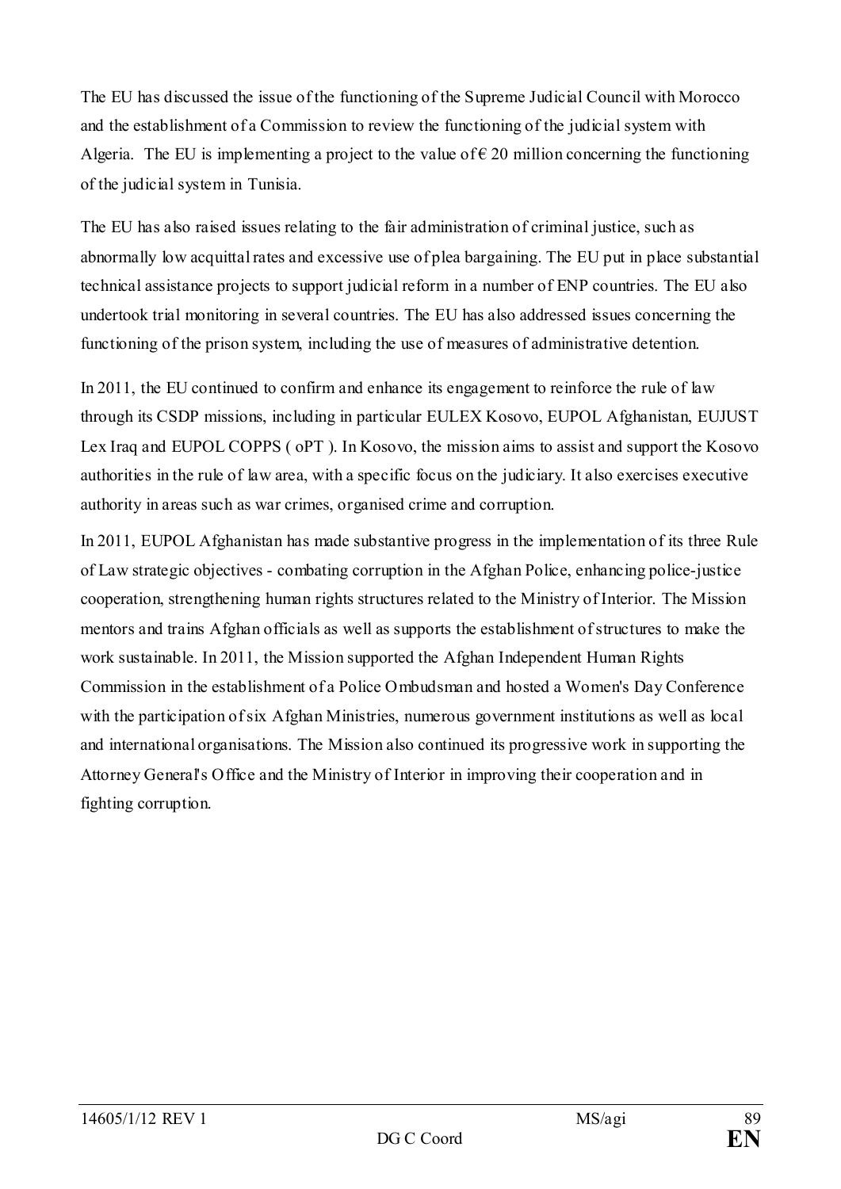The EU has discussed the issue of the functioning of the Supreme Judicial Council with Morocco and the establishment of a Commission to review the functioning of the judicial system with Algeria. The EU is implementing a project to the value of € 20 million concerning the functioning of the judicial system in Tunisia.

The EU has also raised issues relating to the fair administration of criminal justice, such as abnormally low acquittal rates and excessive use of plea bargaining. The EU put in place substantial technical assistance projects to support judicial reform in a number of ENP countries. The EU also undertook trial monitoring in several countries. The EU has also addressed issues concerning the functioning of the prison system, including the use of measures of administrative detention.

In 2011, the EU continued to confirm and enhance its engagement to reinforce the rule of law through its CSDP missions, including in particular EULEX Kosovo, EUPOL Afghanistan, EUJUST Lex Iraq and EUPOL COPPS ( oPT ). In Kosovo, the mission aims to assist and support the Kosovo authorities in the rule of law area, with a specific focus on the judiciary. It also exercises executive authority in areas such as war crimes, organised crime and corruption.

In 2011, EUPOL Afghanistan has made substantive progress in the implementation of its three Rule of Law strategic objectives - combating corruption in the Afghan Police, enhancing police-justice cooperation, strengthening human rights structures related to the Ministry of Interior. The Mission mentors and trains Afghan officials as well as supports the establishment of structures to make the work sustainable. In 2011, the Mission supported the Afghan Independent Human Rights Commission in the establishment of a Police Ombudsman and hosted a Women's Day Conference with the participation of six Afghan Ministries, numerous government institutions as well as local and international organisations. The Mission also continued its progressive work in supporting the Attorney General's Office and the Ministry of Interior in improving their cooperation and in fighting corruption.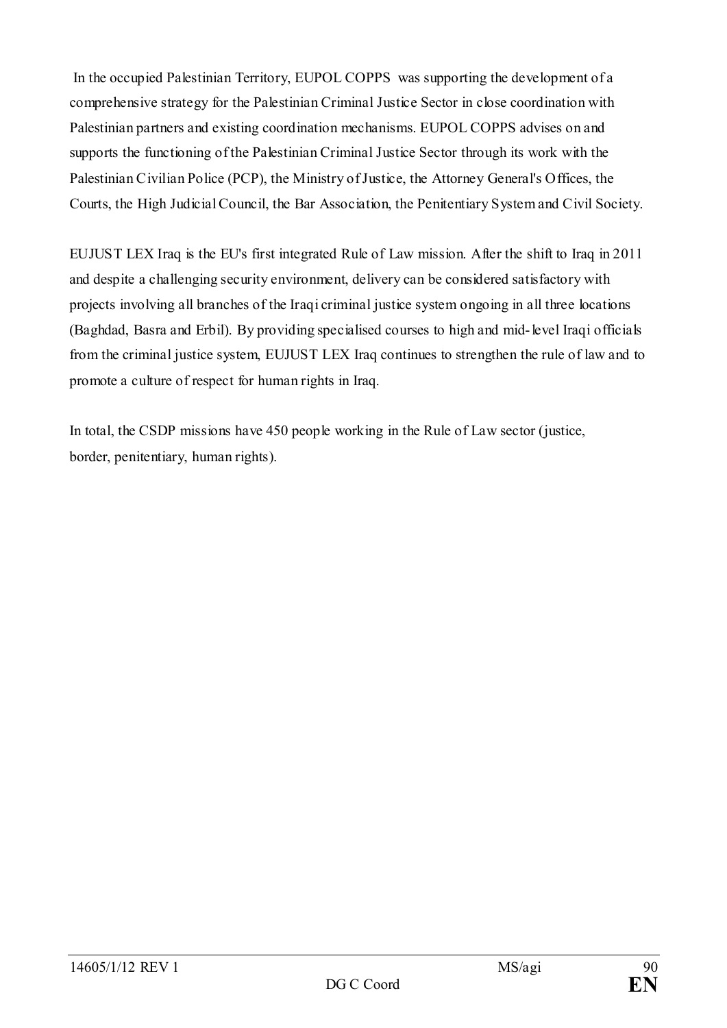In the occupied Palestinian Territory, EUPOL COPPS was supporting the development of a comprehensive strategy for the Palestinian Criminal Justice Sector in close coordination with Palestinian partners and existing coordination mechanisms. EUPOL COPPS advises on and supports the functioning of the Palestinian Criminal Justice Sector through its work with the Palestinian Civilian Police (PCP), the Ministry of Justice, the Attorney General's Offices, the Courts, the High Judicial Council, the Bar Association, the Penitentiary System and Civil Society.

EUJUST LEX Iraq is the EU's first integrated Rule of Law mission. After the shift to Iraq in 2011 and despite a challenging security environment, delivery can be considered satisfactory with projects involving all branches of the Iraqi criminal justice system ongoing in all three locations (Baghdad, Basra and Erbil). By providing specialised courses to high and mid-level Iraqi officials from the criminal justice system, EUJUST LEX Iraq continues to strengthen the rule of law and to promote a culture of respect for human rights in Iraq.

In total, the CSDP missions have 450 people working in the Rule of Law sector (justice, border, penitentiary, human rights).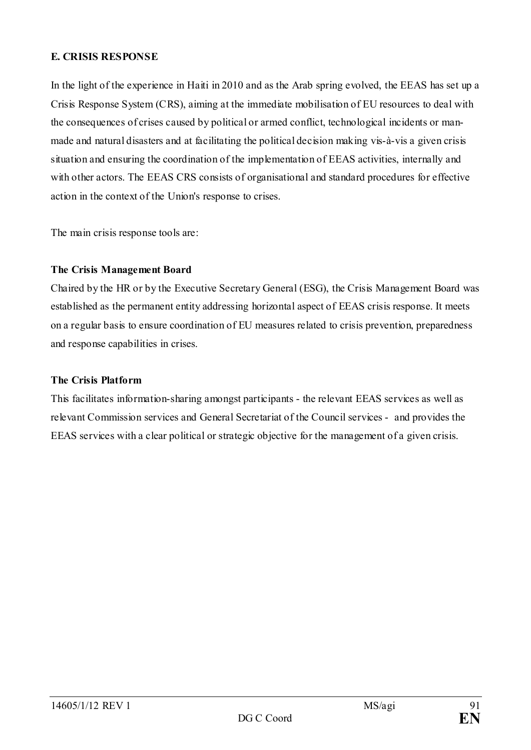**E. CRISIS RESPONSE**

In the light of the experience in Haiti in 2010 and as the Arab spring evolved, the EEAS has set up a Crisis Response System (CRS), aiming at the immediate mobilisation of EU resources to deal with the consequences of crises caused by political or armed conflict, technological incidents or man-made and natural disasters and at facilitating the political decision making vis-à-vis a given crisis situation and ensuring the coordination of the implementation of EEAS activities, internally and with other actors. The EEAS CRS consists of organisational and standard procedures for effective action in the context of the Union's response to crises.

The main crisis response tools are:

**The Crisis Management Board**

Chaired by the HR or by the Executive Secretary General (ESG), the Crisis Management Board was established as the permanent entity addressing horizontal aspect of EEAS crisis response. It meets on a regular basis to ensure coordination of EU measures related to crisis prevention, preparedness and response capabilities in crises.

**The Crisis Platform**

This facilitates information-sharing amongst participants - the relevant EEAS services as well as relevant Commission services and General Secretariat of the Council services - and provides the EEAS services with a clear political or strategic objective for the management of a given crisis.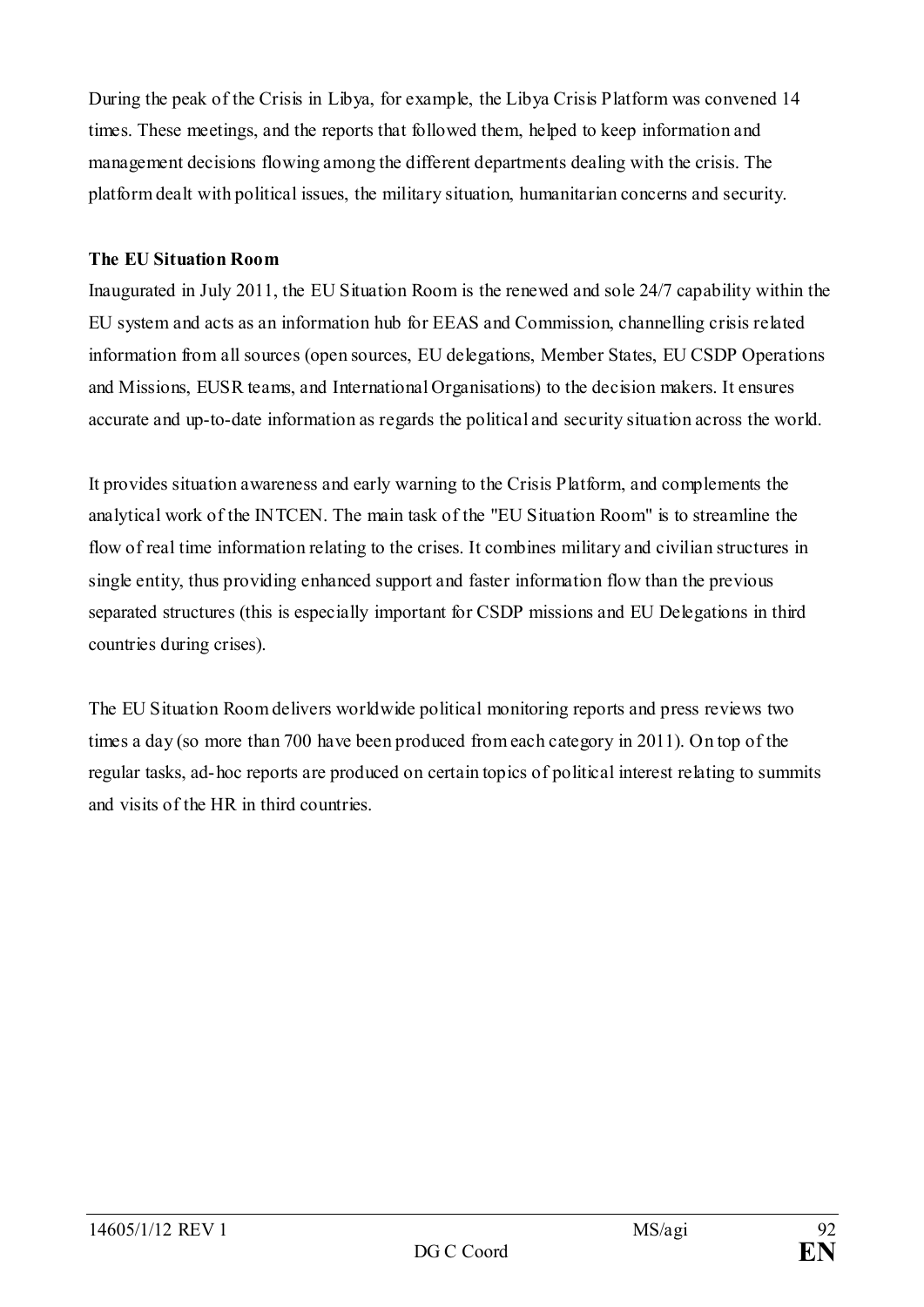During the peak of the Crisis in Libya, for example, the Libya Crisis Platform was convened 14 times. These meetings, and the reports that followed them, helped to keep information and management decisions flowing among the different departments dealing with the crisis. The platform dealt with political issues, the military situation, humanitarian concerns and security.

**The EU Situation Room**

Inaugurated in July 2011, the EU Situation Room is the renewed and sole 24/7 capability within the EU system and acts as an information hub for EEAS and Commission, channelling crisis related information from all sources (open sources, EU delegations, Member States, EU CSDP Operations and Missions, EUSR teams, and International Organisations) to the decision makers. It ensures accurate and up-to-date information as regards the political and security situation across the world.

It provides situation awareness and early warning to the Crisis Platform, and complements the analytical work of the INTCEN. The main task of the "EU Situation Room" is to streamline the flow of real time information relating to the crises. It combines military and civilian structures in single entity, thus providing enhanced support and faster information flow than the previous separated structures (this is especially important for CSDP missions and EU Delegations in third countries during crises).

The EU Situation Room delivers worldwide political monitoring reports and press reviews two times a day (so more than 700 have been produced from each category in 2011). On top of the regular tasks, ad-hoc reports are produced on certain topics of political interest relating to summits and visits of the HR in third countries.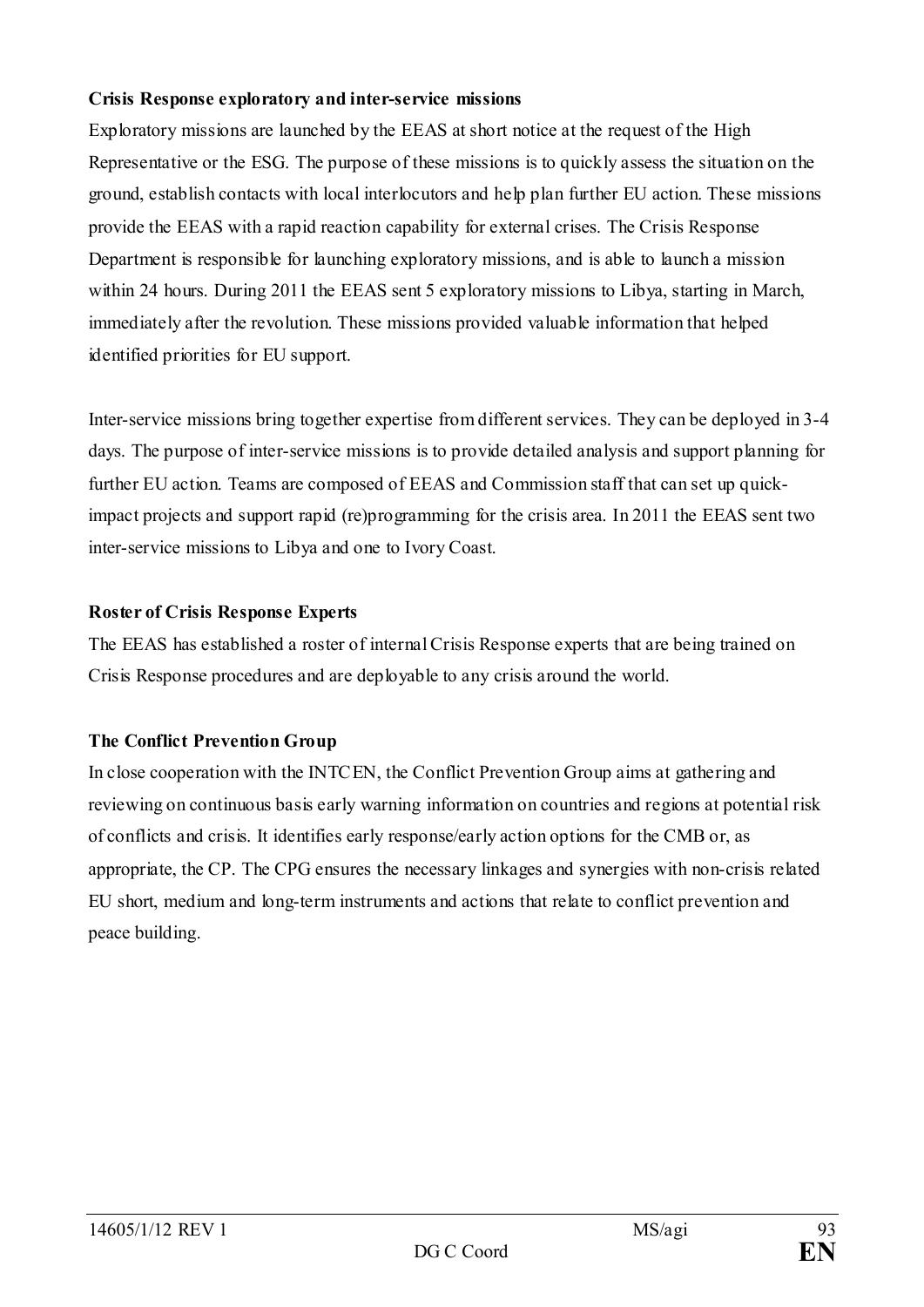**Crisis Response exploratory and inter-service missions**

Exploratory missions are launched by the EEAS at short notice at the request of the High Representative or the ESG. The purpose of these missions is to quickly assess the situation on the ground, establish contacts with local interlocutors and help plan further EU action. These missions provide the EEAS with a rapid reaction capability for external crises. The Crisis Response Department is responsible for launching exploratory missions, and is able to launch a mission within 24 hours. During 2011 the EEAS sent 5 exploratory missions to Libya, starting in March, immediately after the revolution. These missions provided valuable information that helped identified priorities for EU support.

Inter-service missions bring together expertise from different services. They can be deployed in 3-4 days. The purpose of inter-service missions is to provide detailed analysis and support planning for further EU action. Teams are composed of EEAS and Commission staff that can set up quick-impact projects and support rapid (re)programming for the crisis area. In 2011 the EEAS sent two inter-service missions to Libya and one to Ivory Coast.

**Roster of Crisis Response Experts**

The EEAS has established a roster of internal Crisis Response experts that are being trained on Crisis Response procedures and are deployable to any crisis around the world.

**The Conflict Prevention Group**

In close cooperation with the INTCEN, the Conflict Prevention Group aims at gathering and reviewing on continuous basis early warning information on countries and regions at potential risk of conflicts and crisis. It identifies early response/early action options for the CMB or, as appropriate, the CP. The CPG ensures the necessary linkages and synergies with non-crisis related EU short, medium and long-term instruments and actions that relate to conflict prevention and peace building.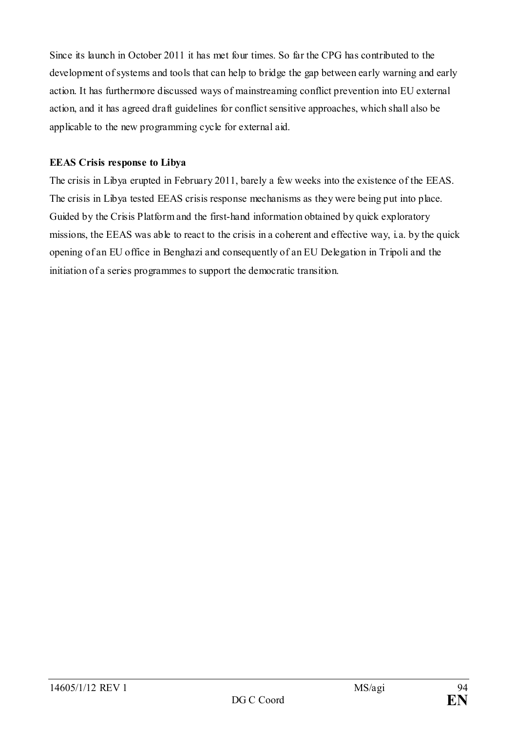Since its launch in October 2011 it has met four times. So far the CPG has contributed to the development of systems and tools that can help to bridge the gap between early warning and early action. It has furthermore discussed ways of mainstreaming conflict prevention into EU external action, and it has agreed draft guidelines for conflict sensitive approaches, which shall also be applicable to the new programming cycle for external aid.

**EEAS Crisis response to Libya**

The crisis in Libya erupted in February 2011, barely a few weeks into the existence of the EEAS. The crisis in Libya tested EEAS crisis response mechanisms as they were being put into place. Guided by the Crisis Platform and the first-hand information obtained by quick exploratory missions, the EEAS was able to react to the crisis in a coherent and effective way, i.a. by the quick opening of an EU office in Benghazi and consequently of an EU Delegation in Tripoli and the initiation of a series programmes to support the democratic transition.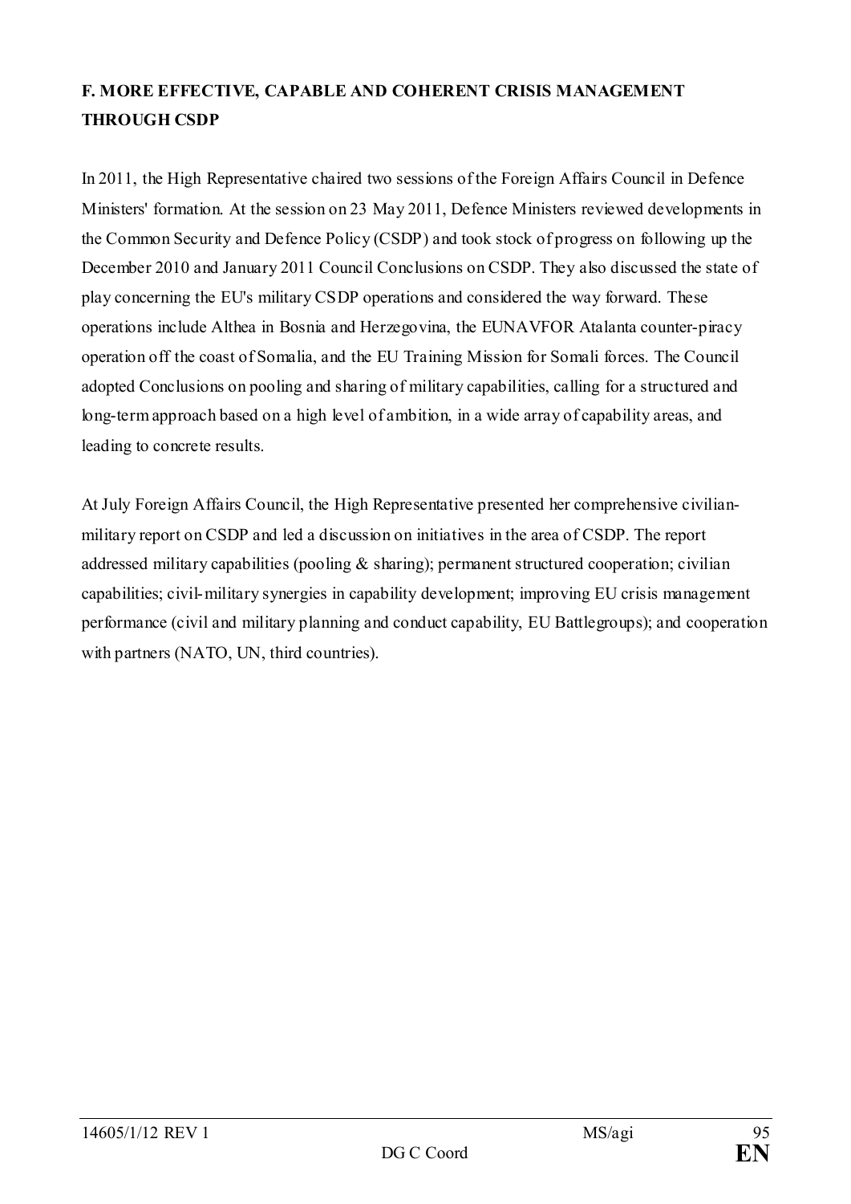**F. MORE EFFECTIVE, CAPABLE AND COHERENT CRISIS MANAGEMENT THROUGH CSDP**

In 2011, the High Representative chaired two sessions of the Foreign Affairs Council in Defence Ministers' formation. At the session on 23 May 2011, Defence Ministers reviewed developments in the Common Security and Defence Policy (CSDP) and took stock of progress on following up the December 2010 and January 2011 Council Conclusions on CSDP. They also discussed the state of play concerning the EU's military CSDP operations and considered the way forward. These operations include Althea in Bosnia and Herzegovina, the EUNAVFOR Atalanta counter-piracy operation off the coast of Somalia, and the EU Training Mission for Somali forces. The Council adopted Conclusions on pooling and sharing of military capabilities, calling for a structured and long-term approach based on a high level of ambition, in a wide array of capability areas, and leading to concrete results.

At July Foreign Affairs Council, the High Representative presented her comprehensive civilian-military report on CSDP and led a discussion on initiatives in the area of CSDP. The report addressed military capabilities (pooling & sharing); permanent structured cooperation; civilian capabilities; civil-military synergies in capability development; improving EU crisis management performance (civil and military planning and conduct capability, EU Battlegroups); and cooperation with partners (NATO, UN, third countries).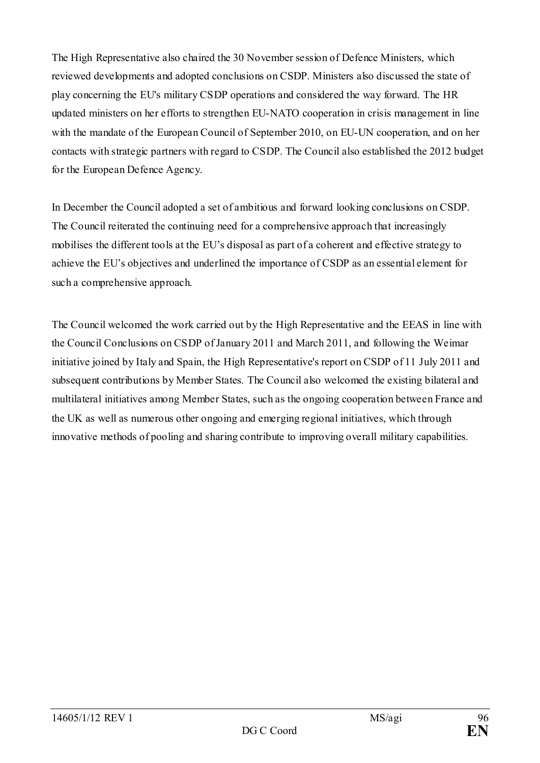The High Representative also chaired the 30 November session of Defence Ministers, which reviewed developments and adopted conclusions on CSDP. Ministers also discussed the state of play concerning the EU's military CSDP operations and considered the way forward. The HR updated ministers on her efforts to strengthen EU-NATO cooperation in crisis management in line with the mandate of the European Council of September 2010, on EU-UN cooperation, and on her contacts with strategic partners with regard to CSDP. The Council also established the 2012 budget for the European Defence Agency.

In December the Council adopted a set of ambitious and forward looking conclusions on CSDP. The Council reiterated the continuing need for a comprehensive approach that increasingly mobilises the different tools at the EU's disposal as part of a coherent and effective strategy to achieve the EU's objectives and underlined the importance of CSDP as an essential element for such a comprehensive approach.

The Council welcomed the work carried out by the High Representative and the EEAS in line with the Council Conclusions on CSDP of January 2011 and March 2011, and following the Weimar initiative joined by Italy and Spain, the High Representative's report on CSDP of 11 July 2011 and subsequent contributions by Member States. The Council also welcomed the existing bilateral and multilateral initiatives among Member States, such as the ongoing cooperation between France and the UK as well as numerous other ongoing and emerging regional initiatives, which through innovative methods of pooling and sharing contribute to improving overall military capabilities.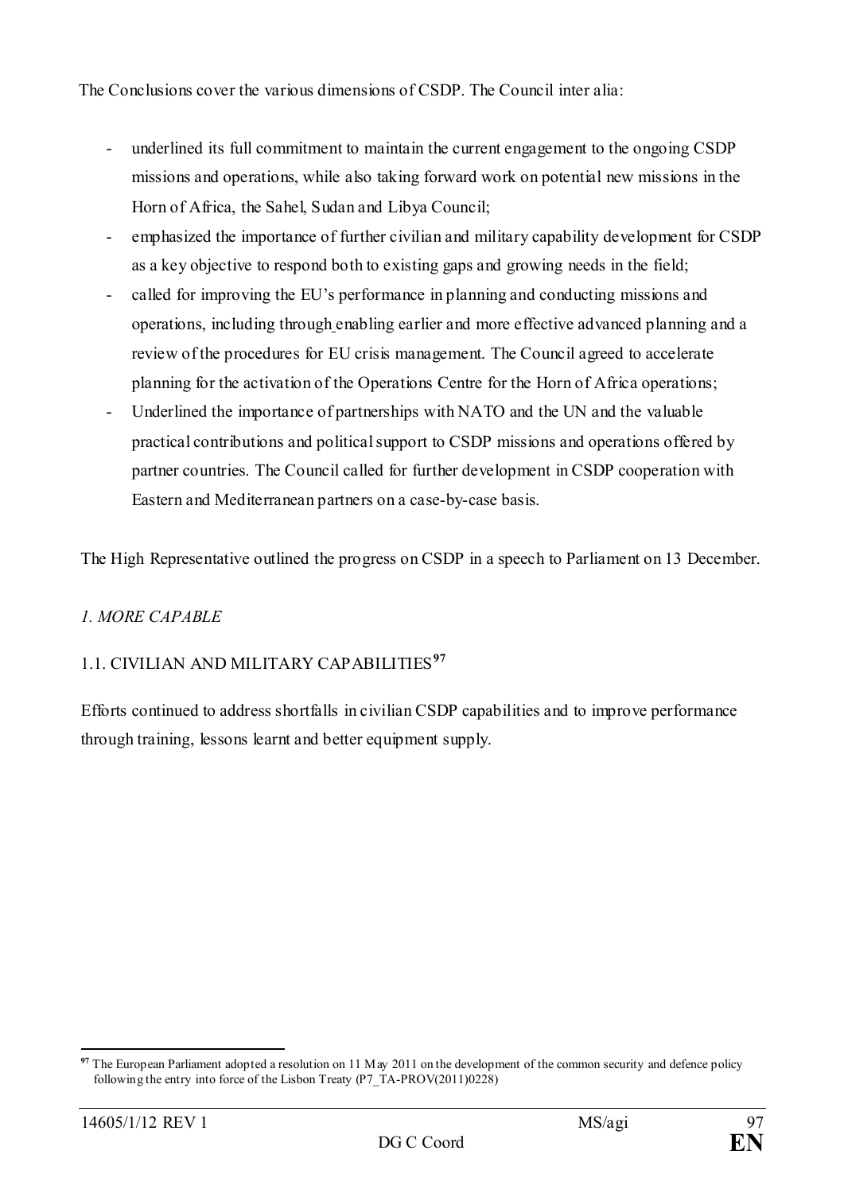The Conclusions cover the various dimensions of CSDP. The Council inter alia:

- underlined its full commitment to maintain the current engagement to the ongoing CSDP missions and operations, while also taking forward work on potential new missions in the Horn of Africa, the Sahel, Sudan and Libya Council;
- emphasized the importance of further civilian and military capability development for CSDP as a key objective to respond both to existing gaps and growing needs in the field;
- called for improving the EU's performance in planning and conducting missions and operations, including through enabling earlier and more effective advanced planning and a review of the procedures for EU crisis management. The Council agreed to accelerate planning for the activation of the Operations Centre for the Horn of Africa operations;
- Underlined the importance of partnerships with NATO and the UN and the valuable practical contributions and political support to CSDP missions and operations offered by partner countries. The Council called for further development in CSDP cooperation with Eastern and Mediterranean partners on a case-by-case basis.

The High Representative outlined the progress on CSDP in a speech to Parliament on 13 December.

### *1. MORE CAPABLE*

#### 1.1. CIVILIAN AND MILITARY CAPABILITIES[97]

Efforts continued to address shortfalls in civilian CSDP capabilities and to improve performance through training, lessons learnt and better equipment supply.

[97] The European Parliament adopted a resolution on 11 May 2011 on the development of the common security and defence policy following the entry into force of the Lisbon Treaty (P7_TA-PROV(2011)0228)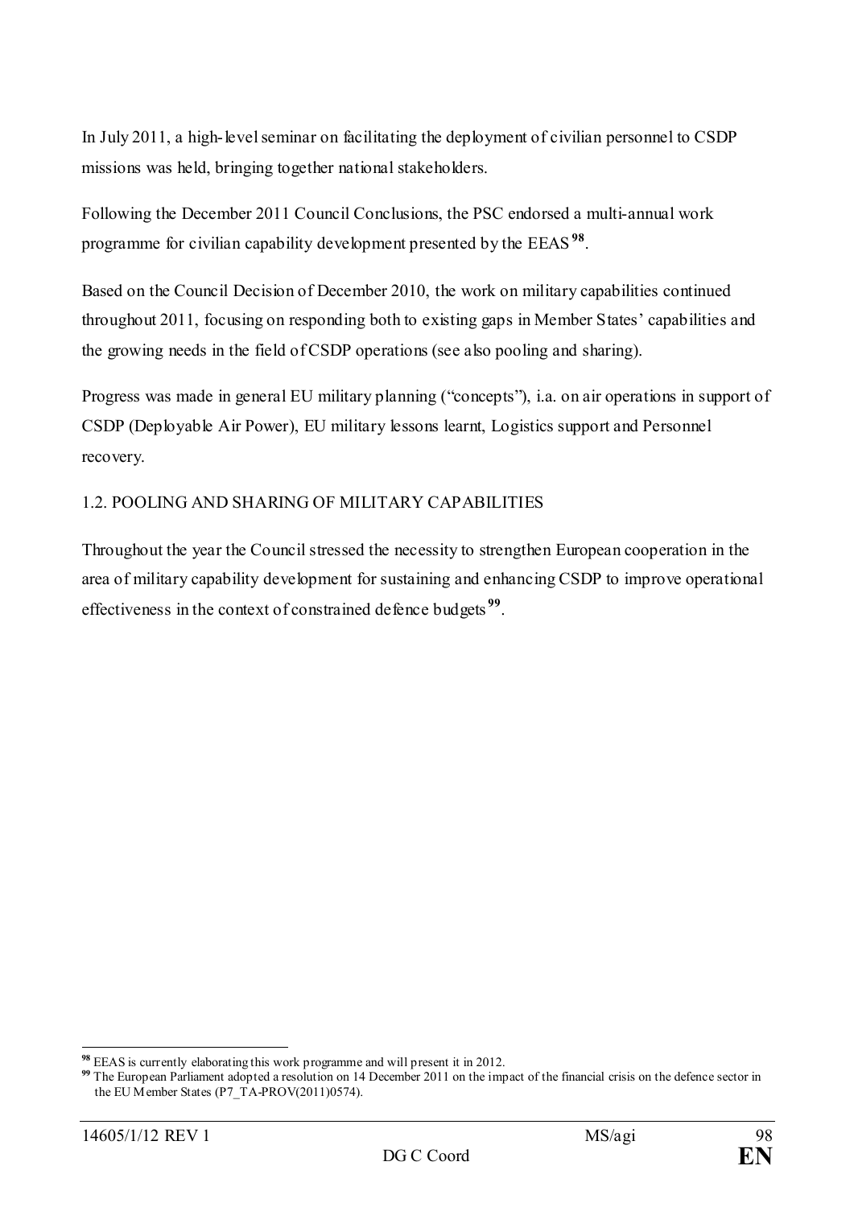In July 2011, a high-level seminar on facilitating the deployment of civilian personnel to CSDP missions was held, bringing together national stakeholders.

Following the December 2011 Council Conclusions, the PSC endorsed a multi-annual work programme for civilian capability development presented by the EEAS [98].

Based on the Council Decision of December 2010, the work on military capabilities continued throughout 2011, focusing on responding both to existing gaps in Member States' capabilities and the growing needs in the field of CSDP operations (see also pooling and sharing).

Progress was made in general EU military planning ("concepts"), i.a. on air operations in support of CSDP (Deployable Air Power), EU military lessons learnt, Logistics support and Personnel recovery.

## 1.2. POOLING AND SHARING OF MILITARY CAPABILITIES

Throughout the year the Council stressed the necessity to strengthen European cooperation in the area of military capability development for sustaining and enhancing CSDP to improve operational effectiveness in the context of constrained defence budgets [99].

---

[98] EEAS is currently elaborating this work programme and will present it in 2012.

[99] The European Parliament adopted a resolution on 14 December 2011 on the impact of the financial crisis on the defence sector in the EU Member States (P7_TA-PROV(2011)0574).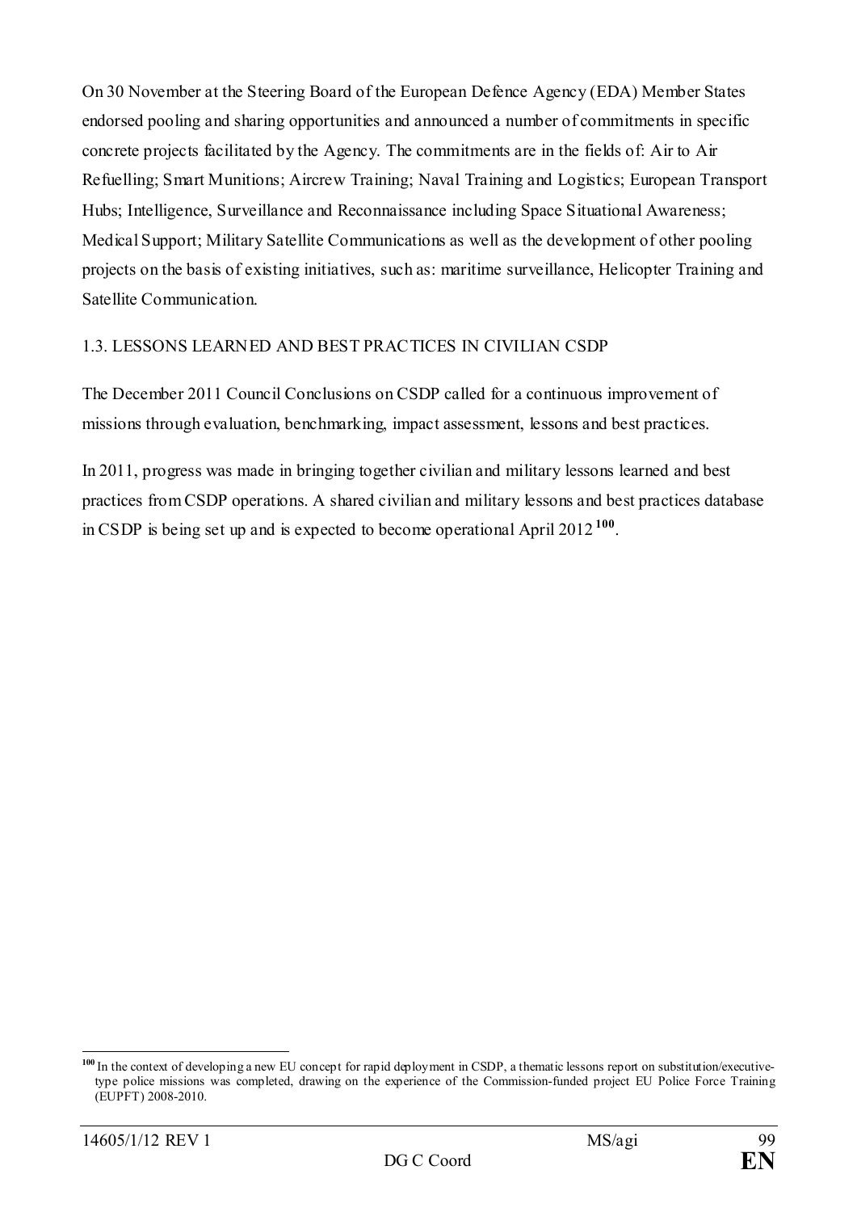On 30 November at the Steering Board of the European Defence Agency (EDA) Member States endorsed pooling and sharing opportunities and announced a number of commitments in specific concrete projects facilitated by the Agency. The commitments are in the fields of: Air to Air Refuelling; Smart Munitions; Aircrew Training; Naval Training and Logistics; European Transport Hubs; Intelligence, Surveillance and Reconnaissance including Space Situational Awareness; Medical Support; Military Satellite Communications as well as the development of other pooling projects on the basis of existing initiatives, such as: maritime surveillance, Helicopter Training and Satellite Communication.

### 1.3. LESSONS LEARNED AND BEST PRACTICES IN CIVILIAN CSDP

The December 2011 Council Conclusions on CSDP called for a continuous improvement of missions through evaluation, benchmarking, impact assessment, lessons and best practices.

In 2011, progress was made in bringing together civilian and military lessons learned and best practices from CSDP operations. A shared civilian and military lessons and best practices database in CSDP is being set up and is expected to become operational April 2012 [100].

---

[100] In the context of developing a new EU concept for rapid deployment in CSDP, a thematic lessons report on substitution/executive-type police missions was completed, drawing on the experience of the Commission-funded project EU Police Force Training (EUPFT) 2008-2010.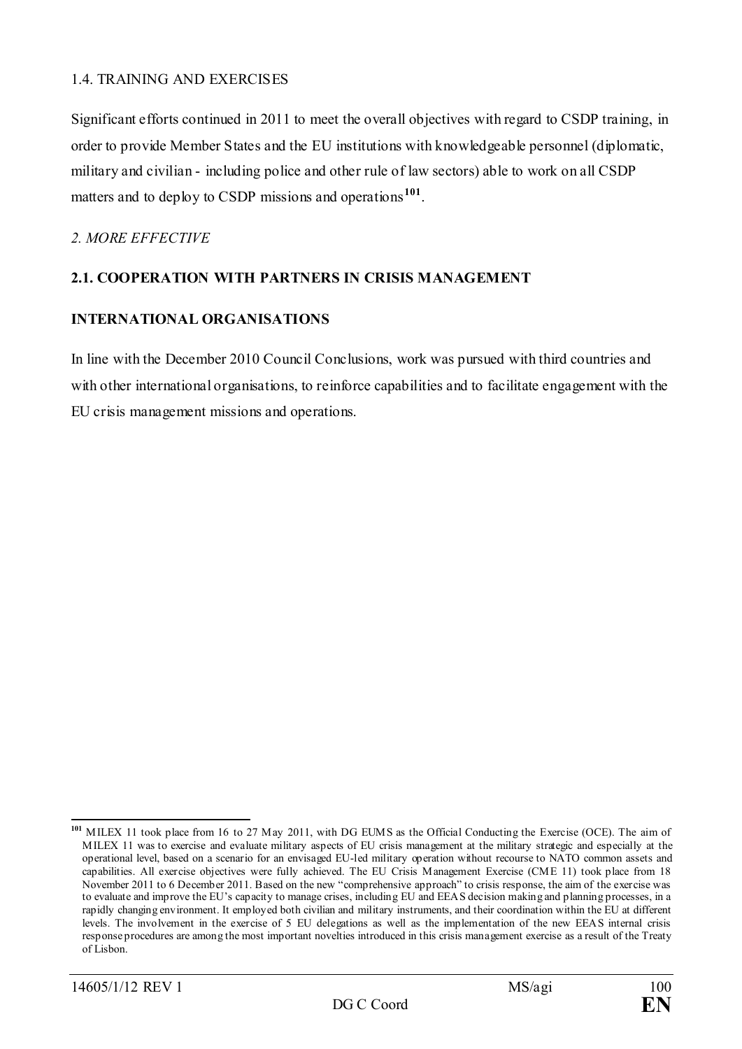### 1.4. TRAINING AND EXERCISES

Significant efforts continued in 2011 to meet the overall objectives with regard to CSDP training, in order to provide Member States and the EU institutions with knowledgeable personnel (diplomatic, military and civilian - including police and other rule of law sectors) able to work on all CSDP matters and to deploy to CSDP missions and operations[101].

## *2. MORE EFFECTIVE*

### **2.1. COOPERATION WITH PARTNERS IN CRISIS MANAGEMENT**

#### **INTERNATIONAL ORGANISATIONS**

In line with the December 2010 Council Conclusions, work was pursued with third countries and with other international organisations, to reinforce capabilities and to facilitate engagement with the EU crisis management missions and operations.

---

[101] MILEX 11 took place from 16 to 27 May 2011, with DG EUMS as the Official Conducting the Exercise (OCE). The aim of MILEX 11 was to exercise and evaluate military aspects of EU crisis management at the military strategic and especially at the operational level, based on a scenario for an envisaged EU-led military operation without recourse to NATO common assets and capabilities. All exercise objectives were fully achieved. The EU Crisis Management Exercise (CME 11) took place from 18 November 2011 to 6 December 2011. Based on the new "comprehensive approach" to crisis response, the aim of the exercise was to evaluate and improve the EU's capacity to manage crises, including EU and EEAS decision making and planning processes, in a rapidly changing environment. It employed both civilian and military instruments, and their coordination within the EU at different levels. The involvement in the exercise of 5 EU delegations as well as the implementation of the new EEAS internal crisis response procedures are among the most important novelties introduced in this crisis management exercise as a result of the Treaty of Lisbon.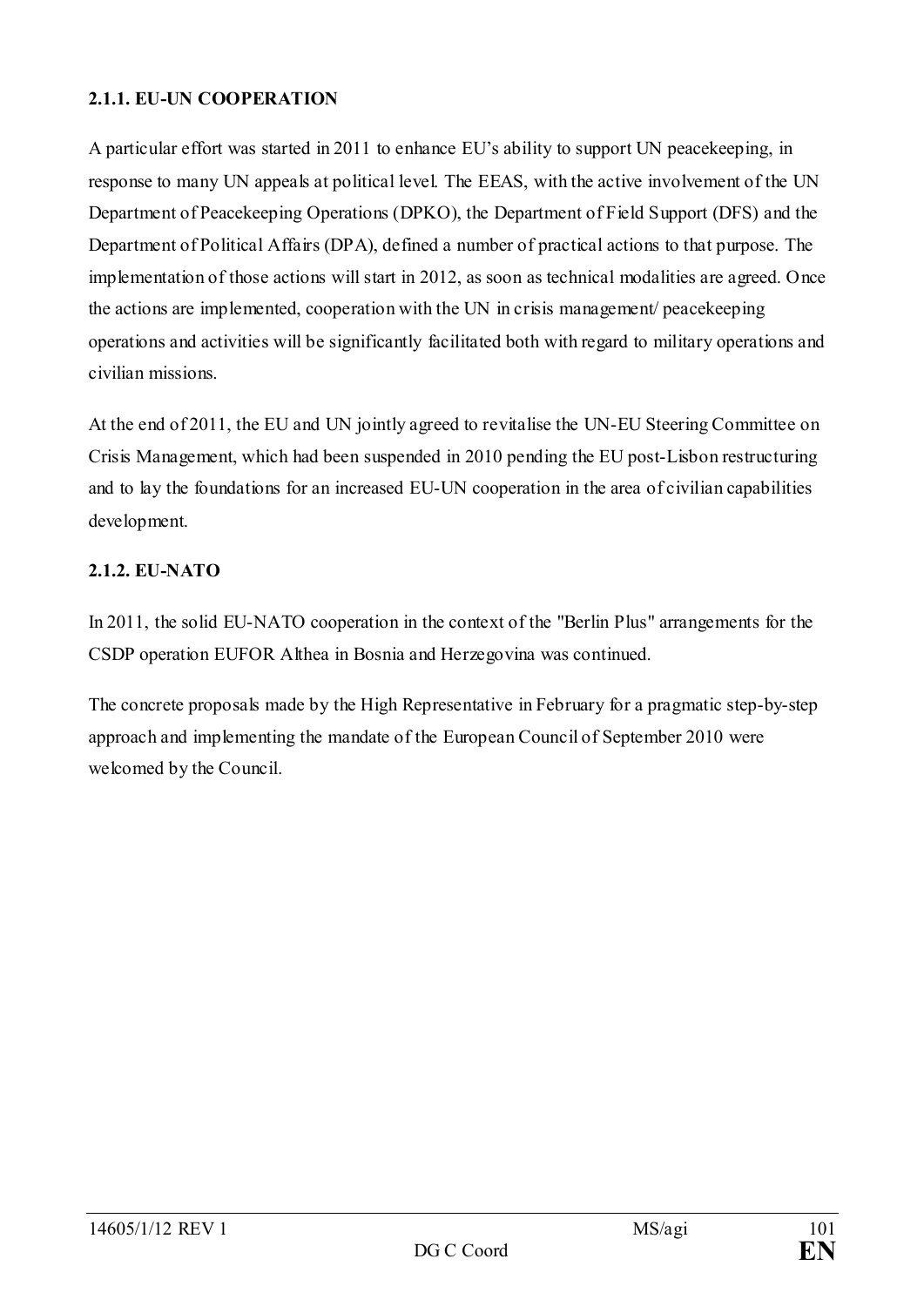#### 2.1.1. EU-UN COOPERATION

A particular effort was started in 2011 to enhance EU's ability to support UN peacekeeping, in response to many UN appeals at political level. The EEAS, with the active involvement of the UN Department of Peacekeeping Operations (DPKO), the Department of Field Support (DFS) and the Department of Political Affairs (DPA), defined a number of practical actions to that purpose. The implementation of those actions will start in 2012, as soon as technical modalities are agreed. Once the actions are implemented, cooperation with the UN in crisis management/ peacekeeping operations and activities will be significantly facilitated both with regard to military operations and civilian missions.

At the end of 2011, the EU and UN jointly agreed to revitalise the UN-EU Steering Committee on Crisis Management, which had been suspended in 2010 pending the EU post-Lisbon restructuring and to lay the foundations for an increased EU-UN cooperation in the area of civilian capabilities development.

#### 2.1.2. EU-NATO

In 2011, the solid EU-NATO cooperation in the context of the "Berlin Plus" arrangements for the CSDP operation EUFOR Althea in Bosnia and Herzegovina was continued.

The concrete proposals made by the High Representative in February for a pragmatic step-by-step approach and implementing the mandate of the European Council of September 2010 were welcomed by the Council.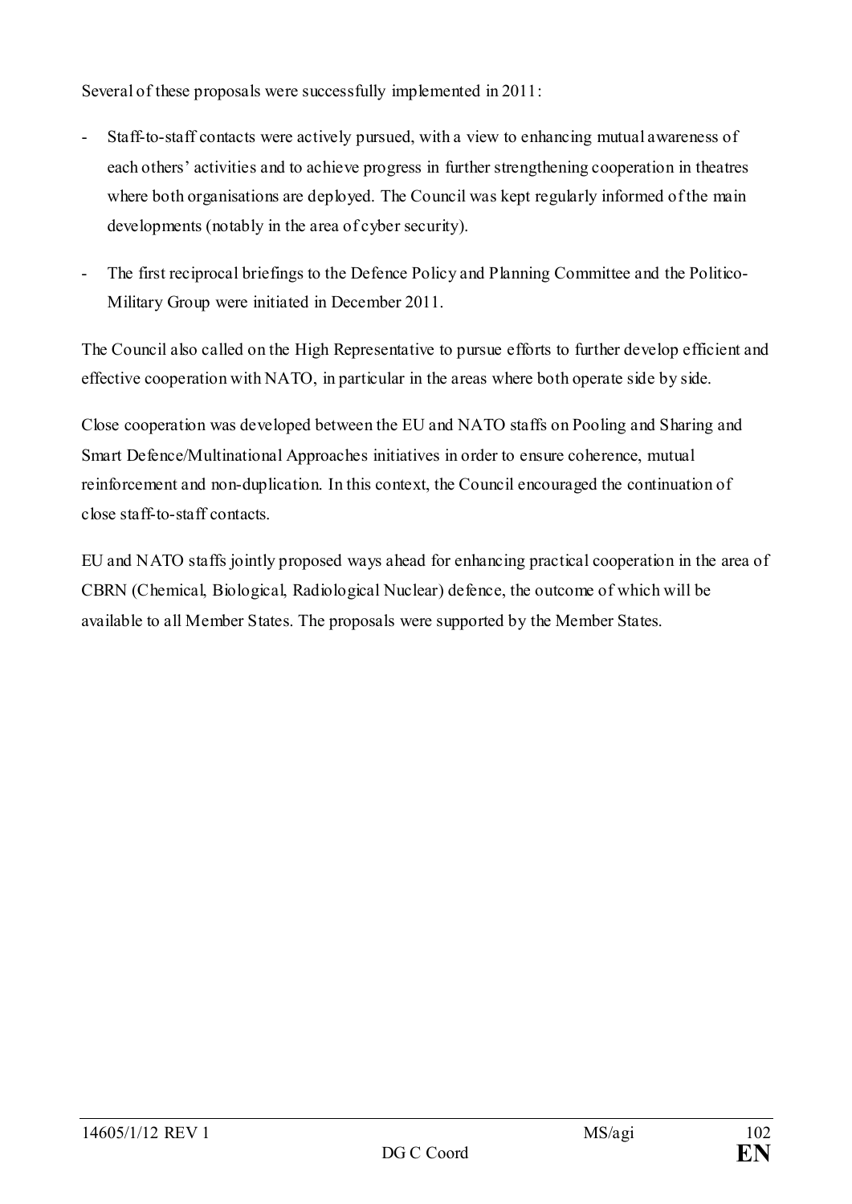Several of these proposals were successfully implemented in 2011:

- Staff-to-staff contacts were actively pursued, with a view to enhancing mutual awareness of each others' activities and to achieve progress in further strengthening cooperation in theatres where both organisations are deployed. The Council was kept regularly informed of the main developments (notably in the area of cyber security).
- The first reciprocal briefings to the Defence Policy and Planning Committee and the Politico-Military Group were initiated in December 2011.

The Council also called on the High Representative to pursue efforts to further develop efficient and effective cooperation with NATO, in particular in the areas where both operate side by side.

Close cooperation was developed between the EU and NATO staffs on Pooling and Sharing and Smart Defence/Multinational Approaches initiatives in order to ensure coherence, mutual reinforcement and non-duplication. In this context, the Council encouraged the continuation of close staff-to-staff contacts.

EU and NATO staffs jointly proposed ways ahead for enhancing practical cooperation in the area of CBRN (Chemical, Biological, Radiological Nuclear) defence, the outcome of which will be available to all Member States. The proposals were supported by the Member States.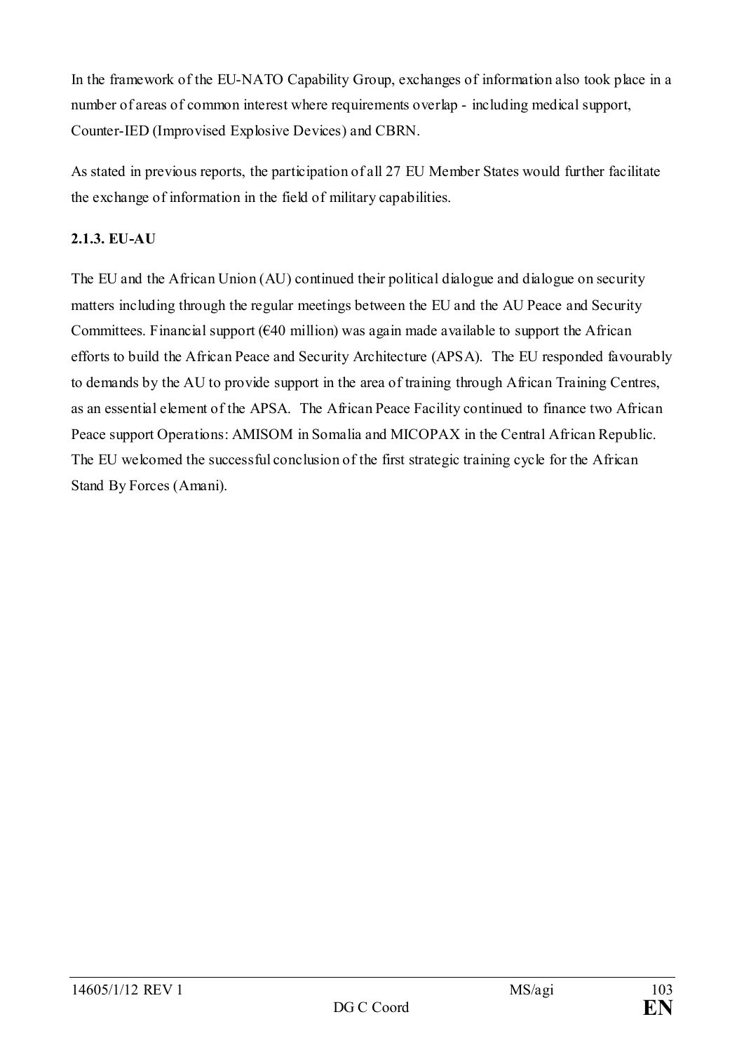In the framework of the EU-NATO Capability Group, exchanges of information also took place in a number of areas of common interest where requirements overlap - including medical support, Counter-IED (Improvised Explosive Devices) and CBRN.

As stated in previous reports, the participation of all 27 EU Member States would further facilitate the exchange of information in the field of military capabilities.

**2.1.3. EU-AU**

The EU and the African Union (AU) continued their political dialogue and dialogue on security matters including through the regular meetings between the EU and the AU Peace and Security Committees. Financial support (€40 million) was again made available to support the African efforts to build the African Peace and Security Architecture (APSA). The EU responded favourably to demands by the AU to provide support in the area of training through African Training Centres, as an essential element of the APSA. The African Peace Facility continued to finance two African Peace support Operations: AMISOM in Somalia and MICOPAX in the Central African Republic. The EU welcomed the successful conclusion of the first strategic training cycle for the African Stand By Forces (Amani).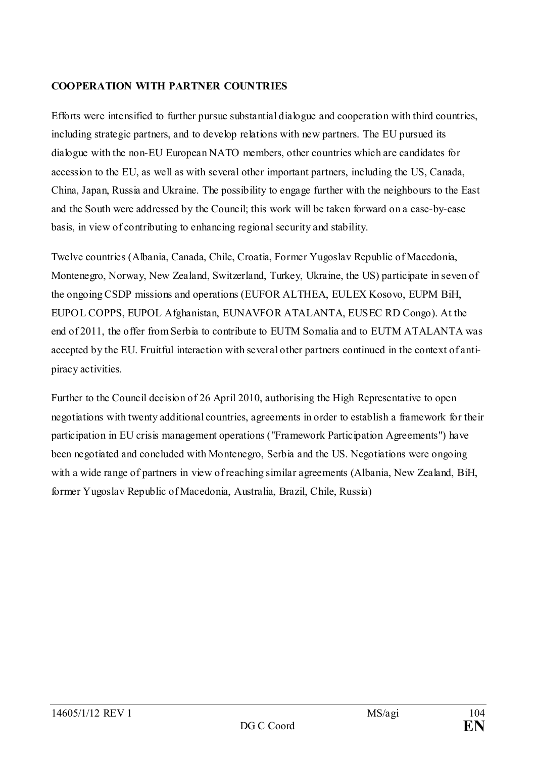**COOPERATION WITH PARTNER COUNTRIES**

Efforts were intensified to further pursue substantial dialogue and cooperation with third countries, including strategic partners, and to develop relations with new partners. The EU pursued its dialogue with the non-EU European NATO members, other countries which are candidates for accession to the EU, as well as with several other important partners, including the US, Canada, China, Japan, Russia and Ukraine. The possibility to engage further with the neighbours to the East and the South were addressed by the Council; this work will be taken forward on a case-by-case basis, in view of contributing to enhancing regional security and stability.

Twelve countries (Albania, Canada, Chile, Croatia, Former Yugoslav Republic of Macedonia, Montenegro, Norway, New Zealand, Switzerland, Turkey, Ukraine, the US) participate in seven of the ongoing CSDP missions and operations (EUFOR ALTHEA, EULEX Kosovo, EUPM BiH, EUPOL COPPS, EUPOL Afghanistan, EUNAVFOR ATALANTA, EUSEC RD Congo). At the end of 2011, the offer from Serbia to contribute to EUTM Somalia and to EUTM ATALANTA was accepted by the EU. Fruitful interaction with several other partners continued in the context of anti-piracy activities.

Further to the Council decision of 26 April 2010, authorising the High Representative to open negotiations with twenty additional countries, agreements in order to establish a framework for their participation in EU crisis management operations ("Framework Participation Agreements") have been negotiated and concluded with Montenegro, Serbia and the US. Negotiations were ongoing with a wide range of partners in view of reaching similar agreements (Albania, New Zealand, BiH, former Yugoslav Republic of Macedonia, Australia, Brazil, Chile, Russia)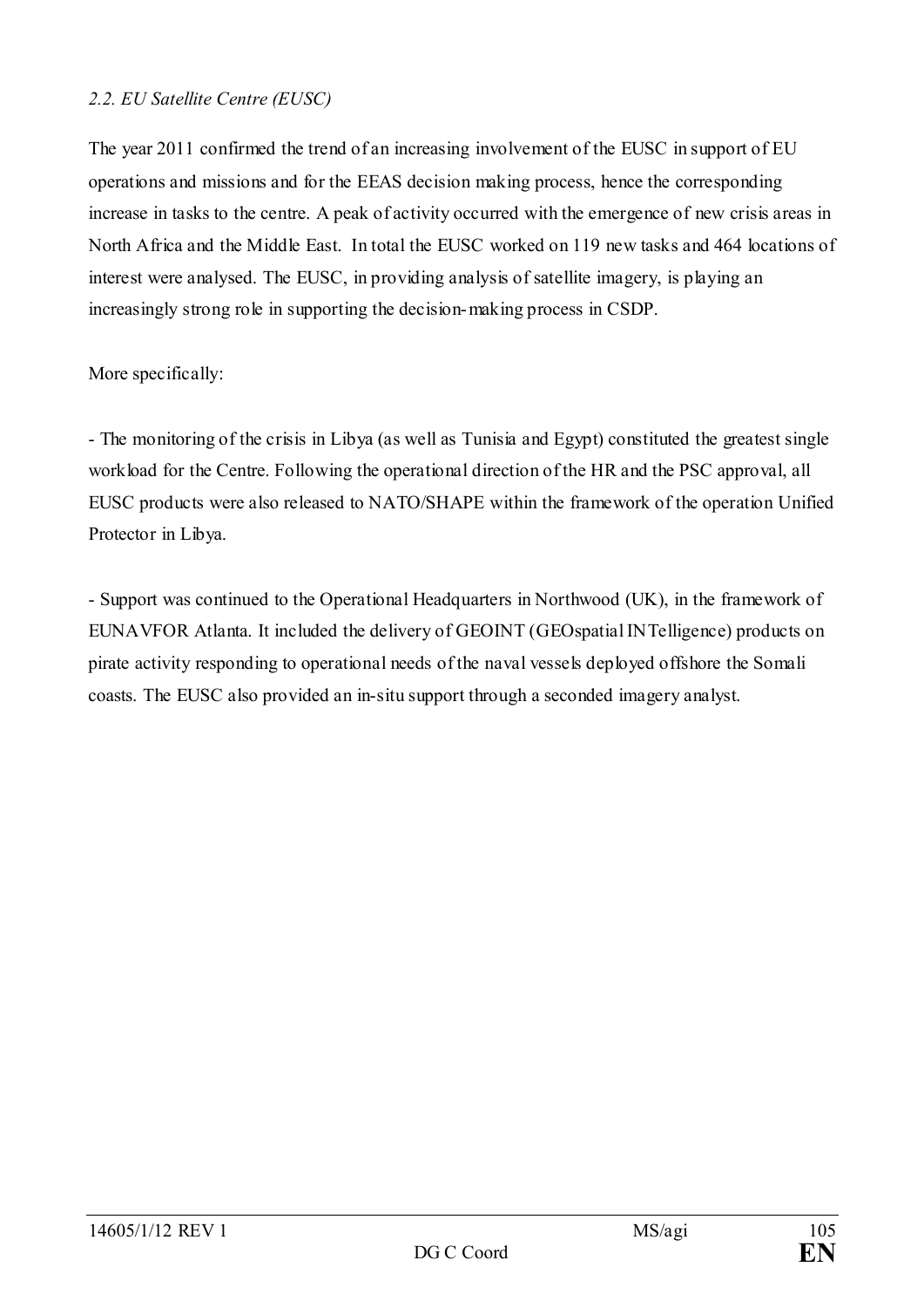*2.2. EU Satellite Centre (EUSC)*

The year 2011 confirmed the trend of an increasing involvement of the EUSC in support of EU operations and missions and for the EEAS decision making process, hence the corresponding increase in tasks to the centre. A peak of activity occurred with the emergence of new crisis areas in North Africa and the Middle East. In total the EUSC worked on 119 new tasks and 464 locations of interest were analysed. The EUSC, in providing analysis of satellite imagery, is playing an increasingly strong role in supporting the decision-making process in CSDP.

More specifically:

- The monitoring of the crisis in Libya (as well as Tunisia and Egypt) constituted the greatest single workload for the Centre. Following the operational direction of the HR and the PSC approval, all EUSC products were also released to NATO/SHAPE within the framework of the operation Unified Protector in Libya.

- Support was continued to the Operational Headquarters in Northwood (UK), in the framework of EUNAVFOR Atlanta. It included the delivery of GEOINT (GEOspatial INTelligence) products on pirate activity responding to operational needs of the naval vessels deployed offshore the Somali coasts. The EUSC also provided an in-situ support through a seconded imagery analyst.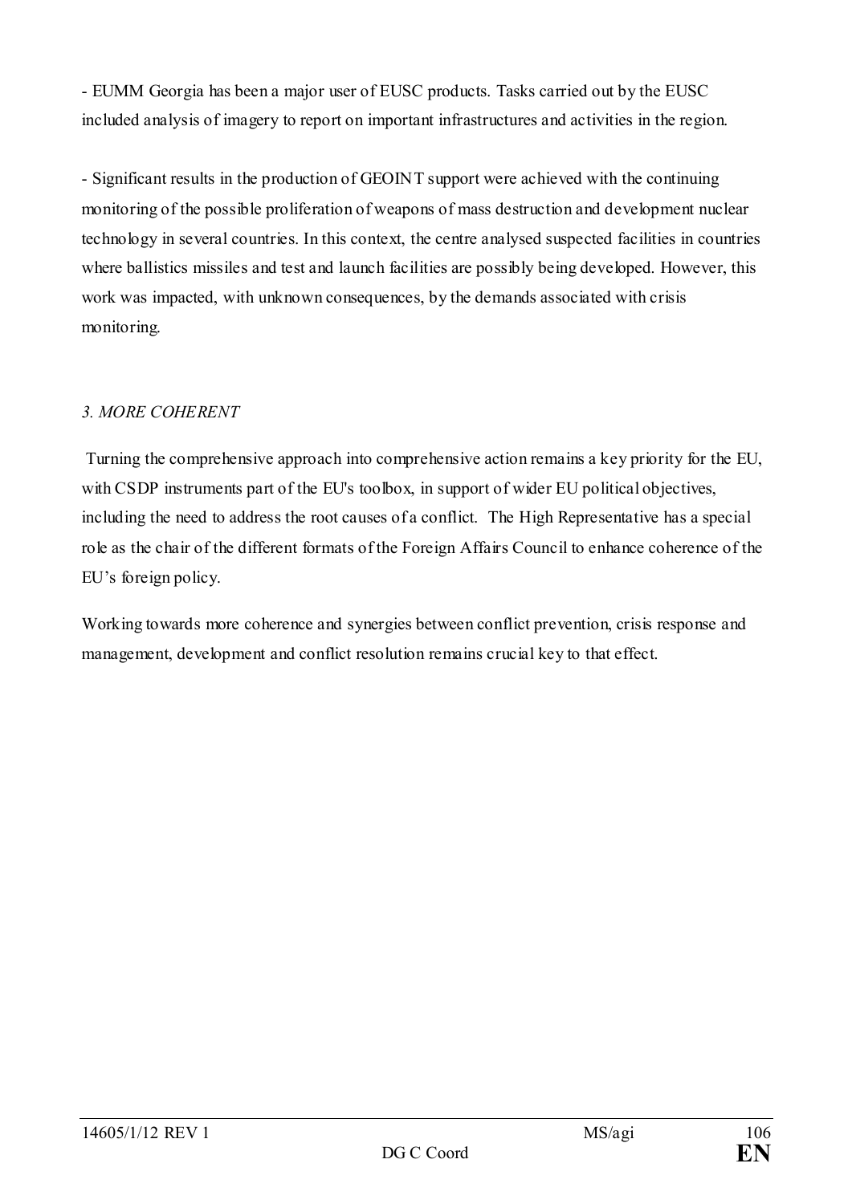- EUMM Georgia has been a major user of EUSC products. Tasks carried out by the EUSC included analysis of imagery to report on important infrastructures and activities in the region.

- Significant results in the production of GEOINT support were achieved with the continuing monitoring of the possible proliferation of weapons of mass destruction and development nuclear technology in several countries. In this context, the centre analysed suspected facilities in countries where ballistics missiles and test and launch facilities are possibly being developed. However, this work was impacted, with unknown consequences, by the demands associated with crisis monitoring.

*3. MORE COHERENT*

Turning the comprehensive approach into comprehensive action remains a key priority for the EU, with CSDP instruments part of the EU's toolbox, in support of wider EU political objectives, including the need to address the root causes of a conflict. The High Representative has a special role as the chair of the different formats of the Foreign Affairs Council to enhance coherence of the EU's foreign policy.

Working towards more coherence and synergies between conflict prevention, crisis response and management, development and conflict resolution remains crucial key to that effect.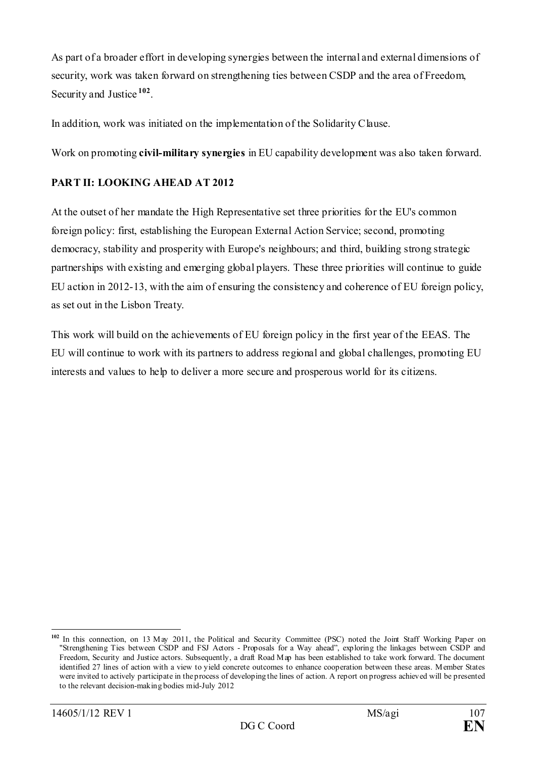As part of a broader effort in developing synergies between the internal and external dimensions of security, work was taken forward on strengthening ties between CSDP and the area of Freedom, Security and Justice[102].

In addition, work was initiated on the implementation of the Solidarity Clause.

Work on promoting **civil-military synergies** in EU capability development was also taken forward.

## PART II: LOOKING AHEAD AT 2012

At the outset of her mandate the High Representative set three priorities for the EU's common foreign policy: first, establishing the European External Action Service; second, promoting democracy, stability and prosperity with Europe's neighbours; and third, building strong strategic partnerships with existing and emerging global players. These three priorities will continue to guide EU action in 2012-13, with the aim of ensuring the consistency and coherence of EU foreign policy, as set out in the Lisbon Treaty.

This work will build on the achievements of EU foreign policy in the first year of the EEAS. The EU will continue to work with its partners to address regional and global challenges, promoting EU interests and values to help to deliver a more secure and prosperous world for its citizens.

---

[102] In this connection, on 13 May 2011, the Political and Security Committee (PSC) noted the Joint Staff Working Paper on "Strengthening Ties between CSDP and FSJ Actors - Proposals for a Way ahead", exploring the linkages between CSDP and Freedom, Security and Justice actors. Subsequently, a draft Road Map has been established to take work forward. The document identified 27 lines of action with a view to yield concrete outcomes to enhance cooperation between these areas. Member States were invited to actively participate in the process of developing the lines of action. A report on progress achieved will be presented to the relevant decision-making bodies mid-July 2012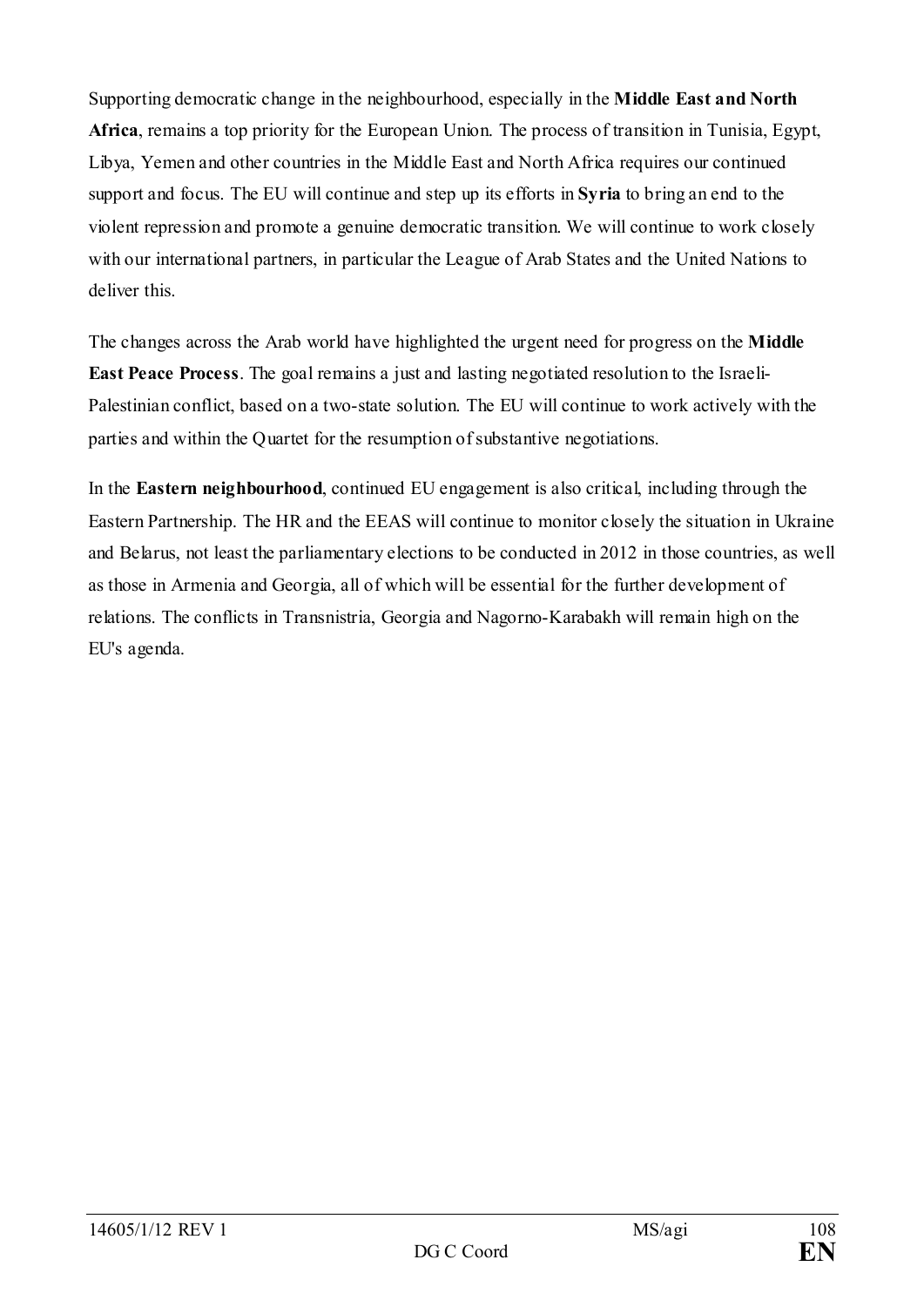Supporting democratic change in the neighbourhood, especially in the **Middle East and North Africa**, remains a top priority for the European Union. The process of transition in Tunisia, Egypt, Libya, Yemen and other countries in the Middle East and North Africa requires our continued support and focus. The EU will continue and step up its efforts in **Syria** to bring an end to the violent repression and promote a genuine democratic transition. We will continue to work closely with our international partners, in particular the League of Arab States and the United Nations to deliver this.

The changes across the Arab world have highlighted the urgent need for progress on the **Middle East Peace Process**. The goal remains a just and lasting negotiated resolution to the Israeli-Palestinian conflict, based on a two-state solution. The EU will continue to work actively with the parties and within the Quartet for the resumption of substantive negotiations.

In the **Eastern neighbourhood**, continued EU engagement is also critical, including through the Eastern Partnership. The HR and the EEAS will continue to monitor closely the situation in Ukraine and Belarus, not least the parliamentary elections to be conducted in 2012 in those countries, as well as those in Armenia and Georgia, all of which will be essential for the further development of relations. The conflicts in Transnistria, Georgia and Nagorno-Karabakh will remain high on the EU's agenda.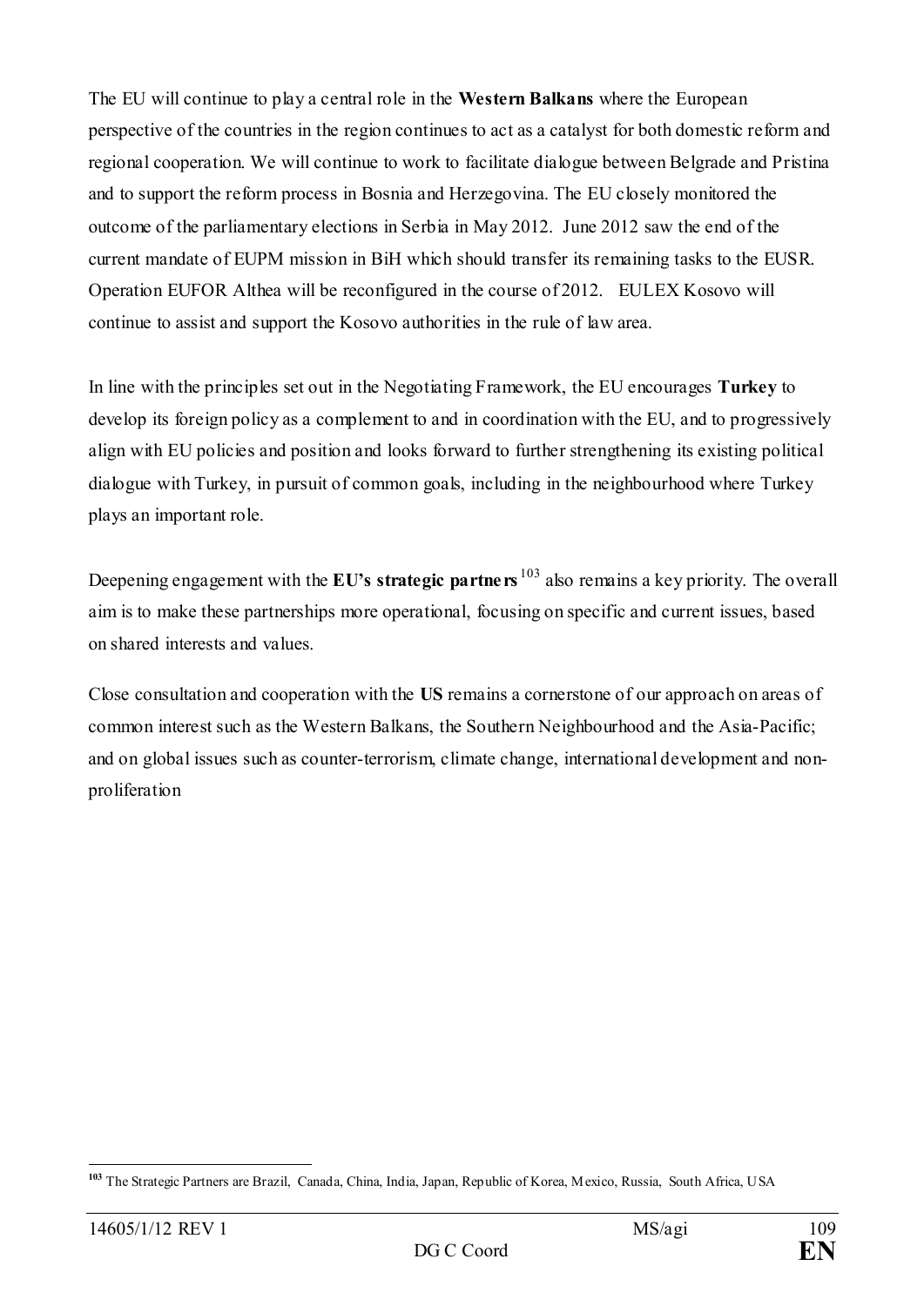The EU will continue to play a central role in the **Western Balkans** where the European perspective of the countries in the region continues to act as a catalyst for both domestic reform and regional cooperation. We will continue to work to facilitate dialogue between Belgrade and Pristina and to support the reform process in Bosnia and Herzegovina. The EU closely monitored the outcome of the parliamentary elections in Serbia in May 2012. June 2012 saw the end of the current mandate of EUPM mission in BiH which should transfer its remaining tasks to the EUSR. Operation EUFOR Althea will be reconfigured in the course of 2012. EULEX Kosovo will continue to assist and support the Kosovo authorities in the rule of law area.

In line with the principles set out in the Negotiating Framework, the EU encourages **Turkey** to develop its foreign policy as a complement to and in coordination with the EU, and to progressively align with EU policies and position and looks forward to further strengthening its existing political dialogue with Turkey, in pursuit of common goals, including in the neighbourhood where Turkey plays an important role.

Deepening engagement with the **EU's strategic partners**[103] also remains a key priority. The overall aim is to make these partnerships more operational, focusing on specific and current issues, based on shared interests and values.

Close consultation and cooperation with the **US** remains a cornerstone of our approach on areas of common interest such as the Western Balkans, the Southern Neighbourhood and the Asia-Pacific; and on global issues such as counter-terrorism, climate change, international development and non-proliferation

---

[103] The Strategic Partners are Brazil, Canada, China, India, Japan, Republic of Korea, Mexico, Russia, South Africa, USA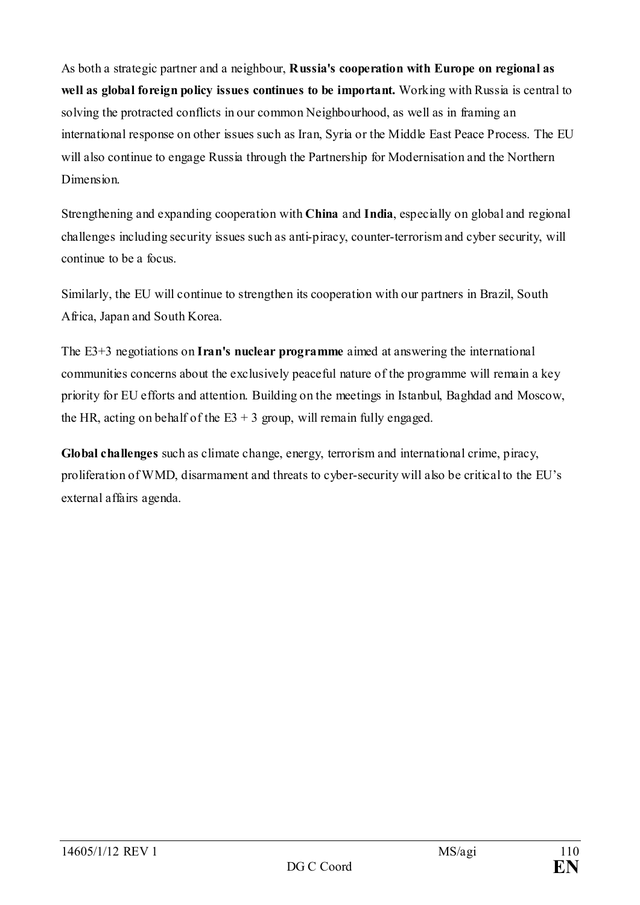As both a strategic partner and a neighbour, **Russia's cooperation with Europe on regional as well as global foreign policy issues continues to be important.** Working with Russia is central to solving the protracted conflicts in our common Neighbourhood, as well as in framing an international response on other issues such as Iran, Syria or the Middle East Peace Process. The EU will also continue to engage Russia through the Partnership for Modernisation and the Northern Dimension.

Strengthening and expanding cooperation with **China** and **India**, especially on global and regional challenges including security issues such as anti-piracy, counter-terrorism and cyber security, will continue to be a focus.

Similarly, the EU will continue to strengthen its cooperation with our partners in Brazil, South Africa, Japan and South Korea.

The E3+3 negotiations on **Iran's nuclear programme** aimed at answering the international communities concerns about the exclusively peaceful nature of the programme will remain a key priority for EU efforts and attention. Building on the meetings in Istanbul, Baghdad and Moscow, the HR, acting on behalf of the E3 + 3 group, will remain fully engaged.

**Global challenges** such as climate change, energy, terrorism and international crime, piracy, proliferation of WMD, disarmament and threats to cyber-security will also be critical to the EU's external affairs agenda.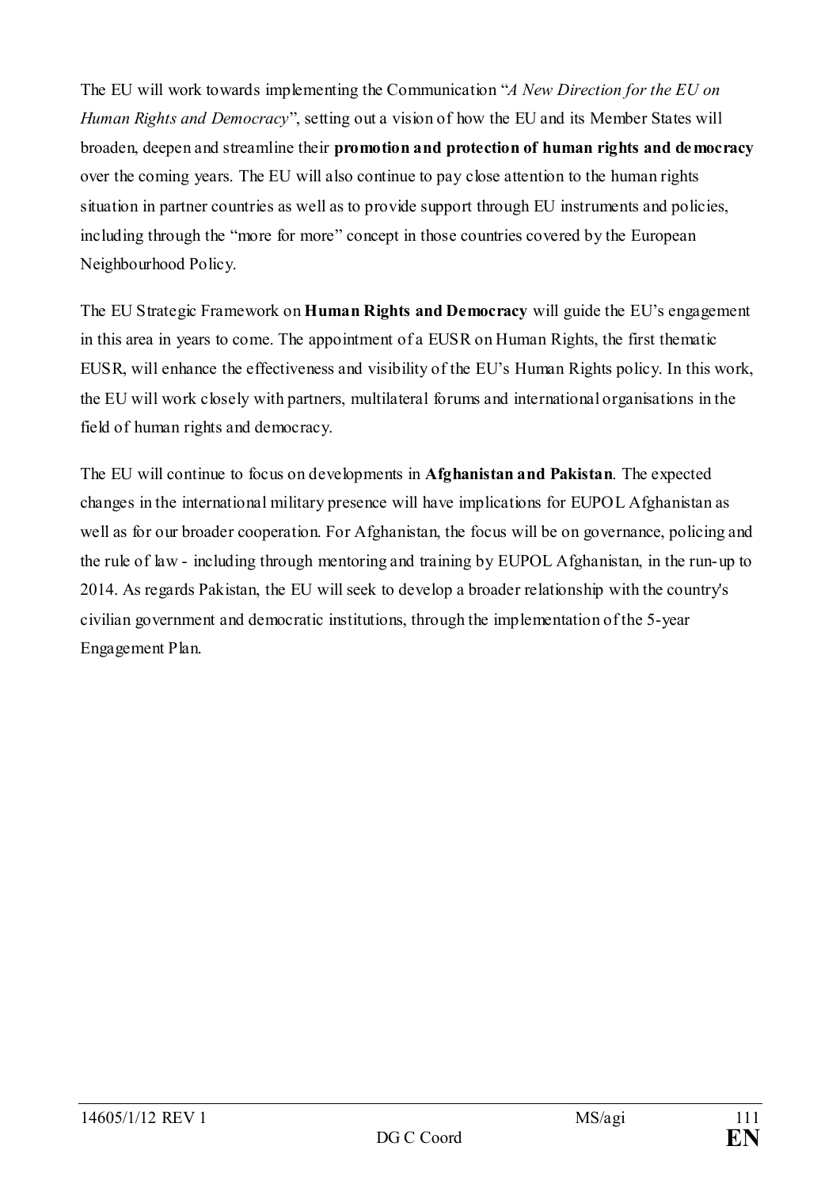The EU will work towards implementing the Communication "*A New Direction for the EU on Human Rights and Democracy*", setting out a vision of how the EU and its Member States will broaden, deepen and streamline their **promotion and protection of human rights and democracy** over the coming years. The EU will also continue to pay close attention to the human rights situation in partner countries as well as to provide support through EU instruments and policies, including through the "more for more" concept in those countries covered by the European Neighbourhood Policy.

The EU Strategic Framework on **Human Rights and Democracy** will guide the EU's engagement in this area in years to come. The appointment of a EUSR on Human Rights, the first thematic EUSR, will enhance the effectiveness and visibility of the EU's Human Rights policy. In this work, the EU will work closely with partners, multilateral forums and international organisations in the field of human rights and democracy.

The EU will continue to focus on developments in **Afghanistan and Pakistan**. The expected changes in the international military presence will have implications for EUPOL Afghanistan as well as for our broader cooperation. For Afghanistan, the focus will be on governance, policing and the rule of law - including through mentoring and training by EUPOL Afghanistan, in the run-up to 2014. As regards Pakistan, the EU will seek to develop a broader relationship with the country's civilian government and democratic institutions, through the implementation of the 5-year Engagement Plan.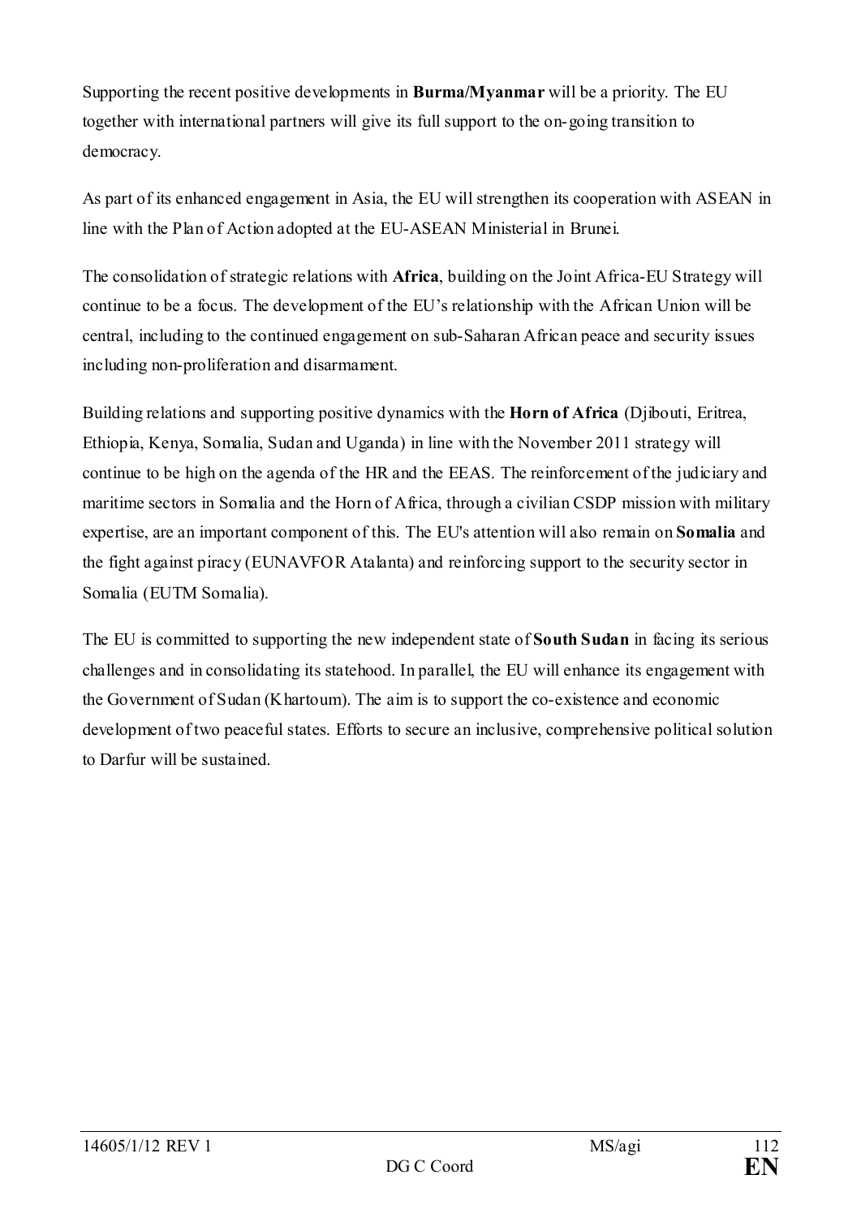Supporting the recent positive developments in **Burma/Myanmar** will be a priority. The EU together with international partners will give its full support to the on-going transition to democracy.

As part of its enhanced engagement in Asia, the EU will strengthen its cooperation with ASEAN in line with the Plan of Action adopted at the EU-ASEAN Ministerial in Brunei.

The consolidation of strategic relations with **Africa**, building on the Joint Africa-EU Strategy will continue to be a focus. The development of the EU's relationship with the African Union will be central, including to the continued engagement on sub-Saharan African peace and security issues including non-proliferation and disarmament.

Building relations and supporting positive dynamics with the **Horn of Africa** (Djibouti, Eritrea, Ethiopia, Kenya, Somalia, Sudan and Uganda) in line with the November 2011 strategy will continue to be high on the agenda of the HR and the EEAS. The reinforcement of the judiciary and maritime sectors in Somalia and the Horn of Africa, through a civilian CSDP mission with military expertise, are an important component of this. The EU's attention will also remain on **Somalia** and the fight against piracy (EUNAVFOR Atalanta) and reinforcing support to the security sector in Somalia (EUTM Somalia).

The EU is committed to supporting the new independent state of **South Sudan** in facing its serious challenges and in consolidating its statehood. In parallel, the EU will enhance its engagement with the Government of Sudan (Khartoum). The aim is to support the co-existence and economic development of two peaceful states. Efforts to secure an inclusive, comprehensive political solution to Darfur will be sustained.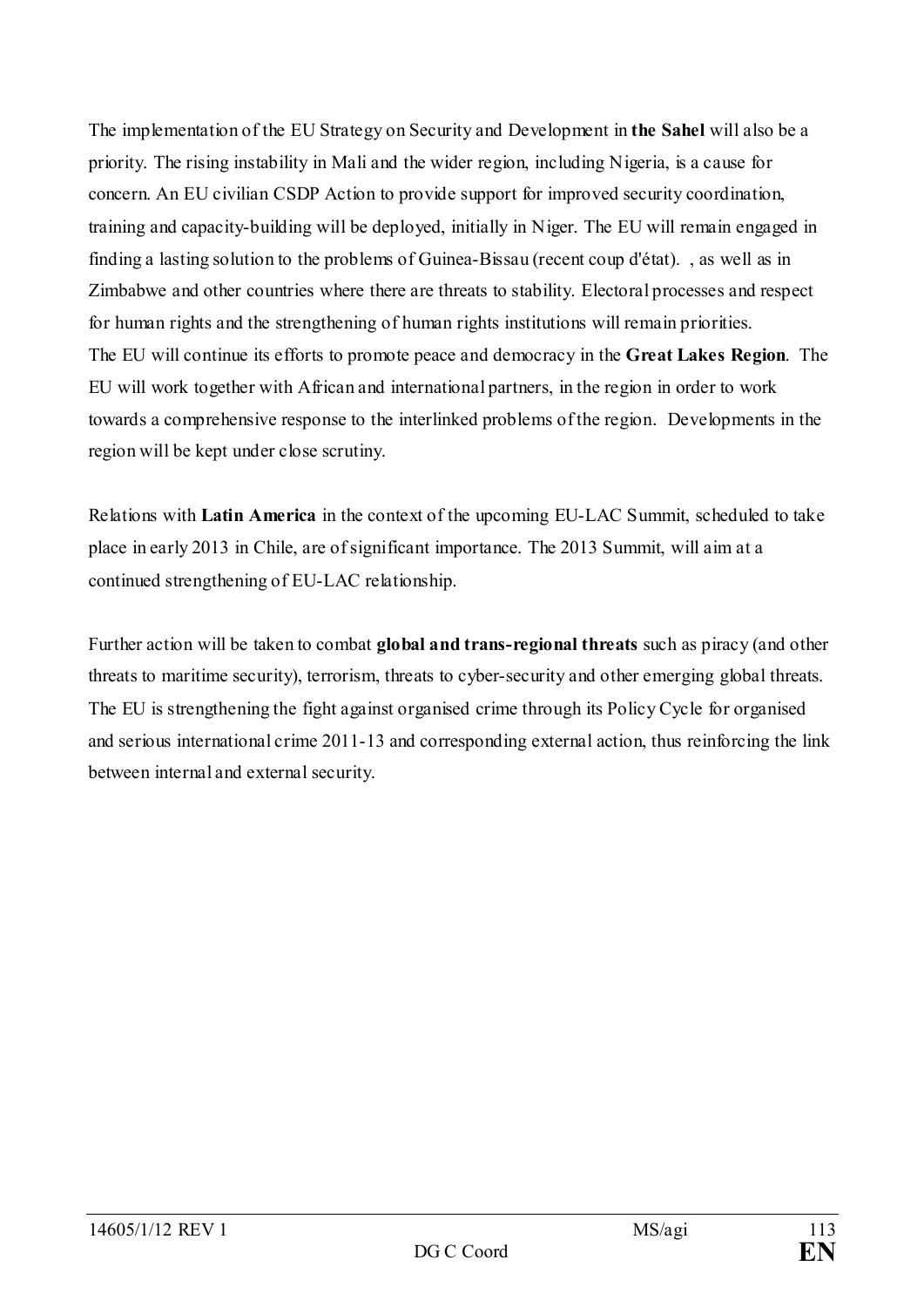The implementation of the EU Strategy on Security and Development in **the Sahel** will also be a priority. The rising instability in Mali and the wider region, including Nigeria, is a cause for concern. An EU civilian CSDP Action to provide support for improved security coordination, training and capacity-building will be deployed, initially in Niger. The EU will remain engaged in finding a lasting solution to the problems of Guinea-Bissau (recent coup d'état). , as well as in Zimbabwe and other countries where there are threats to stability. Electoral processes and respect for human rights and the strengthening of human rights institutions will remain priorities.
The EU will continue its efforts to promote peace and democracy in the **Great Lakes Region**. The EU will work together with African and international partners, in the region in order to work towards a comprehensive response to the interlinked problems of the region. Developments in the region will be kept under close scrutiny.

Relations with **Latin America** in the context of the upcoming EU-LAC Summit, scheduled to take place in early 2013 in Chile, are of significant importance. The 2013 Summit, will aim at a continued strengthening of EU-LAC relationship.

Further action will be taken to combat **global and trans-regional threats** such as piracy (and other threats to maritime security), terrorism, threats to cyber-security and other emerging global threats. The EU is strengthening the fight against organised crime through its Policy Cycle for organised and serious international crime 2011-13 and corresponding external action, thus reinforcing the link between internal and external security.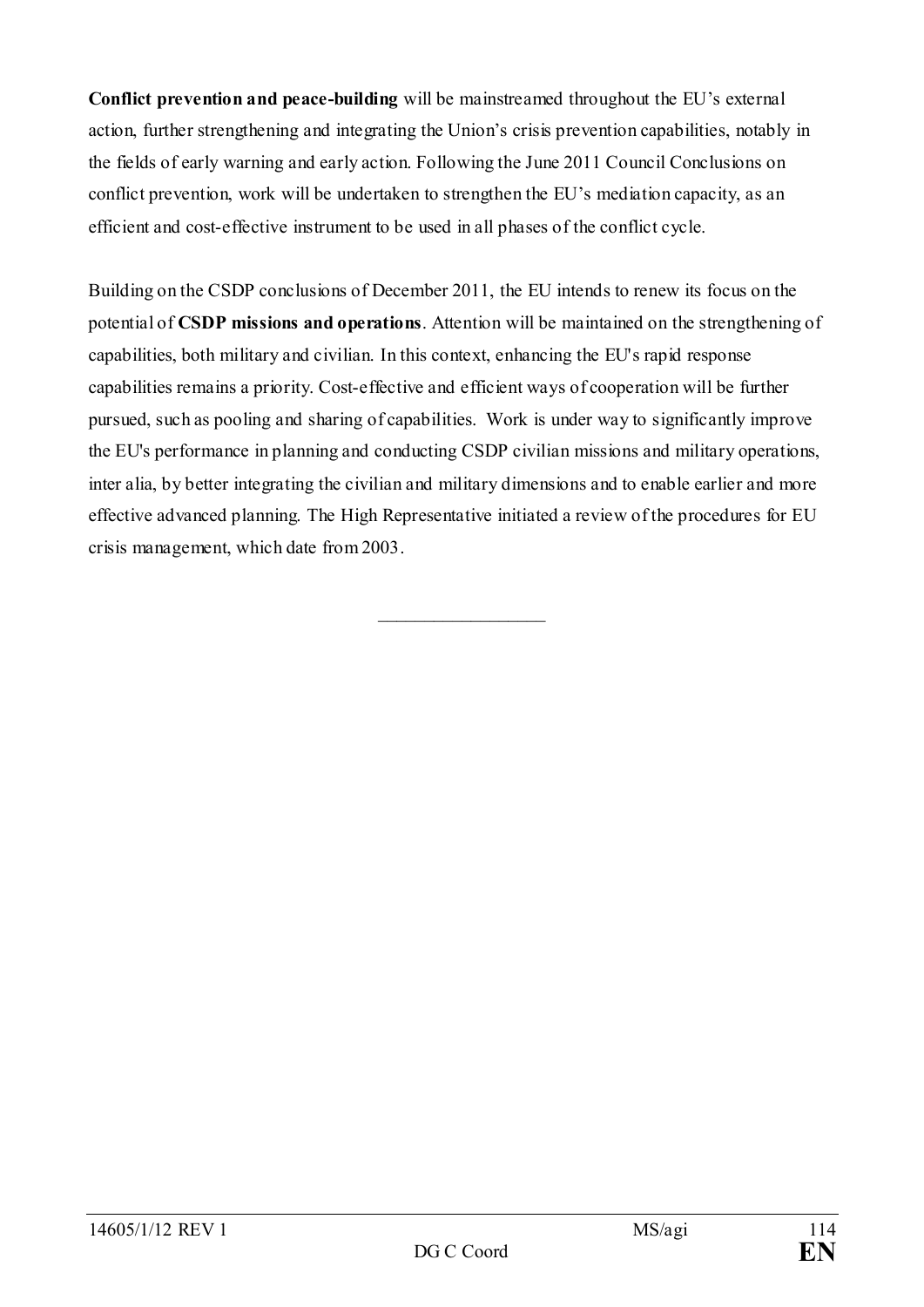**Conflict prevention and peace-building** will be mainstreamed throughout the EU's external action, further strengthening and integrating the Union's crisis prevention capabilities, notably in the fields of early warning and early action. Following the June 2011 Council Conclusions on conflict prevention, work will be undertaken to strengthen the EU's mediation capacity, as an efficient and cost-effective instrument to be used in all phases of the conflict cycle.

Building on the CSDP conclusions of December 2011, the EU intends to renew its focus on the potential of **CSDP missions and operations**. Attention will be maintained on the strengthening of capabilities, both military and civilian. In this context, enhancing the EU's rapid response capabilities remains a priority. Cost-effective and efficient ways of cooperation will be further pursued, such as pooling and sharing of capabilities. Work is under way to significantly improve the EU's performance in planning and conducting CSDP civilian missions and military operations, inter alia, by better integrating the civilian and military dimensions and to enable earlier and more effective advanced planning. The High Representative initiated a review of the procedures for EU crisis management, which date from 2003.

\_\_\_\_\_\_\_\_\_\_\_\_\_\_\_\_\_\_\_\_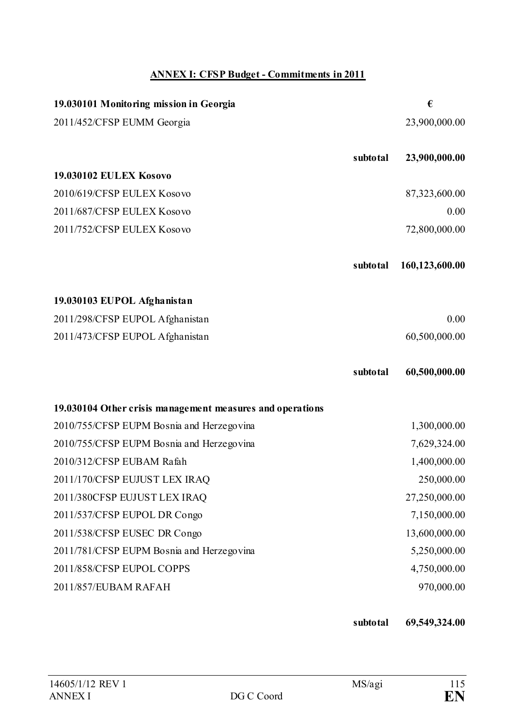## ANNEX I: CFSP Budget - Commitments in 2011

| 19.030101 Monitoring mission in Georgia | | € |
|---|---|---|
| 2011/452/CFSP EUMM Georgia | | 23,900,000.00 |
| | **subtotal** | **23,900,000.00** |
| **19.030102 EULEX Kosovo** | | |
| 2010/619/CFSP EULEX Kosovo | | 87,323,600.00 |
| 2011/687/CFSP EULEX Kosovo | | 0.00 |
| 2011/752/CFSP EULEX Kosovo | | 72,800,000.00 |
| | **subtotal** | **160,123,600.00** |
| **19.030103 EUPOL Afghanistan** | | |
| 2011/298/CFSP EUPOL Afghanistan | | 0.00 |
| 2011/473/CFSP EUPOL Afghanistan | | 60,500,000.00 |
| | **subtotal** | **60,500,000.00** |
| **19.030104 Other crisis management measures and operations** | | |
| 2010/755/CFSP EUPM Bosnia and Herzegovina | | 1,300,000.00 |
| 2010/755/CFSP EUPM Bosnia and Herzegovina | | 7,629,324.00 |
| 2010/312/CFSP EUBAM Rafah | | 1,400,000.00 |
| 2011/170/CFSP EUJUST LEX IRAQ | | 250,000.00 |
| 2011/380CFSP EUJUST LEX IRAQ | | 27,250,000.00 |
| 2011/537/CFSP EUPOL DR Congo | | 7,150,000.00 |
| 2011/538/CFSP EUSEC DR Congo | | 13,600,000.00 |
| 2011/781/CFSP EUPM Bosnia and Herzegovina | | 5,250,000.00 |
| 2011/858/CFSP EUPOL COPPS | | 4,750,000.00 |
| 2011/857/EUBAM RAFAH | | 970,000.00 |
| | **subtotal** | **69,549,324.00** |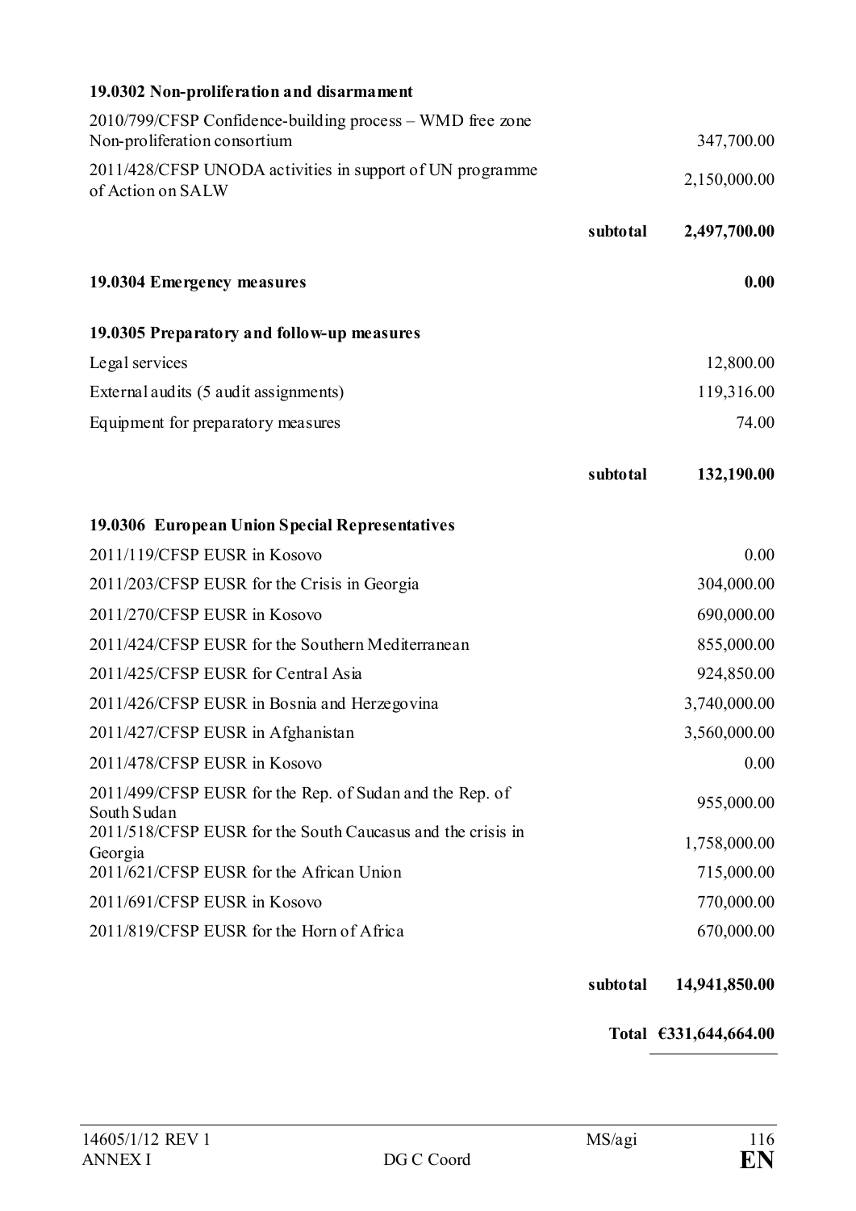**19.0302 Non-proliferation and disarmament**

| | | |
|---|---|---|
| 2010/799/CFSP Confidence-building process – WMD free zone Non-proliferation consortium | | 347,700.00 |
| 2011/428/CFSP UNODA activities in support of UN programme of Action on SALW | | 2,150,000.00 |
| | **subtotal** | **2,497,700.00** |

**19.0304 Emergency measures** **0.00**

**19.0305 Preparatory and follow-up measures**

| | | |
|---|---|---|
| Legal services | | 12,800.00 |
| External audits (5 audit assignments) | | 119,316.00 |
| Equipment for preparatory measures | | 74.00 |
| | **subtotal** | **132,190.00** |

**19.0306 European Union Special Representatives**

| | | |
|---|---|---|
| 2011/119/CFSP EUSR in Kosovo | | 0.00 |
| 2011/203/CFSP EUSR for the Crisis in Georgia | | 304,000.00 |
| 2011/270/CFSP EUSR in Kosovo | | 690,000.00 |
| 2011/424/CFSP EUSR for the Southern Mediterranean | | 855,000.00 |
| 2011/425/CFSP EUSR for Central Asia | | 924,850.00 |
| 2011/426/CFSP EUSR in Bosnia and Herzegovina | | 3,740,000.00 |
| 2011/427/CFSP EUSR in Afghanistan | | 3,560,000.00 |
| 2011/478/CFSP EUSR in Kosovo | | 0.00 |
| 2011/499/CFSP EUSR for the Rep. of Sudan and the Rep. of South Sudan | | 955,000.00 |
| 2011/518/CFSP EUSR for the South Caucasus and the crisis in Georgia | | 1,758,000.00 |
| 2011/621/CFSP EUSR for the African Union | | 715,000.00 |
| 2011/691/CFSP EUSR in Kosovo | | 770,000.00 |
| 2011/819/CFSP EUSR for the Horn of Africa | | 670,000.00 |
| | **subtotal** | **14,941,850.00** |
| | **Total** | **€331,644,664.00** |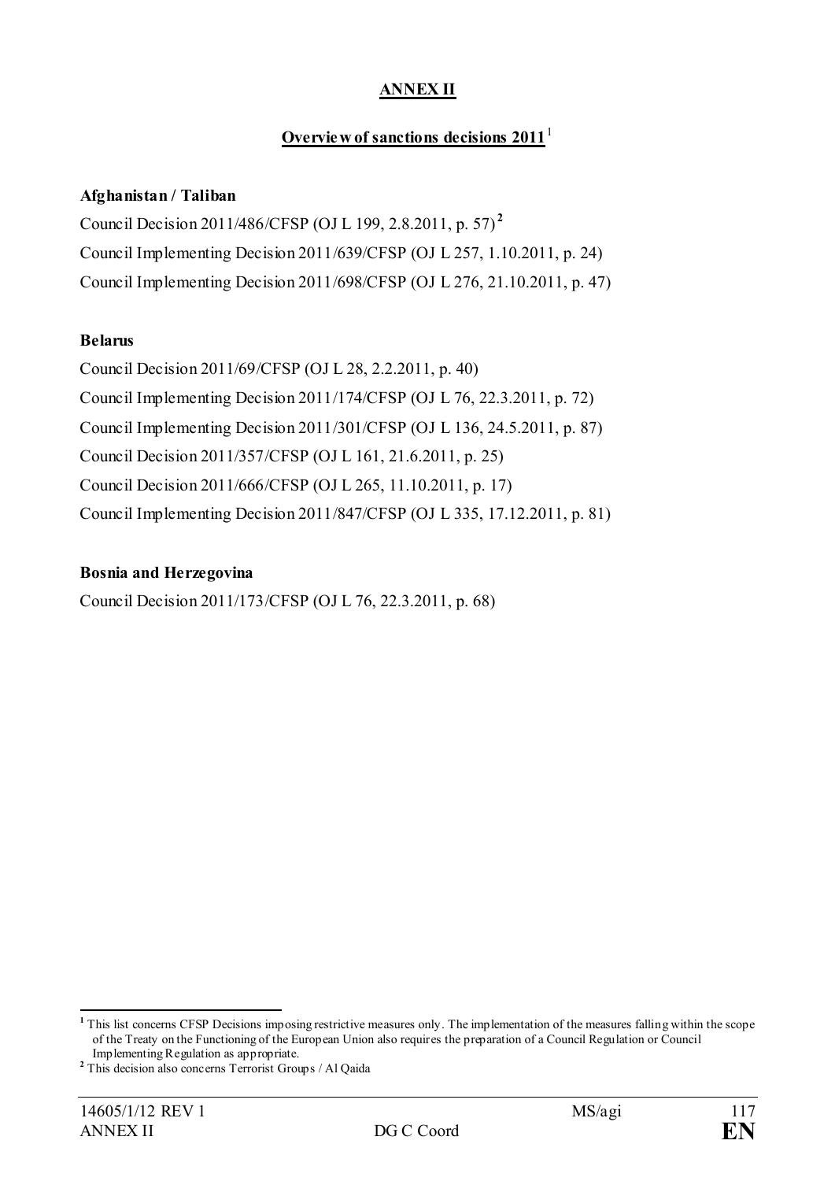## ANNEX II

### Overview of sanctions decisions 2011[1]

**Afghanistan / Taliban**

Council Decision 2011/486/CFSP (OJ L 199, 2.8.2011, p. 57)[2]

Council Implementing Decision 2011/639/CFSP (OJ L 257, 1.10.2011, p. 24)

Council Implementing Decision 2011/698/CFSP (OJ L 276, 21.10.2011, p. 47)

**Belarus**

Council Decision 2011/69/CFSP (OJ L 28, 2.2.2011, p. 40)

Council Implementing Decision 2011/174/CFSP (OJ L 76, 22.3.2011, p. 72)

Council Implementing Decision 2011/301/CFSP (OJ L 136, 24.5.2011, p. 87)

Council Decision 2011/357/CFSP (OJ L 161, 21.6.2011, p. 25)

Council Decision 2011/666/CFSP (OJ L 265, 11.10.2011, p. 17)

Council Implementing Decision 2011/847/CFSP (OJ L 335, 17.12.2011, p. 81)

**Bosnia and Herzegovina**

Council Decision 2011/173/CFSP (OJ L 76, 22.3.2011, p. 68)

---

[1] This list concerns CFSP Decisions imposing restrictive measures only. The implementation of the measures falling within the scope of the Treaty on the Functioning of the European Union also requires the preparation of a Council Regulation or Council Implementing Regulation as appropriate.

[2] This decision also concerns Terrorist Groups / Al Qaida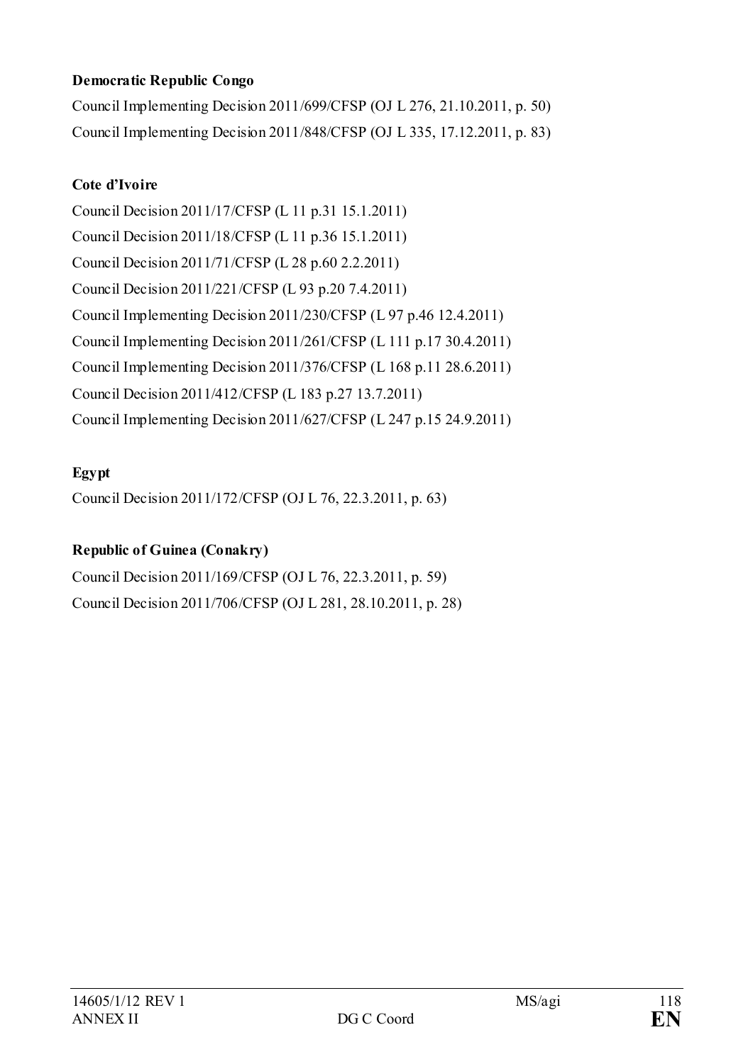**Democratic Republic Congo**

Council Implementing Decision 2011/699/CFSP (OJ L 276, 21.10.2011, p. 50)

Council Implementing Decision 2011/848/CFSP (OJ L 335, 17.12.2011, p. 83)

**Cote d'Ivoire**

Council Decision 2011/17/CFSP (L 11 p.31 15.1.2011)

Council Decision 2011/18/CFSP (L 11 p.36 15.1.2011)

Council Decision 2011/71/CFSP (L 28 p.60 2.2.2011)

Council Decision 2011/221/CFSP (L 93 p.20 7.4.2011)

Council Implementing Decision 2011/230/CFSP (L 97 p.46 12.4.2011)

Council Implementing Decision 2011/261/CFSP (L 111 p.17 30.4.2011)

Council Implementing Decision 2011/376/CFSP (L 168 p.11 28.6.2011)

Council Decision 2011/412/CFSP (L 183 p.27 13.7.2011)

Council Implementing Decision 2011/627/CFSP (L 247 p.15 24.9.2011)

**Egypt**

Council Decision 2011/172/CFSP (OJ L 76, 22.3.2011, p. 63)

**Republic of Guinea (Conakry)**

Council Decision 2011/169/CFSP (OJ L 76, 22.3.2011, p. 59)

Council Decision 2011/706/CFSP (OJ L 281, 28.10.2011, p. 28)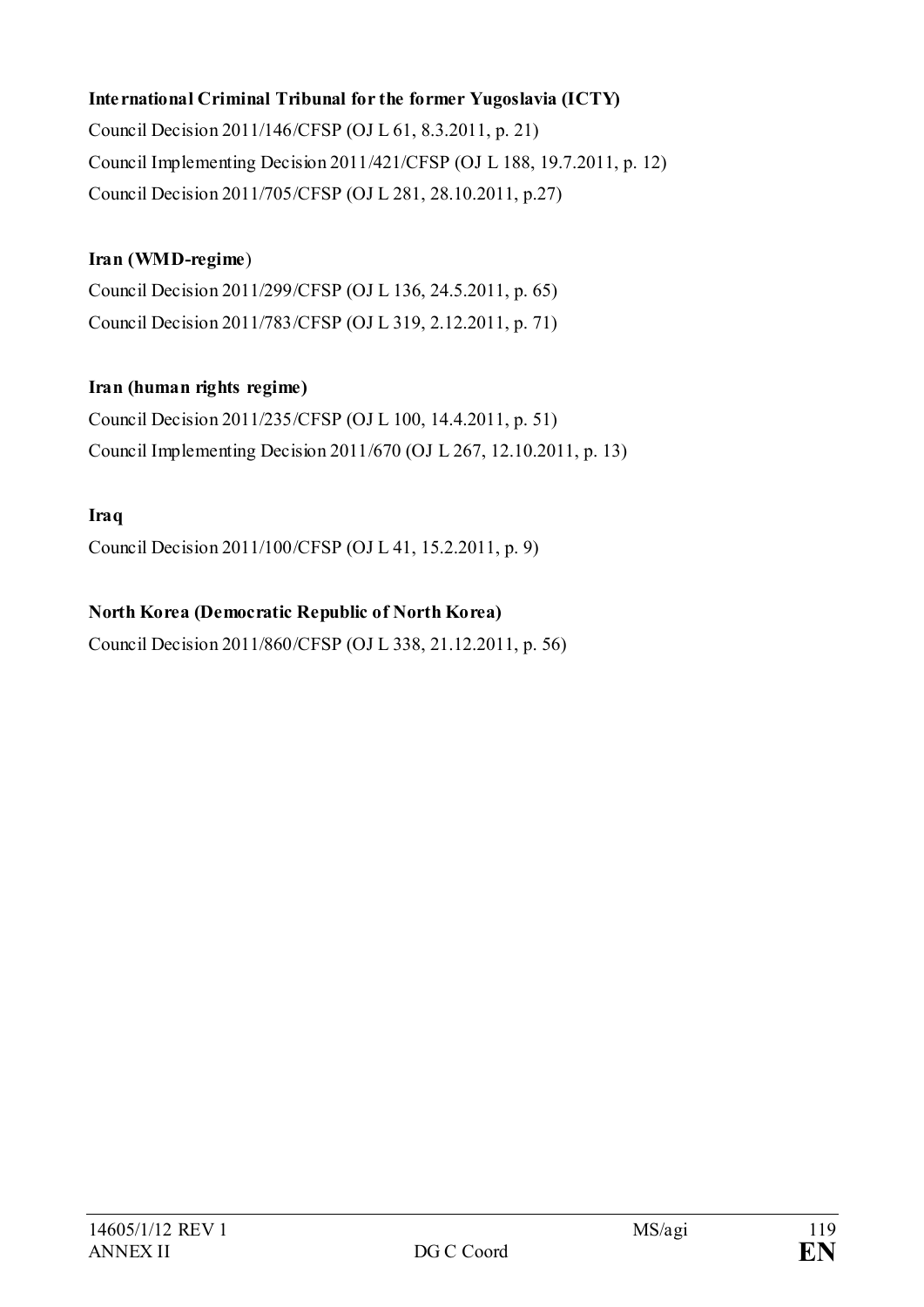**International Criminal Tribunal for the former Yugoslavia (ICTY)**

Council Decision 2011/146/CFSP (OJ L 61, 8.3.2011, p. 21)

Council Implementing Decision 2011/421/CFSP (OJ L 188, 19.7.2011, p. 12)

Council Decision 2011/705/CFSP (OJ L 281, 28.10.2011, p.27)

**Iran (WMD-regime**)

Council Decision 2011/299/CFSP (OJ L 136, 24.5.2011, p. 65)

Council Decision 2011/783/CFSP (OJ L 319, 2.12.2011, p. 71)

**Iran (human rights regime)**

Council Decision 2011/235/CFSP (OJ L 100, 14.4.2011, p. 51)

Council Implementing Decision 2011/670 (OJ L 267, 12.10.2011, p. 13)

**Iraq**

Council Decision 2011/100/CFSP (OJ L 41, 15.2.2011, p. 9)

**North Korea (Democratic Republic of North Korea)**

Council Decision 2011/860/CFSP (OJ L 338, 21.12.2011, p. 56)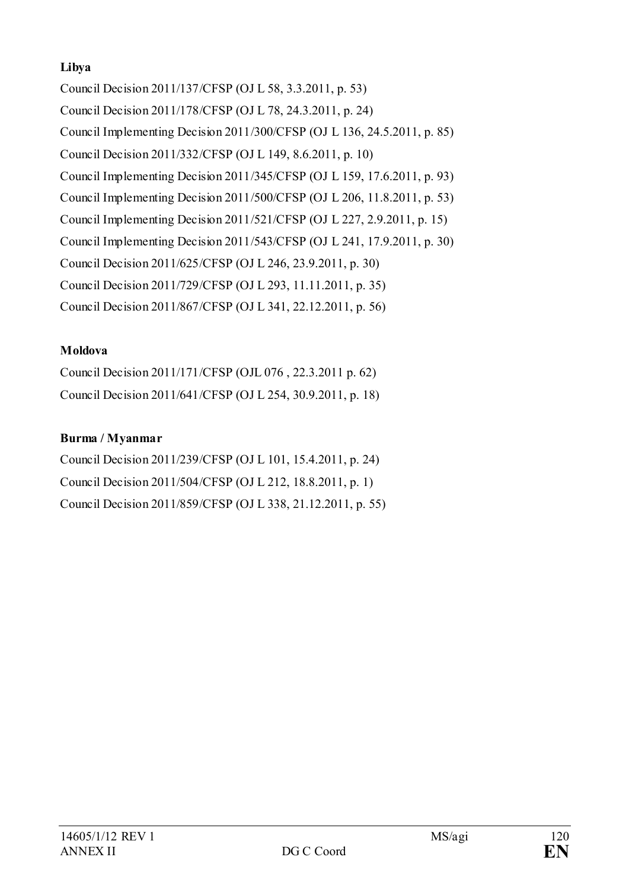**Libya**

Council Decision 2011/137/CFSP (OJ L 58, 3.3.2011, p. 53)

Council Decision 2011/178/CFSP (OJ L 78, 24.3.2011, p. 24)

Council Implementing Decision 2011/300/CFSP (OJ L 136, 24.5.2011, p. 85)

Council Decision 2011/332/CFSP (OJ L 149, 8.6.2011, p. 10)

Council Implementing Decision 2011/345/CFSP (OJ L 159, 17.6.2011, p. 93)

Council Implementing Decision 2011/500/CFSP (OJ L 206, 11.8.2011, p. 53)

Council Implementing Decision 2011/521/CFSP (OJ L 227, 2.9.2011, p. 15)

Council Implementing Decision 2011/543/CFSP (OJ L 241, 17.9.2011, p. 30)

Council Decision 2011/625/CFSP (OJ L 246, 23.9.2011, p. 30)

Council Decision 2011/729/CFSP (OJ L 293, 11.11.2011, p. 35)

Council Decision 2011/867/CFSP (OJ L 341, 22.12.2011, p. 56)

**Moldova**

Council Decision 2011/171/CFSP (OJL 076 , 22.3.2011 p. 62)

Council Decision 2011/641/CFSP (OJ L 254, 30.9.2011, p. 18)

**Burma / Myanmar**

Council Decision 2011/239/CFSP (OJ L 101, 15.4.2011, p. 24)

Council Decision 2011/504/CFSP (OJ L 212, 18.8.2011, p. 1)

Council Decision 2011/859/CFSP (OJ L 338, 21.12.2011, p. 55)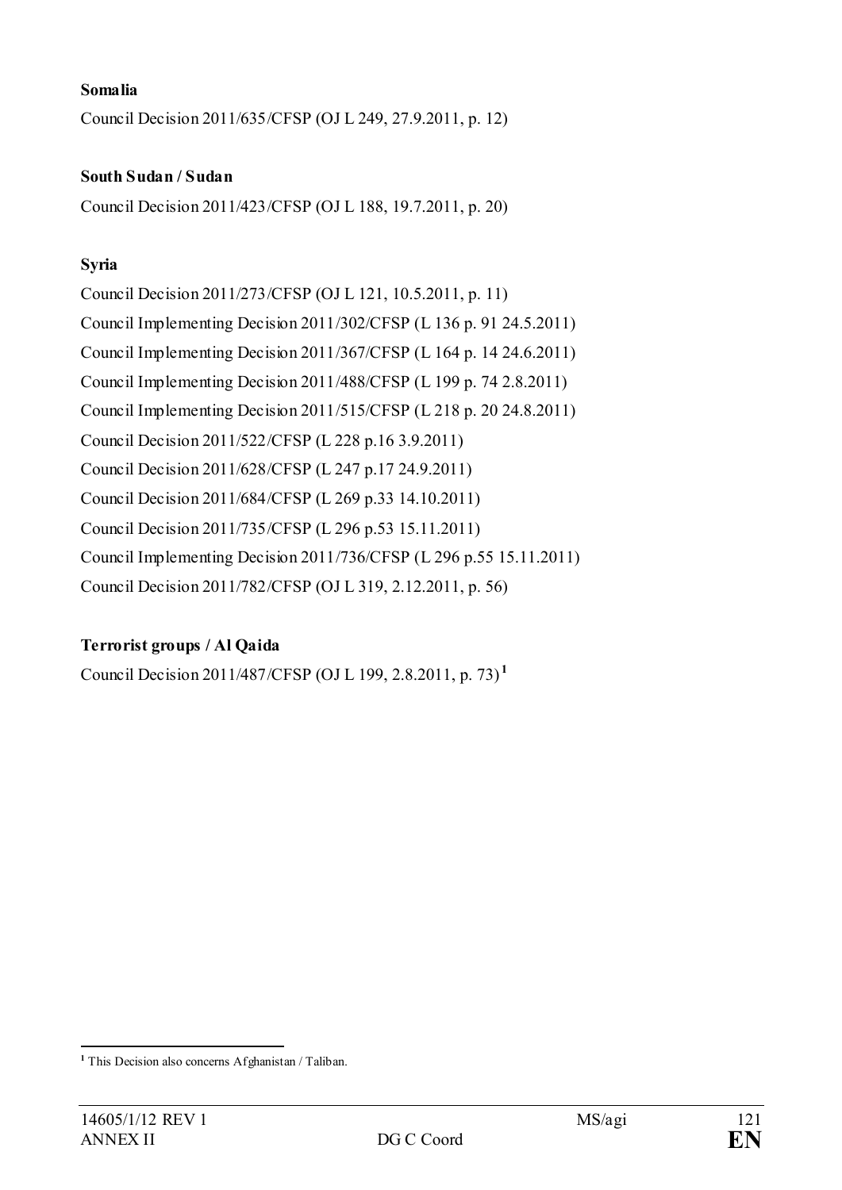**Somalia**

Council Decision 2011/635/CFSP (OJ L 249, 27.9.2011, p. 12)

**South Sudan / Sudan**

Council Decision 2011/423/CFSP (OJ L 188, 19.7.2011, p. 20)

**Syria**

Council Decision 2011/273/CFSP (OJ L 121, 10.5.2011, p. 11)
Council Implementing Decision 2011/302/CFSP (L 136 p. 91 24.5.2011)
Council Implementing Decision 2011/367/CFSP (L 164 p. 14 24.6.2011)
Council Implementing Decision 2011/488/CFSP (L 199 p. 74 2.8.2011)
Council Implementing Decision 2011/515/CFSP (L 218 p. 20 24.8.2011)
Council Decision 2011/522/CFSP (L 228 p.16 3.9.2011)
Council Decision 2011/628/CFSP (L 247 p.17 24.9.2011)
Council Decision 2011/684/CFSP (L 269 p.33 14.10.2011)
Council Decision 2011/735/CFSP (L 296 p.53 15.11.2011)
Council Implementing Decision 2011/736/CFSP (L 296 p.55 15.11.2011)
Council Decision 2011/782/CFSP (OJ L 319, 2.12.2011, p. 56)

**Terrorist groups / Al Qaida**

Council Decision 2011/487/CFSP (OJ L 199, 2.8.2011, p. 73)[1]

[1] This Decision also concerns Afghanistan / Taliban.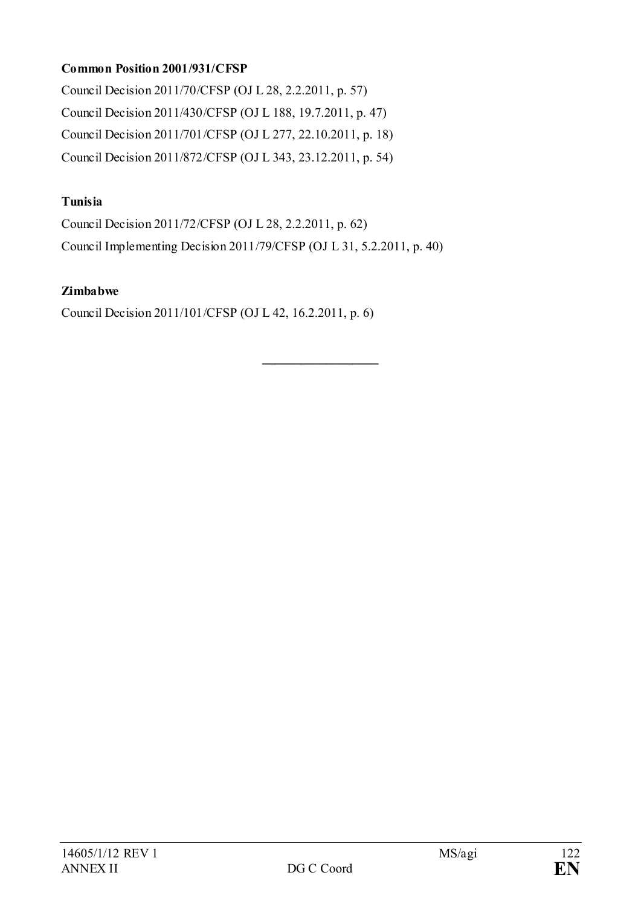**Common Position 2001/931/CFSP**

Council Decision 2011/70/CFSP (OJ L 28, 2.2.2011, p. 57)

Council Decision 2011/430/CFSP (OJ L 188, 19.7.2011, p. 47)

Council Decision 2011/701/CFSP (OJ L 277, 22.10.2011, p. 18)

Council Decision 2011/872/CFSP (OJ L 343, 23.12.2011, p. 54)

**Tunisia**

Council Decision 2011/72/CFSP (OJ L 28, 2.2.2011, p. 62)

Council Implementing Decision 2011/79/CFSP (OJ L 31, 5.2.2011, p. 40)

**Zimbabwe**

Council Decision 2011/101/CFSP (OJ L 42, 16.2.2011, p. 6)

---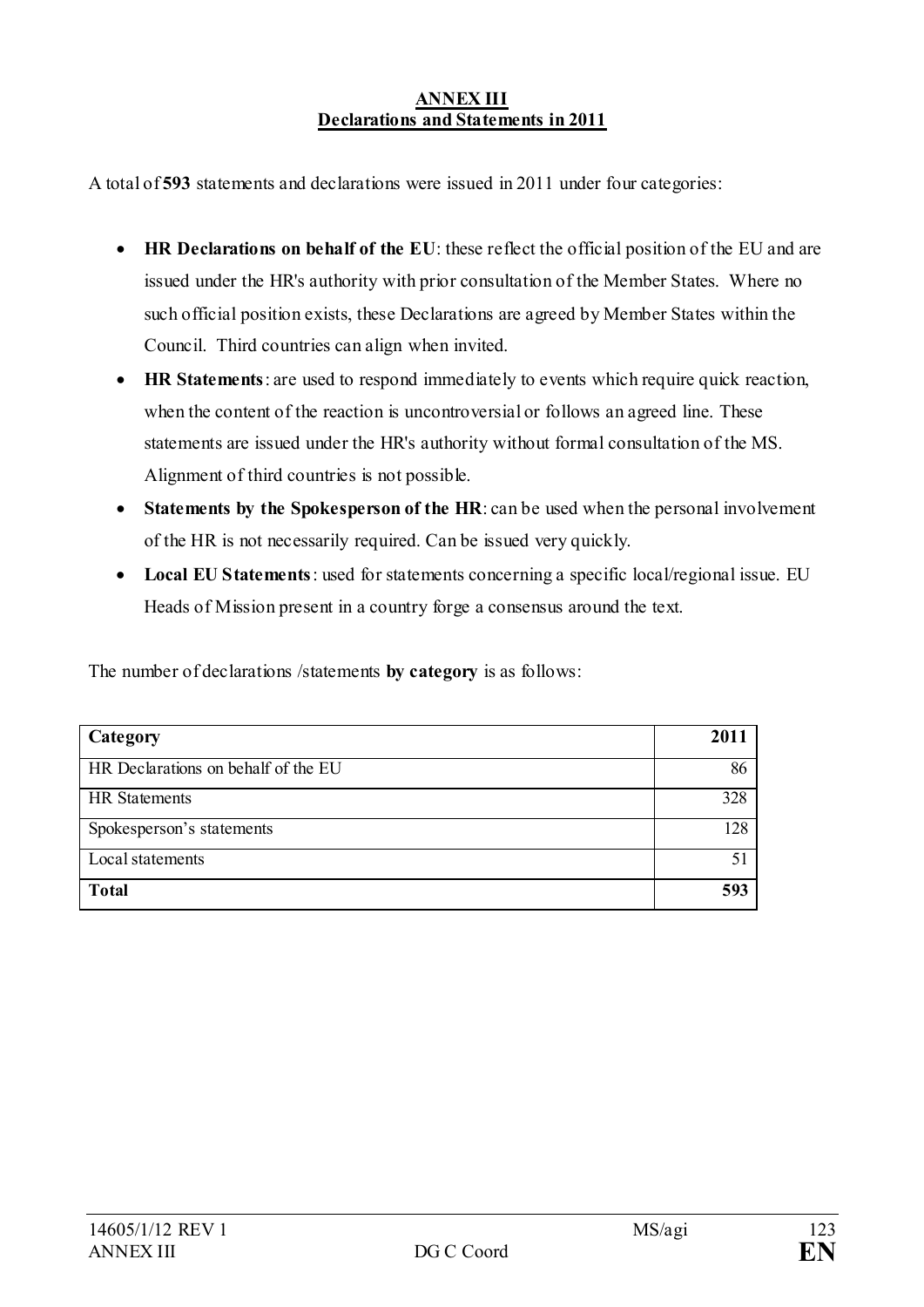# ANNEX III
## Declarations and Statements in 2011

A total of **593** statements and declarations were issued in 2011 under four categories:

- **HR Declarations on behalf of the EU**: these reflect the official position of the EU and are issued under the HR's authority with prior consultation of the Member States. Where no such official position exists, these Declarations are agreed by Member States within the Council. Third countries can align when invited.
- **HR Statements**: are used to respond immediately to events which require quick reaction, when the content of the reaction is uncontroversial or follows an agreed line. These statements are issued under the HR's authority without formal consultation of the MS. Alignment of third countries is not possible.
- **Statements by the Spokesperson of the HR**: can be used when the personal involvement of the HR is not necessarily required. Can be issued very quickly.
- **Local EU Statements**: used for statements concerning a specific local/regional issue. EU Heads of Mission present in a country forge a consensus around the text.

The number of declarations /statements **by category** is as follows:

| **Category** | **2011** |
|---|---:|
| HR Declarations on behalf of the EU | 86 |
| HR Statements | 328 |
| Spokesperson's statements | 128 |
| Local statements | 51 |
| **Total** | **593** |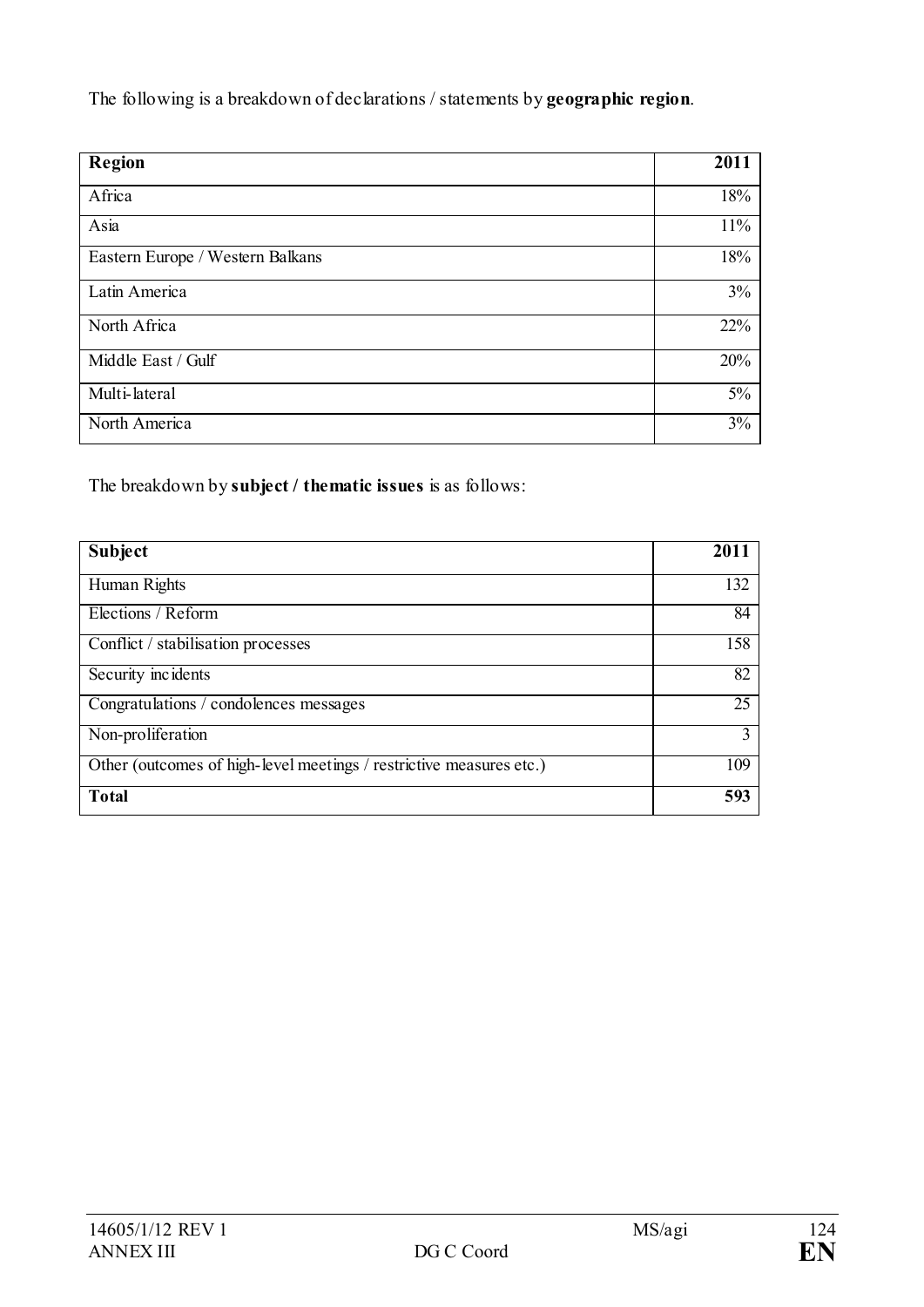The following is a breakdown of declarations / statements by **geographic region**.

| **Region** | **2011** |
|---|---|
| Africa | 18% |
| Asia | 11% |
| Eastern Europe / Western Balkans | 18% |
| Latin America | 3% |
| North Africa | 22% |
| Middle East / Gulf | 20% |
| Multi-lateral | 5% |
| North America | 3% |

The breakdown by **subject / thematic issues** is as follows:

| **Subject** | **2011** |
|---|---|
| Human Rights | 132 |
| Elections / Reform | 84 |
| Conflict / stabilisation processes | 158 |
| Security incidents | 82 |
| Congratulations / condolences messages | 25 |
| Non-proliferation | 3 |
| Other (outcomes of high-level meetings / restrictive measures etc.) | 109 |
| **Total** | **593** |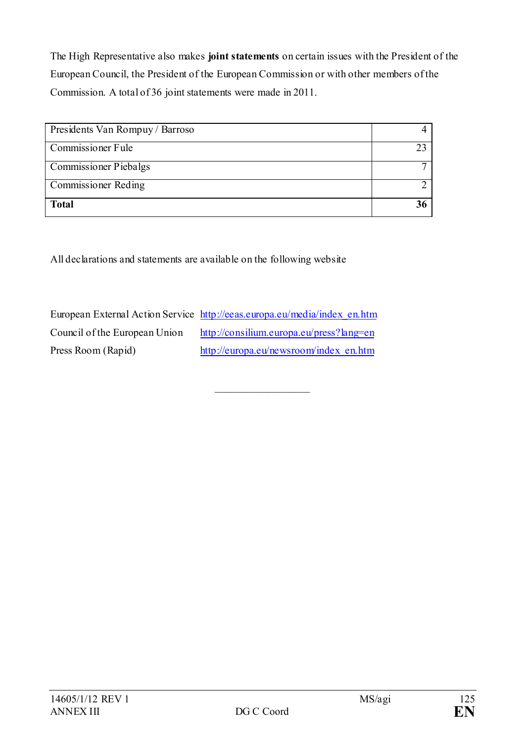The High Representative also makes **joint statements** on certain issues with the President of the European Council, the President of the European Commission or with other members of the Commission. A total of 36 joint statements were made in 2011.

| | |
|---|---|
| Presidents Van Rompuy / Barroso | 4 |
| Commissioner Fule | 23 |
| Commissioner Piebalgs | 7 |
| Commissioner Reding | 2 |
| **Total** | **36** |

All declarations and statements are available on the following website

| | |
|---|---|
| European External Action Service | http://eeas.europa.eu/media/index_en.htm |
| Council of the European Union | http://consilium.europa.eu/press?lang=en |
| Press Room (Rapid) | http://europa.eu/newsroom/index_en.htm |

\_\_\_\_\_\_\_\_\_\_\_\_\_\_\_\_\_\_\_\_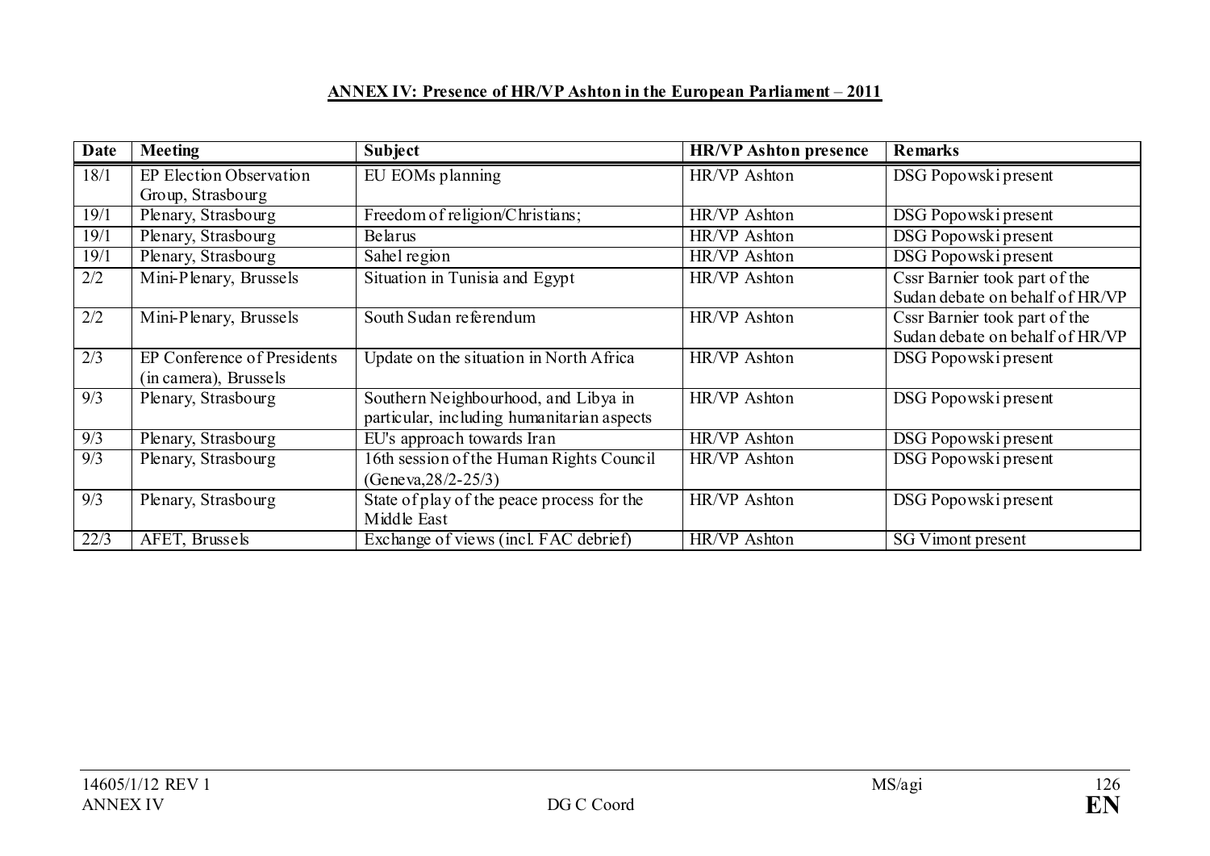**ANNEX IV: Presence of HR/VP Ashton in the European Parliament – 2011**

| Date | Meeting | Subject | HR/VP Ashton presence | Remarks |
|---|---|---|---|---|
| 18/1 | EP Election Observation Group, Strasbourg | EU EOMs planning | HR/VP Ashton | DSG Popowski present |
| 19/1 | Plenary, Strasbourg | Freedom of religion/Christians; | HR/VP Ashton | DSG Popowski present |
| 19/1 | Plenary, Strasbourg | Belarus | HR/VP Ashton | DSG Popowski present |
| 19/1 | Plenary, Strasbourg | Sahel region | HR/VP Ashton | DSG Popowski present |
| 2/2 | Mini-Plenary, Brussels | Situation in Tunisia and Egypt | HR/VP Ashton | Cssr Barnier took part of the Sudan debate on behalf of HR/VP |
| 2/2 | Mini-Plenary, Brussels | South Sudan referendum | HR/VP Ashton | Cssr Barnier took part of the Sudan debate on behalf of HR/VP |
| 2/3 | EP Conference of Presidents (in camera), Brussels | Update on the situation in North Africa | HR/VP Ashton | DSG Popowski present |
| 9/3 | Plenary, Strasbourg | Southern Neighbourhood, and Libya in particular, including humanitarian aspects | HR/VP Ashton | DSG Popowski present |
| 9/3 | Plenary, Strasbourg | EU's approach towards Iran | HR/VP Ashton | DSG Popowski present |
| 9/3 | Plenary, Strasbourg | 16th session of the Human Rights Council (Geneva,28/2-25/3) | HR/VP Ashton | DSG Popowski present |
| 9/3 | Plenary, Strasbourg | State of play of the peace process for the Middle East | HR/VP Ashton | DSG Popowski present |
| 22/3 | AFET, Brussels | Exchange of views (incl. FAC debrief) | HR/VP Ashton | SG Vimont present |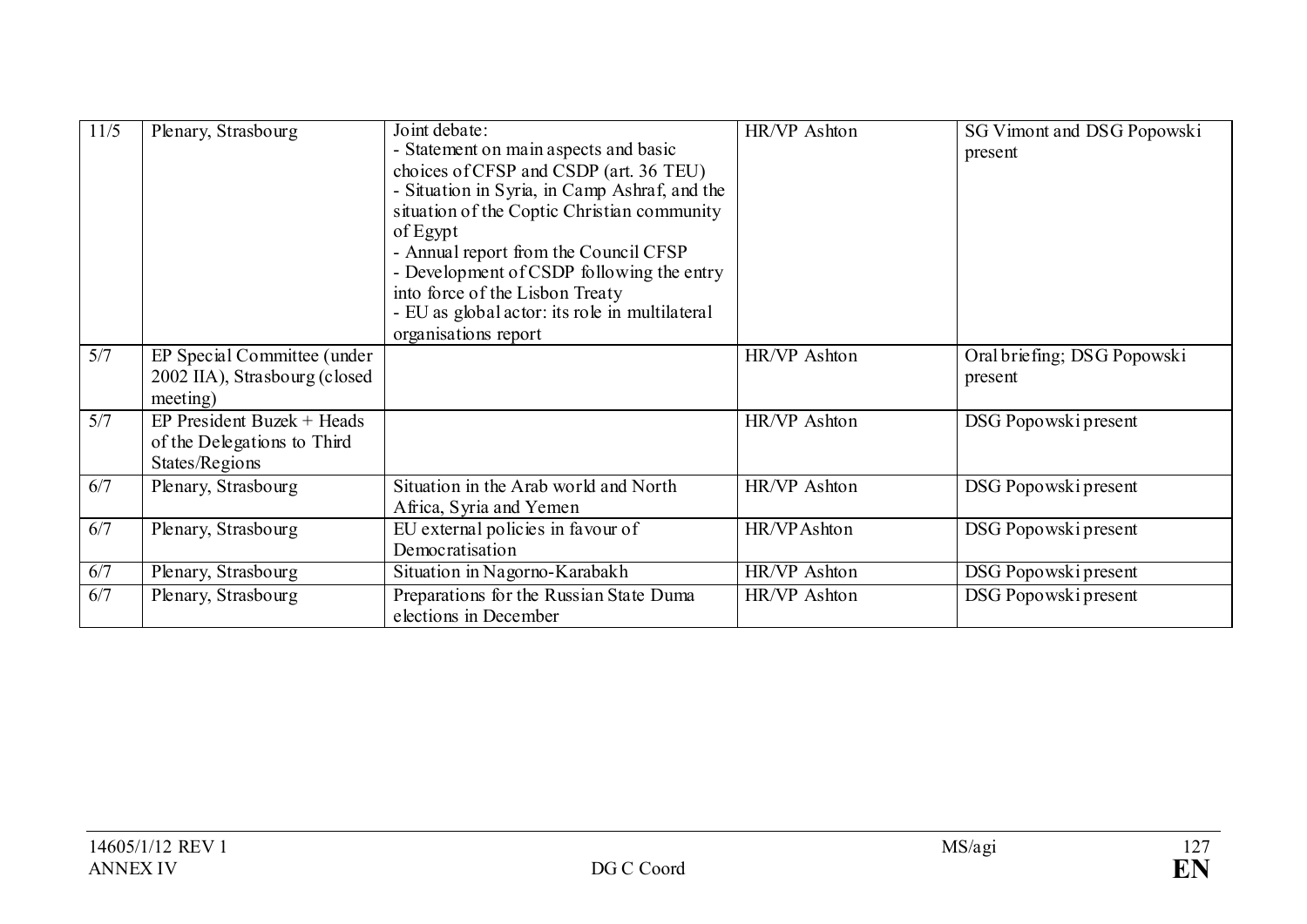| 11/5 | Plenary, Strasbourg | Joint debate:<br>- Statement on main aspects and basic choices of CFSP and CSDP (art. 36 TEU)<br>- Situation in Syria, in Camp Ashraf, and the situation of the Coptic Christian community of Egypt<br>- Annual report from the Council CFSP<br>- Development of CSDP following the entry into force of the Lisbon Treaty<br>- EU as global actor: its role in multilateral organisations report | HR/VP Ashton | SG Vimont and DSG Popowski present |
|---|---|---|---|---|
| 5/7 | EP Special Committee (under 2002 IIA), Strasbourg (closed meeting) | | HR/VP Ashton | Oral briefing; DSG Popowski present |
| 5/7 | EP President Buzek + Heads of the Delegations to Third States/Regions | | HR/VP Ashton | DSG Popowski present |
| 6/7 | Plenary, Strasbourg | Situation in the Arab world and North Africa, Syria and Yemen | HR/VP Ashton | DSG Popowski present |
| 6/7 | Plenary, Strasbourg | EU external policies in favour of Democratisation | HR/VP Ashton | DSG Popowski present |
| 6/7 | Plenary, Strasbourg | Situation in Nagorno-Karabakh | HR/VP Ashton | DSG Popowski present |
| 6/7 | Plenary, Strasbourg | Preparations for the Russian State Duma elections in December | HR/VP Ashton | DSG Popowski present |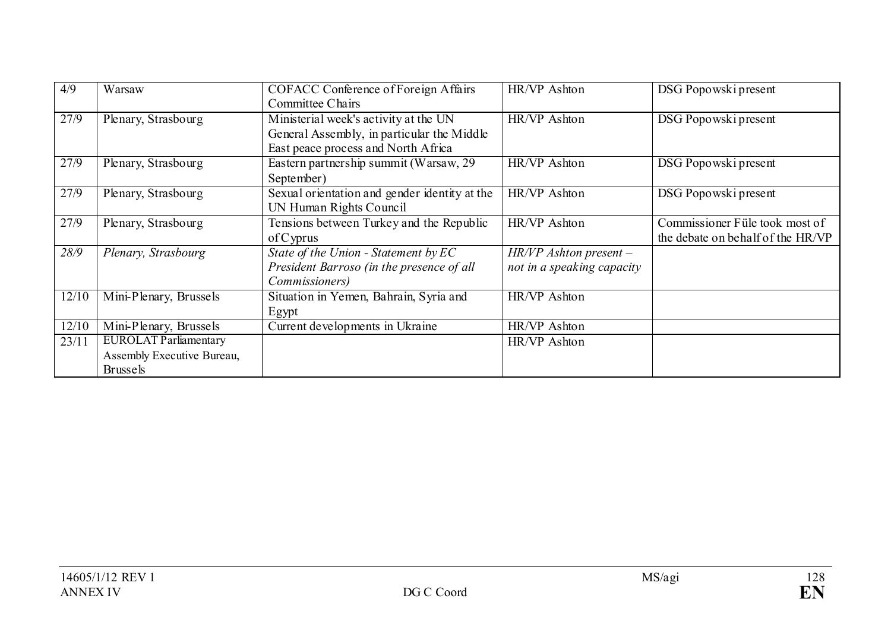| 4/9 | Warsaw | COFACC Conference of Foreign Affairs Committee Chairs | HR/VP Ashton | DSG Popowski present |
|---|---|---|---|---|
| 27/9 | Plenary, Strasbourg | Ministerial week's activity at the UN General Assembly, in particular the Middle East peace process and North Africa | HR/VP Ashton | DSG Popowski present |
| 27/9 | Plenary, Strasbourg | Eastern partnership summit (Warsaw, 29 September) | HR/VP Ashton | DSG Popowski present |
| 27/9 | Plenary, Strasbourg | Sexual orientation and gender identity at the UN Human Rights Council | HR/VP Ashton | DSG Popowski present |
| 27/9 | Plenary, Strasbourg | Tensions between Turkey and the Republic of Cyprus | HR/VP Ashton | Commissioner Füle took most of the debate on behalf of the HR/VP |
| *28/9* | *Plenary, Strasbourg* | *State of the Union - Statement by EC President Barroso (in the presence of all Commissioners)* | *HR/VP Ashton present – not in a speaking capacity* | |
| 12/10 | Mini-Plenary, Brussels | Situation in Yemen, Bahrain, Syria and Egypt | HR/VP Ashton | |
| 12/10 | Mini-Plenary, Brussels | Current developments in Ukraine | HR/VP Ashton | |
| 23/11 | EUROLAT Parliamentary Assembly Executive Bureau, Brussels | | HR/VP Ashton | |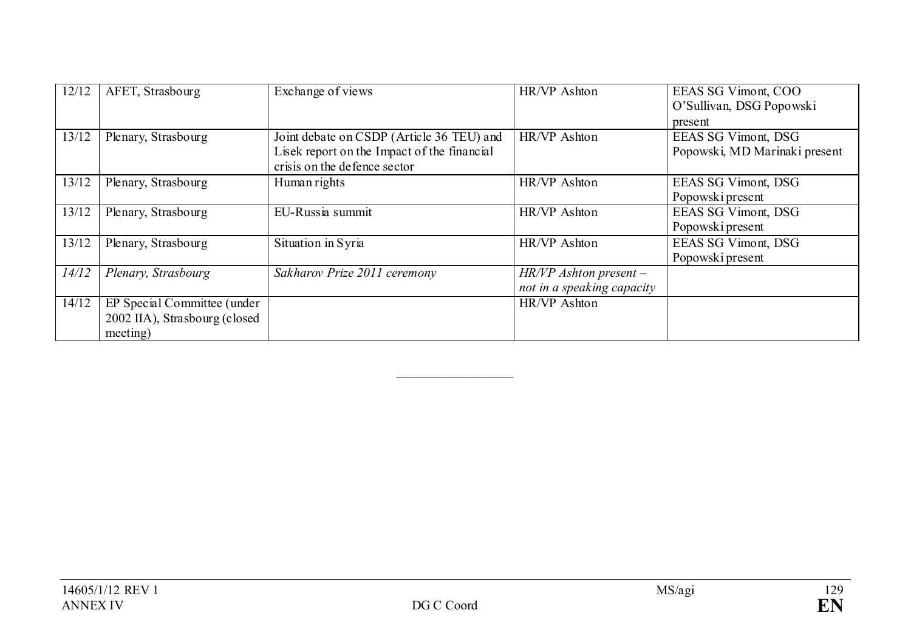| | | | | |
|---|---|---|---|---|
| 12/12 | AFET, Strasbourg | Exchange of views | HR/VP Ashton | EEAS SG Vimont, COO O'Sullivan, DSG Popowski present |
| 13/12 | Plenary, Strasbourg | Joint debate on CSDP (Article 36 TEU) and Lisek report on the Impact of the financial crisis on the defence sector | HR/VP Ashton | EEAS SG Vimont, DSG Popowski, MD Marinaki present |
| 13/12 | Plenary, Strasbourg | Human rights | HR/VP Ashton | EEAS SG Vimont, DSG Popowski present |
| 13/12 | Plenary, Strasbourg | EU-Russia summit | HR/VP Ashton | EEAS SG Vimont, DSG Popowski present |
| 13/12 | Plenary, Strasbourg | Situation in Syria | HR/VP Ashton | EEAS SG Vimont, DSG Popowski present |
| *14/12* | *Plenary, Strasbourg* | *Sakharov Prize 2011 ceremony* | *HR/VP Ashton present – not in a speaking capacity* | |
| 14/12 | EP Special Committee (under 2002 IIA), Strasbourg (closed meeting) | | HR/VP Ashton | |

_________________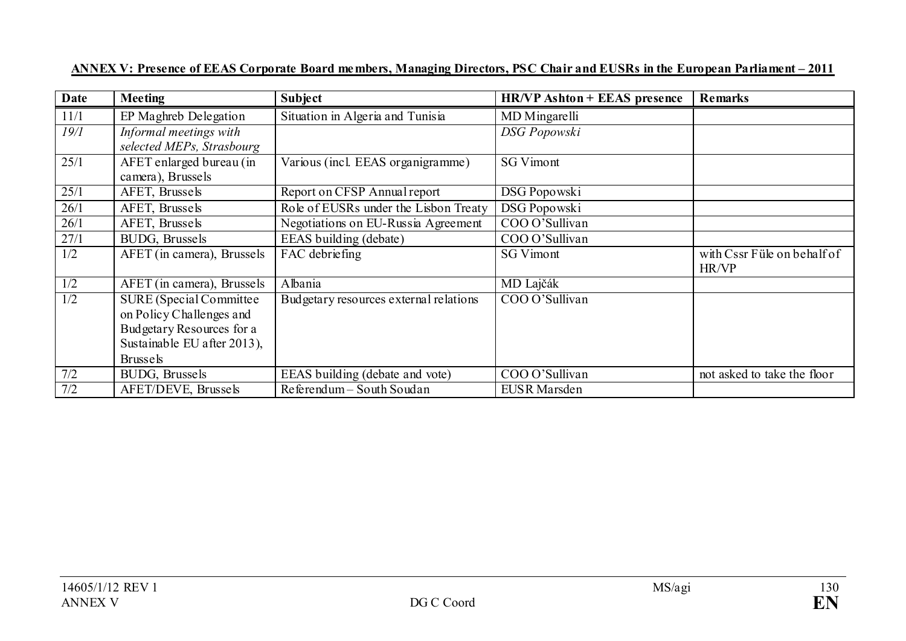**ANNEX V: Presence of EEAS Corporate Board members, Managing Directors, PSC Chair and EUSRs in the European Parliament – 2011**

| Date | Meeting | Subject | HR/VP Ashton + EEAS presence | Remarks |
|---|---|---|---|---|
| 11/1 | EP Maghreb Delegation | Situation in Algeria and Tunisia | MD Mingarelli | |
| *19/1* | *Informal meetings with selected MEPs, Strasbourg* | | *DSG Popowski* | |
| 25/1 | AFET enlarged bureau (in camera), Brussels | Various (incl. EEAS organigramme) | SG Vimont | |
| 25/1 | AFET, Brussels | Report on CFSP Annual report | DSG Popowski | |
| 26/1 | AFET, Brussels | Role of EUSRs under the Lisbon Treaty | DSG Popowski | |
| 26/1 | AFET, Brussels | Negotiations on EU-Russia Agreement | COO O'Sullivan | |
| 27/1 | BUDG, Brussels | EEAS building (debate) | COO O'Sullivan | |
| 1/2 | AFET (in camera), Brussels | FAC debriefing | SG Vimont | with Cssr Füle on behalf of HR/VP |
| 1/2 | AFET (in camera), Brussels | Albania | MD Lajčák | |
| 1/2 | SURE (Special Committee on Policy Challenges and Budgetary Resources for a Sustainable EU after 2013), Brussels | Budgetary resources external relations | COO O'Sullivan | |
| 7/2 | BUDG, Brussels | EEAS building (debate and vote) | COO O'Sullivan | not asked to take the floor |
| 7/2 | AFET/DEVE, Brussels | Referendum – South Soudan | EUSR Marsden | |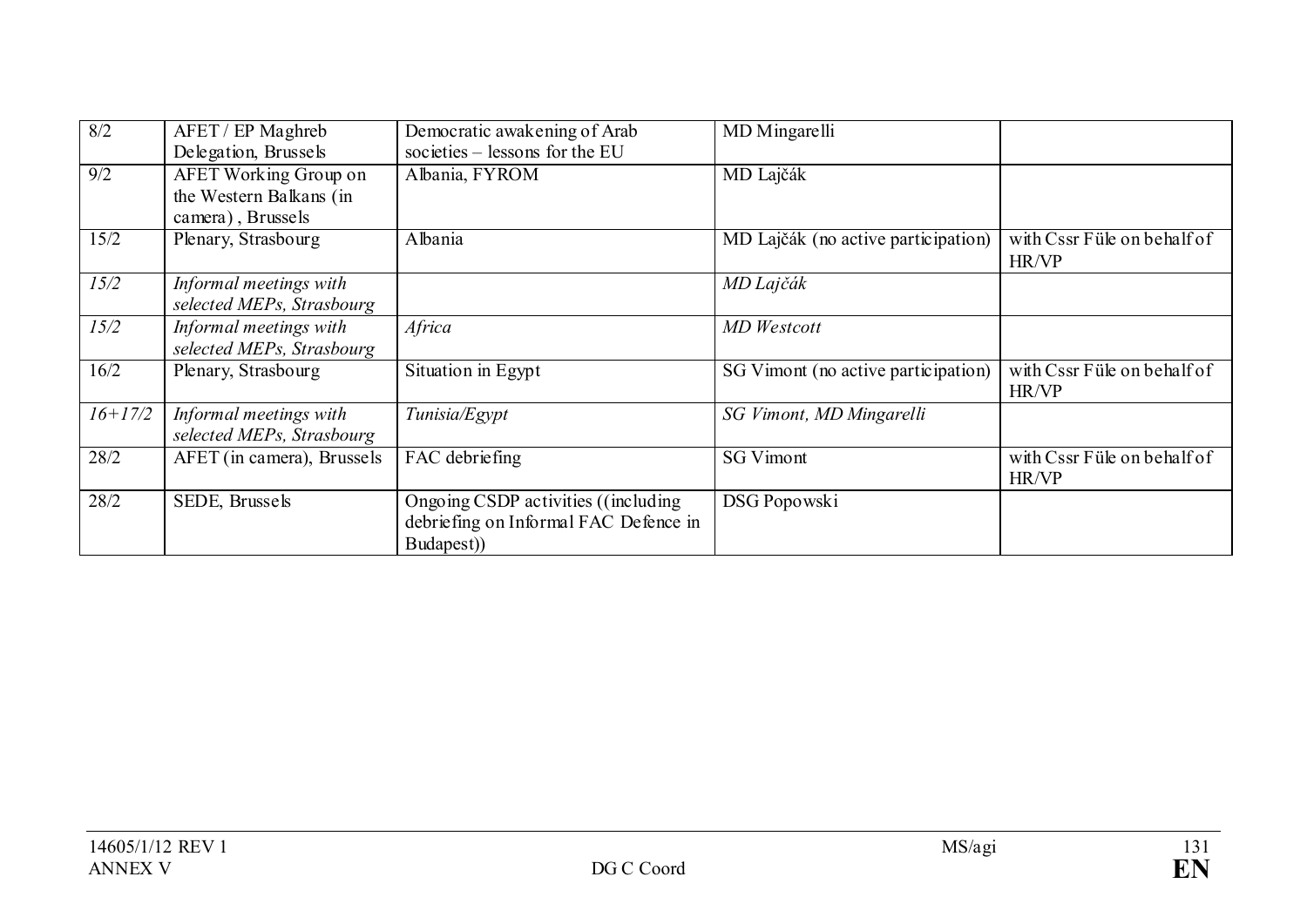| 8/2 | AFET / EP Maghreb Delegation, Brussels | Democratic awakening of Arab societies – lessons for the EU | MD Mingarelli | |
|---|---|---|---|---|
| 9/2 | AFET Working Group on the Western Balkans (in camera) , Brussels | Albania, FYROM | MD Lajčák | |
| 15/2 | Plenary, Strasbourg | Albania | MD Lajčák (no active participation) | with Cssr Füle on behalf of HR/VP |
| *15/2* | *Informal meetings with selected MEPs, Strasbourg* | | *MD Lajčák* | |
| *15/2* | *Informal meetings with selected MEPs, Strasbourg* | *Africa* | *MD Westcott* | |
| 16/2 | Plenary, Strasbourg | Situation in Egypt | SG Vimont (no active participation) | with Cssr Füle on behalf of HR/VP |
| *16+17/2* | *Informal meetings with selected MEPs, Strasbourg* | *Tunisia/Egypt* | *SG Vimont, MD Mingarelli* | |
| 28/2 | AFET (in camera), Brussels | FAC debriefing | SG Vimont | with Cssr Füle on behalf of HR/VP |
| 28/2 | SEDE, Brussels | Ongoing CSDP activities ((including debriefing on Informal FAC Defence in Budapest)) | DSG Popowski | |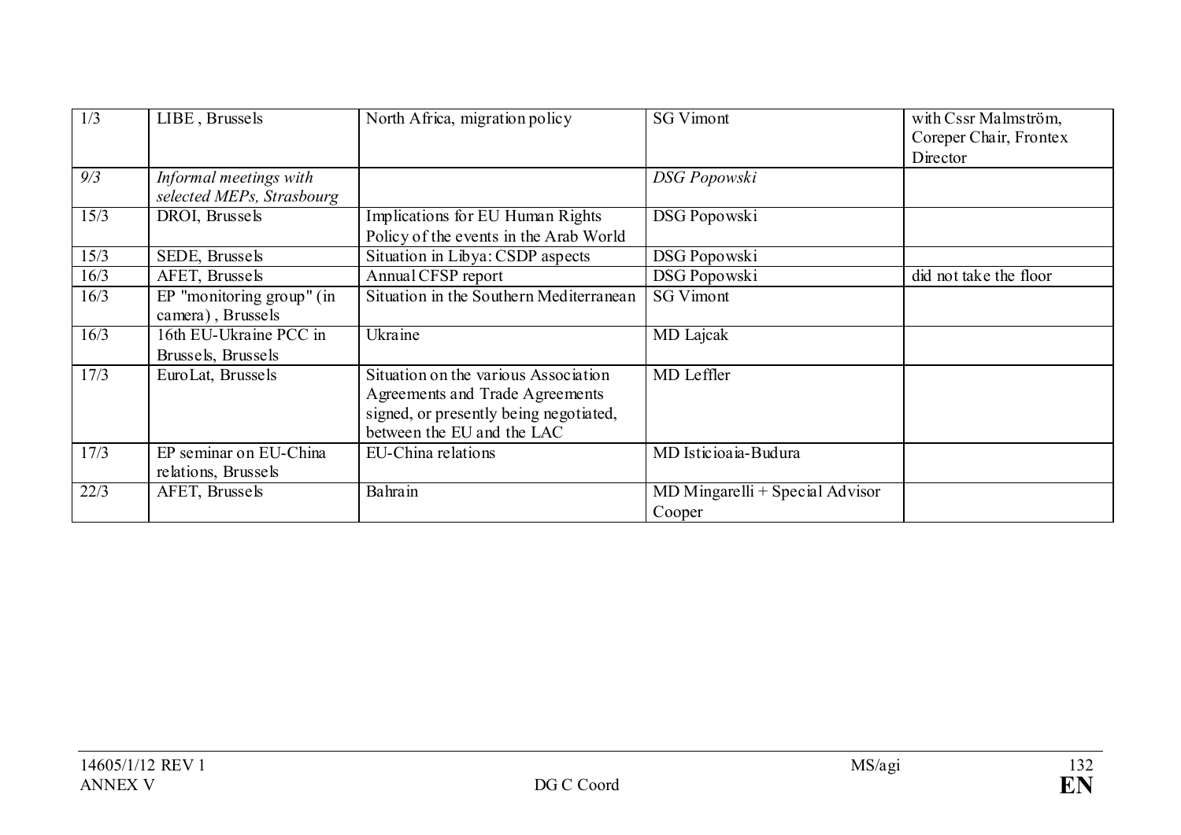| 1/3 | LIBE , Brussels | North Africa, migration policy | SG Vimont | with Cssr Malmström, Coreper Chair, Frontex Director |
|---|---|---|---|---|
| *9/3* | *Informal meetings with selected MEPs, Strasbourg* | | *DSG Popowski* | |
| 15/3 | DROI, Brussels | Implications for EU Human Rights Policy of the events in the Arab World | DSG Popowski | |
| 15/3 | SEDE, Brussels | Situation in Libya: CSDP aspects | DSG Popowski | |
| 16/3 | AFET, Brussels | Annual CFSP report | DSG Popowski | did not take the floor |
| 16/3 | EP "monitoring group" (in camera) , Brussels | Situation in the Southern Mediterranean | SG Vimont | |
| 16/3 | 16th EU-Ukraine PCC in Brussels, Brussels | Ukraine | MD Lajcak | |
| 17/3 | EuroLat, Brussels | Situation on the various Association Agreements and Trade Agreements signed, or presently being negotiated, between the EU and the LAC | MD Leffler | |
| 17/3 | EP seminar on EU-China relations, Brussels | EU-China relations | MD Isticioaia-Budura | |
| 22/3 | AFET, Brussels | Bahrain | MD Mingarelli + Special Advisor Cooper | |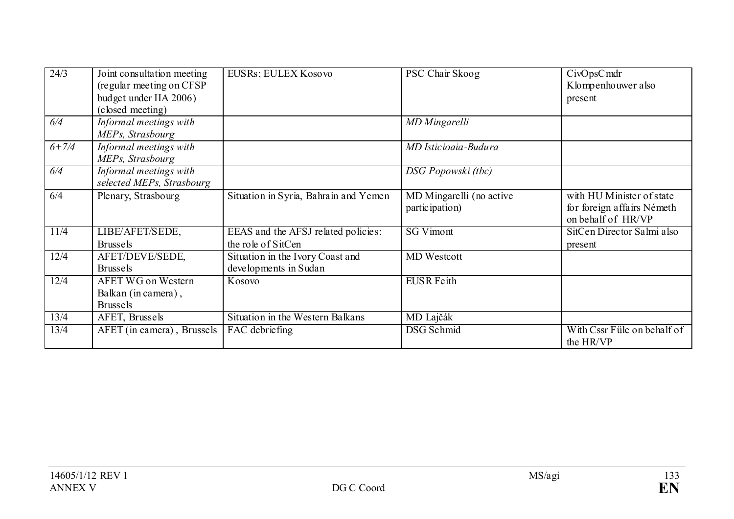| 24/3 | Joint consultation meeting (regular meeting on CFSP budget under IIA 2006) (closed meeting) | EUSRs; EULEX Kosovo | PSC Chair Skoog | CivOpsCmdr Klompenhouwer also present |
|---|---|---|---|---|
| *6/4* | *Informal meetings with MEPs, Strasbourg* | | *MD Mingarelli* | |
| *6+7/4* | *Informal meetings with MEPs, Strasbourg* | | *MD Isticioaia-Budura* | |
| *6/4* | *Informal meetings with selected MEPs, Strasbourg* | | *DSG Popowski (tbc)* | |
| 6/4 | Plenary, Strasbourg | Situation in Syria, Bahrain and Yemen | MD Mingarelli (no active participation) | with HU Minister of state for foreign affairs Németh on behalf of HR/VP |
| 11/4 | LIBE/AFET/SEDE, Brussels | EEAS and the AFSJ related policies: the role of SitCen | SG Vimont | SitCen Director Salmi also present |
| 12/4 | AFET/DEVE/SEDE, Brussels | Situation in the Ivory Coast and developments in Sudan | MD Westcott | |
| 12/4 | AFET WG on Western Balkan (in camera), Brussels | Kosovo | EUSR Feith | |
| 13/4 | AFET, Brussels | Situation in the Western Balkans | MD Lajčák | |
| 13/4 | AFET (in camera), Brussels | FAC debriefing | DSG Schmid | With Cssr Füle on behalf of the HR/VP |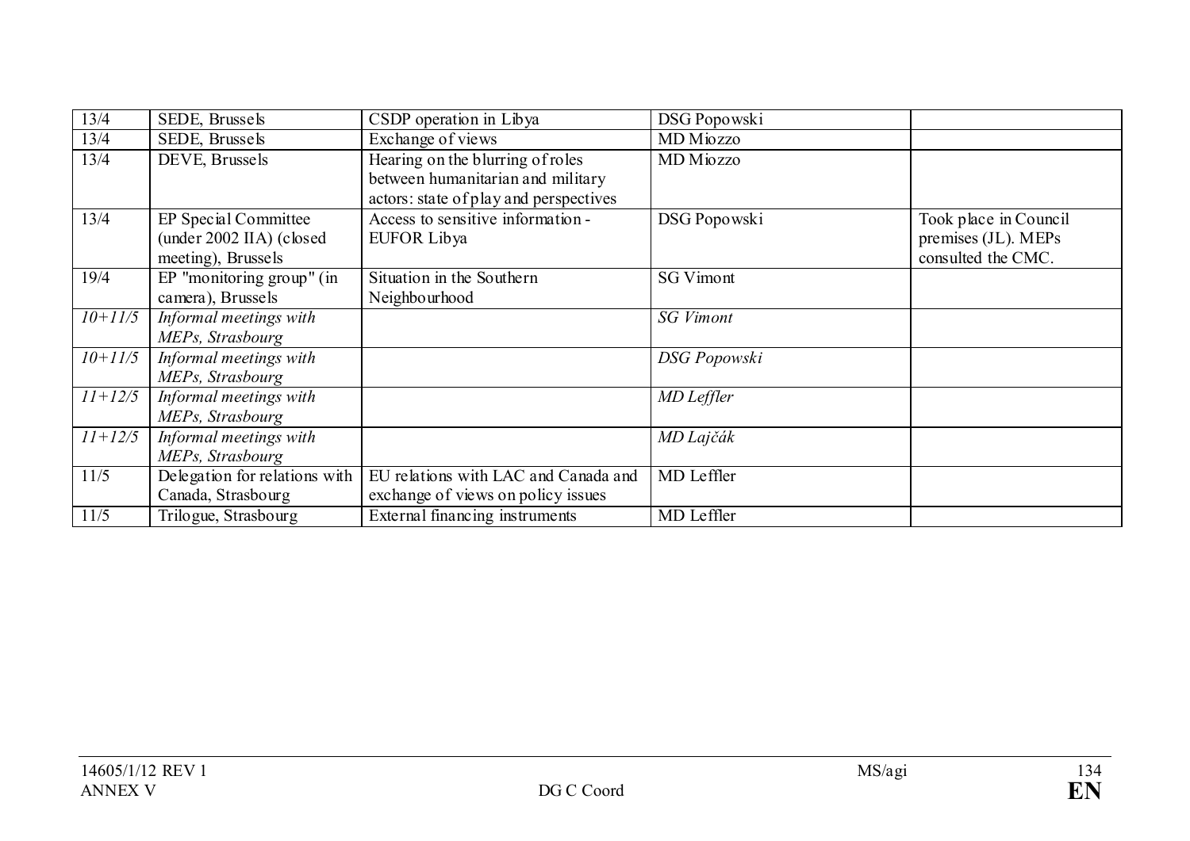| | | | | |
|---|---|---|---|---|
| 13/4 | SEDE, Brussels | CSDP operation in Libya | DSG Popowski | |
| 13/4 | SEDE, Brussels | Exchange of views | MD Miozzo | |
| 13/4 | DEVE, Brussels | Hearing on the blurring of roles between humanitarian and military actors: state of play and perspectives | MD Miozzo | |
| 13/4 | EP Special Committee (under 2002 IIA) (closed meeting), Brussels | Access to sensitive information - EUFOR Libya | DSG Popowski | Took place in Council premises (JL). MEPs consulted the CMC. |
| 19/4 | EP "monitoring group" (in camera), Brussels | Situation in the Southern Neighbourhood | SG Vimont | |
| *10+11/5* | *Informal meetings with MEPs, Strasbourg* | | *SG Vimont* | |
| *10+11/5* | *Informal meetings with MEPs, Strasbourg* | | *DSG Popowski* | |
| *11+12/5* | *Informal meetings with MEPs, Strasbourg* | | *MD Leffler* | |
| *11+12/5* | *Informal meetings with MEPs, Strasbourg* | | *MD Lajčák* | |
| 11/5 | Delegation for relations with Canada, Strasbourg | EU relations with LAC and Canada and exchange of views on policy issues | MD Leffler | |
| 11/5 | Trilogue, Strasbourg | External financing instruments | MD Leffler | |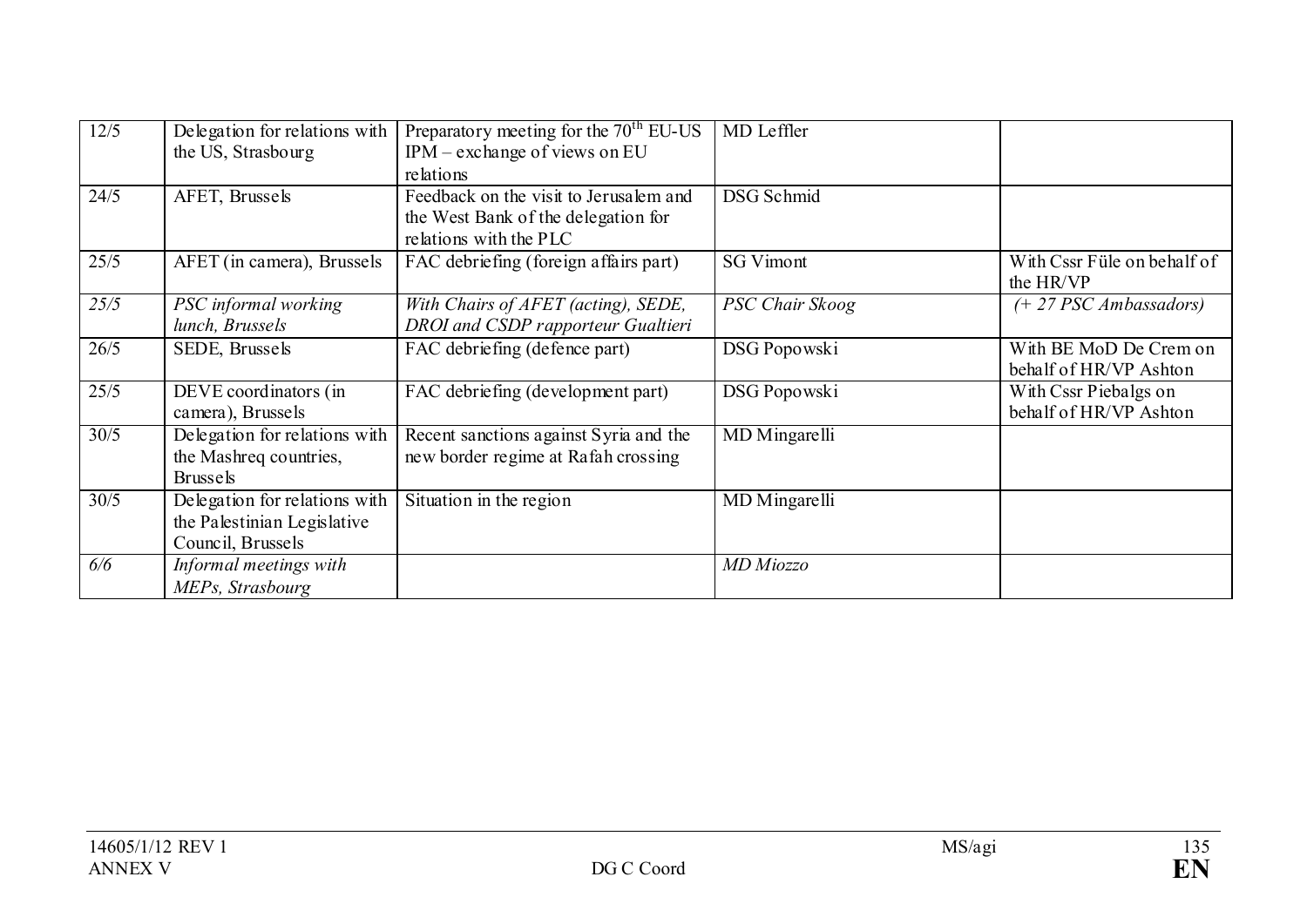| | | | | |
|---|---|---|---|---|
| 12/5 | Delegation for relations with the US, Strasbourg | Preparatory meeting for the 70th EU-US IPM – exchange of views on EU relations | MD Leffler | |
| 24/5 | AFET, Brussels | Feedback on the visit to Jerusalem and the West Bank of the delegation for relations with the PLC | DSG Schmid | |
| 25/5 | AFET (in camera), Brussels | FAC debriefing (foreign affairs part) | SG Vimont | With Cssr Füle on behalf of the HR/VP |
| *25/5* | *PSC informal working lunch, Brussels* | *With Chairs of AFET (acting), SEDE, DROI and CSDP rapporteur Gualtieri* | *PSC Chair Skoog* | *(+ 27 PSC Ambassadors)* |
| 26/5 | SEDE, Brussels | FAC debriefing (defence part) | DSG Popowski | With BE MoD De Crem on behalf of HR/VP Ashton |
| 25/5 | DEVE coordinators (in camera), Brussels | FAC debriefing (development part) | DSG Popowski | With Cssr Piebalgs on behalf of HR/VP Ashton |
| 30/5 | Delegation for relations with the Mashreq countries, Brussels | Recent sanctions against Syria and the new border regime at Rafah crossing | MD Mingarelli | |
| 30/5 | Delegation for relations with the Palestinian Legislative Council, Brussels | Situation in the region | MD Mingarelli | |
| *6/6* | *Informal meetings with MEPs, Strasbourg* | | *MD Miozzo* | |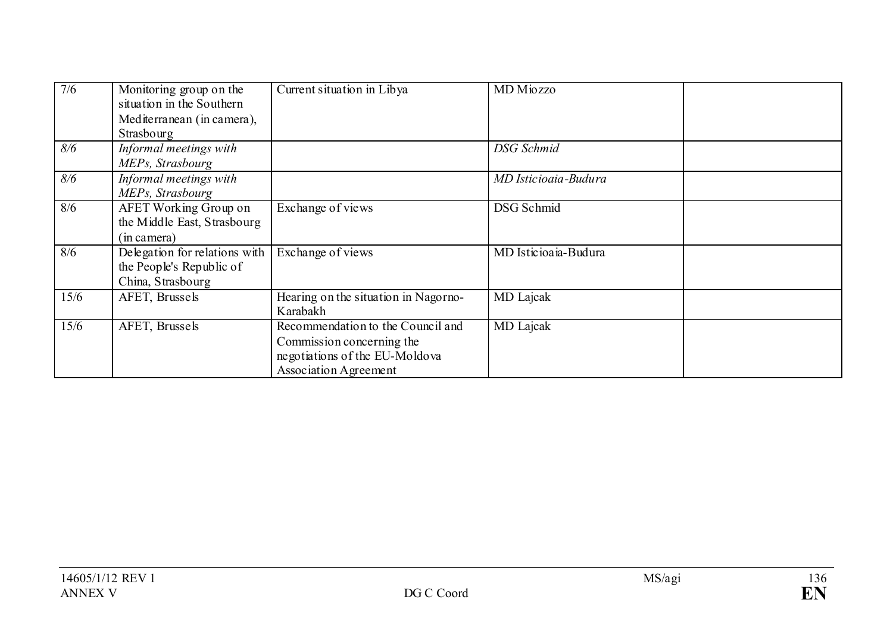| | | | | |
|---|---|---|---|---|
| 7/6 | Monitoring group on the situation in the Southern Mediterranean (in camera), Strasbourg | Current situation in Libya | MD Miozzo | |
| *8/6* | *Informal meetings with MEPs, Strasbourg* | | *DSG Schmid* | |
| *8/6* | *Informal meetings with MEPs, Strasbourg* | | *MD Isticioaia-Budura* | |
| 8/6 | AFET Working Group on the Middle East, Strasbourg (in camera) | Exchange of views | DSG Schmid | |
| 8/6 | Delegation for relations with the People's Republic of China, Strasbourg | Exchange of views | MD Isticioaia-Budura | |
| 15/6 | AFET, Brussels | Hearing on the situation in Nagorno-Karabakh | MD Lajcak | |
| 15/6 | AFET, Brussels | Recommendation to the Council and Commission concerning the negotiations of the EU-Moldova Association Agreement | MD Lajcak | |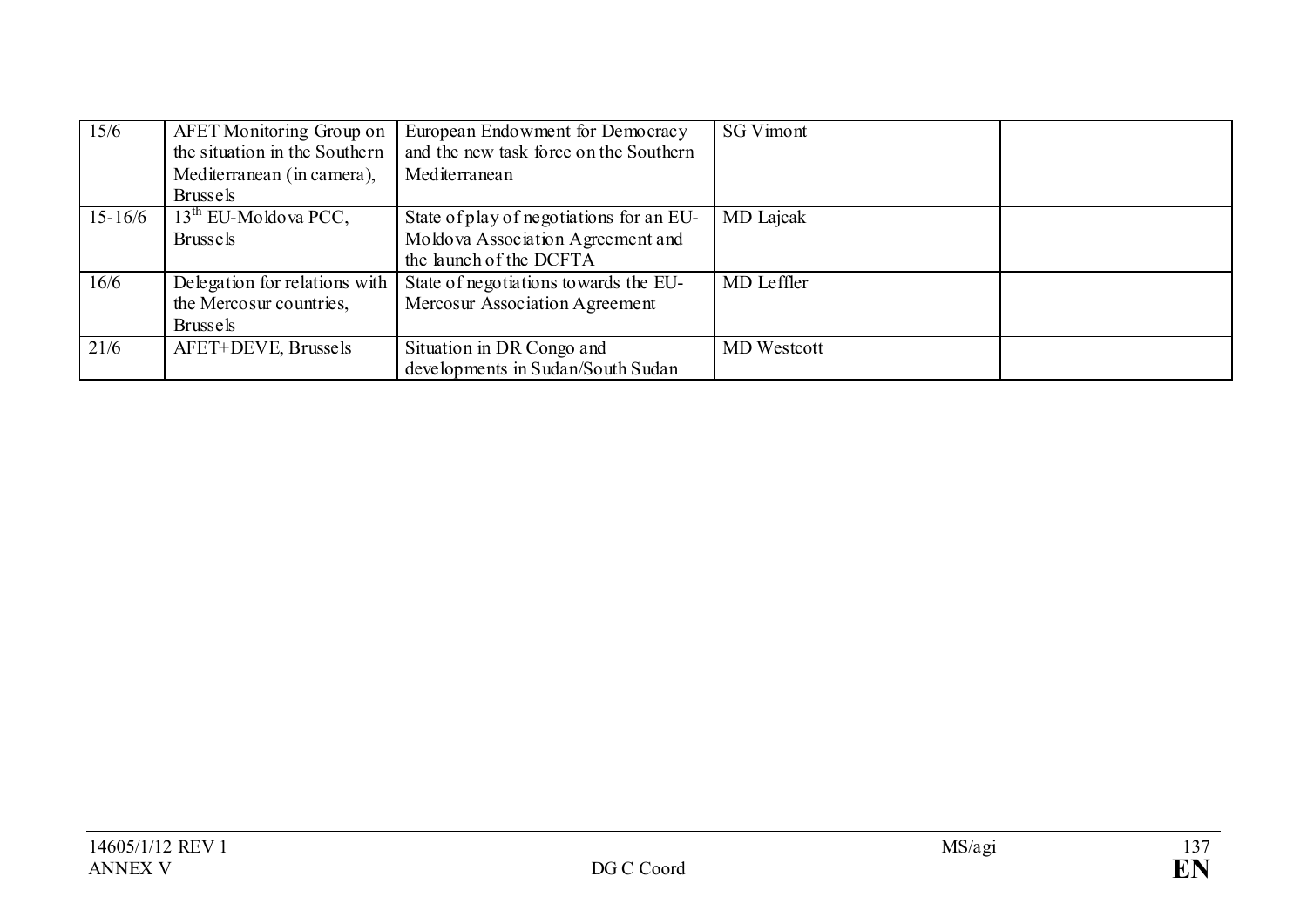| | | | | |
|---|---|---|---|---|
| 15/6 | AFET Monitoring Group on the situation in the Southern Mediterranean (in camera), Brussels | European Endowment for Democracy and the new task force on the Southern Mediterranean | SG Vimont | |
| 15-16/6 | 13th EU-Moldova PCC, Brussels | State of play of negotiations for an EU-Moldova Association Agreement and the launch of the DCFTA | MD Lajcak | |
| 16/6 | Delegation for relations with the Mercosur countries, Brussels | State of negotiations towards the EU-Mercosur Association Agreement | MD Leffler | |
| 21/6 | AFET+DEVE, Brussels | Situation in DR Congo and developments in Sudan/South Sudan | MD Westcott | |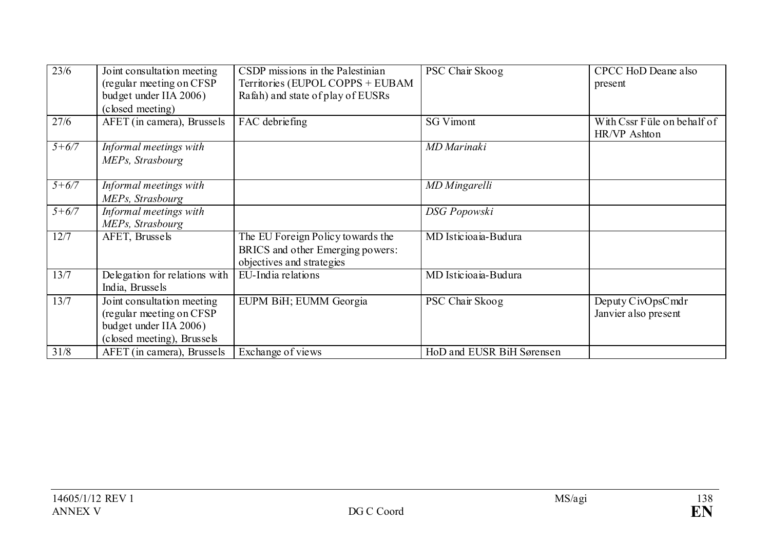| 23/6 | Joint consultation meeting (regular meeting on CFSP budget under IIA 2006) (closed meeting) | CSDP missions in the Palestinian Territories (EUPOL COPPS + EUBAM Rafah) and state of play of EUSRs | PSC Chair Skoog | CPCC HoD Deane also present |
|---|---|---|---|---|
| 27/6 | AFET (in camera), Brussels | FAC debriefing | SG Vimont | With Cssr Füle on behalf of HR/VP Ashton |
| *5+6/7* | *Informal meetings with MEPs, Strasbourg* | | *MD Marinaki* | |
| *5+6/7* | *Informal meetings with MEPs, Strasbourg* | | *MD Mingarelli* | |
| *5+6/7* | *Informal meetings with MEPs, Strasbourg* | | *DSG Popowski* | |
| 12/7 | AFET, Brussels | The EU Foreign Policy towards the BRICS and other Emerging powers: objectives and strategies | MD Isticioaia-Budura | |
| 13/7 | Delegation for relations with India, Brussels | EU-India relations | MD Isticioaia-Budura | |
| 13/7 | Joint consultation meeting (regular meeting on CFSP budget under IIA 2006) (closed meeting), Brussels | EUPM BiH; EUMM Georgia | PSC Chair Skoog | Deputy CivOpsCmdr Janvier also present |
| 31/8 | AFET (in camera), Brussels | Exchange of views | HoD and EUSR BiH Sørensen | |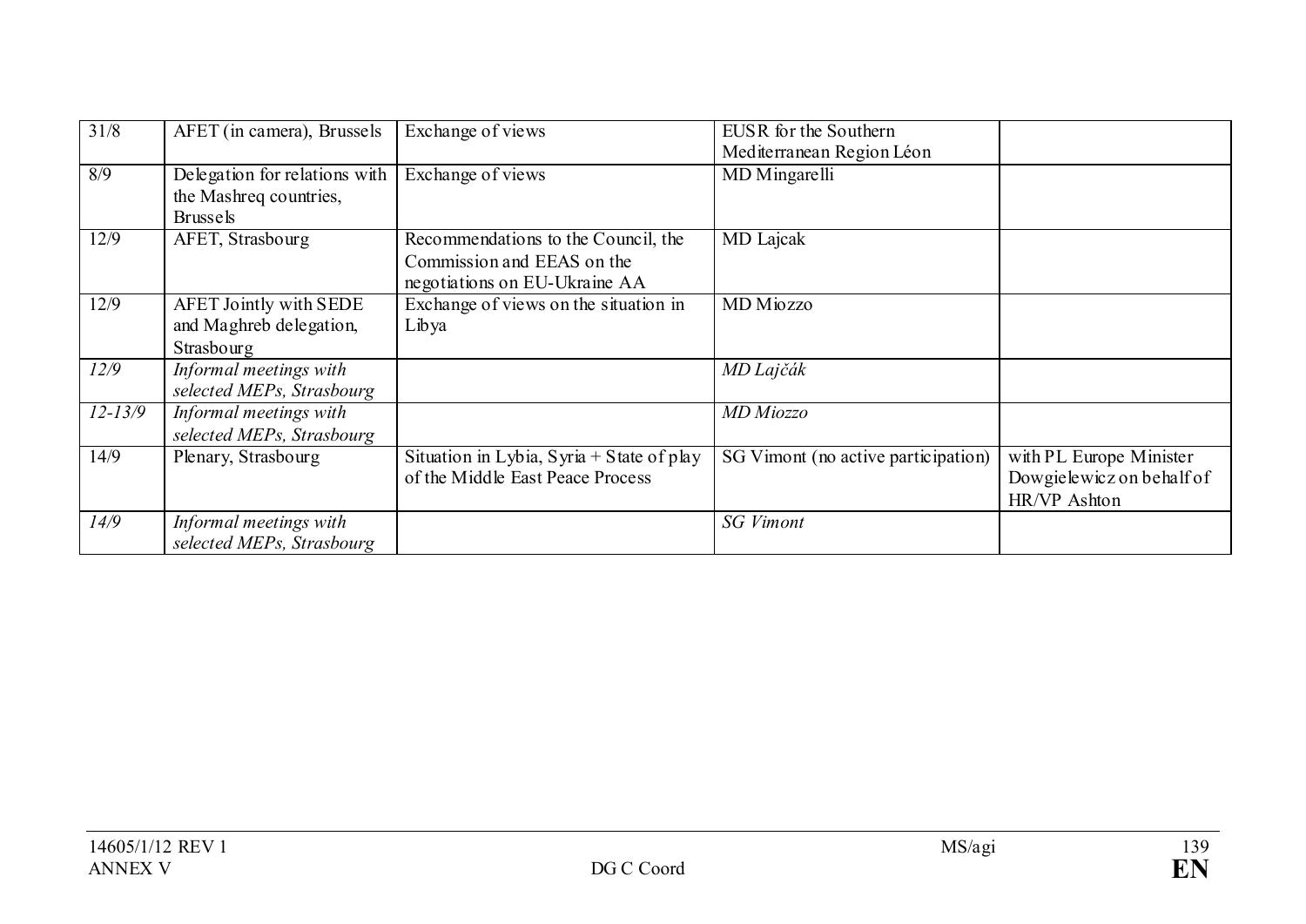| 31/8 | AFET (in camera), Brussels | Exchange of views | EUSR for the Southern Mediterranean Region Léon | |
|---|---|---|---|---|
| 8/9 | Delegation for relations with the Mashreq countries, Brussels | Exchange of views | MD Mingarelli | |
| 12/9 | AFET, Strasbourg | Recommendations to the Council, the Commission and EEAS on the negotiations on EU-Ukraine AA | MD Lajcak | |
| 12/9 | AFET Jointly with SEDE and Maghreb delegation, Strasbourg | Exchange of views on the situation in Libya | MD Miozzo | |
| *12/9* | *Informal meetings with selected MEPs, Strasbourg* | | *MD Lajčák* | |
| *12-13/9* | *Informal meetings with selected MEPs, Strasbourg* | | *MD Miozzo* | |
| 14/9 | Plenary, Strasbourg | Situation in Lybia, Syria + State of play of the Middle East Peace Process | SG Vimont (no active participation) | with PL Europe Minister Dowgielewicz on behalf of HR/VP Ashton |
| *14/9* | *Informal meetings with selected MEPs, Strasbourg* | | *SG Vimont* | |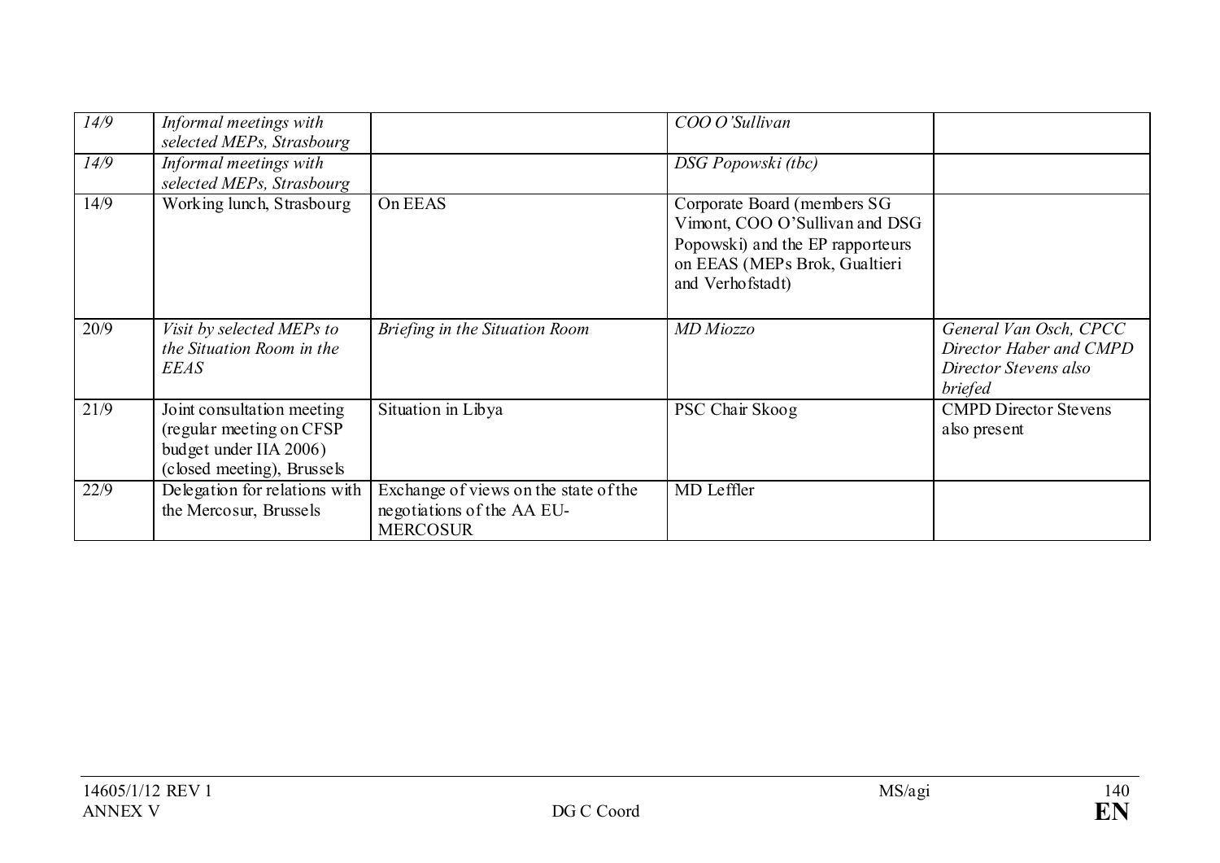| | | | | |
|---|---|---|---|---|
| *14/9* | *Informal meetings with selected MEPs, Strasbourg* | | *COO O'Sullivan* | |
| *14/9* | *Informal meetings with selected MEPs, Strasbourg* | | *DSG Popowski (tbc)* | |
| 14/9 | Working lunch, Strasbourg | On EEAS | Corporate Board (members SG Vimont, COO O'Sullivan and DSG Popowski) and the EP rapporteurs on EEAS (MEPs Brok, Gualtieri and Verhofstadt) | |
| 20/9 | *Visit by selected MEPs to the Situation Room in the EEAS* | *Briefing in the Situation Room* | *MD Miozzo* | *General Van Osch, CPCC Director Haber and CMPD Director Stevens also briefed* |
| 21/9 | Joint consultation meeting (regular meeting on CFSP budget under IIA 2006) (closed meeting), Brussels | Situation in Libya | PSC Chair Skoog | CMPD Director Stevens also present |
| 22/9 | Delegation for relations with the Mercosur, Brussels | Exchange of views on the state of the negotiations of the AA EU-MERCOSUR | MD Leffler | |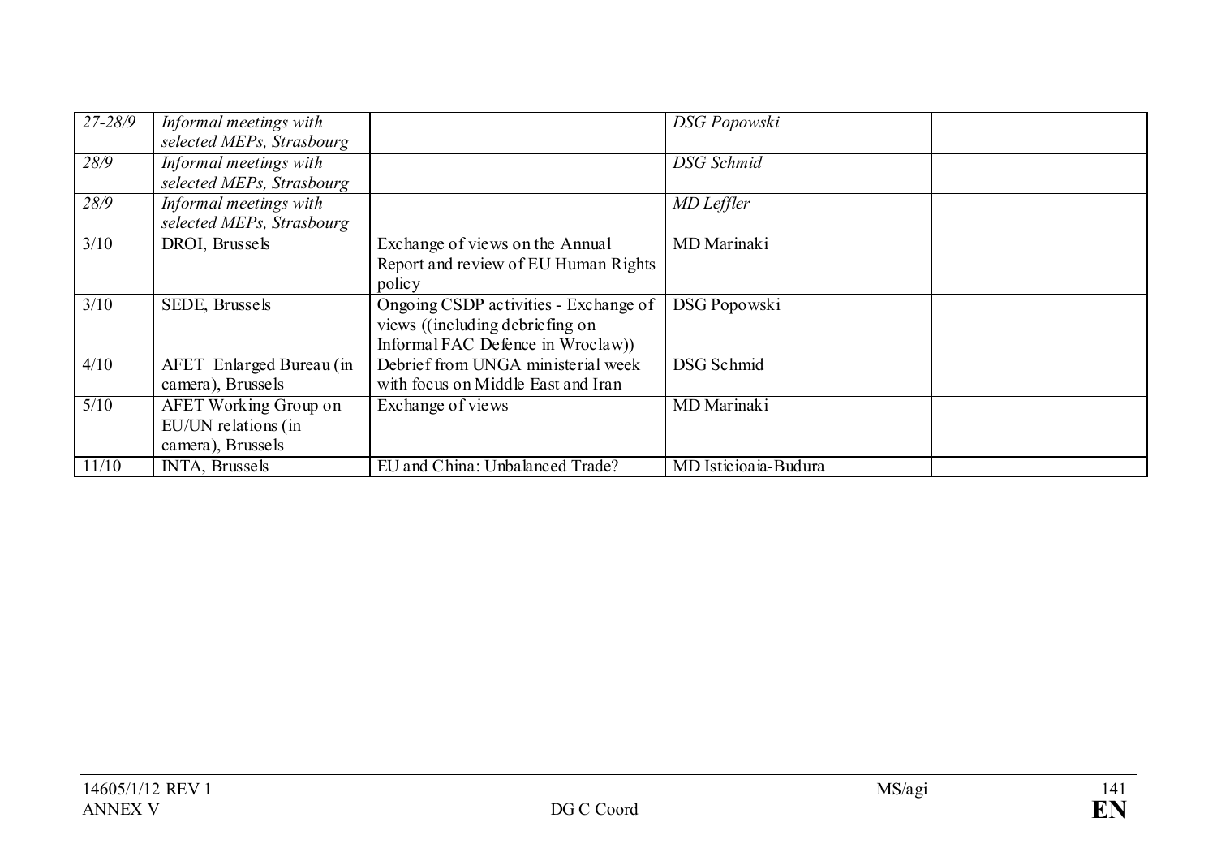| | | | | |
|---|---|---|---|---|
| *27-28/9* | *Informal meetings with selected MEPs, Strasbourg* | | *DSG Popowski* | |
| *28/9* | *Informal meetings with selected MEPs, Strasbourg* | | *DSG Schmid* | |
| *28/9* | *Informal meetings with selected MEPs, Strasbourg* | | *MD Leffler* | |
| 3/10 | DROI, Brussels | Exchange of views on the Annual Report and review of EU Human Rights policy | MD Marinaki | |
| 3/10 | SEDE, Brussels | Ongoing CSDP activities - Exchange of views ((including debriefing on Informal FAC Defence in Wroclaw)) | DSG Popowski | |
| 4/10 | AFET Enlarged Bureau (in camera), Brussels | Debrief from UNGA ministerial week with focus on Middle East and Iran | DSG Schmid | |
| 5/10 | AFET Working Group on EU/UN relations (in camera), Brussels | Exchange of views | MD Marinaki | |
| 11/10 | INTA, Brussels | EU and China: Unbalanced Trade? | MD Isticioaia-Budura | |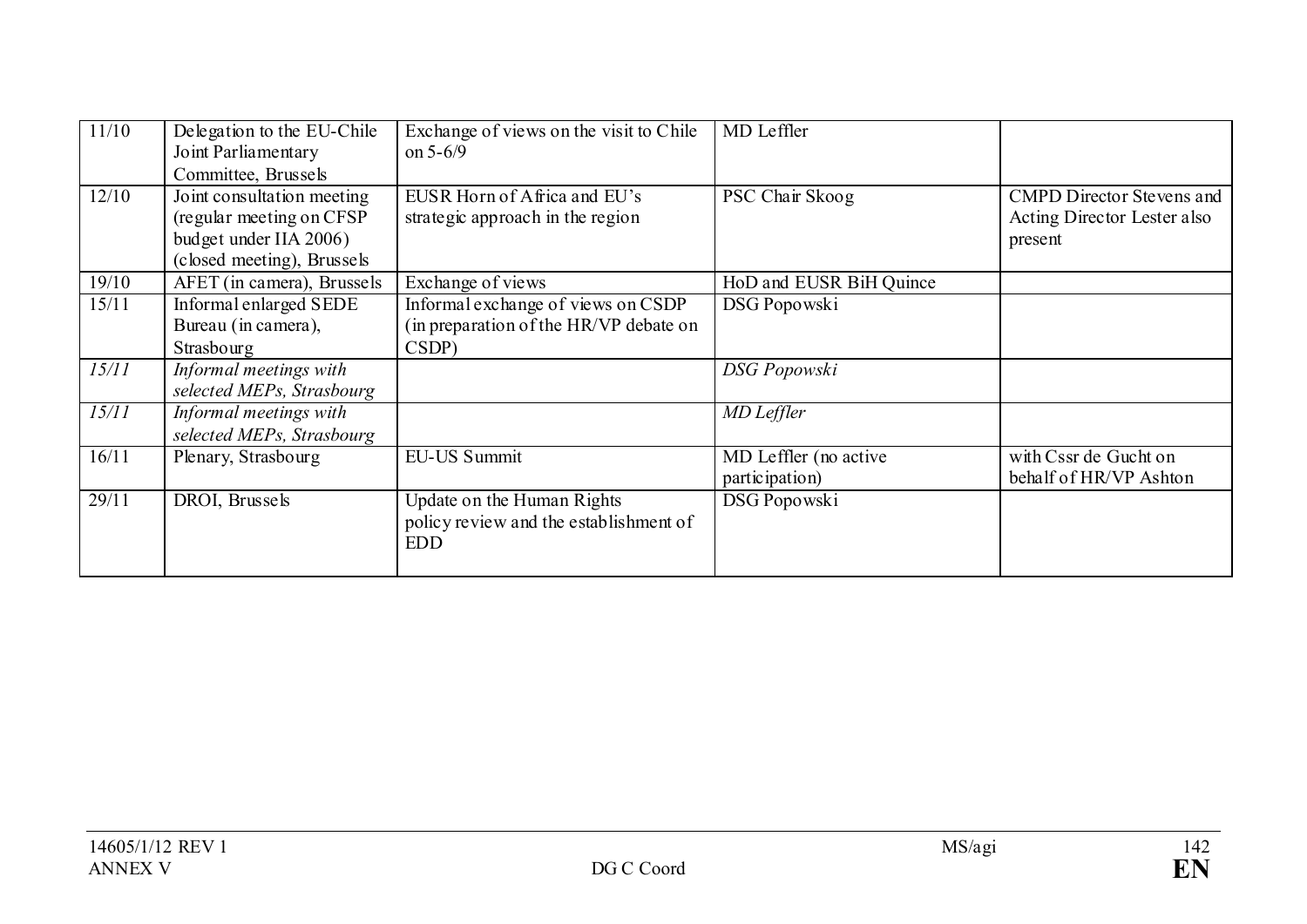| 11/10 | Delegation to the EU-Chile Joint Parliamentary Committee, Brussels | Exchange of views on the visit to Chile on 5-6/9 | MD Leffler | |
|---|---|---|---|---|
| 12/10 | Joint consultation meeting (regular meeting on CFSP budget under IIA 2006) (closed meeting), Brussels | EUSR Horn of Africa and EU's strategic approach in the region | PSC Chair Skoog | CMPD Director Stevens and Acting Director Lester also present |
| 19/10 | AFET (in camera), Brussels | Exchange of views | HoD and EUSR BiH Quince | |
| 15/11 | Informal enlarged SEDE Bureau (in camera), Strasbourg | Informal exchange of views on CSDP (in preparation of the HR/VP debate on CSDP) | DSG Popowski | |
| *15/11* | *Informal meetings with selected MEPs, Strasbourg* | | *DSG Popowski* | |
| *15/11* | *Informal meetings with selected MEPs, Strasbourg* | | *MD Leffler* | |
| 16/11 | Plenary, Strasbourg | EU-US Summit | MD Leffler (no active participation) | with Cssr de Gucht on behalf of HR/VP Ashton |
| 29/11 | DROI, Brussels | Update on the Human Rights policy review and the establishment of EDD | DSG Popowski | |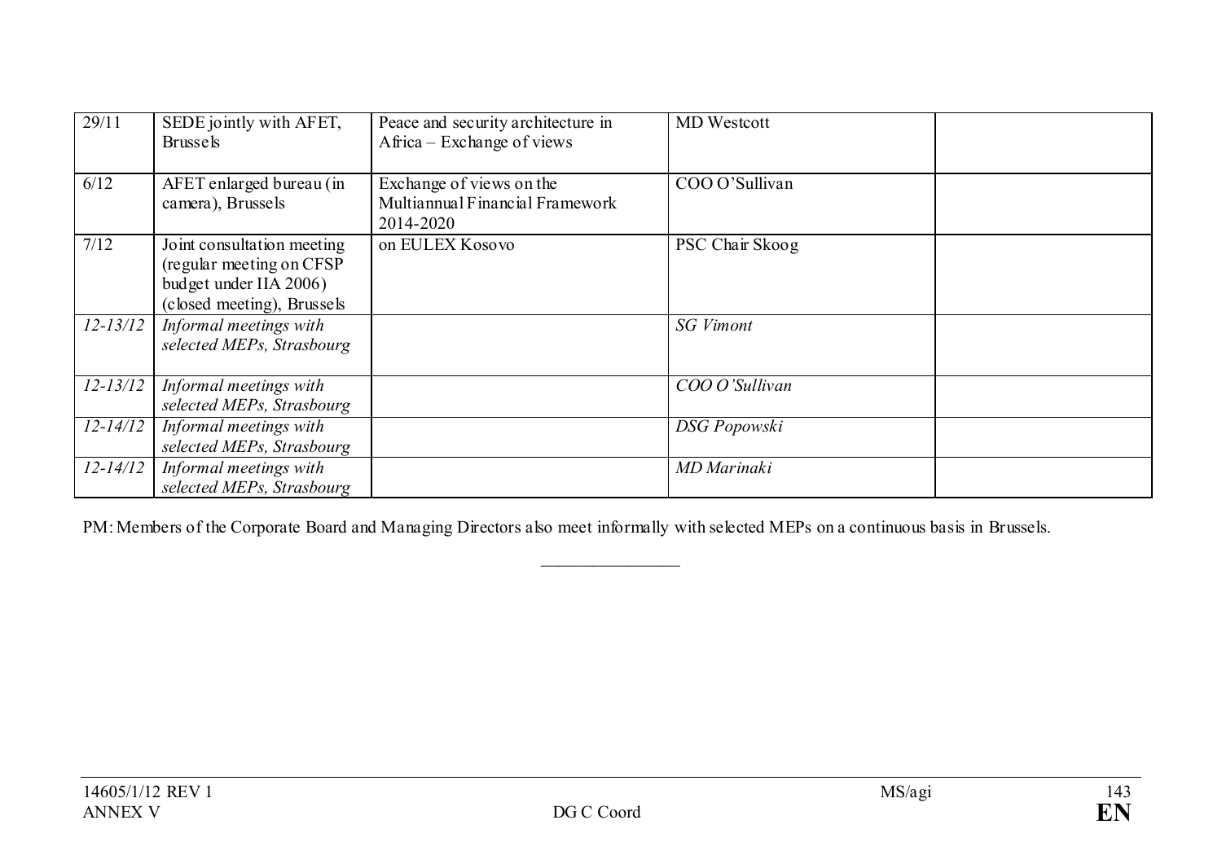| | | | | |
|---|---|---|---|---|
| 29/11 | SEDE jointly with AFET, Brussels | Peace and security architecture in Africa – Exchange of views | MD Westcott | |
| 6/12 | AFET enlarged bureau (in camera), Brussels | Exchange of views on the Multiannual Financial Framework 2014-2020 | COO O'Sullivan | |
| 7/12 | Joint consultation meeting (regular meeting on CFSP budget under IIA 2006) (closed meeting), Brussels | on EULEX Kosovo | PSC Chair Skoog | |
| *12-13/12* | *Informal meetings with selected MEPs, Strasbourg* | | *SG Vimont* | |
| *12-13/12* | *Informal meetings with selected MEPs, Strasbourg* | | *COO O'Sullivan* | |
| *12-14/12* | *Informal meetings with selected MEPs, Strasbourg* | | *DSG Popowski* | |
| *12-14/12* | *Informal meetings with selected MEPs, Strasbourg* | | *MD Marinaki* | |

PM: Members of the Corporate Board and Managing Directors also meet informally with selected MEPs on a continuous basis in Brussels.

\_\_\_\_\_\_\_\_\_\_\_\_\_\_\_\_\_\_\_\_